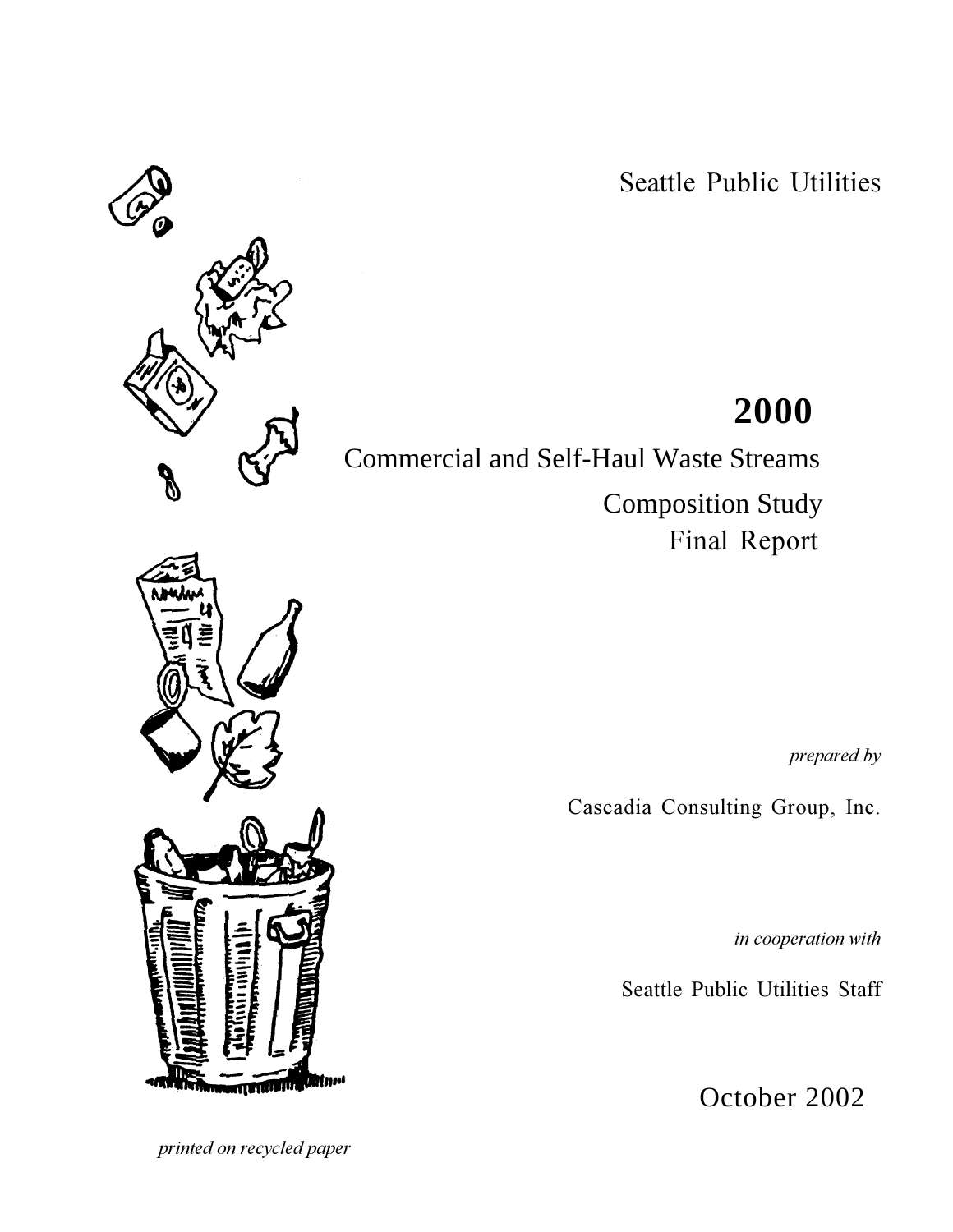Seattle Public Utilities

# 2000

## Commercial and Self-Haul Waste Streams Composition Study Final Report

*prepared by*

Cascadia Consulting Group, Inc.

*in cooperation with*

Seattle Public Utilities Staff

October 2002

*printed on recycled paper*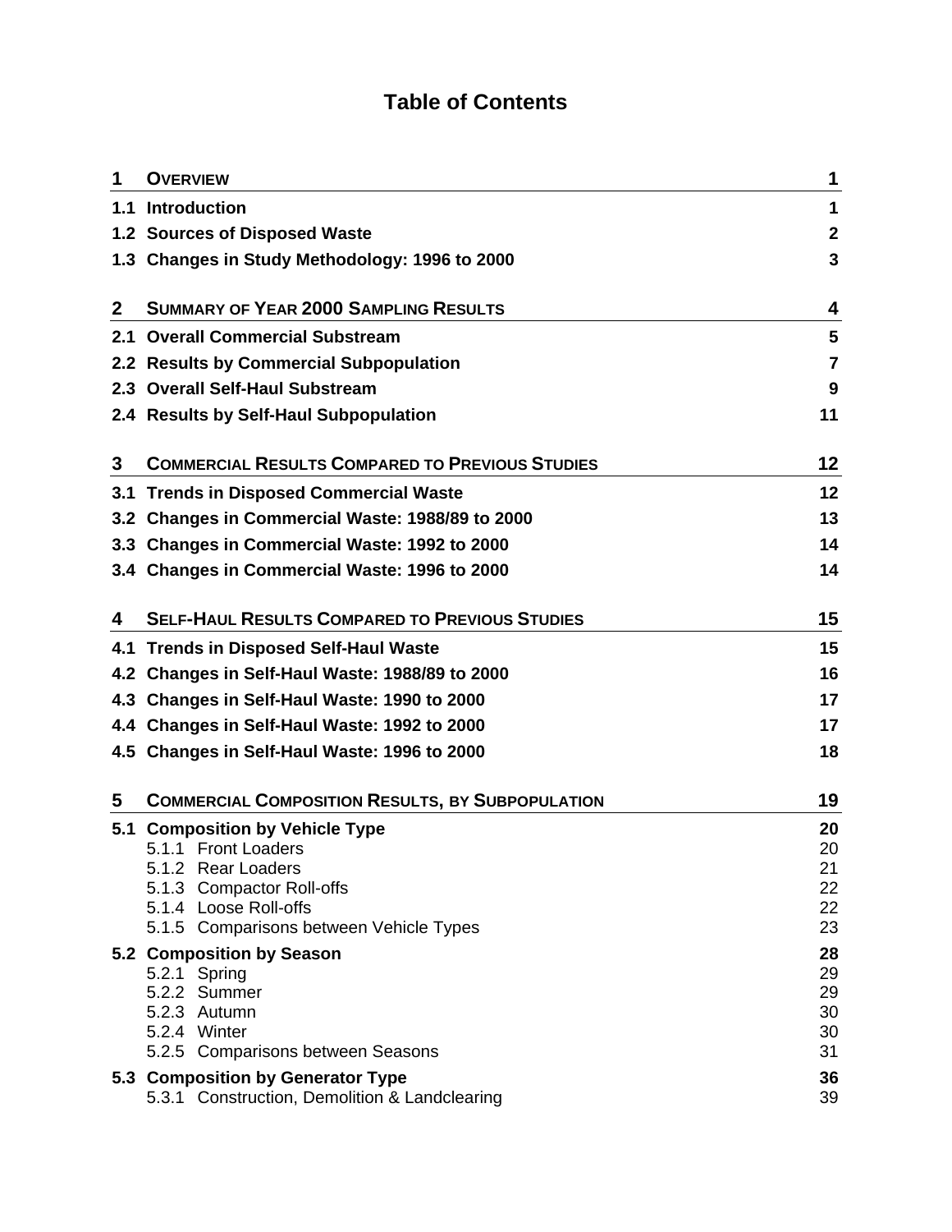# Table of Contents

| | | |
|---|---|---|
| **1** | **OVERVIEW** | **1** |
| **1.1** | **Introduction** | **1** |
| **1.2** | **Sources of Disposed Waste** | **2** |
| **1.3** | **Changes in Study Methodology: 1996 to 2000** | **3** |
| **2** | **SUMMARY OF YEAR 2000 SAMPLING RESULTS** | **4** |
| **2.1** | **Overall Commercial Substream** | **5** |
| **2.2** | **Results by Commercial Subpopulation** | **7** |
| **2.3** | **Overall Self-Haul Substream** | **9** |
| **2.4** | **Results by Self-Haul Subpopulation** | **11** |
| **3** | **COMMERCIAL RESULTS COMPARED TO PREVIOUS STUDIES** | **12** |
| **3.1** | **Trends in Disposed Commercial Waste** | **12** |
| **3.2** | **Changes in Commercial Waste: 1988/89 to 2000** | **13** |
| **3.3** | **Changes in Commercial Waste: 1992 to 2000** | **14** |
| **3.4** | **Changes in Commercial Waste: 1996 to 2000** | **14** |
| **4** | **SELF-HAUL RESULTS COMPARED TO PREVIOUS STUDIES** | **15** |
| **4.1** | **Trends in Disposed Self-Haul Waste** | **15** |
| **4.2** | **Changes in Self-Haul Waste: 1988/89 to 2000** | **16** |
| **4.3** | **Changes in Self-Haul Waste: 1990 to 2000** | **17** |
| **4.4** | **Changes in Self-Haul Waste: 1992 to 2000** | **17** |
| **4.5** | **Changes in Self-Haul Waste: 1996 to 2000** | **18** |
| **5** | **COMMERCIAL COMPOSITION RESULTS, BY SUBPOPULATION** | **19** |
| **5.1** | **Composition by Vehicle Type** | **20** |
| | 5.1.1 Front Loaders | 20 |
| | 5.1.2 Rear Loaders | 21 |
| | 5.1.3 Compactor Roll-offs | 22 |
| | 5.1.4 Loose Roll-offs | 22 |
| | 5.1.5 Comparisons between Vehicle Types | 23 |
| **5.2** | **Composition by Season** | **28** |
| | 5.2.1 Spring | 29 |
| | 5.2.2 Summer | 29 |
| | 5.2.3 Autumn | 30 |
| | 5.2.4 Winter | 30 |
| | 5.2.5 Comparisons between Seasons | 31 |
| **5.3** | **Composition by Generator Type** | **36** |
| | 5.3.1 Construction, Demolition & Landclearing | 39 |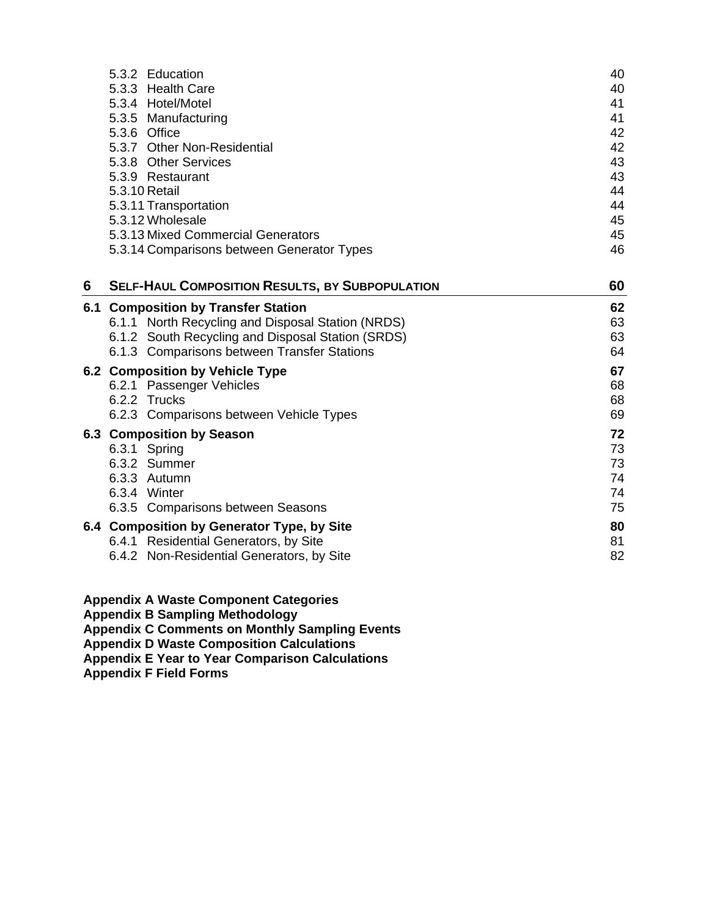5.3.2 Education 40
5.3.3 Health Care 40
5.3.4 Hotel/Motel 41
5.3.5 Manufacturing 41
5.3.6 Office 42
5.3.7 Other Non-Residential 42
5.3.8 Other Services 43
5.3.9 Restaurant 43
5.3.10 Retail 44
5.3.11 Transportation 44
5.3.12 Wholesale 45
5.3.13 Mixed Commercial Generators 45
5.3.14 Comparisons between Generator Types 46

**6 SELF-HAUL COMPOSITION RESULTS, BY SUBPOPULATION 60**

**6.1 Composition by Transfer Station 62**
6.1.1 North Recycling and Disposal Station (NRDS) 63
6.1.2 South Recycling and Disposal Station (SRDS) 63
6.1.3 Comparisons between Transfer Stations 64

**6.2 Composition by Vehicle Type 67**
6.2.1 Passenger Vehicles 68
6.2.2 Trucks 68
6.2.3 Comparisons between Vehicle Types 69

**6.3 Composition by Season 72**
6.3.1 Spring 73
6.3.2 Summer 73
6.3.3 Autumn 74
6.3.4 Winter 74
6.3.5 Comparisons between Seasons 75

**6.4 Composition by Generator Type, by Site 80**
6.4.1 Residential Generators, by Site 81
6.4.2 Non-Residential Generators, by Site 82

**Appendix A Waste Component Categories**
**Appendix B Sampling Methodology**
**Appendix C Comments on Monthly Sampling Events**
**Appendix D Waste Composition Calculations**
**Appendix E Year to Year Comparison Calculations**
**Appendix F Field Forms**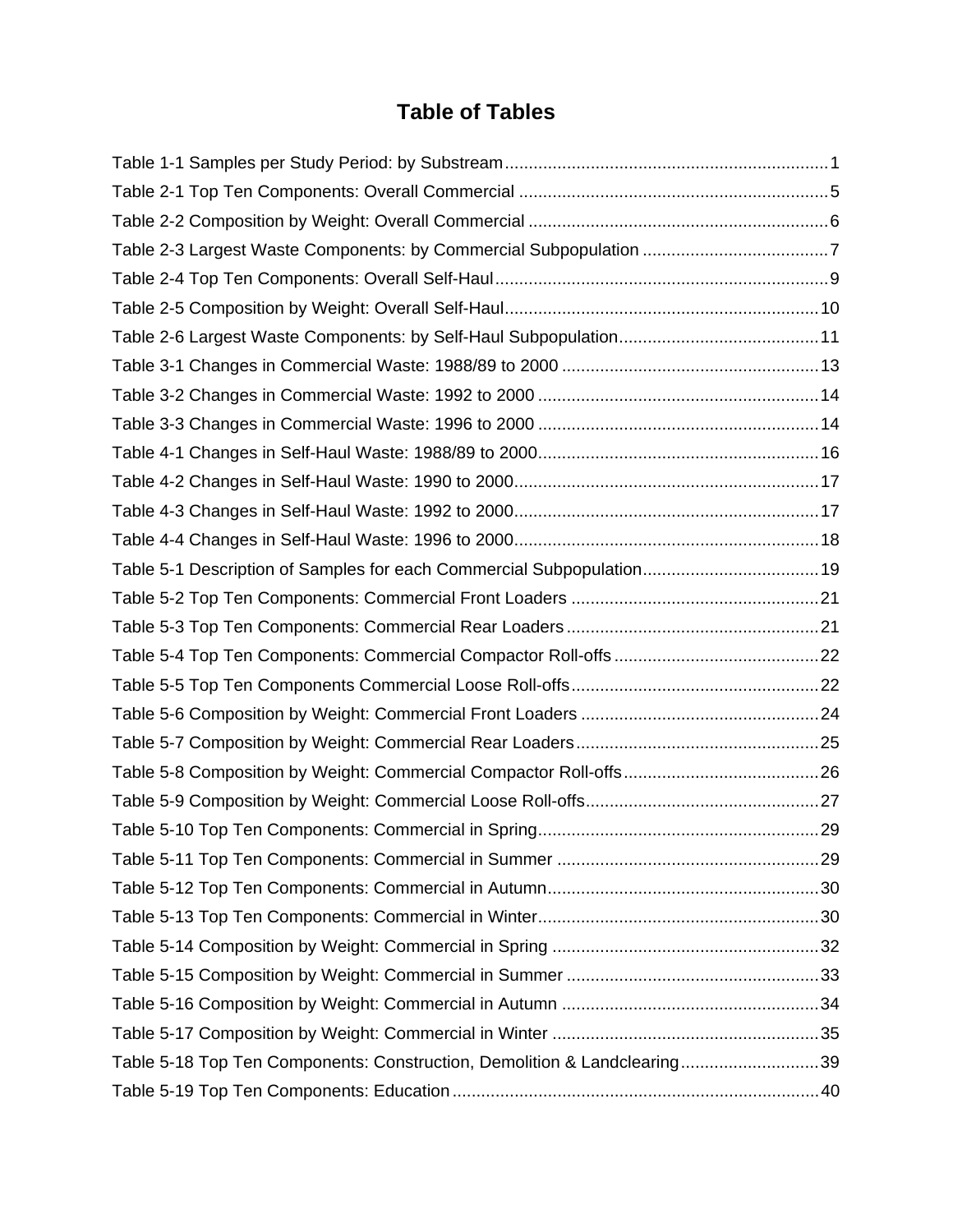# Table of Tables

Table 1-1 Samples per Study Period: by Substream ........................................................................1
Table 2-1 Top Ten Components: Overall Commercial .....................................................................5
Table 2-2 Composition by Weight: Overall Commercial ....................................................................6
Table 2-3 Largest Waste Components: by Commercial Subpopulation ...........................................7
Table 2-4 Top Ten Components: Overall Self-Haul ..........................................................................9
Table 2-5 Composition by Weight: Overall Self-Haul .....................................................................10
Table 2-6 Largest Waste Components: by Self-Haul Subpopulation..............................................11
Table 3-1 Changes in Commercial Waste: 1988/89 to 2000 ..........................................................13
Table 3-2 Changes in Commercial Waste: 1992 to 2000 ...............................................................14
Table 3-3 Changes in Commercial Waste: 1996 to 2000 ...............................................................14
Table 4-1 Changes in Self-Haul Waste: 1988/89 to 2000...............................................................16
Table 4-2 Changes in Self-Haul Waste: 1990 to 2000....................................................................17
Table 4-3 Changes in Self-Haul Waste: 1992 to 2000....................................................................17
Table 4-4 Changes in Self-Haul Waste: 1996 to 2000....................................................................18
Table 5-1 Description of Samples for each Commercial Subpopulation.........................................19
Table 5-2 Top Ten Components: Commercial Front Loaders ........................................................21
Table 5-3 Top Ten Components: Commercial Rear Loaders .........................................................21
Table 5-4 Top Ten Components: Commercial Compactor Roll-offs ...............................................22
Table 5-5 Top Ten Components Commercial Loose Roll-offs........................................................22
Table 5-6 Composition by Weight: Commercial Front Loaders ......................................................24
Table 5-7 Composition by Weight: Commercial Rear Loaders.......................................................25
Table 5-8 Composition by Weight: Commercial Compactor Roll-offs.............................................26
Table 5-9 Composition by Weight: Commercial Loose Roll-offs.....................................................27
Table 5-10 Top Ten Components: Commercial in Spring...............................................................29
Table 5-11 Top Ten Components: Commercial in Summer ...........................................................29
Table 5-12 Top Ten Components: Commercial in Autumn.............................................................30
Table 5-13 Top Ten Components: Commercial in Winter...............................................................30
Table 5-14 Composition by Weight: Commercial in Spring ............................................................32
Table 5-15 Composition by Weight: Commercial in Summer .........................................................33
Table 5-16 Composition by Weight: Commercial in Autumn ..........................................................34
Table 5-17 Composition by Weight: Commercial in Winter ............................................................35
Table 5-18 Top Ten Components: Construction, Demolition & Landclearing.................................39
Table 5-19 Top Ten Components: Education.................................................................................40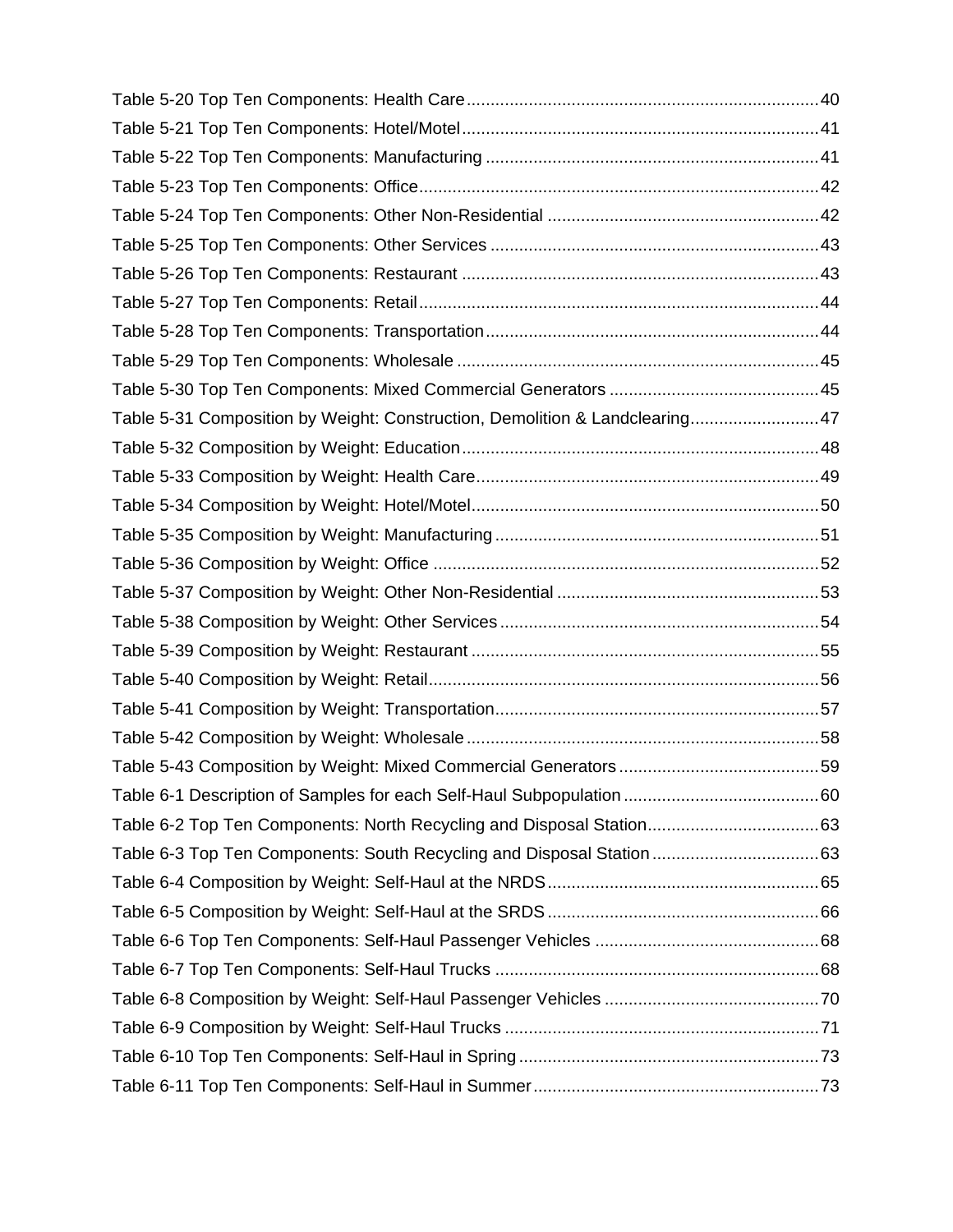Table 5-20 Top Ten Components: Health Care ........................................................................ 40

Table 5-21 Top Ten Components: Hotel/Motel ........................................................................ 41

Table 5-22 Top Ten Components: Manufacturing ..................................................................... 41

Table 5-23 Top Ten Components: Office ................................................................................... 42

Table 5-24 Top Ten Components: Other Non-Residential ........................................................ 42

Table 5-25 Top Ten Components: Other Services .................................................................... 43

Table 5-26 Top Ten Components: Restaurant .......................................................................... 43

Table 5-27 Top Ten Components: Retail ................................................................................... 44

Table 5-28 Top Ten Components: Transportation ..................................................................... 44

Table 5-29 Top Ten Components: Wholesale ........................................................................... 45

Table 5-30 Top Ten Components: Mixed Commercial Generators ........................................... 45

Table 5-31 Composition by Weight: Construction, Demolition & Landclearing .......................... 47

Table 5-32 Composition by Weight: Education .......................................................................... 48

Table 5-33 Composition by Weight: Health Care ....................................................................... 49

Table 5-34 Composition by Weight: Hotel/Motel ........................................................................ 50

Table 5-35 Composition by Weight: Manufacturing ................................................................... 51

Table 5-36 Composition by Weight: Office ................................................................................. 52

Table 5-37 Composition by Weight: Other Non-Residential ...................................................... 53

Table 5-38 Composition by Weight: Other Services .................................................................. 54

Table 5-39 Composition by Weight: Restaurant ......................................................................... 55

Table 5-40 Composition by Weight: Retail ................................................................................. 56

Table 5-41 Composition by Weight: Transportation ................................................................... 57

Table 5-42 Composition by Weight: Wholesale ......................................................................... 58

Table 5-43 Composition by Weight: Mixed Commercial Generators ......................................... 59

Table 6-1 Description of Samples for each Self-Haul Subpopulation ........................................ 60

Table 6-2 Top Ten Components: North Recycling and Disposal Station ................................... 63

Table 6-3 Top Ten Components: South Recycling and Disposal Station ................................... 63

Table 6-4 Composition by Weight: Self-Haul at the NRDS ........................................................ 65

Table 6-5 Composition by Weight: Self-Haul at the SRDS ........................................................ 66

Table 6-6 Top Ten Components: Self-Haul Passenger Vehicles .............................................. 68

Table 6-7 Top Ten Components: Self-Haul Trucks ................................................................... 68

Table 6-8 Composition by Weight: Self-Haul Passenger Vehicles ............................................ 70

Table 6-9 Composition by Weight: Self-Haul Trucks ................................................................. 71

Table 6-10 Top Ten Components: Self-Haul in Spring .............................................................. 73

Table 6-11 Top Ten Components: Self-Haul in Summer ........................................................... 73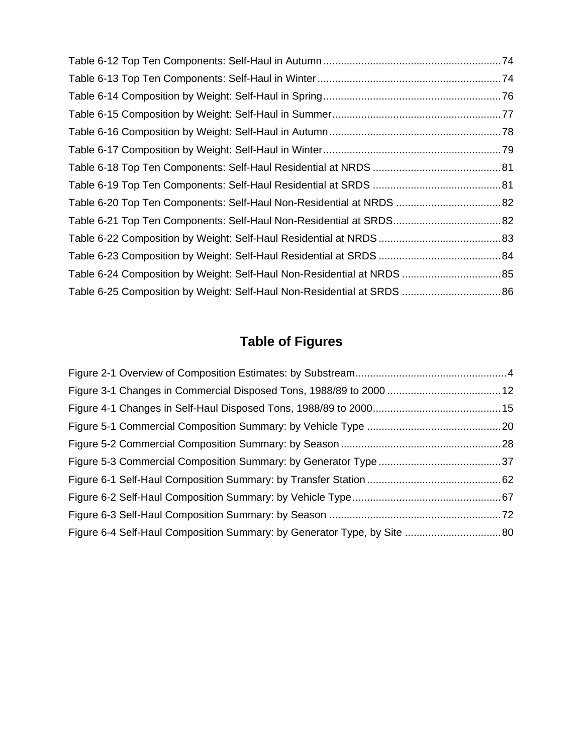Table 6-12 Top Ten Components: Self-Haul in Autumn ............................................................74
Table 6-13 Top Ten Components: Self-Haul in Winter ..............................................................74
Table 6-14 Composition by Weight: Self-Haul in Spring ............................................................76
Table 6-15 Composition by Weight: Self-Haul in Summer..........................................................77
Table 6-16 Composition by Weight: Self-Haul in Autumn ..........................................................78
Table 6-17 Composition by Weight: Self-Haul in Winter ............................................................79
Table 6-18 Top Ten Components: Self-Haul Residential at NRDS ............................................81
Table 6-19 Top Ten Components: Self-Haul Residential at SRDS ............................................81
Table 6-20 Top Ten Components: Self-Haul Non-Residential at NRDS ....................................82
Table 6-21 Top Ten Components: Self-Haul Non-Residential at SRDS.....................................82
Table 6-22 Composition by Weight: Self-Haul Residential at NRDS ..........................................83
Table 6-23 Composition by Weight: Self-Haul Residential at SRDS ..........................................84
Table 6-24 Composition by Weight: Self-Haul Non-Residential at NRDS ..................................85
Table 6-25 Composition by Weight: Self-Haul Non-Residential at SRDS ..................................86

## Table of Figures

Figure 2-1 Overview of Composition Estimates: by Substream...................................................4
Figure 3-1 Changes in Commercial Disposed Tons, 1988/89 to 2000 .......................................12
Figure 4-1 Changes in Self-Haul Disposed Tons, 1988/89 to 2000............................................15
Figure 5-1 Commercial Composition Summary: by Vehicle Type ..............................................20
Figure 5-2 Commercial Composition Summary: by Season .......................................................28
Figure 5-3 Commercial Composition Summary: by Generator Type ..........................................37
Figure 6-1 Self-Haul Composition Summary: by Transfer Station ..............................................62
Figure 6-2 Self-Haul Composition Summary: by Vehicle Type...................................................67
Figure 6-3 Self-Haul Composition Summary: by Season ...........................................................72
Figure 6-4 Self-Haul Composition Summary: by Generator Type, by Site .................................80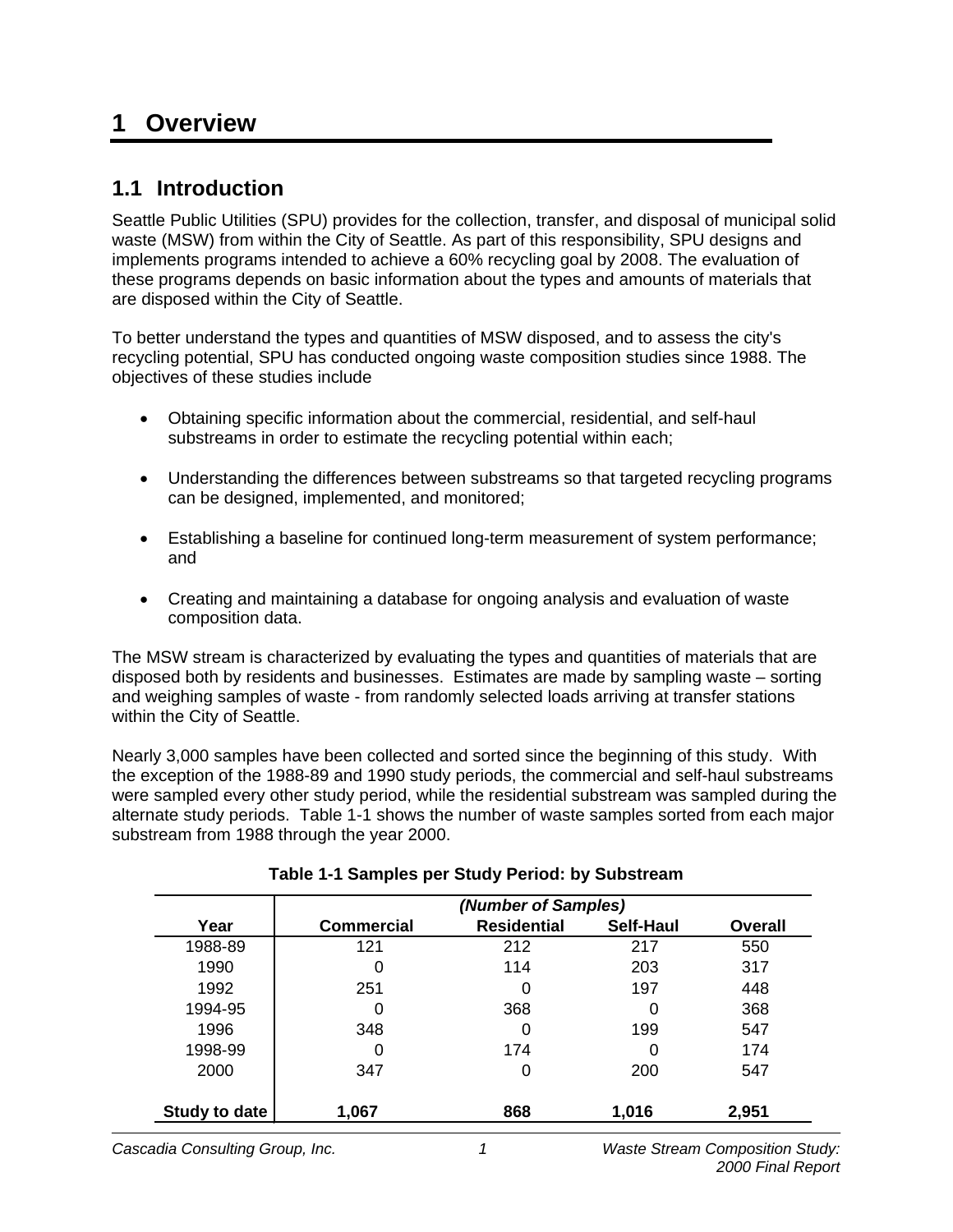# 1 Overview

## 1.1 Introduction

Seattle Public Utilities (SPU) provides for the collection, transfer, and disposal of municipal solid waste (MSW) from within the City of Seattle. As part of this responsibility, SPU designs and implements programs intended to achieve a 60% recycling goal by 2008. The evaluation of these programs depends on basic information about the types and amounts of materials that are disposed within the City of Seattle.

To better understand the types and quantities of MSW disposed, and to assess the city's recycling potential, SPU has conducted ongoing waste composition studies since 1988. The objectives of these studies include

- Obtaining specific information about the commercial, residential, and self-haul substreams in order to estimate the recycling potential within each;
- Understanding the differences between substreams so that targeted recycling programs can be designed, implemented, and monitored;
- Establishing a baseline for continued long-term measurement of system performance; and
- Creating and maintaining a database for ongoing analysis and evaluation of waste composition data.

The MSW stream is characterized by evaluating the types and quantities of materials that are disposed both by residents and businesses. Estimates are made by sampling waste – sorting and weighing samples of waste - from randomly selected loads arriving at transfer stations within the City of Seattle.

Nearly 3,000 samples have been collected and sorted since the beginning of this study. With the exception of the 1988-89 and 1990 study periods, the commercial and self-haul substreams were sampled every other study period, while the residential substream was sampled during the alternate study periods. Table 1-1 shows the number of waste samples sorted from each major substream from 1988 through the year 2000.

**Table 1-1 Samples per Study Period: by Substream**

| | *(Number of Samples)* | | | |
|---|---|---|---|---|
| **Year** | **Commercial** | **Residential** | **Self-Haul** | **Overall** |
| 1988-89 | 121 | 212 | 217 | 550 |
| 1990 | 0 | 114 | 203 | 317 |
| 1992 | 251 | 0 | 197 | 448 |
| 1994-95 | 0 | 368 | 0 | 368 |
| 1996 | 348 | 0 | 199 | 547 |
| 1998-99 | 0 | 174 | 0 | 174 |
| 2000 | 347 | 0 | 200 | 547 |
| **Study to date** | **1,067** | **868** | **1,016** | **2,951** |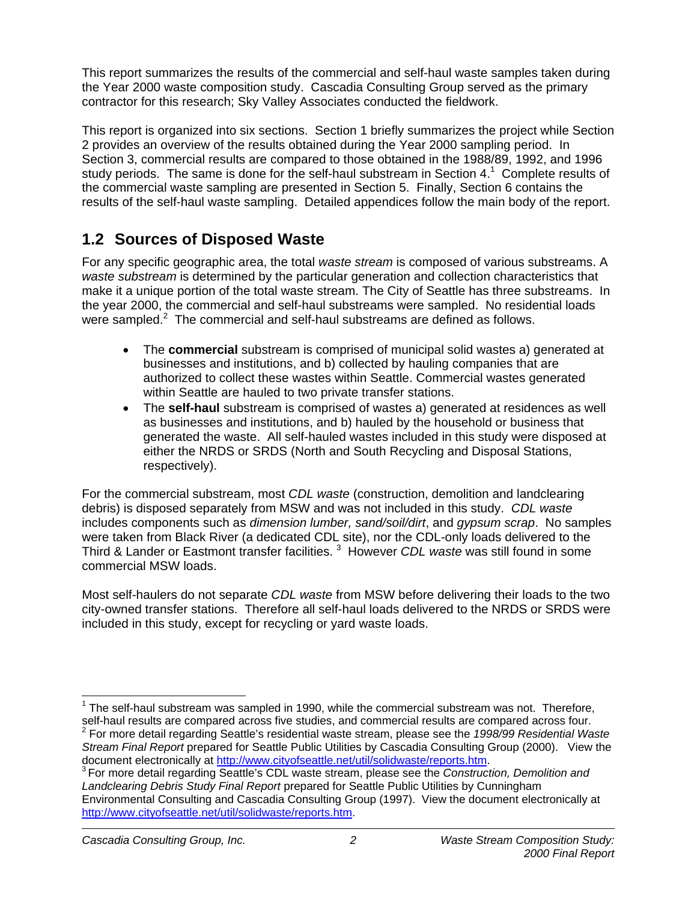This report summarizes the results of the commercial and self-haul waste samples taken during the Year 2000 waste composition study. Cascadia Consulting Group served as the primary contractor for this research; Sky Valley Associates conducted the fieldwork.

This report is organized into six sections. Section 1 briefly summarizes the project while Section 2 provides an overview of the results obtained during the Year 2000 sampling period. In Section 3, commercial results are compared to those obtained in the 1988/89, 1992, and 1996 study periods. The same is done for the self-haul substream in Section 4.[1] Complete results of the commercial waste sampling are presented in Section 5. Finally, Section 6 contains the results of the self-haul waste sampling. Detailed appendices follow the main body of the report.

## 1.2 Sources of Disposed Waste

For any specific geographic area, the total *waste stream* is composed of various substreams. A *waste substream* is determined by the particular generation and collection characteristics that make it a unique portion of the total waste stream. The City of Seattle has three substreams. In the year 2000, the commercial and self-haul substreams were sampled. No residential loads were sampled.[2] The commercial and self-haul substreams are defined as follows.

- The **commercial** substream is comprised of municipal solid wastes a) generated at businesses and institutions, and b) collected by hauling companies that are authorized to collect these wastes within Seattle. Commercial wastes generated within Seattle are hauled to two private transfer stations.
- The **self-haul** substream is comprised of wastes a) generated at residences as well as businesses and institutions, and b) hauled by the household or business that generated the waste. All self-hauled wastes included in this study were disposed at either the NRDS or SRDS (North and South Recycling and Disposal Stations, respectively).

For the commercial substream, most *CDL waste* (construction, demolition and landclearing debris) is disposed separately from MSW and was not included in this study. *CDL waste* includes components such as *dimension lumber, sand/soil/dirt*, and *gypsum scrap*. No samples were taken from Black River (a dedicated CDL site), nor the CDL-only loads delivered to the Third & Lander or Eastmont transfer facilities.[3] However *CDL waste* was still found in some commercial MSW loads.

Most self-haulers do not separate *CDL waste* from MSW before delivering their loads to the two city-owned transfer stations. Therefore all self-haul loads delivered to the NRDS or SRDS were included in this study, except for recycling or yard waste loads.

---

[1] The self-haul substream was sampled in 1990, while the commercial substream was not. Therefore, self-haul results are compared across five studies, and commercial results are compared across four.

[2] For more detail regarding Seattle's residential waste stream, please see the *1998/99 Residential Waste Stream Final Report* prepared for Seattle Public Utilities by Cascadia Consulting Group (2000). View the document electronically at http://www.cityofseattle.net/util/solidwaste/reports.htm.

[3] For more detail regarding Seattle's CDL waste stream, please see the *Construction, Demolition and Landclearing Debris Study Final Report* prepared for Seattle Public Utilities by Cunningham Environmental Consulting and Cascadia Consulting Group (1997). View the document electronically at http://www.cityofseattle.net/util/solidwaste/reports.htm.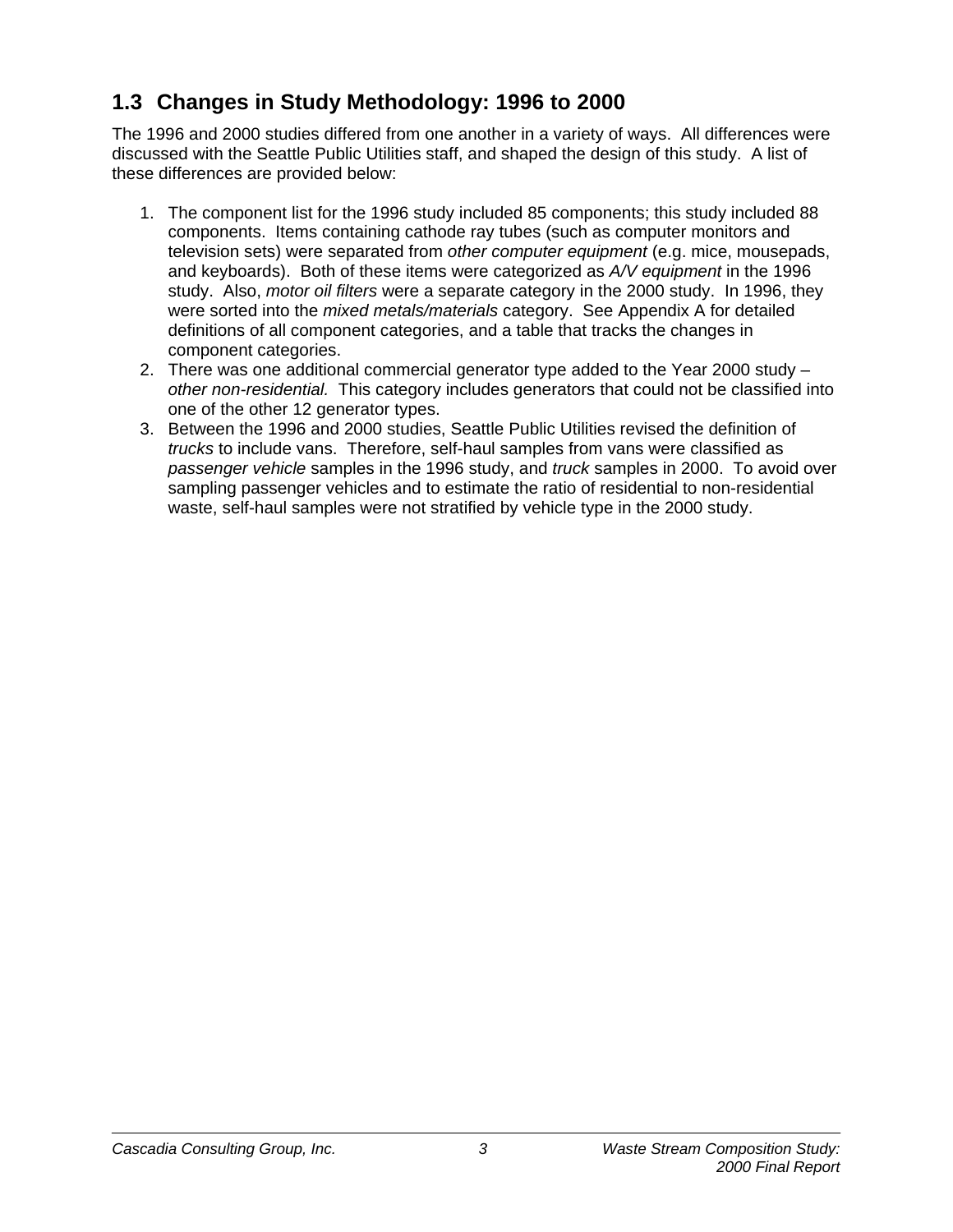## 1.3 Changes in Study Methodology: 1996 to 2000

The 1996 and 2000 studies differed from one another in a variety of ways. All differences were discussed with the Seattle Public Utilities staff, and shaped the design of this study. A list of these differences are provided below:

1. The component list for the 1996 study included 85 components; this study included 88 components. Items containing cathode ray tubes (such as computer monitors and television sets) were separated from *other computer equipment* (e.g. mice, mousepads, and keyboards). Both of these items were categorized as *A/V equipment* in the 1996 study. Also, *motor oil filters* were a separate category in the 2000 study. In 1996, they were sorted into the *mixed metals/materials* category. See Appendix A for detailed definitions of all component categories, and a table that tracks the changes in component categories.
2. There was one additional commercial generator type added to the Year 2000 study – *other non-residential.* This category includes generators that could not be classified into one of the other 12 generator types.
3. Between the 1996 and 2000 studies, Seattle Public Utilities revised the definition of *trucks* to include vans. Therefore, self-haul samples from vans were classified as *passenger vehicle* samples in the 1996 study, and *truck* samples in 2000. To avoid over sampling passenger vehicles and to estimate the ratio of residential to non-residential waste, self-haul samples were not stratified by vehicle type in the 2000 study.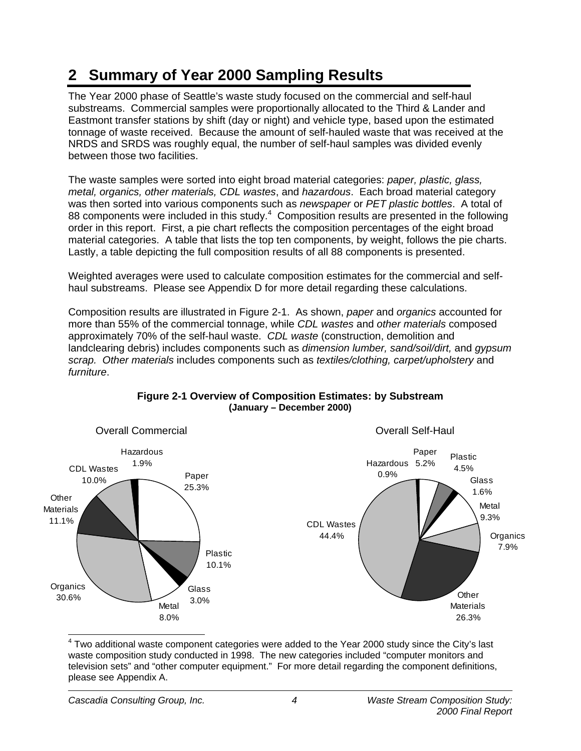# 2 Summary of Year 2000 Sampling Results

The Year 2000 phase of Seattle's waste study focused on the commercial and self-haul substreams. Commercial samples were proportionally allocated to the Third & Lander and Eastmont transfer stations by shift (day or night) and vehicle type, based upon the estimated tonnage of waste received. Because the amount of self-hauled waste that was received at the NRDS and SRDS was roughly equal, the number of self-haul samples was divided evenly between those two facilities.

The waste samples were sorted into eight broad material categories: *paper, plastic, glass, metal, organics, other materials, CDL wastes*, and *hazardous*. Each broad material category was then sorted into various components such as *newspaper* or *PET plastic bottles*. A total of 88 components were included in this study.[4] Composition results are presented in the following order in this report. First, a pie chart reflects the composition percentages of the eight broad material categories. A table that lists the top ten components, by weight, follows the pie charts. Lastly, a table depicting the full composition results of all 88 components is presented.

Weighted averages were used to calculate composition estimates for the commercial and self-haul substreams. Please see Appendix D for more detail regarding these calculations.

Composition results are illustrated in Figure 2-1. As shown, *paper* and *organics* accounted for more than 55% of the commercial tonnage, while *CDL wastes* and *other materials* composed approximately 70% of the self-haul waste. *CDL waste* (construction, demolition and landclearing debris) includes components such as *dimension lumber, sand/soil/dirt,* and *gypsum scrap. Other materials* includes components such as *textiles/clothing, carpet/upholstery* and *furniture*.

**Figure 2-1 Overview of Composition Estimates: by Substream**
**(January – December 2000)**

Overall Commercial

| Category | Percent |
|---|---|
| Paper | 25.3% |
| Plastic | 10.1% |
| Glass | 3.0% |
| Metal | 8.0% |
| Organics | 30.6% |
| Other Materials | 11.1% |
| CDL Wastes | 10.0% |
| Hazardous | 1.9% |

Overall Self-Haul

| Category | Percent |
|---|---|
| Paper | 5.2% |
| Plastic | 4.5% |
| Glass | 1.6% |
| Metal | 9.3% |
| Organics | 7.9% |
| Other Materials | 26.3% |
| CDL Wastes | 44.4% |
| Hazardous | 0.9% |

[4] Two additional waste component categories were added to the Year 2000 study since the City's last waste composition study conducted in 1998. The new categories included "computer monitors and television sets" and "other computer equipment." For more detail regarding the component definitions, please see Appendix A.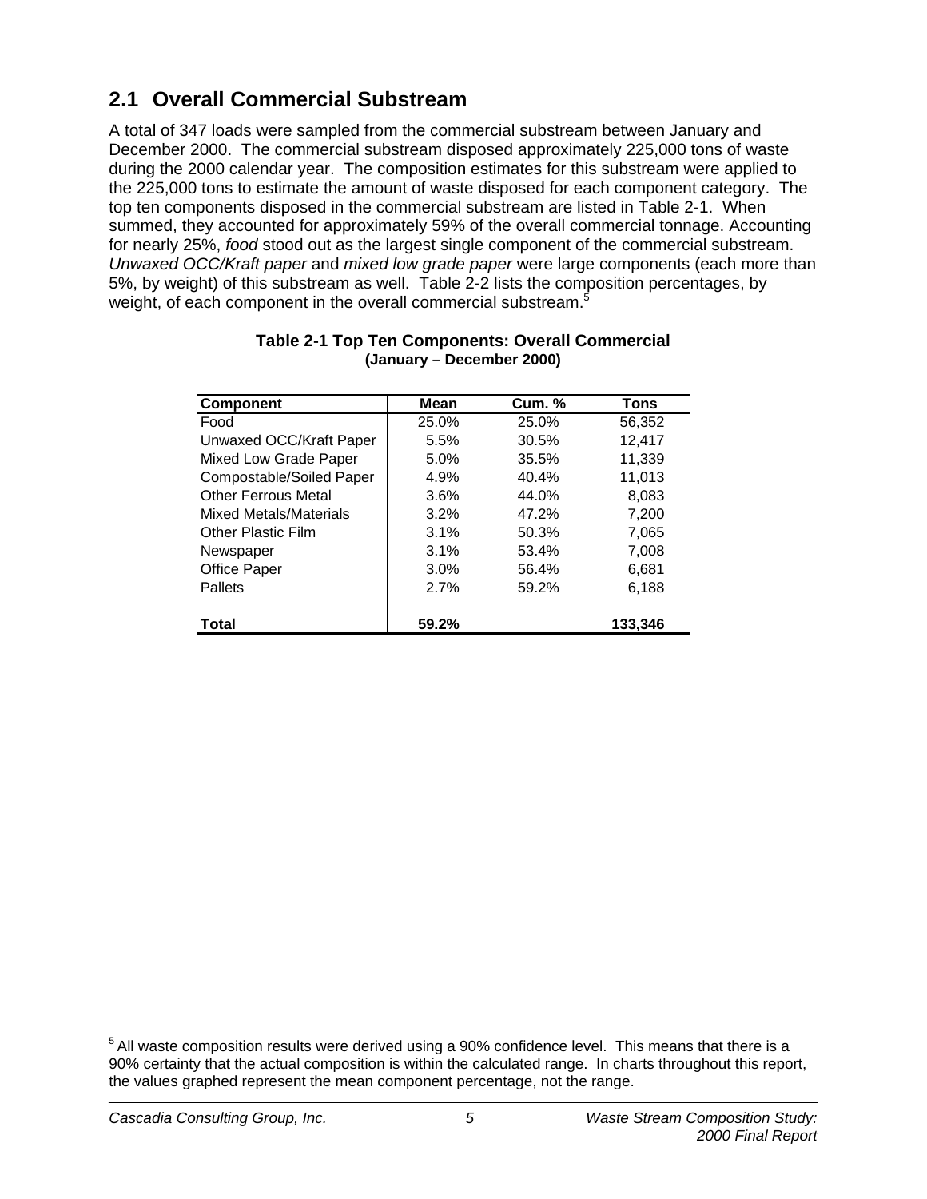## 2.1 Overall Commercial Substream

A total of 347 loads were sampled from the commercial substream between January and December 2000. The commercial substream disposed approximately 225,000 tons of waste during the 2000 calendar year. The composition estimates for this substream were applied to the 225,000 tons to estimate the amount of waste disposed for each component category. The top ten components disposed in the commercial substream are listed in Table 2-1. When summed, they accounted for approximately 59% of the overall commercial tonnage. Accounting for nearly 25%, *food* stood out as the largest single component of the commercial substream. *Unwaxed OCC/Kraft paper* and *mixed low grade paper* were large components (each more than 5%, by weight) of this substream as well. Table 2-2 lists the composition percentages, by weight, of each component in the overall commercial substream.[5]

**Table 2-1 Top Ten Components: Overall Commercial**
**(January – December 2000)**

| Component | Mean | Cum. % | Tons |
|---|---|---|---|
| Food | 25.0% | 25.0% | 56,352 |
| Unwaxed OCC/Kraft Paper | 5.5% | 30.5% | 12,417 |
| Mixed Low Grade Paper | 5.0% | 35.5% | 11,339 |
| Compostable/Soiled Paper | 4.9% | 40.4% | 11,013 |
| Other Ferrous Metal | 3.6% | 44.0% | 8,083 |
| Mixed Metals/Materials | 3.2% | 47.2% | 7,200 |
| Other Plastic Film | 3.1% | 50.3% | 7,065 |
| Newspaper | 3.1% | 53.4% | 7,008 |
| Office Paper | 3.0% | 56.4% | 6,681 |
| Pallets | 2.7% | 59.2% | 6,188 |
| **Total** | **59.2%** | | **133,346** |

[5] All waste composition results were derived using a 90% confidence level. This means that there is a 90% certainty that the actual composition is within the calculated range. In charts throughout this report, the values graphed represent the mean component percentage, not the range.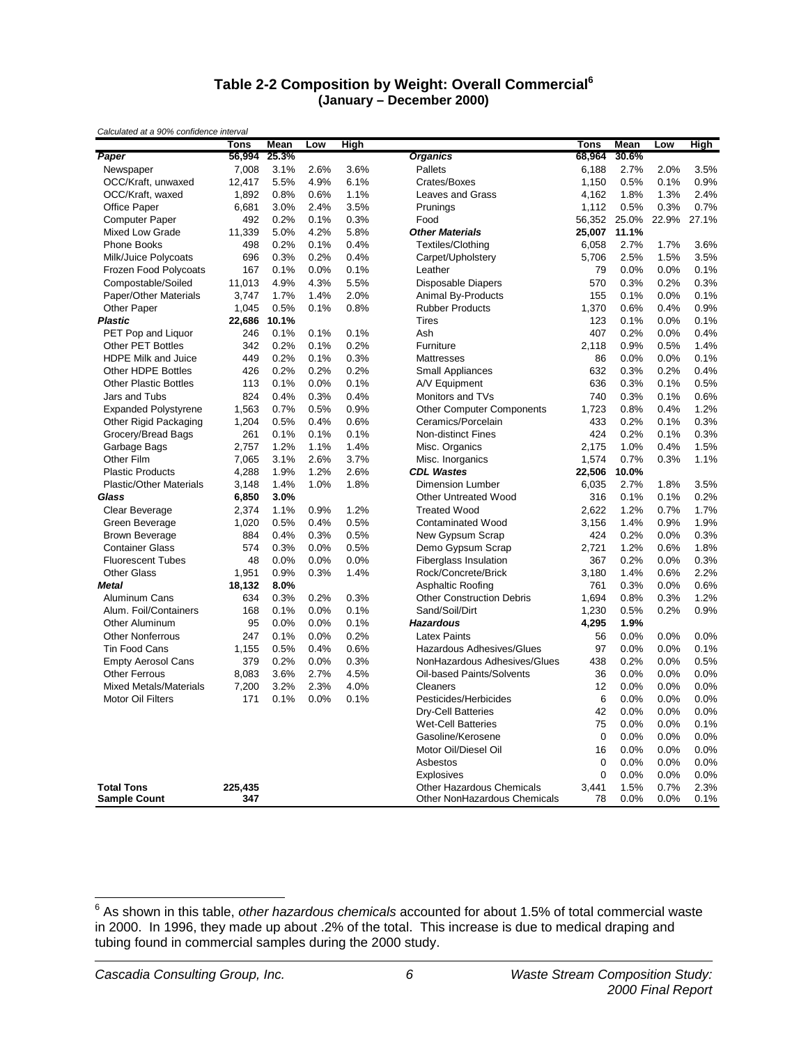### Table 2-2 Composition by Weight: Overall Commercial[6]
### (January – December 2000)

*Calculated at a 90% confidence interval*

| | Tons | Mean | Low | High | | Tons | Mean | Low | High |
|---|---|---|---|---|---|---|---|---|---|
| ***Paper*** | **56,994** | **25.3%** | | | ***Organics*** | **68,964** | **30.6%** | | |
| Newspaper | 7,008 | 3.1% | 2.6% | 3.6% | Pallets | 6,188 | 2.7% | 2.0% | 3.5% |
| OCC/Kraft, unwaxed | 12,417 | 5.5% | 4.9% | 6.1% | Crates/Boxes | 1,150 | 0.5% | 0.1% | 0.9% |
| OCC/Kraft, waxed | 1,892 | 0.8% | 0.6% | 1.1% | Leaves and Grass | 4,162 | 1.8% | 1.3% | 2.4% |
| Office Paper | 6,681 | 3.0% | 2.4% | 3.5% | Prunings | 1,112 | 0.5% | 0.3% | 0.7% |
| Computer Paper | 492 | 0.2% | 0.1% | 0.3% | Food | 56,352 | 25.0% | 22.9% | 27.1% |
| Mixed Low Grade | 11,339 | 5.0% | 4.2% | 5.8% | ***Other Materials*** | **25,007** | **11.1%** | | |
| Phone Books | 498 | 0.2% | 0.1% | 0.4% | Textiles/Clothing | 6,058 | 2.7% | 1.7% | 3.6% |
| Milk/Juice Polycoats | 696 | 0.3% | 0.2% | 0.4% | Carpet/Upholstery | 5,706 | 2.5% | 1.5% | 3.5% |
| Frozen Food Polycoats | 167 | 0.1% | 0.0% | 0.1% | Leather | 79 | 0.0% | 0.0% | 0.1% |
| Compostable/Soiled | 11,013 | 4.9% | 4.3% | 5.5% | Disposable Diapers | 570 | 0.3% | 0.2% | 0.3% |
| Paper/Other Materials | 3,747 | 1.7% | 1.4% | 2.0% | Animal By-Products | 155 | 0.1% | 0.0% | 0.1% |
| Other Paper | 1,045 | 0.5% | 0.1% | 0.8% | Rubber Products | 1,370 | 0.6% | 0.4% | 0.9% |
| ***Plastic*** | **22,686** | **10.1%** | | | Tires | 123 | 0.1% | 0.0% | 0.1% |
| PET Pop and Liquor | 246 | 0.1% | 0.1% | 0.1% | Ash | 407 | 0.2% | 0.0% | 0.4% |
| Other PET Bottles | 342 | 0.2% | 0.1% | 0.2% | Furniture | 2,118 | 0.9% | 0.5% | 1.4% |
| HDPE Milk and Juice | 449 | 0.2% | 0.1% | 0.3% | Mattresses | 86 | 0.0% | 0.0% | 0.1% |
| Other HDPE Bottles | 426 | 0.2% | 0.2% | 0.2% | Small Appliances | 632 | 0.3% | 0.2% | 0.4% |
| Other Plastic Bottles | 113 | 0.1% | 0.0% | 0.1% | A/V Equipment | 636 | 0.3% | 0.1% | 0.5% |
| Jars and Tubs | 824 | 0.4% | 0.3% | 0.4% | Monitors and TVs | 740 | 0.3% | 0.1% | 0.6% |
| Expanded Polystyrene | 1,563 | 0.7% | 0.5% | 0.9% | Other Computer Components | 1,723 | 0.8% | 0.4% | 1.2% |
| Other Rigid Packaging | 1,204 | 0.5% | 0.4% | 0.6% | Ceramics/Porcelain | 433 | 0.2% | 0.1% | 0.3% |
| Grocery/Bread Bags | 261 | 0.1% | 0.1% | 0.1% | Non-distinct Fines | 424 | 0.2% | 0.1% | 0.3% |
| Garbage Bags | 2,757 | 1.2% | 1.1% | 1.4% | Misc. Organics | 2,175 | 1.0% | 0.4% | 1.5% |
| Other Film | 7,065 | 3.1% | 2.6% | 3.7% | Misc. Inorganics | 1,574 | 0.7% | 0.3% | 1.1% |
| Plastic Products | 4,288 | 1.9% | 1.2% | 2.6% | ***CDL Wastes*** | **22,506** | **10.0%** | | |
| Plastic/Other Materials | 3,148 | 1.4% | 1.0% | 1.8% | Dimension Lumber | 6,035 | 2.7% | 1.8% | 3.5% |
| ***Glass*** | **6,850** | **3.0%** | | | Other Untreated Wood | 316 | 0.1% | 0.1% | 0.2% |
| Clear Beverage | 2,374 | 1.1% | 0.9% | 1.2% | Treated Wood | 2,622 | 1.2% | 0.7% | 1.7% |
| Green Beverage | 1,020 | 0.5% | 0.4% | 0.5% | Contaminated Wood | 3,156 | 1.4% | 0.9% | 1.9% |
| Brown Beverage | 884 | 0.4% | 0.3% | 0.5% | New Gypsum Scrap | 424 | 0.2% | 0.0% | 0.3% |
| Container Glass | 574 | 0.3% | 0.0% | 0.5% | Demo Gypsum Scrap | 2,721 | 1.2% | 0.6% | 1.8% |
| Fluorescent Tubes | 48 | 0.0% | 0.0% | 0.0% | Fiberglass Insulation | 367 | 0.2% | 0.0% | 0.3% |
| Other Glass | 1,951 | 0.9% | 0.3% | 1.4% | Rock/Concrete/Brick | 3,180 | 1.4% | 0.6% | 2.2% |
| ***Metal*** | **18,132** | **8.0%** | | | Asphaltic Roofing | 761 | 0.3% | 0.0% | 0.6% |
| Aluminum Cans | 634 | 0.3% | 0.2% | 0.3% | Other Construction Debris | 1,694 | 0.8% | 0.3% | 1.2% |
| Alum. Foil/Containers | 168 | 0.1% | 0.0% | 0.1% | Sand/Soil/Dirt | 1,230 | 0.5% | 0.2% | 0.9% |
| Other Aluminum | 95 | 0.0% | 0.0% | 0.1% | ***Hazardous*** | **4,295** | **1.9%** | | |
| Other Nonferrous | 247 | 0.1% | 0.0% | 0.2% | Latex Paints | 56 | 0.0% | 0.0% | 0.0% |
| Tin Food Cans | 1,155 | 0.5% | 0.4% | 0.6% | Hazardous Adhesives/Glues | 97 | 0.0% | 0.0% | 0.1% |
| Empty Aerosol Cans | 379 | 0.2% | 0.0% | 0.3% | NonHazardous Adhesives/Glues | 438 | 0.2% | 0.0% | 0.5% |
| Other Ferrous | 8,083 | 3.6% | 2.7% | 4.5% | Oil-based Paints/Solvents | 36 | 0.0% | 0.0% | 0.0% |
| Mixed Metals/Materials | 7,200 | 3.2% | 2.3% | 4.0% | Cleaners | 12 | 0.0% | 0.0% | 0.0% |
| Motor Oil Filters | 171 | 0.1% | 0.0% | 0.1% | Pesticides/Herbicides | 6 | 0.0% | 0.0% | 0.0% |
| | | | | | Dry-Cell Batteries | 42 | 0.0% | 0.0% | 0.0% |
| | | | | | Wet-Cell Batteries | 75 | 0.0% | 0.0% | 0.1% |
| | | | | | Gasoline/Kerosene | 0 | 0.0% | 0.0% | 0.0% |
| | | | | | Motor Oil/Diesel Oil | 16 | 0.0% | 0.0% | 0.0% |
| | | | | | Asbestos | 0 | 0.0% | 0.0% | 0.0% |
| | | | | | Explosives | 0 | 0.0% | 0.0% | 0.0% |
| **Total Tons** | **225,435** | | | | Other Hazardous Chemicals | 3,441 | 1.5% | 0.7% | 2.3% |
| **Sample Count** | **347** | | | | Other NonHazardous Chemicals | 78 | 0.0% | 0.0% | 0.1% |

[6] As shown in this table, *other hazardous chemicals* accounted for about 1.5% of total commercial waste in 2000. In 1996, they made up about .2% of the total. This increase is due to medical draping and tubing found in commercial samples during the 2000 study.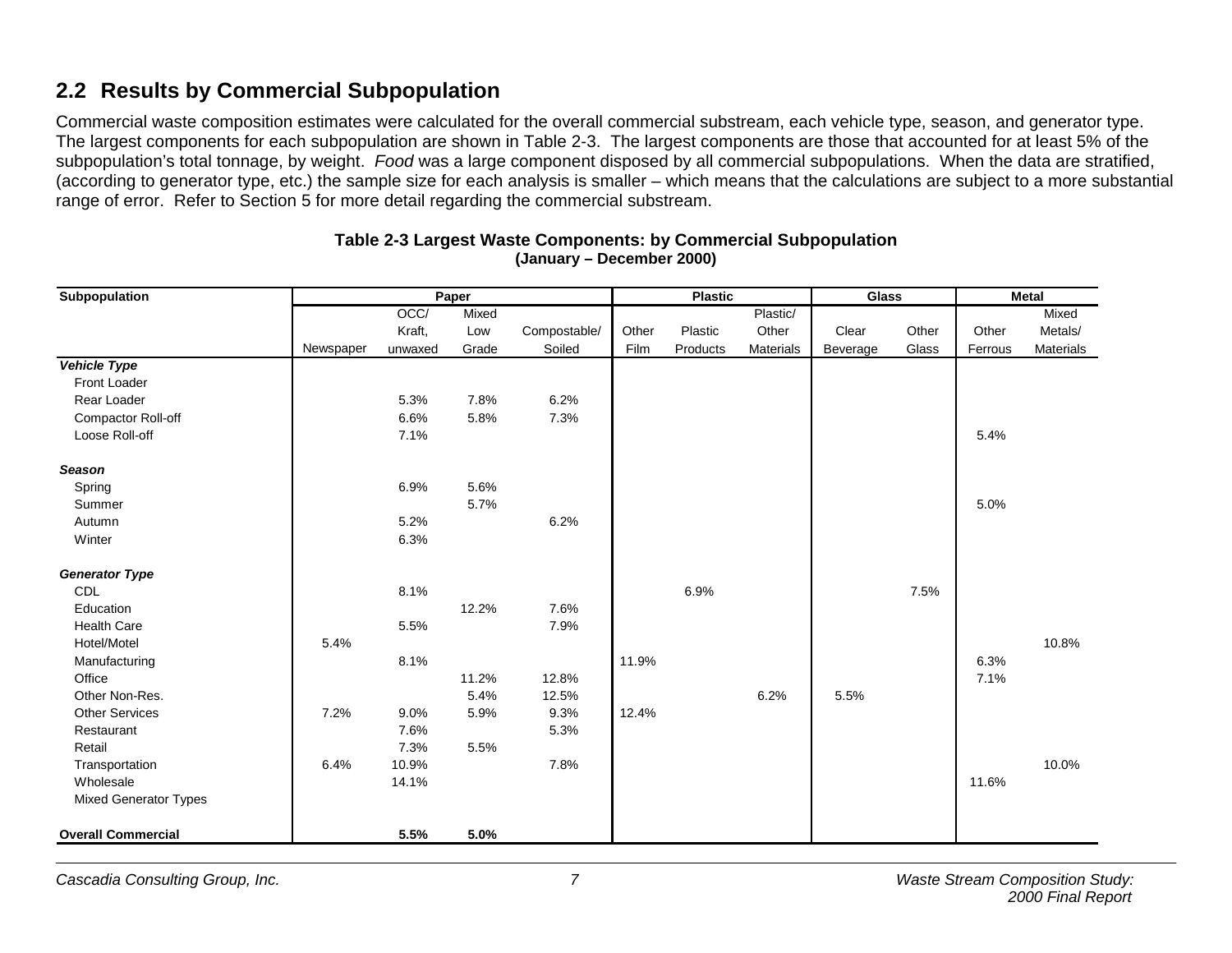## 2.2 Results by Commercial Subpopulation

Commercial waste composition estimates were calculated for the overall commercial substream, each vehicle type, season, and generator type. The largest components for each subpopulation are shown in Table 2-3. The largest components are those that accounted for at least 5% of the subpopulation's total tonnage, by weight. *Food* was a large component disposed by all commercial subpopulations. When the data are stratified, (according to generator type, etc.) the sample size for each analysis is smaller – which means that the calculations are subject to a more substantial range of error. Refer to Section 5 for more detail regarding the commercial substream.

**Table 2-3 Largest Waste Components: by Commercial Subpopulation**
**(January – December 2000)**

| Subpopulation | Paper | | | | Plastic | | | Glass | | Metal | |
|---|---|---|---|---|---|---|---|---|---|---|---|
| | Newspaper | OCC/ Kraft, unwaxed | Mixed Low Grade | Compostable/ Soiled | Other Film | Plastic Products | Plastic/ Other Materials | Clear Beverage | Other Glass | Other Ferrous | Mixed Metals/ Materials |
| ***Vehicle Type*** | | | | | | | | | | | |
| Front Loader | | | | | | | | | | | |
| Rear Loader | | 5.3% | 7.8% | 6.2% | | | | | | | |
| Compactor Roll-off | | 6.6% | 5.8% | 7.3% | | | | | | | |
| Loose Roll-off | | 7.1% | | | | | | | | 5.4% | |
| ***Season*** | | | | | | | | | | | |
| Spring | | 6.9% | 5.6% | | | | | | | | |
| Summer | | | 5.7% | | | | | | | 5.0% | |
| Autumn | | 5.2% | | 6.2% | | | | | | | |
| Winter | | 6.3% | | | | | | | | | |
| ***Generator Type*** | | | | | | | | | | | |
| CDL | | 8.1% | | | | 6.9% | | | 7.5% | | |
| Education | | | 12.2% | 7.6% | | | | | | | |
| Health Care | | 5.5% | | 7.9% | | | | | | | |
| Hotel/Motel | 5.4% | | | | | | | | | | 10.8% |
| Manufacturing | | 8.1% | | | 11.9% | | | | | 6.3% | |
| Office | | | 11.2% | 12.8% | | | | | | 7.1% | |
| Other Non-Res. | | | 5.4% | 12.5% | | | 6.2% | 5.5% | | | |
| Other Services | 7.2% | 9.0% | 5.9% | 9.3% | 12.4% | | | | | | |
| Restaurant | | 7.6% | | 5.3% | | | | | | | |
| Retail | | 7.3% | 5.5% | | | | | | | | |
| Transportation | 6.4% | 10.9% | | 7.8% | | | | | | | 10.0% |
| Wholesale | | 14.1% | | | | | | | | 11.6% | |
| Mixed Generator Types | | | | | | | | | | | |
| **Overall Commercial** | | **5.5%** | **5.0%** | | | | | | | | |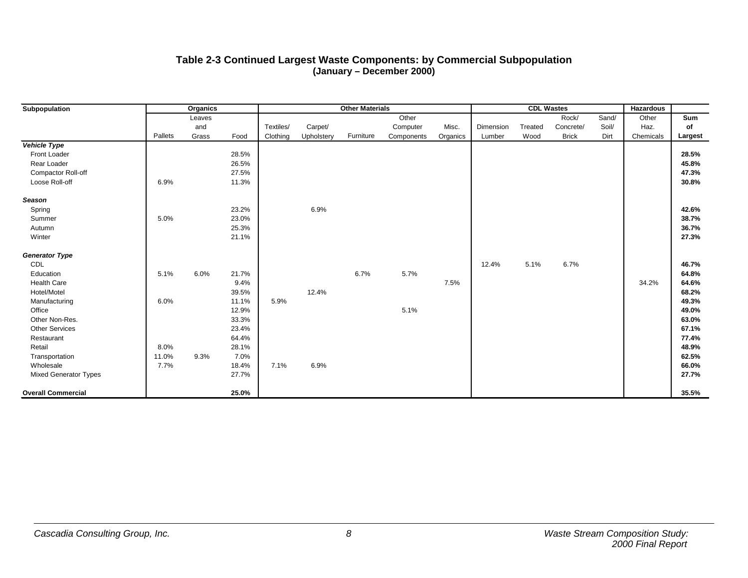**Table 2-3 Continued Largest Waste Components: by Commercial Subpopulation**
**(January – December 2000)**

| Subpopulation | Organics | | | Other Materials | | | | | CDL Wastes | | | | Hazardous | |
|---|---|---|---|---|---|---|---|---|---|---|---|---|---|---|
| | Pallets | Leaves and Grass | Food | Textiles/ Clothing | Carpet/ Upholstery | Furniture | Other Computer Components | Misc. Organics | Dimension Lumber | Treated Wood | Rock/ Concrete/ Brick | Sand/ Soil/ Dirt | Other Haz. Chemicals | **Sum of Largest** |
| ***Vehicle Type*** | | | | | | | | | | | | | | |
| Front Loader | | | 28.5% | | | | | | | | | | | **28.5%** |
| Rear Loader | | | 26.5% | | | | | | | | | | | **45.8%** |
| Compactor Roll-off | | | 27.5% | | | | | | | | | | | **47.3%** |
| Loose Roll-off | 6.9% | | 11.3% | | | | | | | | | | | **30.8%** |
| ***Season*** | | | | | | | | | | | | | | |
| Spring | | | 23.2% | | 6.9% | | | | | | | | | **42.6%** |
| Summer | 5.0% | | 23.0% | | | | | | | | | | | **38.7%** |
| Autumn | | | 25.3% | | | | | | | | | | | **36.7%** |
| Winter | | | 21.1% | | | | | | | | | | | **27.3%** |
| ***Generator Type*** | | | | | | | | | | | | | | |
| CDL | | | | | | | | | 12.4% | 5.1% | 6.7% | | | **46.7%** |
| Education | 5.1% | 6.0% | 21.7% | | | 6.7% | 5.7% | | | | | | | **64.8%** |
| Health Care | | | 9.4% | | | | | 7.5% | | | | | 34.2% | **64.6%** |
| Hotel/Motel | | | 39.5% | | 12.4% | | | | | | | | | **68.2%** |
| Manufacturing | 6.0% | | 11.1% | 5.9% | | | | | | | | | | **49.3%** |
| Office | | | 12.9% | | | | 5.1% | | | | | | | **49.0%** |
| Other Non-Res. | | | 33.3% | | | | | | | | | | | **63.0%** |
| Other Services | | | 23.4% | | | | | | | | | | | **67.1%** |
| Restaurant | | | 64.4% | | | | | | | | | | | **77.4%** |
| Retail | 8.0% | | 28.1% | | | | | | | | | | | **48.9%** |
| Transportation | 11.0% | 9.3% | 7.0% | | | | | | | | | | | **62.5%** |
| Wholesale | 7.7% | | 18.4% | 7.1% | 6.9% | | | | | | | | | **66.0%** |
| Mixed Generator Types | | | 27.7% | | | | | | | | | | | **27.7%** |
| **Overall Commercial** | | | **25.0%** | | | | | | | | | | | **35.5%** |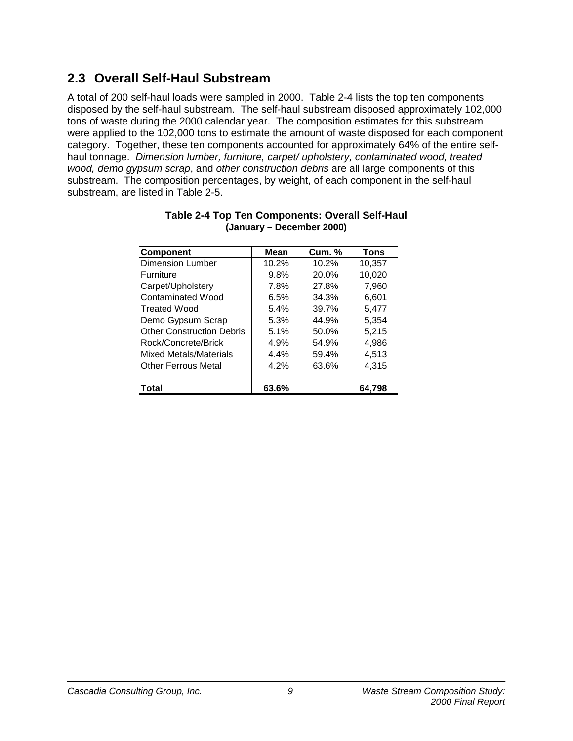## 2.3 Overall Self-Haul Substream

A total of 200 self-haul loads were sampled in 2000. Table 2-4 lists the top ten components disposed by the self-haul substream. The self-haul substream disposed approximately 102,000 tons of waste during the 2000 calendar year. The composition estimates for this substream were applied to the 102,000 tons to estimate the amount of waste disposed for each component category. Together, these ten components accounted for approximately 64% of the entire self-haul tonnage. *Dimension lumber, furniture, carpet/ upholstery, contaminated wood, treated wood, demo gypsum scrap*, and *other construction debris* are all large components of this substream. The composition percentages, by weight, of each component in the self-haul substream, are listed in Table 2-5.

**Table 2-4 Top Ten Components: Overall Self-Haul**
**(January – December 2000)**

| Component | Mean | Cum. % | Tons |
|---|---|---|---|
| Dimension Lumber | 10.2% | 10.2% | 10,357 |
| Furniture | 9.8% | 20.0% | 10,020 |
| Carpet/Upholstery | 7.8% | 27.8% | 7,960 |
| Contaminated Wood | 6.5% | 34.3% | 6,601 |
| Treated Wood | 5.4% | 39.7% | 5,477 |
| Demo Gypsum Scrap | 5.3% | 44.9% | 5,354 |
| Other Construction Debris | 5.1% | 50.0% | 5,215 |
| Rock/Concrete/Brick | 4.9% | 54.9% | 4,986 |
| Mixed Metals/Materials | 4.4% | 59.4% | 4,513 |
| Other Ferrous Metal | 4.2% | 63.6% | 4,315 |
| **Total** | **63.6%** | | **64,798** |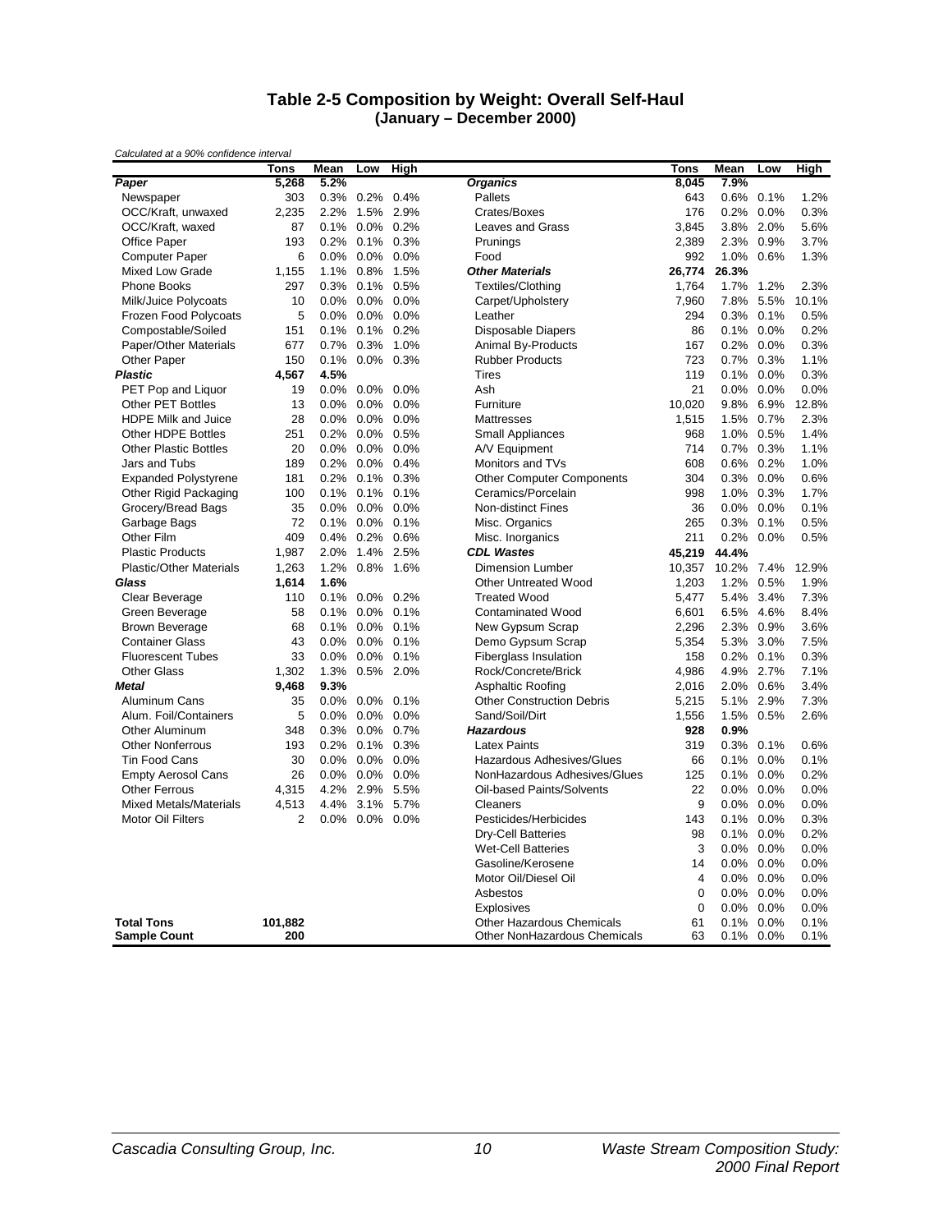## Table 2-5 Composition by Weight: Overall Self-Haul (January – December 2000)

*Calculated at a 90% confidence interval*

| | Tons | Mean | Low | High | | Tons | Mean | Low | High |
|---|---|---|---|---|---|---|---|---|---|
| ***Paper*** | **5,268** | **5.2%** | | | ***Organics*** | **8,045** | **7.9%** | | |
| Newspaper | 303 | 0.3% | 0.2% | 0.4% | Pallets | 643 | 0.6% | 0.1% | 1.2% |
| OCC/Kraft, unwaxed | 2,235 | 2.2% | 1.5% | 2.9% | Crates/Boxes | 176 | 0.2% | 0.0% | 0.3% |
| OCC/Kraft, waxed | 87 | 0.1% | 0.0% | 0.2% | Leaves and Grass | 3,845 | 3.8% | 2.0% | 5.6% |
| Office Paper | 193 | 0.2% | 0.1% | 0.3% | Prunings | 2,389 | 2.3% | 0.9% | 3.7% |
| Computer Paper | 6 | 0.0% | 0.0% | 0.0% | Food | 992 | 1.0% | 0.6% | 1.3% |
| Mixed Low Grade | 1,155 | 1.1% | 0.8% | 1.5% | ***Other Materials*** | **26,774** | **26.3%** | | |
| Phone Books | 297 | 0.3% | 0.1% | 0.5% | Textiles/Clothing | 1,764 | 1.7% | 1.2% | 2.3% |
| Milk/Juice Polycoats | 10 | 0.0% | 0.0% | 0.0% | Carpet/Upholstery | 7,960 | 7.8% | 5.5% | 10.1% |
| Frozen Food Polycoats | 5 | 0.0% | 0.0% | 0.0% | Leather | 294 | 0.3% | 0.1% | 0.5% |
| Compostable/Soiled | 151 | 0.1% | 0.1% | 0.2% | Disposable Diapers | 86 | 0.1% | 0.0% | 0.2% |
| Paper/Other Materials | 677 | 0.7% | 0.3% | 1.0% | Animal By-Products | 167 | 0.2% | 0.0% | 0.3% |
| Other Paper | 150 | 0.1% | 0.0% | 0.3% | Rubber Products | 723 | 0.7% | 0.3% | 1.1% |
| ***Plastic*** | **4,567** | **4.5%** | | | Tires | 119 | 0.1% | 0.0% | 0.3% |
| PET Pop and Liquor | 19 | 0.0% | 0.0% | 0.0% | Ash | 21 | 0.0% | 0.0% | 0.0% |
| Other PET Bottles | 13 | 0.0% | 0.0% | 0.0% | Furniture | 10,020 | 9.8% | 6.9% | 12.8% |
| HDPE Milk and Juice | 28 | 0.0% | 0.0% | 0.0% | Mattresses | 1,515 | 1.5% | 0.7% | 2.3% |
| Other HDPE Bottles | 251 | 0.2% | 0.0% | 0.5% | Small Appliances | 968 | 1.0% | 0.5% | 1.4% |
| Other Plastic Bottles | 20 | 0.0% | 0.0% | 0.0% | A/V Equipment | 714 | 0.7% | 0.3% | 1.1% |
| Jars and Tubs | 189 | 0.2% | 0.0% | 0.4% | Monitors and TVs | 608 | 0.6% | 0.2% | 1.0% |
| Expanded Polystyrene | 181 | 0.2% | 0.1% | 0.3% | Other Computer Components | 304 | 0.3% | 0.0% | 0.6% |
| Other Rigid Packaging | 100 | 0.1% | 0.1% | 0.1% | Ceramics/Porcelain | 998 | 1.0% | 0.3% | 1.7% |
| Grocery/Bread Bags | 35 | 0.0% | 0.0% | 0.0% | Non-distinct Fines | 36 | 0.0% | 0.0% | 0.1% |
| Garbage Bags | 72 | 0.1% | 0.0% | 0.1% | Misc. Organics | 265 | 0.3% | 0.1% | 0.5% |
| Other Film | 409 | 0.4% | 0.2% | 0.6% | Misc. Inorganics | 211 | 0.2% | 0.0% | 0.5% |
| Plastic Products | 1,987 | 2.0% | 1.4% | 2.5% | ***CDL Wastes*** | **45,219** | **44.4%** | | |
| Plastic/Other Materials | 1,263 | 1.2% | 0.8% | 1.6% | Dimension Lumber | 10,357 | 10.2% | 7.4% | 12.9% |
| ***Glass*** | **1,614** | **1.6%** | | | Other Untreated Wood | 1,203 | 1.2% | 0.5% | 1.9% |
| Clear Beverage | 110 | 0.1% | 0.0% | 0.2% | Treated Wood | 5,477 | 5.4% | 3.4% | 7.3% |
| Green Beverage | 58 | 0.1% | 0.0% | 0.1% | Contaminated Wood | 6,601 | 6.5% | 4.6% | 8.4% |
| Brown Beverage | 68 | 0.1% | 0.0% | 0.1% | New Gypsum Scrap | 2,296 | 2.3% | 0.9% | 3.6% |
| Container Glass | 43 | 0.0% | 0.0% | 0.1% | Demo Gypsum Scrap | 5,354 | 5.3% | 3.0% | 7.5% |
| Fluorescent Tubes | 33 | 0.0% | 0.0% | 0.1% | Fiberglass Insulation | 158 | 0.2% | 0.1% | 0.3% |
| Other Glass | 1,302 | 1.3% | 0.5% | 2.0% | Rock/Concrete/Brick | 4,986 | 4.9% | 2.7% | 7.1% |
| ***Metal*** | **9,468** | **9.3%** | | | Asphaltic Roofing | 2,016 | 2.0% | 0.6% | 3.4% |
| Aluminum Cans | 35 | 0.0% | 0.0% | 0.1% | Other Construction Debris | 5,215 | 5.1% | 2.9% | 7.3% |
| Alum. Foil/Containers | 5 | 0.0% | 0.0% | 0.0% | Sand/Soil/Dirt | 1,556 | 1.5% | 0.5% | 2.6% |
| Other Aluminum | 348 | 0.3% | 0.0% | 0.7% | ***Hazardous*** | **928** | **0.9%** | | |
| Other Nonferrous | 193 | 0.2% | 0.1% | 0.3% | Latex Paints | 319 | 0.3% | 0.1% | 0.6% |
| Tin Food Cans | 30 | 0.0% | 0.0% | 0.0% | Hazardous Adhesives/Glues | 66 | 0.1% | 0.0% | 0.1% |
| Empty Aerosol Cans | 26 | 0.0% | 0.0% | 0.0% | NonHazardous Adhesives/Glues | 125 | 0.1% | 0.0% | 0.2% |
| Other Ferrous | 4,315 | 4.2% | 2.9% | 5.5% | Oil-based Paints/Solvents | 22 | 0.0% | 0.0% | 0.0% |
| Mixed Metals/Materials | 4,513 | 4.4% | 3.1% | 5.7% | Cleaners | 9 | 0.0% | 0.0% | 0.0% |
| Motor Oil Filters | 2 | 0.0% | 0.0% | 0.0% | Pesticides/Herbicides | 143 | 0.1% | 0.0% | 0.3% |
| | | | | | Dry-Cell Batteries | 98 | 0.1% | 0.0% | 0.2% |
| | | | | | Wet-Cell Batteries | 3 | 0.0% | 0.0% | 0.0% |
| | | | | | Gasoline/Kerosene | 14 | 0.0% | 0.0% | 0.0% |
| | | | | | Motor Oil/Diesel Oil | 4 | 0.0% | 0.0% | 0.0% |
| | | | | | Asbestos | 0 | 0.0% | 0.0% | 0.0% |
| | | | | | Explosives | 0 | 0.0% | 0.0% | 0.0% |
| **Total Tons** | **101,882** | | | | Other Hazardous Chemicals | 61 | 0.1% | 0.0% | 0.1% |
| **Sample Count** | **200** | | | | Other NonHazardous Chemicals | 63 | 0.1% | 0.0% | 0.1% |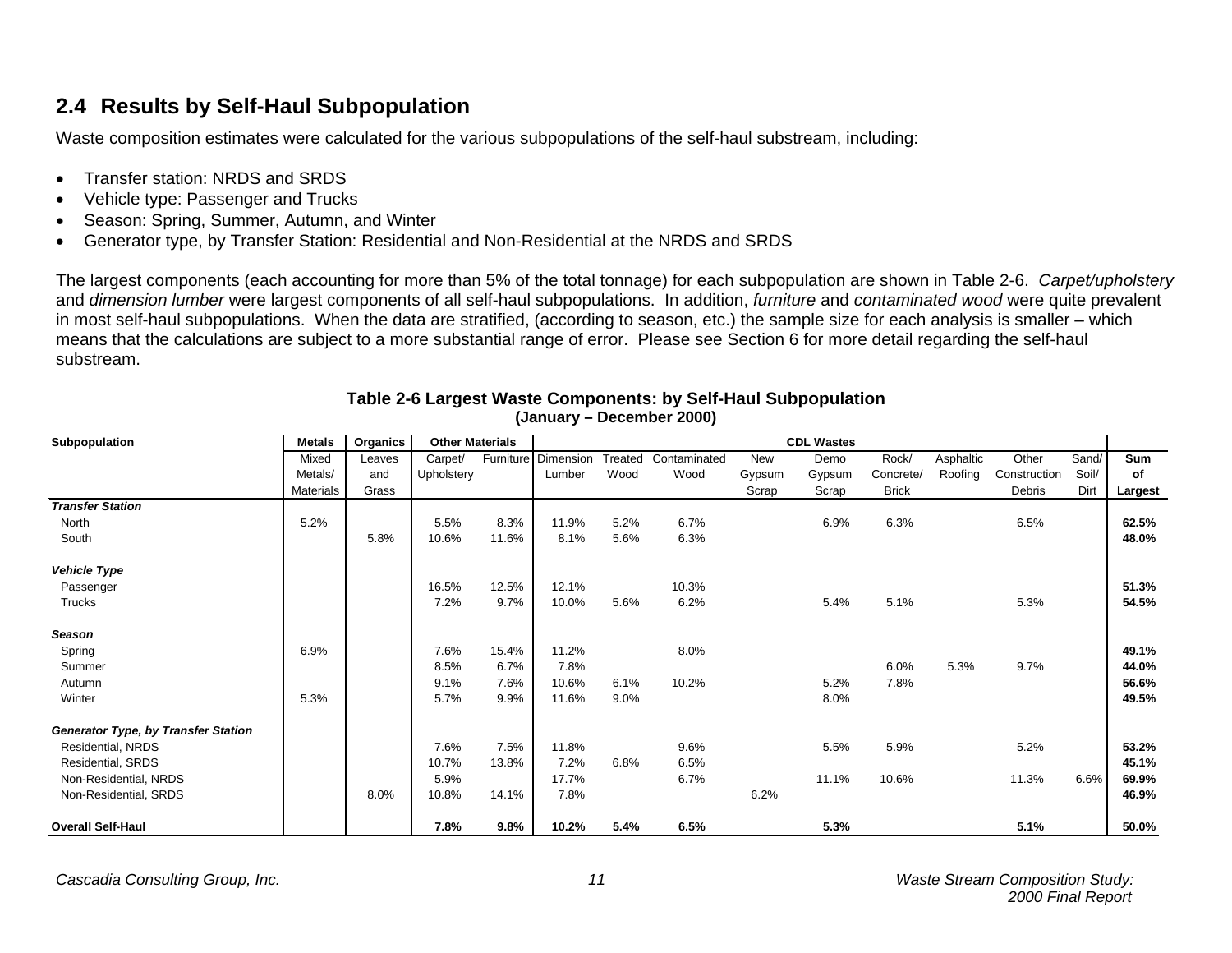## 2.4 Results by Self-Haul Subpopulation

Waste composition estimates were calculated for the various subpopulations of the self-haul substream, including:

- Transfer station: NRDS and SRDS
- Vehicle type: Passenger and Trucks
- Season: Spring, Summer, Autumn, and Winter
- Generator type, by Transfer Station: Residential and Non-Residential at the NRDS and SRDS

The largest components (each accounting for more than 5% of the total tonnage) for each subpopulation are shown in Table 2-6. *Carpet/upholstery* and *dimension lumber* were largest components of all self-haul subpopulations. In addition, *furniture* and *contaminated wood* were quite prevalent in most self-haul subpopulations. When the data are stratified, (according to season, etc.) the sample size for each analysis is smaller – which means that the calculations are subject to a more substantial range of error. Please see Section 6 for more detail regarding the self-haul substream.

**Table 2-6 Largest Waste Components: by Self-Haul Subpopulation**
**(January – December 2000)**

| Subpopulation | Metals | Organics | Other Materials | | CDL Wastes | | | | | | | | | |
|---|---|---|---|---|---|---|---|---|---|---|---|---|---|---|
| | Mixed Metals/ Materials | Leaves and Grass | Carpet/ Upholstery | Furniture | Dimension Lumber | Treated Wood | Contaminated Wood | New Gypsum Scrap | Demo Gypsum Scrap | Rock/ Concrete/ Brick | Asphaltic Roofing | Other Construction Debris | Sand/ Soil/ Dirt | Sum of Largest |
| ***Transfer Station*** | | | | | | | | | | | | | | |
| North | 5.2% | | 5.5% | 8.3% | 11.9% | 5.2% | 6.7% | | 6.9% | 6.3% | | 6.5% | | **62.5%** |
| South | | 5.8% | 10.6% | 11.6% | 8.1% | 5.6% | 6.3% | | | | | | | **48.0%** |
| ***Vehicle Type*** | | | | | | | | | | | | | | |
| Passenger | | | 16.5% | 12.5% | 12.1% | | 10.3% | | | | | | | **51.3%** |
| Trucks | | | 7.2% | 9.7% | 10.0% | 5.6% | 6.2% | | 5.4% | 5.1% | | 5.3% | | **54.5%** |
| ***Season*** | | | | | | | | | | | | | | |
| Spring | 6.9% | | 7.6% | 15.4% | 11.2% | | 8.0% | | | | | | | **49.1%** |
| Summer | | | 8.5% | 6.7% | 7.8% | | | | | 6.0% | 5.3% | 9.7% | | **44.0%** |
| Autumn | | | 9.1% | 7.6% | 10.6% | 6.1% | 10.2% | | 5.2% | 7.8% | | | | **56.6%** |
| Winter | 5.3% | | 5.7% | 9.9% | 11.6% | 9.0% | | | 8.0% | | | | | **49.5%** |
| ***Generator Type, by Transfer Station*** | | | | | | | | | | | | | | |
| Residential, NRDS | | | 7.6% | 7.5% | 11.8% | | 9.6% | | 5.5% | 5.9% | | 5.2% | | **53.2%** |
| Residential, SRDS | | | 10.7% | 13.8% | 7.2% | 6.8% | 6.5% | | | | | | | **45.1%** |
| Non-Residential, NRDS | | | 5.9% | | 17.7% | | 6.7% | | 11.1% | 10.6% | | 11.3% | 6.6% | **69.9%** |
| Non-Residential, SRDS | | 8.0% | 10.8% | 14.1% | 7.8% | | | 6.2% | | | | | | **46.9%** |
| **Overall Self-Haul** | | | **7.8%** | **9.8%** | **10.2%** | **5.4%** | **6.5%** | | **5.3%** | | | **5.1%** | | **50.0%** |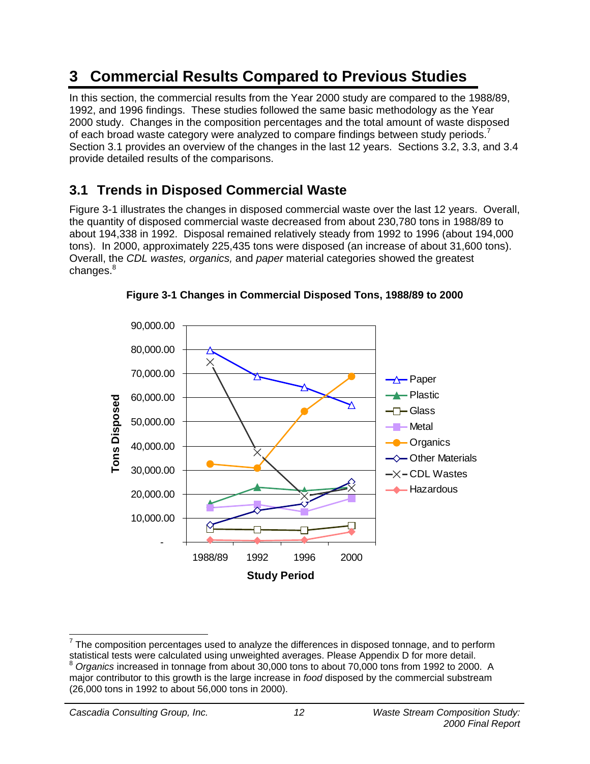# 3 Commercial Results Compared to Previous Studies

In this section, the commercial results from the Year 2000 study are compared to the 1988/89, 1992, and 1996 findings. These studies followed the same basic methodology as the Year 2000 study. Changes in the composition percentages and the total amount of waste disposed of each broad waste category were analyzed to compare findings between study periods.[7] Section 3.1 provides an overview of the changes in the last 12 years. Sections 3.2, 3.3, and 3.4 provide detailed results of the comparisons.

## 3.1 Trends in Disposed Commercial Waste

Figure 3-1 illustrates the changes in disposed commercial waste over the last 12 years. Overall, the quantity of disposed commercial waste decreased from about 230,780 tons in 1988/89 to about 194,338 in 1992. Disposal remained relatively steady from 1992 to 1996 (about 194,000 tons). In 2000, approximately 225,435 tons were disposed (an increase of about 31,600 tons). Overall, the *CDL wastes, organics,* and *paper* material categories showed the greatest changes.[8]

**Figure 3-1 Changes in Commercial Disposed Tons, 1988/89 to 2000**

[7] The composition percentages used to analyze the differences in disposed tonnage, and to perform statistical tests were calculated using unweighted averages. Please Appendix D for more detail.

[8] *Organics* increased in tonnage from about 30,000 tons to about 70,000 tons from 1992 to 2000. A major contributor to this growth is the large increase in *food* disposed by the commercial substream (26,000 tons in 1992 to about 56,000 tons in 2000).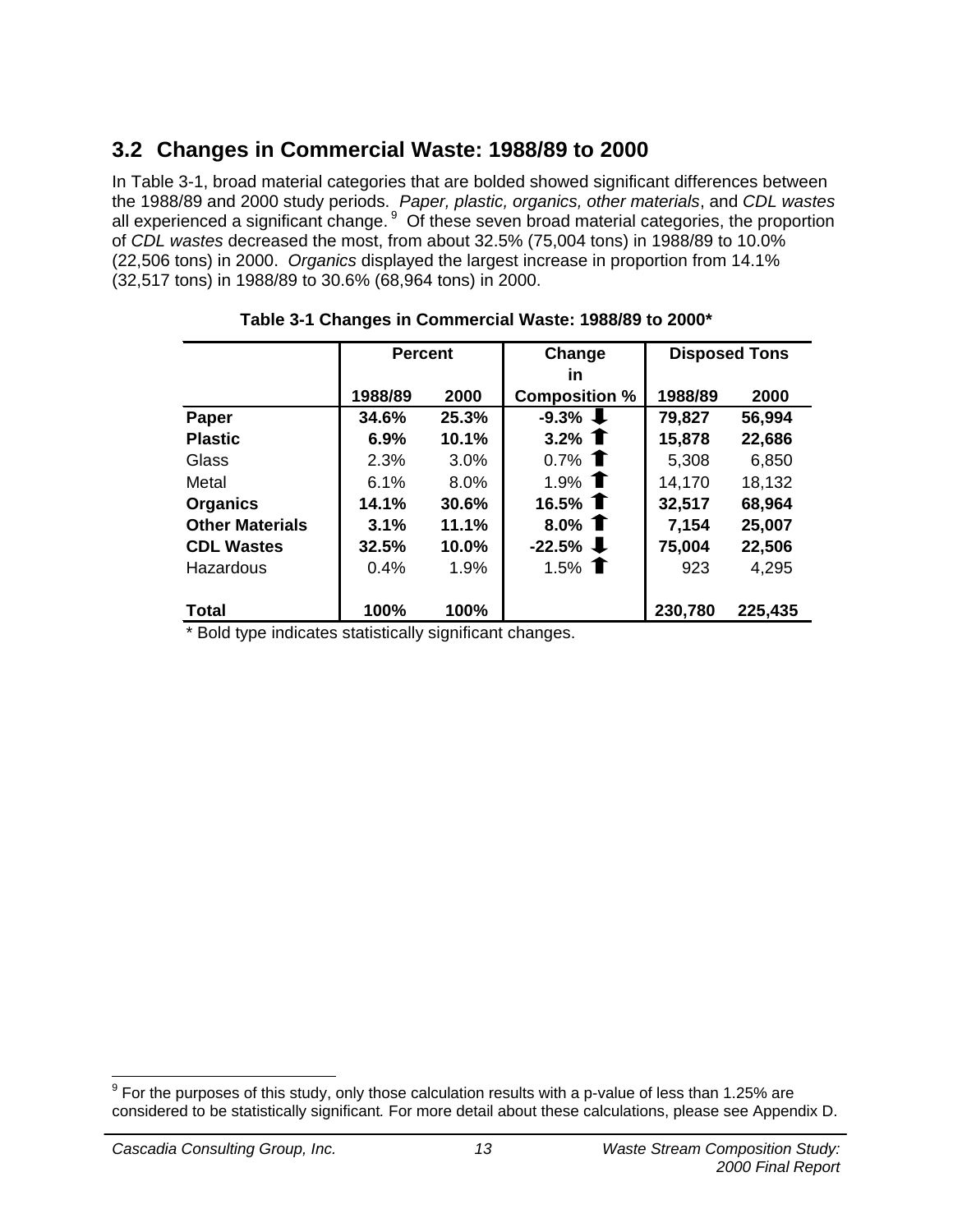## 3.2 Changes in Commercial Waste: 1988/89 to 2000

In Table 3-1, broad material categories that are bolded showed significant differences between the 1988/89 and 2000 study periods. *Paper, plastic, organics, other materials*, and *CDL wastes* all experienced a significant change.[9] Of these seven broad material categories, the proportion of *CDL wastes* decreased the most, from about 32.5% (75,004 tons) in 1988/89 to 10.0% (22,506 tons) in 2000. *Organics* displayed the largest increase in proportion from 14.1% (32,517 tons) in 1988/89 to 30.6% (68,964 tons) in 2000.

**Table 3-1 Changes in Commercial Waste: 1988/89 to 2000***

| | Percent | | Change in | Disposed Tons | |
|---|---|---|---|---|---|
| | 1988/89 | 2000 | Composition % | 1988/89 | 2000 |
| **Paper** | **34.6%** | **25.3%** | **-9.3%** ⬇ | **79,827** | **56,994** |
| **Plastic** | **6.9%** | **10.1%** | **3.2%** ⬆ | **15,878** | **22,686** |
| Glass | 2.3% | 3.0% | 0.7% ⬆ | 5,308 | 6,850 |
| Metal | 6.1% | 8.0% | 1.9% ⬆ | 14,170 | 18,132 |
| **Organics** | **14.1%** | **30.6%** | **16.5%** ⬆ | **32,517** | **68,964** |
| **Other Materials** | **3.1%** | **11.1%** | **8.0%** ⬆ | **7,154** | **25,007** |
| **CDL Wastes** | **32.5%** | **10.0%** | **-22.5%** ⬇ | **75,004** | **22,506** |
| Hazardous | 0.4% | 1.9% | 1.5% ⬆ | 923 | 4,295 |
| **Total** | **100%** | **100%** | | **230,780** | **225,435** |

\* Bold type indicates statistically significant changes.

[9] For the purposes of this study, only those calculation results with a p-value of less than 1.25% are considered to be statistically significant*.* For more detail about these calculations, please see Appendix D.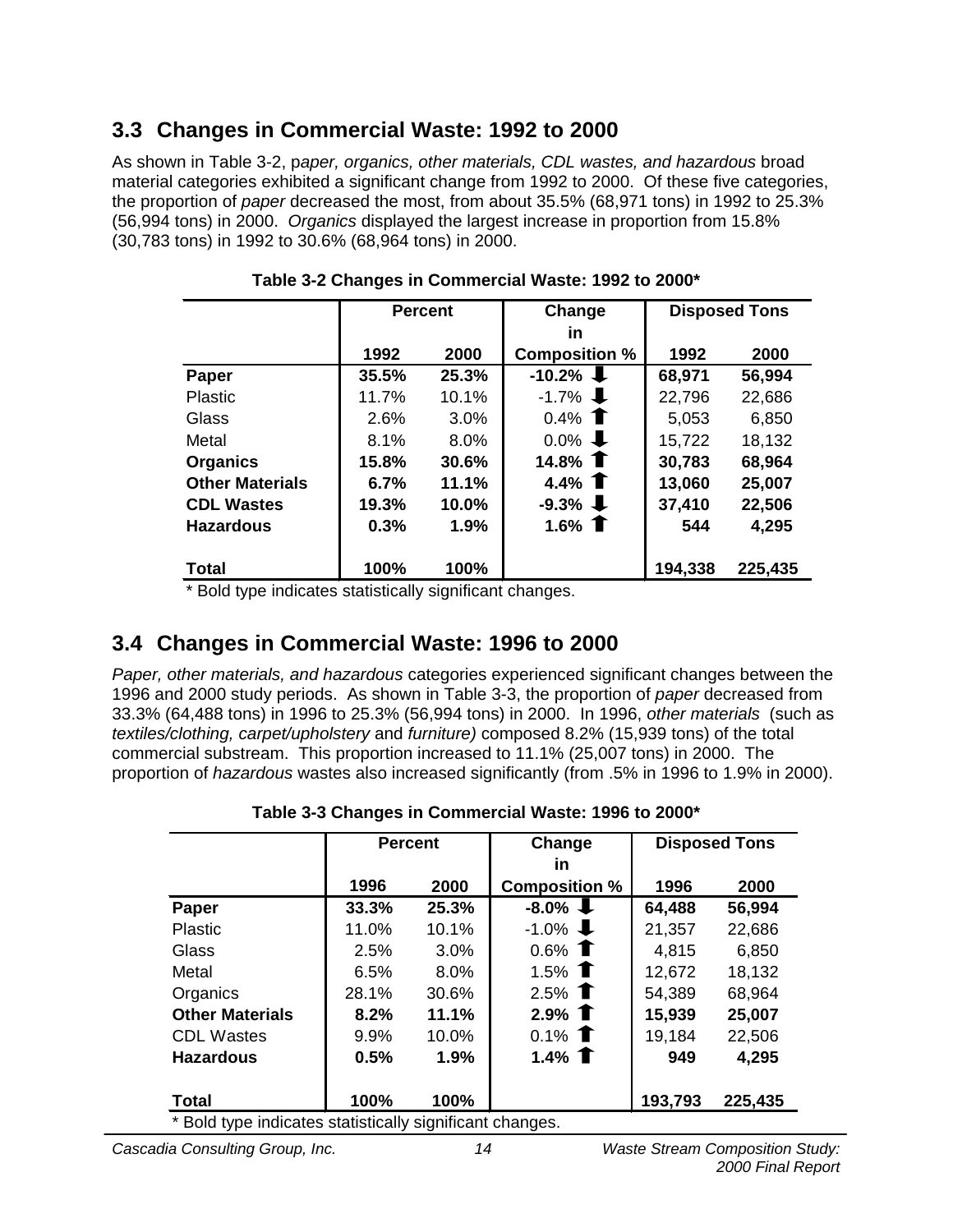## 3.3 Changes in Commercial Waste: 1992 to 2000

As shown in Table 3-2, p*aper, organics, other materials, CDL wastes, and hazardous* broad material categories exhibited a significant change from 1992 to 2000. Of these five categories, the proportion of *paper* decreased the most, from about 35.5% (68,971 tons) in 1992 to 25.3% (56,994 tons) in 2000. *Organics* displayed the largest increase in proportion from 15.8% (30,783 tons) in 1992 to 30.6% (68,964 tons) in 2000.

**Table 3-2 Changes in Commercial Waste: 1992 to 2000***

| | Percent | | Change in Composition % | Disposed Tons | |
|---|---|---|---|---|---|
| | 1992 | 2000 | | 1992 | 2000 |
| **Paper** | **35.5%** | **25.3%** | **-10.2%** ⬇ | **68,971** | **56,994** |
| Plastic | 11.7% | 10.1% | -1.7% ⬇ | 22,796 | 22,686 |
| Glass | 2.6% | 3.0% | 0.4% ⬆ | 5,053 | 6,850 |
| Metal | 8.1% | 8.0% | 0.0% ⬇ | 15,722 | 18,132 |
| **Organics** | **15.8%** | **30.6%** | **14.8%** ⬆ | **30,783** | **68,964** |
| **Other Materials** | **6.7%** | **11.1%** | **4.4%** ⬆ | **13,060** | **25,007** |
| **CDL Wastes** | **19.3%** | **10.0%** | **-9.3%** ⬇ | **37,410** | **22,506** |
| **Hazardous** | **0.3%** | **1.9%** | **1.6%** ⬆ | **544** | **4,295** |
| **Total** | **100%** | **100%** | | **194,338** | **225,435** |

\* Bold type indicates statistically significant changes.

## 3.4 Changes in Commercial Waste: 1996 to 2000

*Paper, other materials, and hazardous* categories experienced significant changes between the 1996 and 2000 study periods. As shown in Table 3-3, the proportion of *paper* decreased from 33.3% (64,488 tons) in 1996 to 25.3% (56,994 tons) in 2000. In 1996, *other materials* (such as *textiles/clothing, carpet/upholstery* and *furniture)* composed 8.2% (15,939 tons) of the total commercial substream. This proportion increased to 11.1% (25,007 tons) in 2000. The proportion of *hazardous* wastes also increased significantly (from .5% in 1996 to 1.9% in 2000).

**Table 3-3 Changes in Commercial Waste: 1996 to 2000***

| | Percent | | Change in Composition % | Disposed Tons | |
|---|---|---|---|---|---|
| | 1996 | 2000 | | 1996 | 2000 |
| **Paper** | **33.3%** | **25.3%** | **-8.0%** ⬇ | **64,488** | **56,994** |
| Plastic | 11.0% | 10.1% | -1.0% ⬇ | 21,357 | 22,686 |
| Glass | 2.5% | 3.0% | 0.6% ⬆ | 4,815 | 6,850 |
| Metal | 6.5% | 8.0% | 1.5% ⬆ | 12,672 | 18,132 |
| Organics | 28.1% | 30.6% | 2.5% ⬆ | 54,389 | 68,964 |
| **Other Materials** | **8.2%** | **11.1%** | **2.9%** ⬆ | **15,939** | **25,007** |
| CDL Wastes | 9.9% | 10.0% | 0.1% ⬆ | 19,184 | 22,506 |
| **Hazardous** | **0.5%** | **1.9%** | **1.4%** ⬆ | **949** | **4,295** |
| **Total** | **100%** | **100%** | | **193,793** | **225,435** |

\* Bold type indicates statistically significant changes.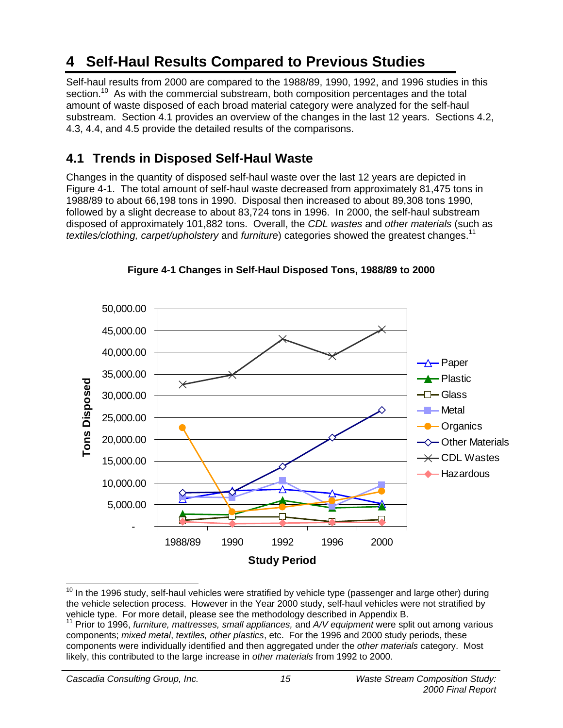# 4 Self-Haul Results Compared to Previous Studies

Self-haul results from 2000 are compared to the 1988/89, 1990, 1992, and 1996 studies in this section.[10] As with the commercial substream, both composition percentages and the total amount of waste disposed of each broad material category were analyzed for the self-haul substream. Section 4.1 provides an overview of the changes in the last 12 years. Sections 4.2, 4.3, 4.4, and 4.5 provide the detailed results of the comparisons.

## 4.1 Trends in Disposed Self-Haul Waste

Changes in the quantity of disposed self-haul waste over the last 12 years are depicted in Figure 4-1. The total amount of self-haul waste decreased from approximately 81,475 tons in 1988/89 to about 66,198 tons in 1990. Disposal then increased to about 89,308 tons 1990, followed by a slight decrease to about 83,724 tons in 1996. In 2000, the self-haul substream disposed of approximately 101,882 tons. Overall, the *CDL wastes* and *other materials* (such as *textiles/clothing, carpet/upholstery* and *furniture*) categories showed the greatest changes.[11]

**Figure 4-1 Changes in Self-Haul Disposed Tons, 1988/89 to 2000**

---

[10] In the 1996 study, self-haul vehicles were stratified by vehicle type (passenger and large other) during the vehicle selection process. However in the Year 2000 study, self-haul vehicles were not stratified by vehicle type. For more detail, please see the methodology described in Appendix B.

[11] Prior to 1996, *furniture, mattresses, small appliances,* and *A/V equipment* were split out among various components; *mixed metal*, *textiles, other plastics*, etc. For the 1996 and 2000 study periods, these components were individually identified and then aggregated under the *other materials* category. Most likely, this contributed to the large increase in *other materials* from 1992 to 2000.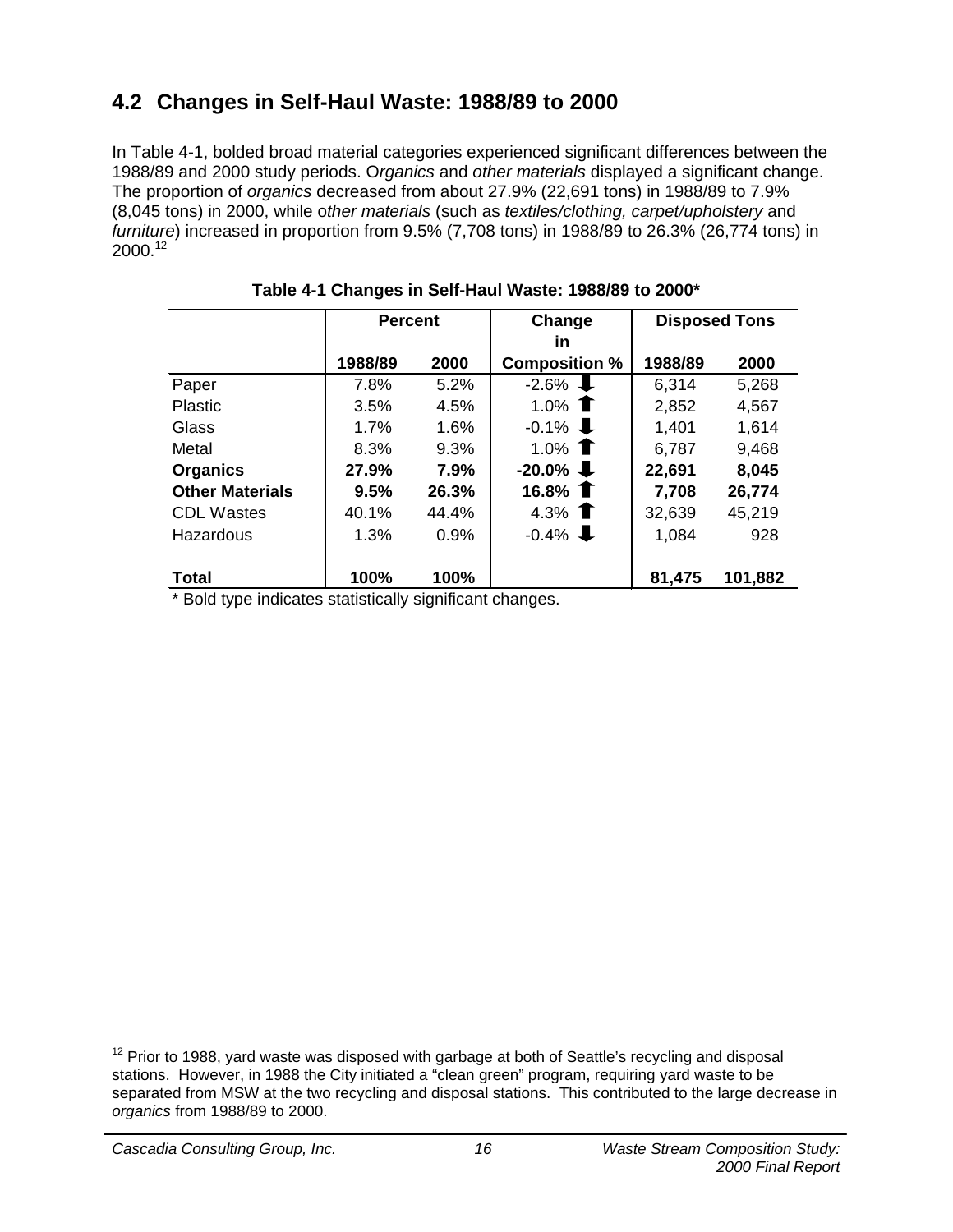## 4.2 Changes in Self-Haul Waste: 1988/89 to 2000

In Table 4-1, bolded broad material categories experienced significant differences between the 1988/89 and 2000 study periods. O*rganics* and *other materials* displayed a significant change. The proportion of *organics* decreased from about 27.9% (22,691 tons) in 1988/89 to 7.9% (8,045 tons) in 2000, while o*ther materials* (such as *textiles/clothing, carpet/upholstery* and *furniture*) increased in proportion from 9.5% (7,708 tons) in 1988/89 to 26.3% (26,774 tons) in 2000.[12]

**Table 4-1 Changes in Self-Haul Waste: 1988/89 to 2000***

| | Percent | | Change in | Disposed Tons | |
|---|---|---|---|---|---|
| | 1988/89 | 2000 | Composition % | 1988/89 | 2000 |
| Paper | 7.8% | 5.2% | -2.6% ⬇ | 6,314 | 5,268 |
| Plastic | 3.5% | 4.5% | 1.0% ⬆ | 2,852 | 4,567 |
| Glass | 1.7% | 1.6% | -0.1% ⬇ | 1,401 | 1,614 |
| Metal | 8.3% | 9.3% | 1.0% ⬆ | 6,787 | 9,468 |
| **Organics** | **27.9%** | **7.9%** | **-20.0%** ⬇ | **22,691** | **8,045** |
| **Other Materials** | **9.5%** | **26.3%** | **16.8%** ⬆ | **7,708** | **26,774** |
| CDL Wastes | 40.1% | 44.4% | 4.3% ⬆ | 32,639 | 45,219 |
| Hazardous | 1.3% | 0.9% | -0.4% ⬇ | 1,084 | 928 |
| **Total** | **100%** | **100%** | | **81,475** | **101,882** |

\* Bold type indicates statistically significant changes.

[12] Prior to 1988, yard waste was disposed with garbage at both of Seattle's recycling and disposal stations. However, in 1988 the City initiated a "clean green" program, requiring yard waste to be separated from MSW at the two recycling and disposal stations. This contributed to the large decrease in *organics* from 1988/89 to 2000.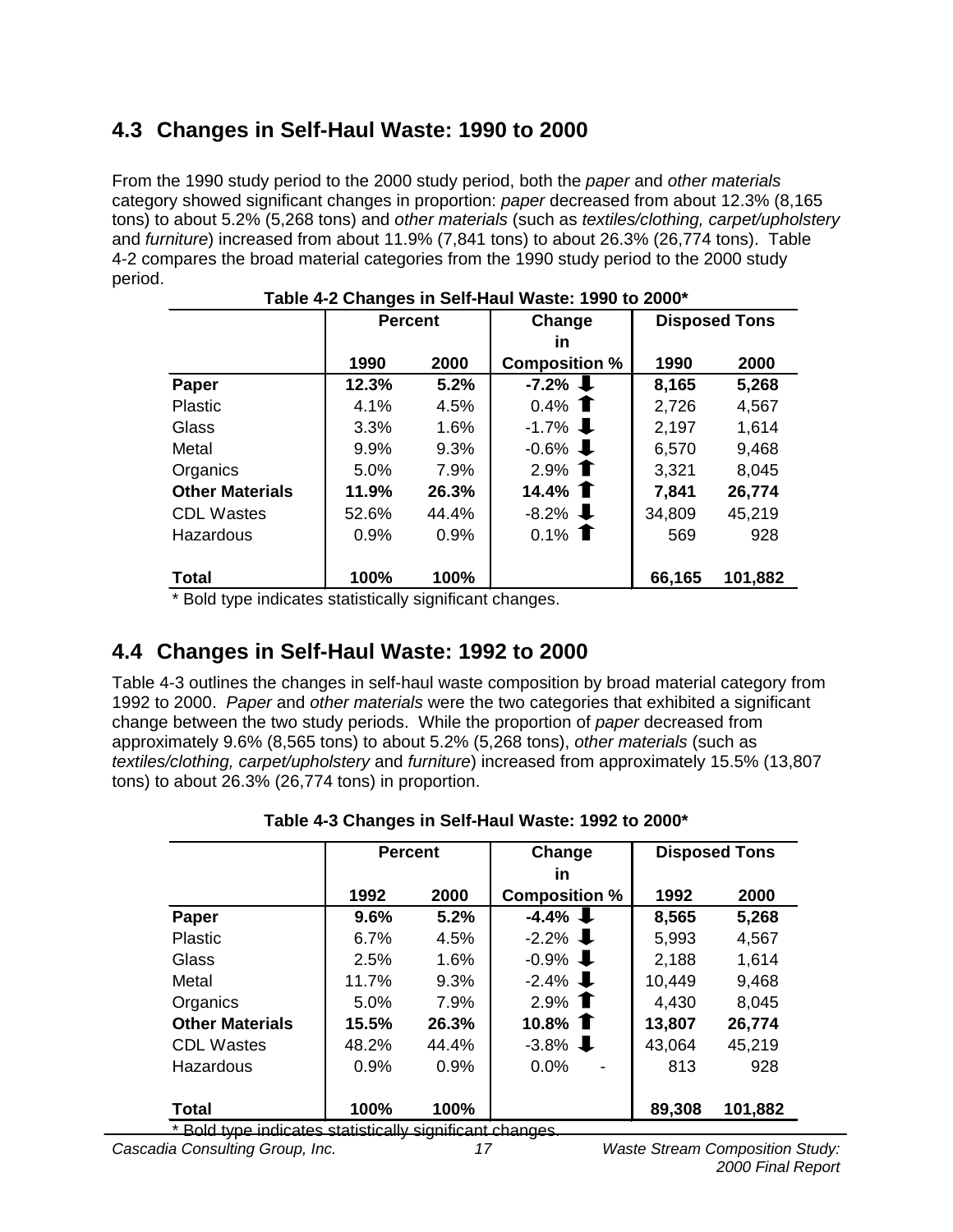## 4.3 Changes in Self-Haul Waste: 1990 to 2000

From the 1990 study period to the 2000 study period, both the *paper* and *other materials* category showed significant changes in proportion: *paper* decreased from about 12.3% (8,165 tons) to about 5.2% (5,268 tons) and *other materials* (such as *textiles/clothing, carpet/upholstery* and *furniture*) increased from about 11.9% (7,841 tons) to about 26.3% (26,774 tons). Table 4-2 compares the broad material categories from the 1990 study period to the 2000 study period.

**Table 4-2 Changes in Self-Haul Waste: 1990 to 2000***

| | Percent | | Change in Composition % | Disposed Tons | |
|---|---|---|---|---|---|
| | 1990 | 2000 | | 1990 | 2000 |
| **Paper** | **12.3%** | **5.2%** | **-7.2%** ⬇ | **8,165** | **5,268** |
| Plastic | 4.1% | 4.5% | 0.4% ⬆ | 2,726 | 4,567 |
| Glass | 3.3% | 1.6% | -1.7% ⬇ | 2,197 | 1,614 |
| Metal | 9.9% | 9.3% | -0.6% ⬇ | 6,570 | 9,468 |
| Organics | 5.0% | 7.9% | 2.9% ⬆ | 3,321 | 8,045 |
| **Other Materials** | **11.9%** | **26.3%** | **14.4%** ⬆ | **7,841** | **26,774** |
| CDL Wastes | 52.6% | 44.4% | -8.2% ⬇ | 34,809 | 45,219 |
| Hazardous | 0.9% | 0.9% | 0.1% ⬆ | 569 | 928 |
| **Total** | **100%** | **100%** | | **66,165** | **101,882** |

* Bold type indicates statistically significant changes.

## 4.4 Changes in Self-Haul Waste: 1992 to 2000

Table 4-3 outlines the changes in self-haul waste composition by broad material category from 1992 to 2000. *Paper* and *other materials* were the two categories that exhibited a significant change between the two study periods. While the proportion of *paper* decreased from approximately 9.6% (8,565 tons) to about 5.2% (5,268 tons), *other materials* (such as *textiles/clothing, carpet/upholstery* and *furniture*) increased from approximately 15.5% (13,807 tons) to about 26.3% (26,774 tons) in proportion.

**Table 4-3 Changes in Self-Haul Waste: 1992 to 2000***

| | Percent | | Change in Composition % | Disposed Tons | |
|---|---|---|---|---|---|
| | 1992 | 2000 | | 1992 | 2000 |
| **Paper** | **9.6%** | **5.2%** | **-4.4%** ⬇ | **8,565** | **5,268** |
| Plastic | 6.7% | 4.5% | -2.2% ⬇ | 5,993 | 4,567 |
| Glass | 2.5% | 1.6% | -0.9% ⬇ | 2,188 | 1,614 |
| Metal | 11.7% | 9.3% | -2.4% ⬇ | 10,449 | 9,468 |
| Organics | 5.0% | 7.9% | 2.9% ⬆ | 4,430 | 8,045 |
| **Other Materials** | **15.5%** | **26.3%** | **10.8%** ⬆ | **13,807** | **26,774** |
| CDL Wastes | 48.2% | 44.4% | -3.8% ⬇ | 43,064 | 45,219 |
| Hazardous | 0.9% | 0.9% | 0.0% - | 813 | 928 |
| **Total** | **100%** | **100%** | | **89,308** | **101,882** |

* Bold type indicates statistically significant changes.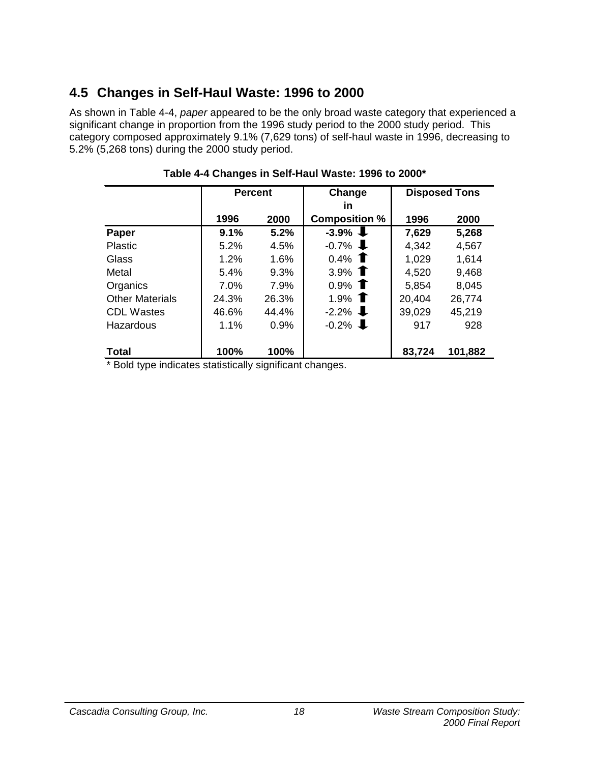## 4.5 Changes in Self-Haul Waste: 1996 to 2000

As shown in Table 4-4, *paper* appeared to be the only broad waste category that experienced a significant change in proportion from the 1996 study period to the 2000 study period. This category composed approximately 9.1% (7,629 tons) of self-haul waste in 1996, decreasing to 5.2% (5,268 tons) during the 2000 study period.

**Table 4-4 Changes in Self-Haul Waste: 1996 to 2000***

| | Percent | | Change in | Disposed Tons | |
|---|---|---|---|---|---|
| | 1996 | 2000 | Composition % | 1996 | 2000 |
| **Paper** | **9.1%** | **5.2%** | **-3.9%** ⬇ | **7,629** | **5,268** |
| Plastic | 5.2% | 4.5% | -0.7% ⬇ | 4,342 | 4,567 |
| Glass | 1.2% | 1.6% | 0.4% ⬆ | 1,029 | 1,614 |
| Metal | 5.4% | 9.3% | 3.9% ⬆ | 4,520 | 9,468 |
| Organics | 7.0% | 7.9% | 0.9% ⬆ | 5,854 | 8,045 |
| Other Materials | 24.3% | 26.3% | 1.9% ⬆ | 20,404 | 26,774 |
| CDL Wastes | 46.6% | 44.4% | -2.2% ⬇ | 39,029 | 45,219 |
| Hazardous | 1.1% | 0.9% | -0.2% ⬇ | 917 | 928 |
| **Total** | **100%** | **100%** | | **83,724** | **101,882** |

* Bold type indicates statistically significant changes.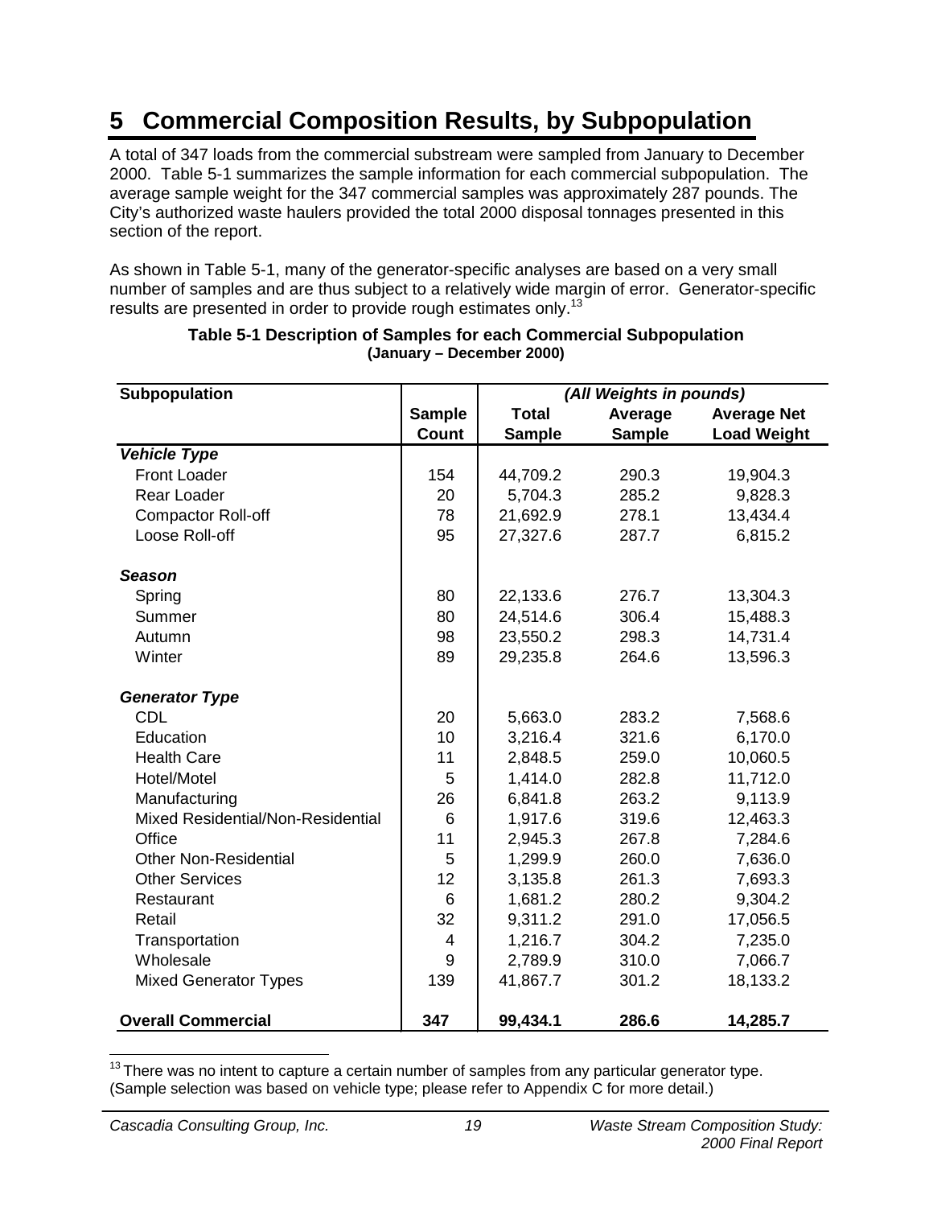# 5 Commercial Composition Results, by Subpopulation

A total of 347 loads from the commercial substream were sampled from January to December 2000. Table 5-1 summarizes the sample information for each commercial subpopulation. The average sample weight for the 347 commercial samples was approximately 287 pounds. The City's authorized waste haulers provided the total 2000 disposal tonnages presented in this section of the report.

As shown in Table 5-1, many of the generator-specific analyses are based on a very small number of samples and are thus subject to a relatively wide margin of error. Generator-specific results are presented in order to provide rough estimates only.[13]

**Table 5-1 Description of Samples for each Commercial Subpopulation**
**(January – December 2000)**

| Subpopulation | | *(All Weights in pounds)* | | |
|---|---|---|---|---|
| | **Sample Count** | **Total Sample** | **Average Sample** | **Average Net Load Weight** |
| ***Vehicle Type*** | | | | |
| Front Loader | 154 | 44,709.2 | 290.3 | 19,904.3 |
| Rear Loader | 20 | 5,704.3 | 285.2 | 9,828.3 |
| Compactor Roll-off | 78 | 21,692.9 | 278.1 | 13,434.4 |
| Loose Roll-off | 95 | 27,327.6 | 287.7 | 6,815.2 |
| ***Season*** | | | | |
| Spring | 80 | 22,133.6 | 276.7 | 13,304.3 |
| Summer | 80 | 24,514.6 | 306.4 | 15,488.3 |
| Autumn | 98 | 23,550.2 | 298.3 | 14,731.4 |
| Winter | 89 | 29,235.8 | 264.6 | 13,596.3 |
| ***Generator Type*** | | | | |
| CDL | 20 | 5,663.0 | 283.2 | 7,568.6 |
| Education | 10 | 3,216.4 | 321.6 | 6,170.0 |
| Health Care | 11 | 2,848.5 | 259.0 | 10,060.5 |
| Hotel/Motel | 5 | 1,414.0 | 282.8 | 11,712.0 |
| Manufacturing | 26 | 6,841.8 | 263.2 | 9,113.9 |
| Mixed Residential/Non-Residential | 6 | 1,917.6 | 319.6 | 12,463.3 |
| Office | 11 | 2,945.3 | 267.8 | 7,284.6 |
| Other Non-Residential | 5 | 1,299.9 | 260.0 | 7,636.0 |
| Other Services | 12 | 3,135.8 | 261.3 | 7,693.3 |
| Restaurant | 6 | 1,681.2 | 280.2 | 9,304.2 |
| Retail | 32 | 9,311.2 | 291.0 | 17,056.5 |
| Transportation | 4 | 1,216.7 | 304.2 | 7,235.0 |
| Wholesale | 9 | 2,789.9 | 310.0 | 7,066.7 |
| Mixed Generator Types | 139 | 41,867.7 | 301.2 | 18,133.2 |
| **Overall Commercial** | **347** | **99,434.1** | **286.6** | **14,285.7** |

[13] There was no intent to capture a certain number of samples from any particular generator type. (Sample selection was based on vehicle type; please refer to Appendix C for more detail.)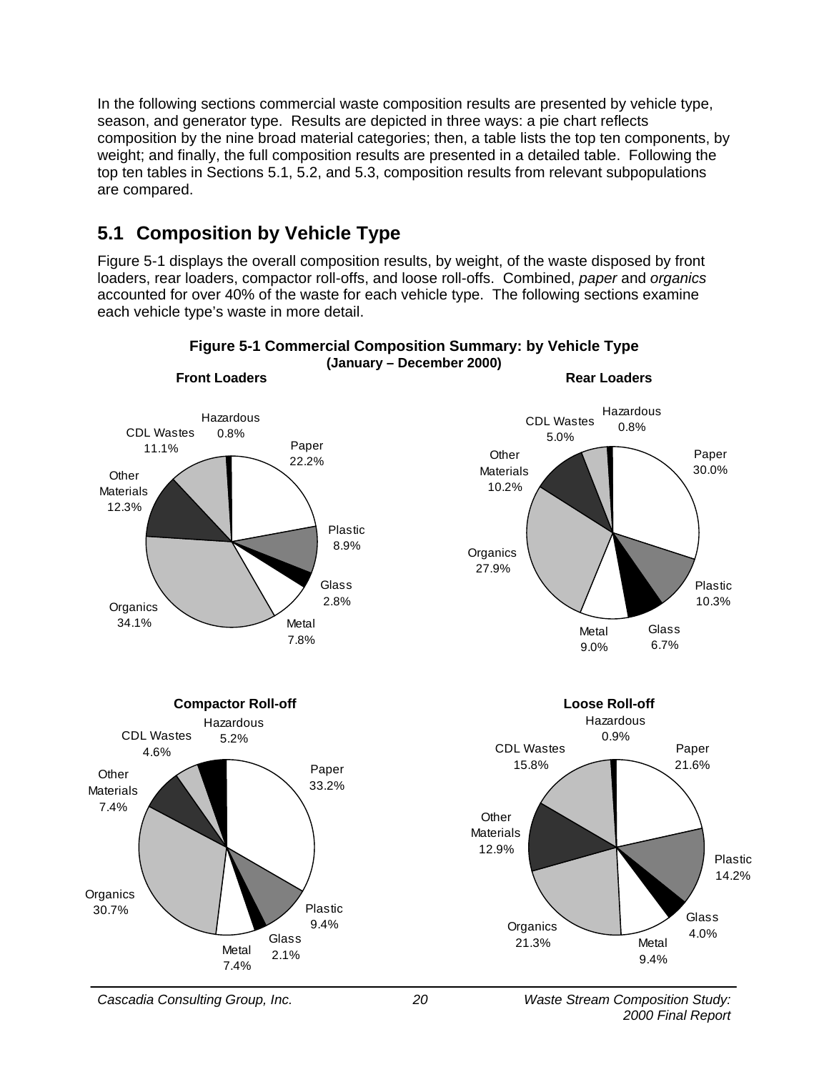In the following sections commercial waste composition results are presented by vehicle type, season, and generator type. Results are depicted in three ways: a pie chart reflects composition by the nine broad material categories; then, a table lists the top ten components, by weight; and finally, the full composition results are presented in a detailed table. Following the top ten tables in Sections 5.1, 5.2, and 5.3, composition results from relevant subpopulations are compared.

## 5.1 Composition by Vehicle Type

Figure 5-1 displays the overall composition results, by weight, of the waste disposed by front loaders, rear loaders, compactor roll-offs, and loose roll-offs. Combined, *paper* and *organics* accounted for over 40% of the waste for each vehicle type. The following sections examine each vehicle type's waste in more detail.

**Figure 5-1 Commercial Composition Summary: by Vehicle Type**
**(January – December 2000)**

**Front Loaders**

| Category | Percent |
|---|---|
| Paper | 22.2% |
| Plastic | 8.9% |
| Glass | 2.8% |
| Metal | 7.8% |
| Organics | 34.1% |
| Other Materials | 12.3% |
| CDL Wastes | 11.1% |
| Hazardous | 0.8% |

**Rear Loaders**

| Category | Percent |
|---|---|
| Paper | 30.0% |
| Plastic | 10.3% |
| Glass | 6.7% |
| Metal | 9.0% |
| Organics | 27.9% |
| Other Materials | 10.2% |
| CDL Wastes | 5.0% |
| Hazardous | 0.8% |

**Compactor Roll-off**

| Category | Percent |
|---|---|
| Paper | 33.2% |
| Plastic | 9.4% |
| Glass | 2.1% |
| Metal | 7.4% |
| Organics | 30.7% |
| Other Materials | 7.4% |
| CDL Wastes | 4.6% |
| Hazardous | 5.2% |

**Loose Roll-off**

| Category | Percent |
|---|---|
| Paper | 21.6% |
| Plastic | 14.2% |
| Glass | 4.0% |
| Metal | 9.4% |
| Organics | 21.3% |
| Other Materials | 12.9% |
| CDL Wastes | 15.8% |
| Hazardous | 0.9% |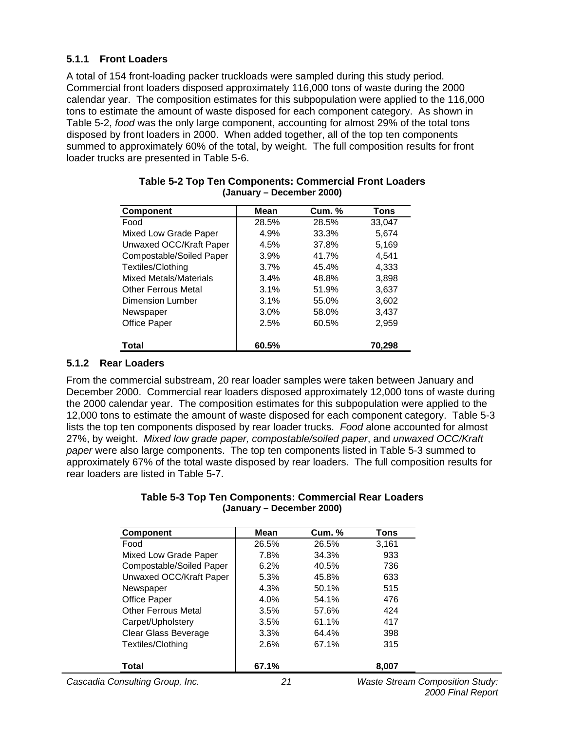### 5.1.1 Front Loaders

A total of 154 front-loading packer truckloads were sampled during this study period. Commercial front loaders disposed approximately 116,000 tons of waste during the 2000 calendar year. The composition estimates for this subpopulation were applied to the 116,000 tons to estimate the amount of waste disposed for each component category. As shown in Table 5-2, *food* was the only large component, accounting for almost 29% of the total tons disposed by front loaders in 2000. When added together, all of the top ten components summed to approximately 60% of the total, by weight. The full composition results for front loader trucks are presented in Table 5-6.

**Table 5-2 Top Ten Components: Commercial Front Loaders (January – December 2000)**

| Component | Mean | Cum. % | Tons |
|---|---|---|---|
| Food | 28.5% | 28.5% | 33,047 |
| Mixed Low Grade Paper | 4.9% | 33.3% | 5,674 |
| Unwaxed OCC/Kraft Paper | 4.5% | 37.8% | 5,169 |
| Compostable/Soiled Paper | 3.9% | 41.7% | 4,541 |
| Textiles/Clothing | 3.7% | 45.4% | 4,333 |
| Mixed Metals/Materials | 3.4% | 48.8% | 3,898 |
| Other Ferrous Metal | 3.1% | 51.9% | 3,637 |
| Dimension Lumber | 3.1% | 55.0% | 3,602 |
| Newspaper | 3.0% | 58.0% | 3,437 |
| Office Paper | 2.5% | 60.5% | 2,959 |
| **Total** | **60.5%** | | **70,298** |

### 5.1.2 Rear Loaders

From the commercial substream, 20 rear loader samples were taken between January and December 2000. Commercial rear loaders disposed approximately 12,000 tons of waste during the 2000 calendar year. The composition estimates for this subpopulation were applied to the 12,000 tons to estimate the amount of waste disposed for each component category. Table 5-3 lists the top ten components disposed by rear loader trucks. *Food* alone accounted for almost 27%, by weight. *Mixed low grade paper, compostable/soiled paper*, and *unwaxed OCC/Kraft paper* were also large components. The top ten components listed in Table 5-3 summed to approximately 67% of the total waste disposed by rear loaders. The full composition results for rear loaders are listed in Table 5-7.

**Table 5-3 Top Ten Components: Commercial Rear Loaders (January – December 2000)**

| Component | Mean | Cum. % | Tons |
|---|---|---|---|
| Food | 26.5% | 26.5% | 3,161 |
| Mixed Low Grade Paper | 7.8% | 34.3% | 933 |
| Compostable/Soiled Paper | 6.2% | 40.5% | 736 |
| Unwaxed OCC/Kraft Paper | 5.3% | 45.8% | 633 |
| Newspaper | 4.3% | 50.1% | 515 |
| Office Paper | 4.0% | 54.1% | 476 |
| Other Ferrous Metal | 3.5% | 57.6% | 424 |
| Carpet/Upholstery | 3.5% | 61.1% | 417 |
| Clear Glass Beverage | 3.3% | 64.4% | 398 |
| Textiles/Clothing | 2.6% | 67.1% | 315 |
| **Total** | **67.1%** | | **8,007** |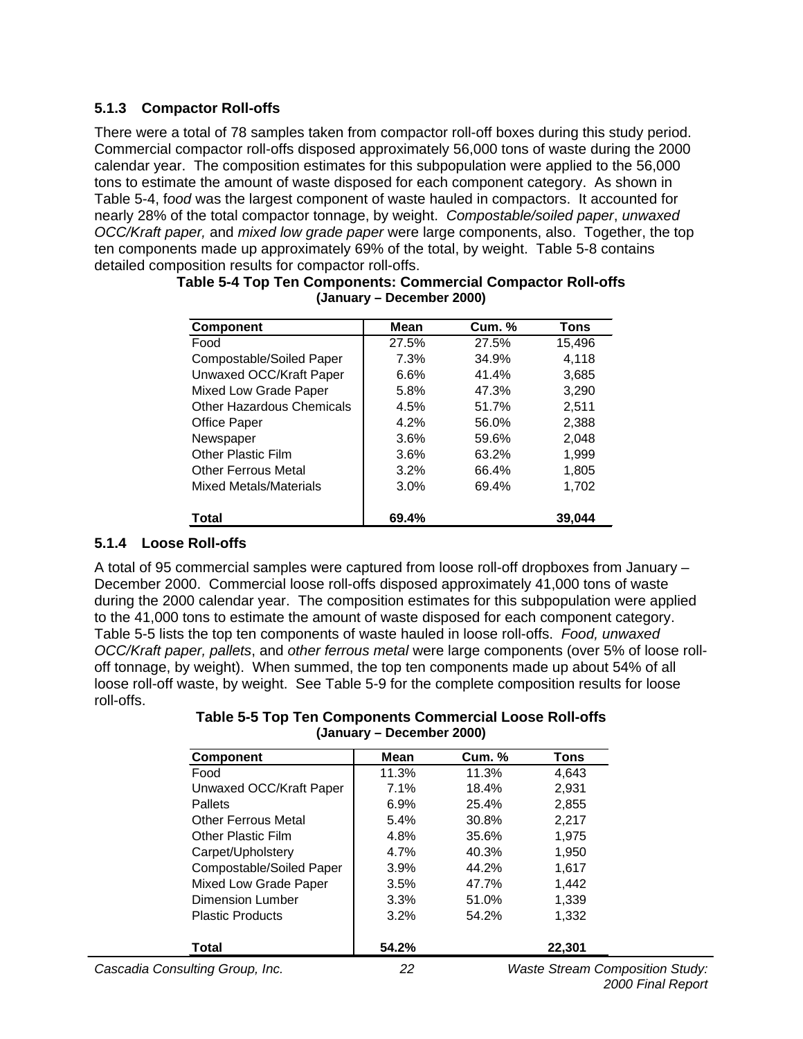### 5.1.3 Compactor Roll-offs

There were a total of 78 samples taken from compactor roll-off boxes during this study period. Commercial compactor roll-offs disposed approximately 56,000 tons of waste during the 2000 calendar year. The composition estimates for this subpopulation were applied to the 56,000 tons to estimate the amount of waste disposed for each component category. As shown in Table 5-4, f*ood* was the largest component of waste hauled in compactors. It accounted for nearly 28% of the total compactor tonnage, by weight. *Compostable/soiled paper*, *unwaxed OCC/Kraft paper,* and *mixed low grade paper* were large components, also. Together, the top ten components made up approximately 69% of the total, by weight. Table 5-8 contains detailed composition results for compactor roll-offs.

**Table 5-4 Top Ten Components: Commercial Compactor Roll-offs (January – December 2000)**

| Component | Mean | Cum. % | Tons |
|---|---|---|---|
| Food | 27.5% | 27.5% | 15,496 |
| Compostable/Soiled Paper | 7.3% | 34.9% | 4,118 |
| Unwaxed OCC/Kraft Paper | 6.6% | 41.4% | 3,685 |
| Mixed Low Grade Paper | 5.8% | 47.3% | 3,290 |
| Other Hazardous Chemicals | 4.5% | 51.7% | 2,511 |
| Office Paper | 4.2% | 56.0% | 2,388 |
| Newspaper | 3.6% | 59.6% | 2,048 |
| Other Plastic Film | 3.6% | 63.2% | 1,999 |
| Other Ferrous Metal | 3.2% | 66.4% | 1,805 |
| Mixed Metals/Materials | 3.0% | 69.4% | 1,702 |
| **Total** | **69.4%** | | **39,044** |

### 5.1.4 Loose Roll-offs

A total of 95 commercial samples were captured from loose roll-off dropboxes from January – December 2000. Commercial loose roll-offs disposed approximately 41,000 tons of waste during the 2000 calendar year. The composition estimates for this subpopulation were applied to the 41,000 tons to estimate the amount of waste disposed for each component category. Table 5-5 lists the top ten components of waste hauled in loose roll-offs. *Food, unwaxed OCC/Kraft paper, pallets*, and *other ferrous metal* were large components (over 5% of loose roll-off tonnage, by weight). When summed, the top ten components made up about 54% of all loose roll-off waste, by weight. See Table 5-9 for the complete composition results for loose roll-offs.

**Table 5-5 Top Ten Components Commercial Loose Roll-offs (January – December 2000)**

| Component | Mean | Cum. % | Tons |
|---|---|---|---|
| Food | 11.3% | 11.3% | 4,643 |
| Unwaxed OCC/Kraft Paper | 7.1% | 18.4% | 2,931 |
| Pallets | 6.9% | 25.4% | 2,855 |
| Other Ferrous Metal | 5.4% | 30.8% | 2,217 |
| Other Plastic Film | 4.8% | 35.6% | 1,975 |
| Carpet/Upholstery | 4.7% | 40.3% | 1,950 |
| Compostable/Soiled Paper | 3.9% | 44.2% | 1,617 |
| Mixed Low Grade Paper | 3.5% | 47.7% | 1,442 |
| Dimension Lumber | 3.3% | 51.0% | 1,339 |
| Plastic Products | 3.2% | 54.2% | 1,332 |
| **Total** | **54.2%** | | **22,301** |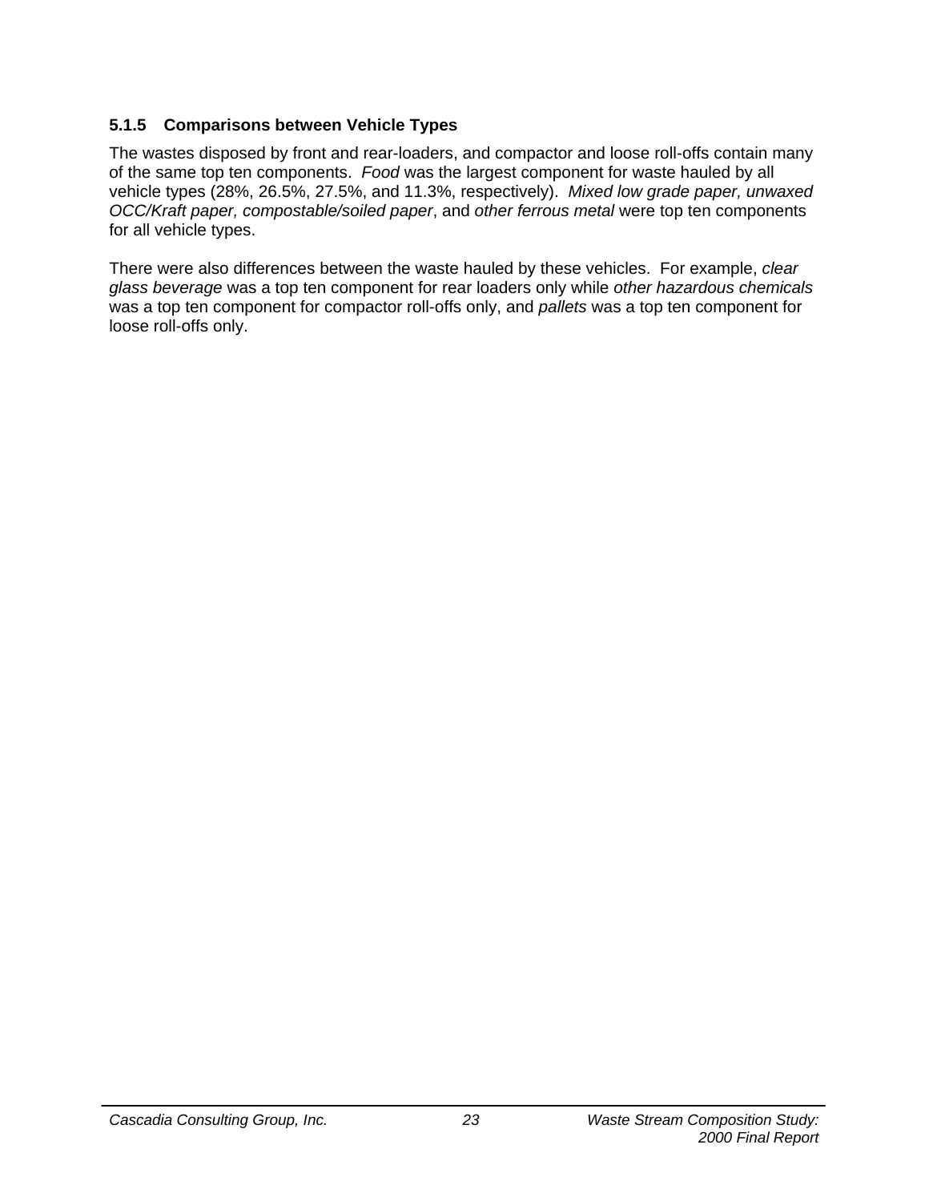### 5.1.5 Comparisons between Vehicle Types

The wastes disposed by front and rear-loaders, and compactor and loose roll-offs contain many of the same top ten components. *Food* was the largest component for waste hauled by all vehicle types (28%, 26.5%, 27.5%, and 11.3%, respectively). *Mixed low grade paper, unwaxed OCC/Kraft paper, compostable/soiled paper*, and *other ferrous metal* were top ten components for all vehicle types.

There were also differences between the waste hauled by these vehicles. For example, *clear glass beverage* was a top ten component for rear loaders only while *other hazardous chemicals* was a top ten component for compactor roll-offs only, and *pallets* was a top ten component for loose roll-offs only.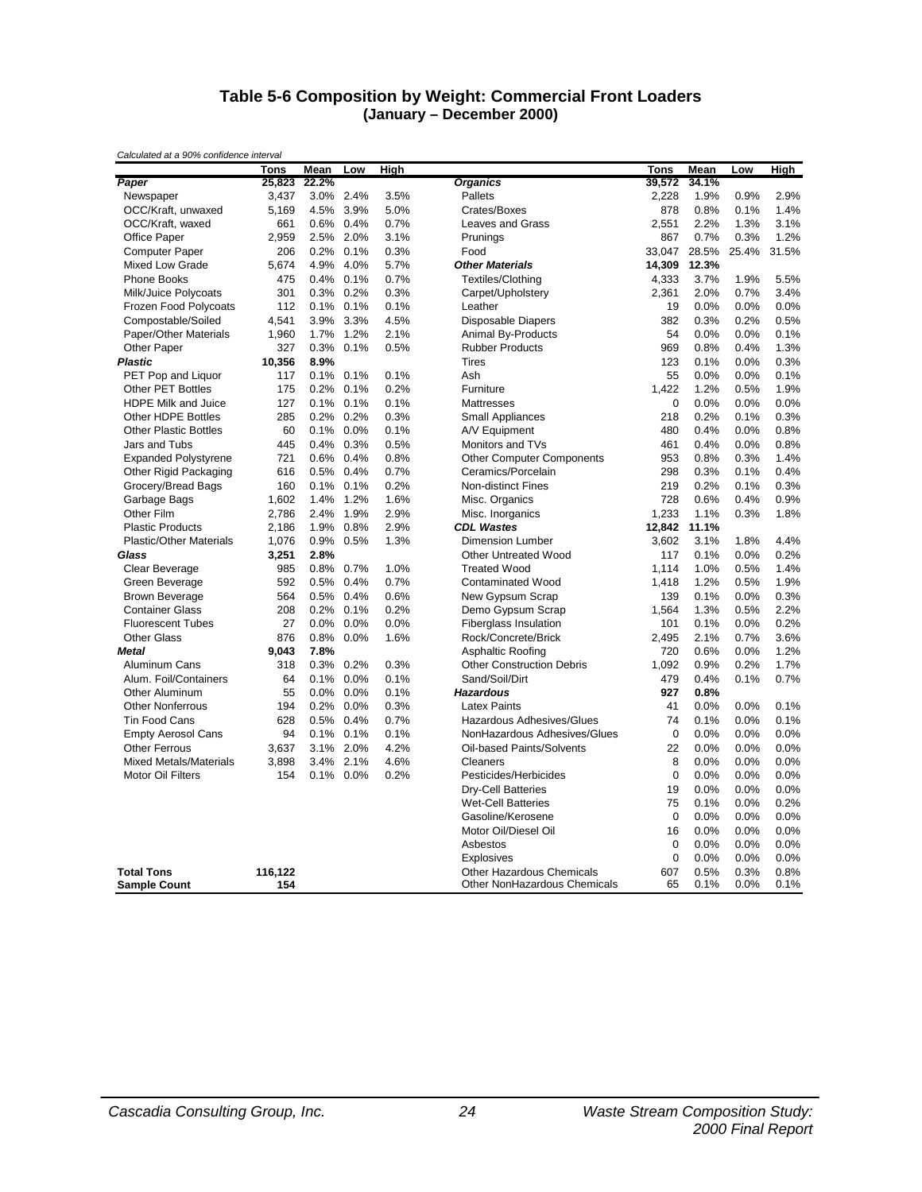### Table 5-6 Composition by Weight: Commercial Front Loaders
### (January – December 2000)

*Calculated at a 90% confidence interval*

| | Tons | Mean | Low | High | | Tons | Mean | Low | High |
|---|---|---|---|---|---|---|---|---|---|
| ***Paper*** | **25,823** | **22.2%** | | | ***Organics*** | **39,572** | **34.1%** | | |
| Newspaper | 3,437 | 3.0% | 2.4% | 3.5% | Pallets | 2,228 | 1.9% | 0.9% | 2.9% |
| OCC/Kraft, unwaxed | 5,169 | 4.5% | 3.9% | 5.0% | Crates/Boxes | 878 | 0.8% | 0.1% | 1.4% |
| OCC/Kraft, waxed | 661 | 0.6% | 0.4% | 0.7% | Leaves and Grass | 2,551 | 2.2% | 1.3% | 3.1% |
| Office Paper | 2,959 | 2.5% | 2.0% | 3.1% | Prunings | 867 | 0.7% | 0.3% | 1.2% |
| Computer Paper | 206 | 0.2% | 0.1% | 0.3% | Food | 33,047 | 28.5% | 25.4% | 31.5% |
| Mixed Low Grade | 5,674 | 4.9% | 4.0% | 5.7% | ***Other Materials*** | **14,309** | **12.3%** | | |
| Phone Books | 475 | 0.4% | 0.1% | 0.7% | Textiles/Clothing | 4,333 | 3.7% | 1.9% | 5.5% |
| Milk/Juice Polycoats | 301 | 0.3% | 0.2% | 0.3% | Carpet/Upholstery | 2,361 | 2.0% | 0.7% | 3.4% |
| Frozen Food Polycoats | 112 | 0.1% | 0.1% | 0.1% | Leather | 19 | 0.0% | 0.0% | 0.0% |
| Compostable/Soiled | 4,541 | 3.9% | 3.3% | 4.5% | Disposable Diapers | 382 | 0.3% | 0.2% | 0.5% |
| Paper/Other Materials | 1,960 | 1.7% | 1.2% | 2.1% | Animal By-Products | 54 | 0.0% | 0.0% | 0.1% |
| Other Paper | 327 | 0.3% | 0.1% | 0.5% | Rubber Products | 969 | 0.8% | 0.4% | 1.3% |
| ***Plastic*** | **10,356** | **8.9%** | | | Tires | 123 | 0.1% | 0.0% | 0.3% |
| PET Pop and Liquor | 117 | 0.1% | 0.1% | 0.1% | Ash | 55 | 0.0% | 0.0% | 0.1% |
| Other PET Bottles | 175 | 0.2% | 0.1% | 0.2% | Furniture | 1,422 | 1.2% | 0.5% | 1.9% |
| HDPE Milk and Juice | 127 | 0.1% | 0.1% | 0.1% | Mattresses | 0 | 0.0% | 0.0% | 0.0% |
| Other HDPE Bottles | 285 | 0.2% | 0.2% | 0.3% | Small Appliances | 218 | 0.2% | 0.1% | 0.3% |
| Other Plastic Bottles | 60 | 0.1% | 0.0% | 0.1% | A/V Equipment | 480 | 0.4% | 0.0% | 0.8% |
| Jars and Tubs | 445 | 0.4% | 0.3% | 0.5% | Monitors and TVs | 461 | 0.4% | 0.0% | 0.8% |
| Expanded Polystyrene | 721 | 0.6% | 0.4% | 0.8% | Other Computer Components | 953 | 0.8% | 0.3% | 1.4% |
| Other Rigid Packaging | 616 | 0.5% | 0.4% | 0.7% | Ceramics/Porcelain | 298 | 0.3% | 0.1% | 0.4% |
| Grocery/Bread Bags | 160 | 0.1% | 0.1% | 0.2% | Non-distinct Fines | 219 | 0.2% | 0.1% | 0.3% |
| Garbage Bags | 1,602 | 1.4% | 1.2% | 1.6% | Misc. Organics | 728 | 0.6% | 0.4% | 0.9% |
| Other Film | 2,786 | 2.4% | 1.9% | 2.9% | Misc. Inorganics | 1,233 | 1.1% | 0.3% | 1.8% |
| Plastic Products | 2,186 | 1.9% | 0.8% | 2.9% | ***CDL Wastes*** | **12,842** | **11.1%** | | |
| Plastic/Other Materials | 1,076 | 0.9% | 0.5% | 1.3% | Dimension Lumber | 3,602 | 3.1% | 1.8% | 4.4% |
| ***Glass*** | **3,251** | **2.8%** | | | Other Untreated Wood | 117 | 0.1% | 0.0% | 0.2% |
| Clear Beverage | 985 | 0.8% | 0.7% | 1.0% | Treated Wood | 1,114 | 1.0% | 0.5% | 1.4% |
| Green Beverage | 592 | 0.5% | 0.4% | 0.7% | Contaminated Wood | 1,418 | 1.2% | 0.5% | 1.9% |
| Brown Beverage | 564 | 0.5% | 0.4% | 0.6% | New Gypsum Scrap | 139 | 0.1% | 0.0% | 0.3% |
| Container Glass | 208 | 0.2% | 0.1% | 0.2% | Demo Gypsum Scrap | 1,564 | 1.3% | 0.5% | 2.2% |
| Fluorescent Tubes | 27 | 0.0% | 0.0% | 0.0% | Fiberglass Insulation | 101 | 0.1% | 0.0% | 0.2% |
| Other Glass | 876 | 0.8% | 0.0% | 1.6% | Rock/Concrete/Brick | 2,495 | 2.1% | 0.7% | 3.6% |
| ***Metal*** | **9,043** | **7.8%** | | | Asphaltic Roofing | 720 | 0.6% | 0.0% | 1.2% |
| Aluminum Cans | 318 | 0.3% | 0.2% | 0.3% | Other Construction Debris | 1,092 | 0.9% | 0.2% | 1.7% |
| Alum. Foil/Containers | 64 | 0.1% | 0.0% | 0.1% | Sand/Soil/Dirt | 479 | 0.4% | 0.1% | 0.7% |
| Other Aluminum | 55 | 0.0% | 0.0% | 0.1% | ***Hazardous*** | **927** | **0.8%** | | |
| Other Nonferrous | 194 | 0.2% | 0.0% | 0.3% | Latex Paints | 41 | 0.0% | 0.0% | 0.1% |
| Tin Food Cans | 628 | 0.5% | 0.4% | 0.7% | Hazardous Adhesives/Glues | 74 | 0.1% | 0.0% | 0.1% |
| Empty Aerosol Cans | 94 | 0.1% | 0.1% | 0.1% | NonHazardous Adhesives/Glues | 0 | 0.0% | 0.0% | 0.0% |
| Other Ferrous | 3,637 | 3.1% | 2.0% | 4.2% | Oil-based Paints/Solvents | 22 | 0.0% | 0.0% | 0.0% |
| Mixed Metals/Materials | 3,898 | 3.4% | 2.1% | 4.6% | Cleaners | 8 | 0.0% | 0.0% | 0.0% |
| Motor Oil Filters | 154 | 0.1% | 0.0% | 0.2% | Pesticides/Herbicides | 0 | 0.0% | 0.0% | 0.0% |
| | | | | | Dry-Cell Batteries | 19 | 0.0% | 0.0% | 0.0% |
| | | | | | Wet-Cell Batteries | 75 | 0.1% | 0.0% | 0.2% |
| | | | | | Gasoline/Kerosene | 0 | 0.0% | 0.0% | 0.0% |
| | | | | | Motor Oil/Diesel Oil | 16 | 0.0% | 0.0% | 0.0% |
| | | | | | Asbestos | 0 | 0.0% | 0.0% | 0.0% |
| | | | | | Explosives | 0 | 0.0% | 0.0% | 0.0% |
| **Total Tons** | **116,122** | | | | Other Hazardous Chemicals | 607 | 0.5% | 0.3% | 0.8% |
| **Sample Count** | **154** | | | | Other NonHazardous Chemicals | 65 | 0.1% | 0.0% | 0.1% |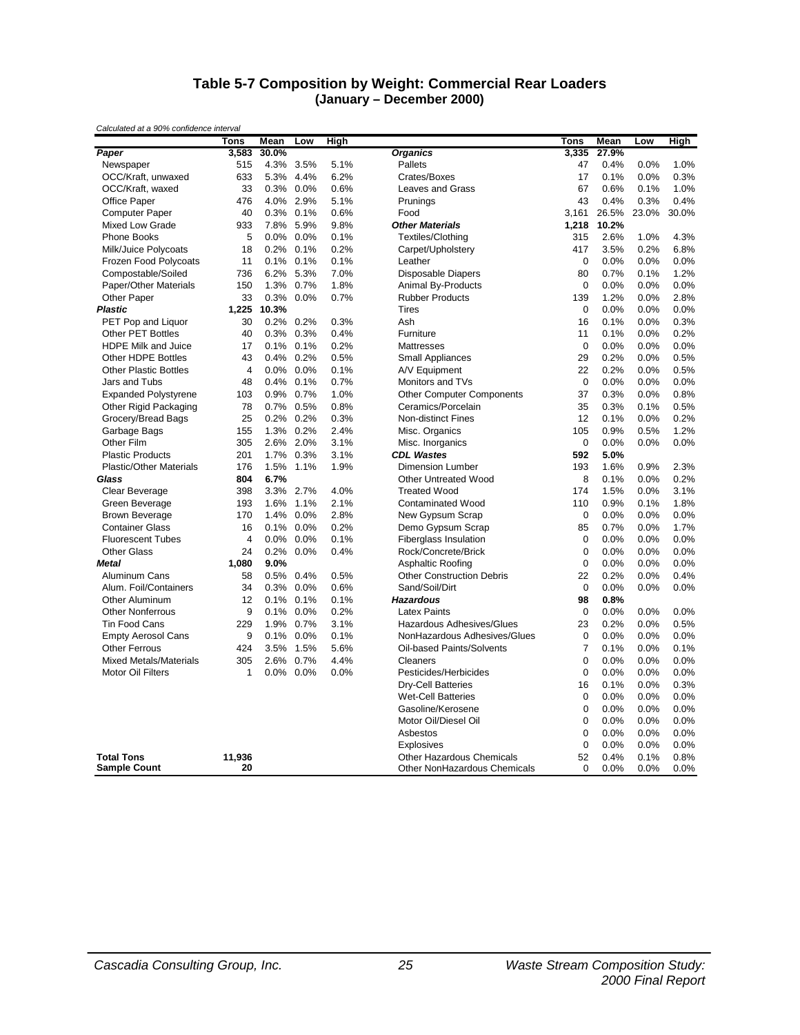# Table 5-7 Composition by Weight: Commercial Rear Loaders
## (January – December 2000)

*Calculated at a 90% confidence interval*

| | Tons | Mean | Low | High | | Tons | Mean | Low | High |
|---|---|---|---|---|---|---|---|---|---|
| ***Paper*** | **3,583** | **30.0%** | | | ***Organics*** | **3,335** | **27.9%** | | |
| Newspaper | 515 | 4.3% | 3.5% | 5.1% | Pallets | 47 | 0.4% | 0.0% | 1.0% |
| OCC/Kraft, unwaxed | 633 | 5.3% | 4.4% | 6.2% | Crates/Boxes | 17 | 0.1% | 0.0% | 0.3% |
| OCC/Kraft, waxed | 33 | 0.3% | 0.0% | 0.6% | Leaves and Grass | 67 | 0.6% | 0.1% | 1.0% |
| Office Paper | 476 | 4.0% | 2.9% | 5.1% | Prunings | 43 | 0.4% | 0.3% | 0.4% |
| Computer Paper | 40 | 0.3% | 0.1% | 0.6% | Food | 3,161 | 26.5% | 23.0% | 30.0% |
| Mixed Low Grade | 933 | 7.8% | 5.9% | 9.8% | ***Other Materials*** | **1,218** | **10.2%** | | |
| Phone Books | 5 | 0.0% | 0.0% | 0.1% | Textiles/Clothing | 315 | 2.6% | 1.0% | 4.3% |
| Milk/Juice Polycoats | 18 | 0.2% | 0.1% | 0.2% | Carpet/Upholstery | 417 | 3.5% | 0.2% | 6.8% |
| Frozen Food Polycoats | 11 | 0.1% | 0.1% | 0.1% | Leather | 0 | 0.0% | 0.0% | 0.0% |
| Compostable/Soiled | 736 | 6.2% | 5.3% | 7.0% | Disposable Diapers | 80 | 0.7% | 0.1% | 1.2% |
| Paper/Other Materials | 150 | 1.3% | 0.7% | 1.8% | Animal By-Products | 0 | 0.0% | 0.0% | 0.0% |
| Other Paper | 33 | 0.3% | 0.0% | 0.7% | Rubber Products | 139 | 1.2% | 0.0% | 2.8% |
| ***Plastic*** | **1,225** | **10.3%** | | | Tires | 0 | 0.0% | 0.0% | 0.0% |
| PET Pop and Liquor | 30 | 0.2% | 0.2% | 0.3% | Ash | 16 | 0.1% | 0.0% | 0.3% |
| Other PET Bottles | 40 | 0.3% | 0.3% | 0.4% | Furniture | 11 | 0.1% | 0.0% | 0.2% |
| HDPE Milk and Juice | 17 | 0.1% | 0.1% | 0.2% | Mattresses | 0 | 0.0% | 0.0% | 0.0% |
| Other HDPE Bottles | 43 | 0.4% | 0.2% | 0.5% | Small Appliances | 29 | 0.2% | 0.0% | 0.5% |
| Other Plastic Bottles | 4 | 0.0% | 0.0% | 0.1% | A/V Equipment | 22 | 0.2% | 0.0% | 0.5% |
| Jars and Tubs | 48 | 0.4% | 0.1% | 0.7% | Monitors and TVs | 0 | 0.0% | 0.0% | 0.0% |
| Expanded Polystyrene | 103 | 0.9% | 0.7% | 1.0% | Other Computer Components | 37 | 0.3% | 0.0% | 0.8% |
| Other Rigid Packaging | 78 | 0.7% | 0.5% | 0.8% | Ceramics/Porcelain | 35 | 0.3% | 0.1% | 0.5% |
| Grocery/Bread Bags | 25 | 0.2% | 0.2% | 0.3% | Non-distinct Fines | 12 | 0.1% | 0.0% | 0.2% |
| Garbage Bags | 155 | 1.3% | 0.2% | 2.4% | Misc. Organics | 105 | 0.9% | 0.5% | 1.2% |
| Other Film | 305 | 2.6% | 2.0% | 3.1% | Misc. Inorganics | 0 | 0.0% | 0.0% | 0.0% |
| Plastic Products | 201 | 1.7% | 0.3% | 3.1% | ***CDL Wastes*** | **592** | **5.0%** | | |
| Plastic/Other Materials | 176 | 1.5% | 1.1% | 1.9% | Dimension Lumber | 193 | 1.6% | 0.9% | 2.3% |
| ***Glass*** | **804** | **6.7%** | | | Other Untreated Wood | 8 | 0.1% | 0.0% | 0.2% |
| Clear Beverage | 398 | 3.3% | 2.7% | 4.0% | Treated Wood | 174 | 1.5% | 0.0% | 3.1% |
| Green Beverage | 193 | 1.6% | 1.1% | 2.1% | Contaminated Wood | 110 | 0.9% | 0.1% | 1.8% |
| Brown Beverage | 170 | 1.4% | 0.0% | 2.8% | New Gypsum Scrap | 0 | 0.0% | 0.0% | 0.0% |
| Container Glass | 16 | 0.1% | 0.0% | 0.2% | Demo Gypsum Scrap | 85 | 0.7% | 0.0% | 1.7% |
| Fluorescent Tubes | 4 | 0.0% | 0.0% | 0.1% | Fiberglass Insulation | 0 | 0.0% | 0.0% | 0.0% |
| Other Glass | 24 | 0.2% | 0.0% | 0.4% | Rock/Concrete/Brick | 0 | 0.0% | 0.0% | 0.0% |
| ***Metal*** | **1,080** | **9.0%** | | | Asphaltic Roofing | 0 | 0.0% | 0.0% | 0.0% |
| Aluminum Cans | 58 | 0.5% | 0.4% | 0.5% | Other Construction Debris | 22 | 0.2% | 0.0% | 0.4% |
| Alum. Foil/Containers | 34 | 0.3% | 0.0% | 0.6% | Sand/Soil/Dirt | 0 | 0.0% | 0.0% | 0.0% |
| Other Aluminum | 12 | 0.1% | 0.1% | 0.1% | ***Hazardous*** | **98** | **0.8%** | | |
| Other Nonferrous | 9 | 0.1% | 0.0% | 0.2% | Latex Paints | 0 | 0.0% | 0.0% | 0.0% |
| Tin Food Cans | 229 | 1.9% | 0.7% | 3.1% | Hazardous Adhesives/Glues | 23 | 0.2% | 0.0% | 0.5% |
| Empty Aerosol Cans | 9 | 0.1% | 0.0% | 0.1% | NonHazardous Adhesives/Glues | 0 | 0.0% | 0.0% | 0.0% |
| Other Ferrous | 424 | 3.5% | 1.5% | 5.6% | Oil-based Paints/Solvents | 7 | 0.1% | 0.0% | 0.1% |
| Mixed Metals/Materials | 305 | 2.6% | 0.7% | 4.4% | Cleaners | 0 | 0.0% | 0.0% | 0.0% |
| Motor Oil Filters | 1 | 0.0% | 0.0% | 0.0% | Pesticides/Herbicides | 0 | 0.0% | 0.0% | 0.0% |
| | | | | | Dry-Cell Batteries | 16 | 0.1% | 0.0% | 0.3% |
| | | | | | Wet-Cell Batteries | 0 | 0.0% | 0.0% | 0.0% |
| | | | | | Gasoline/Kerosene | 0 | 0.0% | 0.0% | 0.0% |
| | | | | | Motor Oil/Diesel Oil | 0 | 0.0% | 0.0% | 0.0% |
| | | | | | Asbestos | 0 | 0.0% | 0.0% | 0.0% |
| | | | | | Explosives | 0 | 0.0% | 0.0% | 0.0% |
| **Total Tons** | **11,936** | | | | Other Hazardous Chemicals | 52 | 0.4% | 0.1% | 0.8% |
| **Sample Count** | **20** | | | | Other NonHazardous Chemicals | 0 | 0.0% | 0.0% | 0.0% |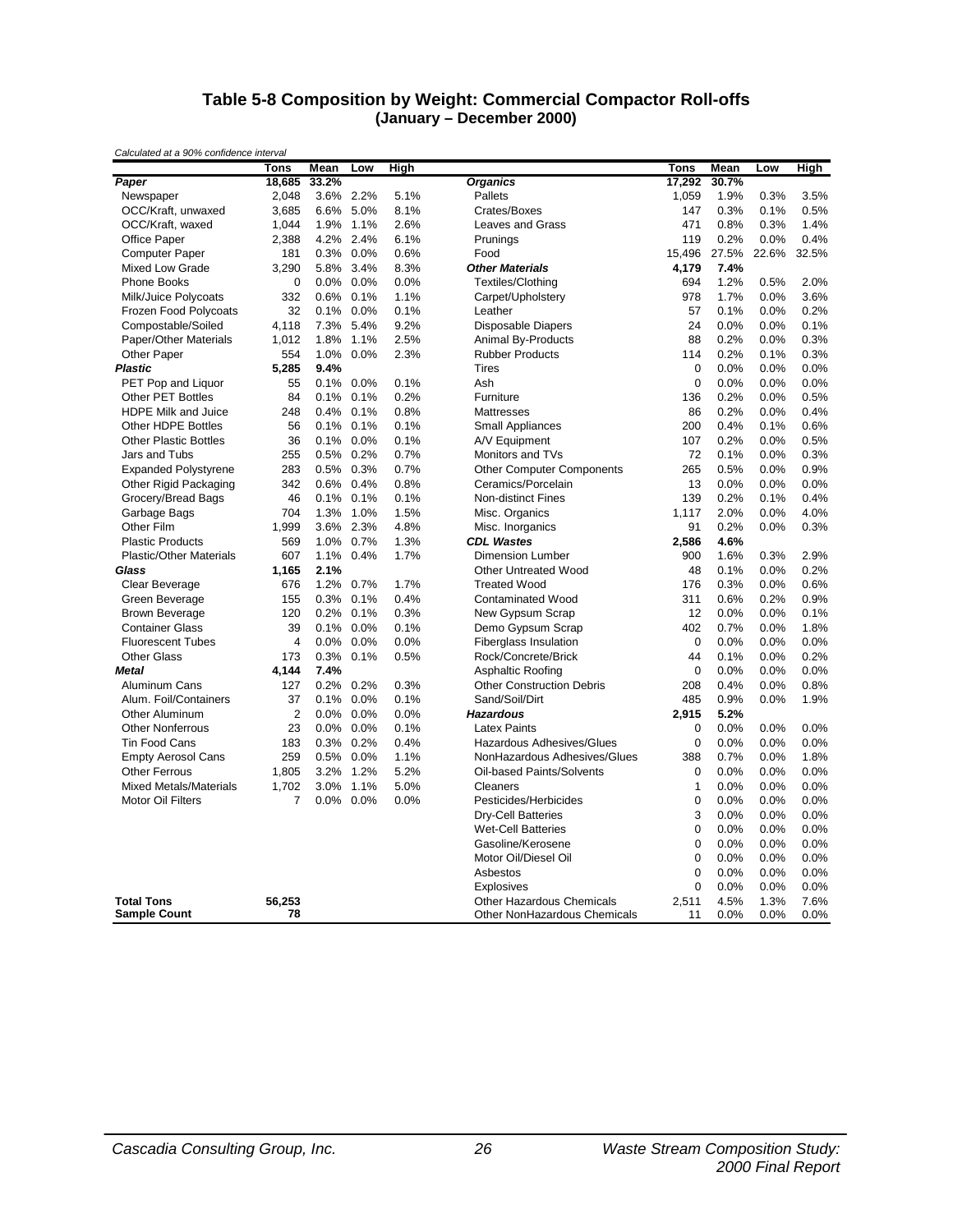## Table 5-8 Composition by Weight: Commercial Compactor Roll-offs (January – December 2000)

*Calculated at a 90% confidence interval*

| | Tons | Mean | Low | High | | Tons | Mean | Low | High |
|---|---|---|---|---|---|---|---|---|---|
| ***Paper*** | **18,685** | **33.2%** | | | ***Organics*** | **17,292** | **30.7%** | | |
| Newspaper | 2,048 | 3.6% | 2.2% | 5.1% | Pallets | 1,059 | 1.9% | 0.3% | 3.5% |
| OCC/Kraft, unwaxed | 3,685 | 6.6% | 5.0% | 8.1% | Crates/Boxes | 147 | 0.3% | 0.1% | 0.5% |
| OCC/Kraft, waxed | 1,044 | 1.9% | 1.1% | 2.6% | Leaves and Grass | 471 | 0.8% | 0.3% | 1.4% |
| Office Paper | 2,388 | 4.2% | 2.4% | 6.1% | Prunings | 119 | 0.2% | 0.0% | 0.4% |
| Computer Paper | 181 | 0.3% | 0.0% | 0.6% | Food | 15,496 | 27.5% | 22.6% | 32.5% |
| Mixed Low Grade | 3,290 | 5.8% | 3.4% | 8.3% | ***Other Materials*** | **4,179** | **7.4%** | | |
| Phone Books | 0 | 0.0% | 0.0% | 0.0% | Textiles/Clothing | 694 | 1.2% | 0.5% | 2.0% |
| Milk/Juice Polycoats | 332 | 0.6% | 0.1% | 1.1% | Carpet/Upholstery | 978 | 1.7% | 0.0% | 3.6% |
| Frozen Food Polycoats | 32 | 0.1% | 0.0% | 0.1% | Leather | 57 | 0.1% | 0.0% | 0.2% |
| Compostable/Soiled | 4,118 | 7.3% | 5.4% | 9.2% | Disposable Diapers | 24 | 0.0% | 0.0% | 0.1% |
| Paper/Other Materials | 1,012 | 1.8% | 1.1% | 2.5% | Animal By-Products | 88 | 0.2% | 0.0% | 0.3% |
| Other Paper | 554 | 1.0% | 0.0% | 2.3% | Rubber Products | 114 | 0.2% | 0.1% | 0.3% |
| ***Plastic*** | **5,285** | **9.4%** | | | Tires | 0 | 0.0% | 0.0% | 0.0% |
| PET Pop and Liquor | 55 | 0.1% | 0.0% | 0.1% | Ash | 0 | 0.0% | 0.0% | 0.0% |
| Other PET Bottles | 84 | 0.1% | 0.1% | 0.2% | Furniture | 136 | 0.2% | 0.0% | 0.5% |
| HDPE Milk and Juice | 248 | 0.4% | 0.1% | 0.8% | Mattresses | 86 | 0.2% | 0.0% | 0.4% |
| Other HDPE Bottles | 56 | 0.1% | 0.1% | 0.1% | Small Appliances | 200 | 0.4% | 0.1% | 0.6% |
| Other Plastic Bottles | 36 | 0.1% | 0.0% | 0.1% | A/V Equipment | 107 | 0.2% | 0.0% | 0.5% |
| Jars and Tubs | 255 | 0.5% | 0.2% | 0.7% | Monitors and TVs | 72 | 0.1% | 0.0% | 0.3% |
| Expanded Polystyrene | 283 | 0.5% | 0.3% | 0.7% | Other Computer Components | 265 | 0.5% | 0.0% | 0.9% |
| Other Rigid Packaging | 342 | 0.6% | 0.4% | 0.8% | Ceramics/Porcelain | 13 | 0.0% | 0.0% | 0.0% |
| Grocery/Bread Bags | 46 | 0.1% | 0.1% | 0.1% | Non-distinct Fines | 139 | 0.2% | 0.1% | 0.4% |
| Garbage Bags | 704 | 1.3% | 1.0% | 1.5% | Misc. Organics | 1,117 | 2.0% | 0.0% | 4.0% |
| Other Film | 1,999 | 3.6% | 2.3% | 4.8% | Misc. Inorganics | 91 | 0.2% | 0.0% | 0.3% |
| Plastic Products | 569 | 1.0% | 0.7% | 1.3% | ***CDL Wastes*** | **2,586** | **4.6%** | | |
| Plastic/Other Materials | 607 | 1.1% | 0.4% | 1.7% | Dimension Lumber | 900 | 1.6% | 0.3% | 2.9% |
| ***Glass*** | **1,165** | **2.1%** | | | Other Untreated Wood | 48 | 0.1% | 0.0% | 0.2% |
| Clear Beverage | 676 | 1.2% | 0.7% | 1.7% | Treated Wood | 176 | 0.3% | 0.0% | 0.6% |
| Green Beverage | 155 | 0.3% | 0.1% | 0.4% | Contaminated Wood | 311 | 0.6% | 0.2% | 0.9% |
| Brown Beverage | 120 | 0.2% | 0.1% | 0.3% | New Gypsum Scrap | 12 | 0.0% | 0.0% | 0.1% |
| Container Glass | 39 | 0.1% | 0.0% | 0.1% | Demo Gypsum Scrap | 402 | 0.7% | 0.0% | 1.8% |
| Fluorescent Tubes | 4 | 0.0% | 0.0% | 0.0% | Fiberglass Insulation | 0 | 0.0% | 0.0% | 0.0% |
| Other Glass | 173 | 0.3% | 0.1% | 0.5% | Rock/Concrete/Brick | 44 | 0.1% | 0.0% | 0.2% |
| ***Metal*** | **4,144** | **7.4%** | | | Asphaltic Roofing | 0 | 0.0% | 0.0% | 0.0% |
| Aluminum Cans | 127 | 0.2% | 0.2% | 0.3% | Other Construction Debris | 208 | 0.4% | 0.0% | 0.8% |
| Alum. Foil/Containers | 37 | 0.1% | 0.0% | 0.1% | Sand/Soil/Dirt | 485 | 0.9% | 0.0% | 1.9% |
| Other Aluminum | 2 | 0.0% | 0.0% | 0.0% | ***Hazardous*** | **2,915** | **5.2%** | | |
| Other Nonferrous | 23 | 0.0% | 0.0% | 0.1% | Latex Paints | 0 | 0.0% | 0.0% | 0.0% |
| Tin Food Cans | 183 | 0.3% | 0.2% | 0.4% | Hazardous Adhesives/Glues | 0 | 0.0% | 0.0% | 0.0% |
| Empty Aerosol Cans | 259 | 0.5% | 0.0% | 1.1% | NonHazardous Adhesives/Glues | 388 | 0.7% | 0.0% | 1.8% |
| Other Ferrous | 1,805 | 3.2% | 1.2% | 5.2% | Oil-based Paints/Solvents | 0 | 0.0% | 0.0% | 0.0% |
| Mixed Metals/Materials | 1,702 | 3.0% | 1.1% | 5.0% | Cleaners | 1 | 0.0% | 0.0% | 0.0% |
| Motor Oil Filters | 7 | 0.0% | 0.0% | 0.0% | Pesticides/Herbicides | 0 | 0.0% | 0.0% | 0.0% |
| | | | | | Dry-Cell Batteries | 3 | 0.0% | 0.0% | 0.0% |
| | | | | | Wet-Cell Batteries | 0 | 0.0% | 0.0% | 0.0% |
| | | | | | Gasoline/Kerosene | 0 | 0.0% | 0.0% | 0.0% |
| | | | | | Motor Oil/Diesel Oil | 0 | 0.0% | 0.0% | 0.0% |
| | | | | | Asbestos | 0 | 0.0% | 0.0% | 0.0% |
| | | | | | Explosives | 0 | 0.0% | 0.0% | 0.0% |
| **Total Tons** | **56,253** | | | | Other Hazardous Chemicals | 2,511 | 4.5% | 1.3% | 7.6% |
| **Sample Count** | **78** | | | | Other NonHazardous Chemicals | 11 | 0.0% | 0.0% | 0.0% |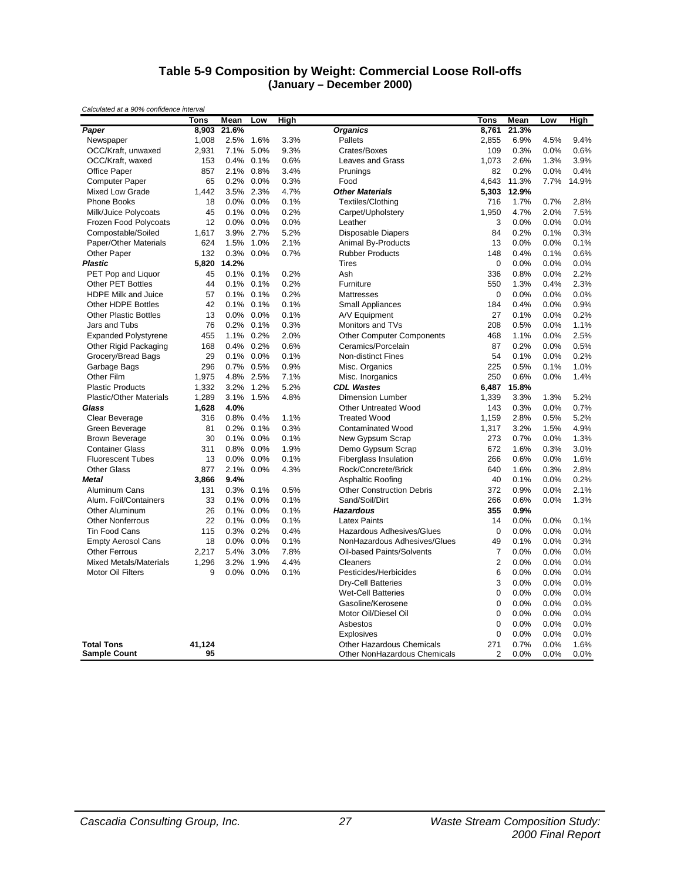# Table 5-9 Composition by Weight: Commercial Loose Roll-offs
## (January – December 2000)

*Calculated at a 90% confidence interval*

| | Tons | Mean | Low | High | | Tons | Mean | Low | High |
|---|---|---|---|---|---|---|---|---|---|
| ***Paper*** | **8,903** | **21.6%** | | | ***Organics*** | **8,761** | **21.3%** | | |
| Newspaper | 1,008 | 2.5% | 1.6% | 3.3% | Pallets | 2,855 | 6.9% | 4.5% | 9.4% |
| OCC/Kraft, unwaxed | 2,931 | 7.1% | 5.0% | 9.3% | Crates/Boxes | 109 | 0.3% | 0.0% | 0.6% |
| OCC/Kraft, waxed | 153 | 0.4% | 0.1% | 0.6% | Leaves and Grass | 1,073 | 2.6% | 1.3% | 3.9% |
| Office Paper | 857 | 2.1% | 0.8% | 3.4% | Prunings | 82 | 0.2% | 0.0% | 0.4% |
| Computer Paper | 65 | 0.2% | 0.0% | 0.3% | Food | 4,643 | 11.3% | 7.7% | 14.9% |
| Mixed Low Grade | 1,442 | 3.5% | 2.3% | 4.7% | ***Other Materials*** | **5,303** | **12.9%** | | |
| Phone Books | 18 | 0.0% | 0.0% | 0.1% | Textiles/Clothing | 716 | 1.7% | 0.7% | 2.8% |
| Milk/Juice Polycoats | 45 | 0.1% | 0.0% | 0.2% | Carpet/Upholstery | 1,950 | 4.7% | 2.0% | 7.5% |
| Frozen Food Polycoats | 12 | 0.0% | 0.0% | 0.0% | Leather | 3 | 0.0% | 0.0% | 0.0% |
| Compostable/Soiled | 1,617 | 3.9% | 2.7% | 5.2% | Disposable Diapers | 84 | 0.2% | 0.1% | 0.3% |
| Paper/Other Materials | 624 | 1.5% | 1.0% | 2.1% | Animal By-Products | 13 | 0.0% | 0.0% | 0.1% |
| Other Paper | 132 | 0.3% | 0.0% | 0.7% | Rubber Products | 148 | 0.4% | 0.1% | 0.6% |
| ***Plastic*** | **5,820** | **14.2%** | | | Tires | 0 | 0.0% | 0.0% | 0.0% |
| PET Pop and Liquor | 45 | 0.1% | 0.1% | 0.2% | Ash | 336 | 0.8% | 0.0% | 2.2% |
| Other PET Bottles | 44 | 0.1% | 0.1% | 0.2% | Furniture | 550 | 1.3% | 0.4% | 2.3% |
| HDPE Milk and Juice | 57 | 0.1% | 0.1% | 0.2% | Mattresses | 0 | 0.0% | 0.0% | 0.0% |
| Other HDPE Bottles | 42 | 0.1% | 0.1% | 0.1% | Small Appliances | 184 | 0.4% | 0.0% | 0.9% |
| Other Plastic Bottles | 13 | 0.0% | 0.0% | 0.1% | A/V Equipment | 27 | 0.1% | 0.0% | 0.2% |
| Jars and Tubs | 76 | 0.2% | 0.1% | 0.3% | Monitors and TVs | 208 | 0.5% | 0.0% | 1.1% |
| Expanded Polystyrene | 455 | 1.1% | 0.2% | 2.0% | Other Computer Components | 468 | 1.1% | 0.0% | 2.5% |
| Other Rigid Packaging | 168 | 0.4% | 0.2% | 0.6% | Ceramics/Porcelain | 87 | 0.2% | 0.0% | 0.5% |
| Grocery/Bread Bags | 29 | 0.1% | 0.0% | 0.1% | Non-distinct Fines | 54 | 0.1% | 0.0% | 0.2% |
| Garbage Bags | 296 | 0.7% | 0.5% | 0.9% | Misc. Organics | 225 | 0.5% | 0.1% | 1.0% |
| Other Film | 1,975 | 4.8% | 2.5% | 7.1% | Misc. Inorganics | 250 | 0.6% | 0.0% | 1.4% |
| Plastic Products | 1,332 | 3.2% | 1.2% | 5.2% | ***CDL Wastes*** | **6,487** | **15.8%** | | |
| Plastic/Other Materials | 1,289 | 3.1% | 1.5% | 4.8% | Dimension Lumber | 1,339 | 3.3% | 1.3% | 5.2% |
| ***Glass*** | **1,628** | **4.0%** | | | Other Untreated Wood | 143 | 0.3% | 0.0% | 0.7% |
| Clear Beverage | 316 | 0.8% | 0.4% | 1.1% | Treated Wood | 1,159 | 2.8% | 0.5% | 5.2% |
| Green Beverage | 81 | 0.2% | 0.1% | 0.3% | Contaminated Wood | 1,317 | 3.2% | 1.5% | 4.9% |
| Brown Beverage | 30 | 0.1% | 0.0% | 0.1% | New Gypsum Scrap | 273 | 0.7% | 0.0% | 1.3% |
| Container Glass | 311 | 0.8% | 0.0% | 1.9% | Demo Gypsum Scrap | 672 | 1.6% | 0.3% | 3.0% |
| Fluorescent Tubes | 13 | 0.0% | 0.0% | 0.1% | Fiberglass Insulation | 266 | 0.6% | 0.0% | 1.6% |
| Other Glass | 877 | 2.1% | 0.0% | 4.3% | Rock/Concrete/Brick | 640 | 1.6% | 0.3% | 2.8% |
| ***Metal*** | **3,866** | **9.4%** | | | Asphaltic Roofing | 40 | 0.1% | 0.0% | 0.2% |
| Aluminum Cans | 131 | 0.3% | 0.1% | 0.5% | Other Construction Debris | 372 | 0.9% | 0.0% | 2.1% |
| Alum. Foil/Containers | 33 | 0.1% | 0.0% | 0.1% | Sand/Soil/Dirt | 266 | 0.6% | 0.0% | 1.3% |
| Other Aluminum | 26 | 0.1% | 0.0% | 0.1% | ***Hazardous*** | **355** | **0.9%** | | |
| Other Nonferrous | 22 | 0.1% | 0.0% | 0.1% | Latex Paints | 14 | 0.0% | 0.0% | 0.1% |
| Tin Food Cans | 115 | 0.3% | 0.2% | 0.4% | Hazardous Adhesives/Glues | 0 | 0.0% | 0.0% | 0.0% |
| Empty Aerosol Cans | 18 | 0.0% | 0.0% | 0.1% | NonHazardous Adhesives/Glues | 49 | 0.1% | 0.0% | 0.3% |
| Other Ferrous | 2,217 | 5.4% | 3.0% | 7.8% | Oil-based Paints/Solvents | 7 | 0.0% | 0.0% | 0.0% |
| Mixed Metals/Materials | 1,296 | 3.2% | 1.9% | 4.4% | Cleaners | 2 | 0.0% | 0.0% | 0.0% |
| Motor Oil Filters | 9 | 0.0% | 0.0% | 0.1% | Pesticides/Herbicides | 6 | 0.0% | 0.0% | 0.0% |
| | | | | | Dry-Cell Batteries | 3 | 0.0% | 0.0% | 0.0% |
| | | | | | Wet-Cell Batteries | 0 | 0.0% | 0.0% | 0.0% |
| | | | | | Gasoline/Kerosene | 0 | 0.0% | 0.0% | 0.0% |
| | | | | | Motor Oil/Diesel Oil | 0 | 0.0% | 0.0% | 0.0% |
| | | | | | Asbestos | 0 | 0.0% | 0.0% | 0.0% |
| | | | | | Explosives | 0 | 0.0% | 0.0% | 0.0% |
| **Total Tons** | **41,124** | | | | Other Hazardous Chemicals | 271 | 0.7% | 0.0% | 1.6% |
| **Sample Count** | **95** | | | | Other NonHazardous Chemicals | 2 | 0.0% | 0.0% | 0.0% |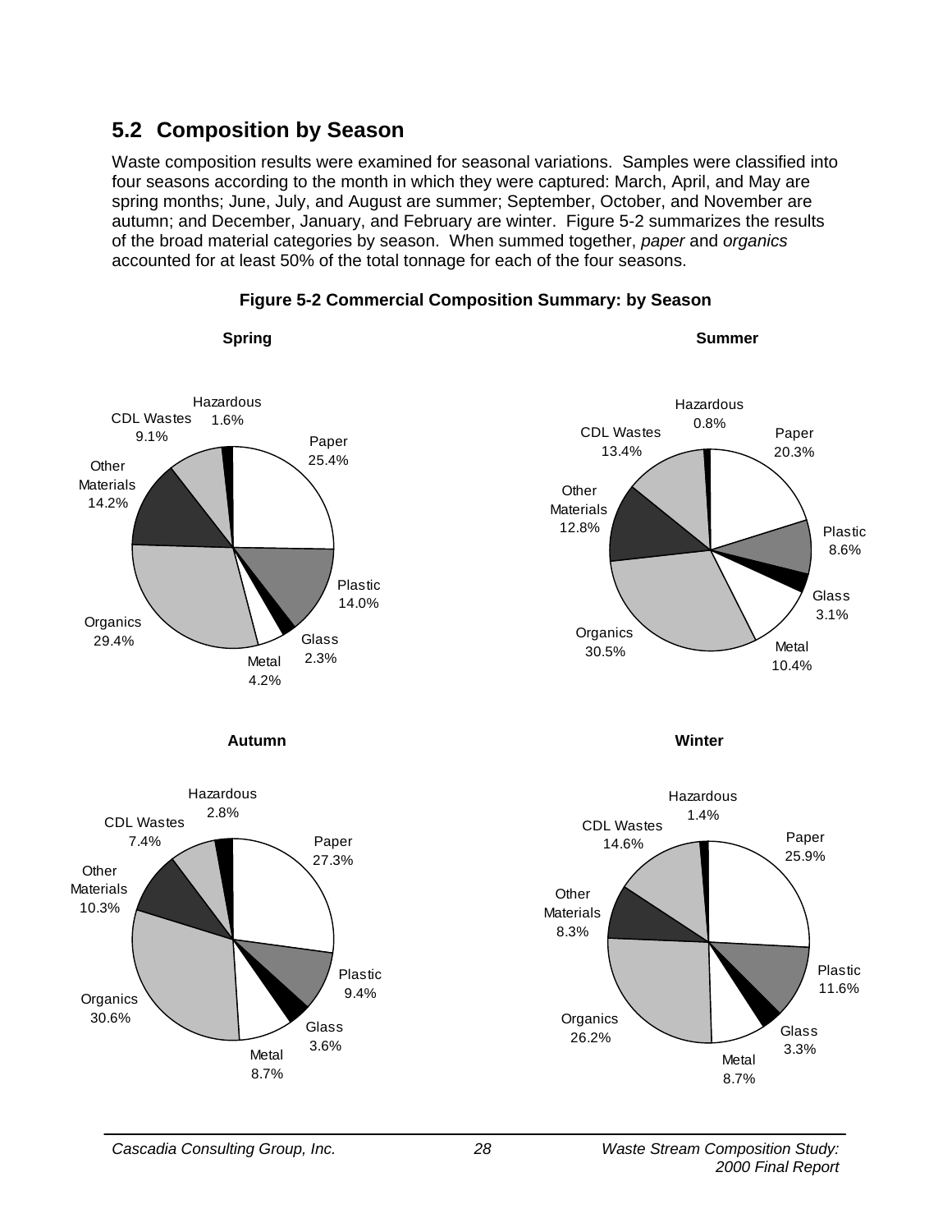## 5.2 Composition by Season

Waste composition results were examined for seasonal variations. Samples were classified into four seasons according to the month in which they were captured: March, April, and May are spring months; June, July, and August are summer; September, October, and November are autumn; and December, January, and February are winter. Figure 5-2 summarizes the results of the broad material categories by season. When summed together, *paper* and *organics* accounted for at least 50% of the total tonnage for each of the four seasons.

**Figure 5-2 Commercial Composition Summary: by Season**

**Spring**

Hazardous 1.6%
CDL Wastes 9.1%
Paper 25.4%
Other Materials 14.2%
Plastic 14.0%
Organics 29.4%
Glass 2.3%
Metal 4.2%

**Summer**

Hazardous 0.8%
CDL Wastes 13.4%
Paper 20.3%
Other Materials 12.8%
Plastic 8.6%
Glass 3.1%
Organics 30.5%
Metal 10.4%

**Autumn**

Hazardous 2.8%
CDL Wastes 7.4%
Paper 27.3%
Other Materials 10.3%
Plastic 9.4%
Organics 30.6%
Glass 3.6%
Metal 8.7%

**Winter**

Hazardous 1.4%
CDL Wastes 14.6%
Paper 25.9%
Other Materials 8.3%
Plastic 11.6%
Organics 26.2%
Glass 3.3%
Metal 8.7%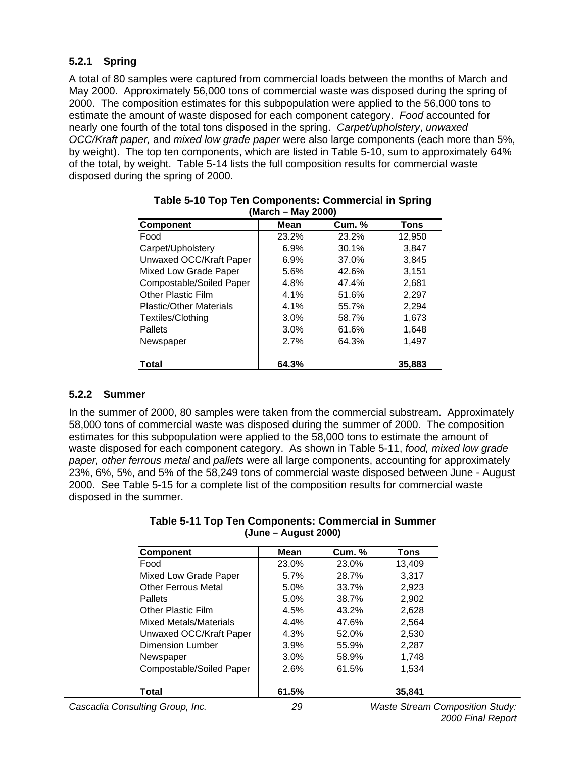### 5.2.1 Spring

A total of 80 samples were captured from commercial loads between the months of March and May 2000. Approximately 56,000 tons of commercial waste was disposed during the spring of 2000. The composition estimates for this subpopulation were applied to the 56,000 tons to estimate the amount of waste disposed for each component category. *Food* accounted for nearly one fourth of the total tons disposed in the spring. *Carpet/upholstery*, *unwaxed OCC/Kraft paper,* and *mixed low grade paper* were also large components (each more than 5%, by weight). The top ten components, which are listed in Table 5-10, sum to approximately 64% of the total, by weight. Table 5-14 lists the full composition results for commercial waste disposed during the spring of 2000.

**Table 5-10 Top Ten Components: Commercial in Spring**
**(March – May 2000)**

| Component | Mean | Cum. % | Tons |
|---|---|---|---|
| Food | 23.2% | 23.2% | 12,950 |
| Carpet/Upholstery | 6.9% | 30.1% | 3,847 |
| Unwaxed OCC/Kraft Paper | 6.9% | 37.0% | 3,845 |
| Mixed Low Grade Paper | 5.6% | 42.6% | 3,151 |
| Compostable/Soiled Paper | 4.8% | 47.4% | 2,681 |
| Other Plastic Film | 4.1% | 51.6% | 2,297 |
| Plastic/Other Materials | 4.1% | 55.7% | 2,294 |
| Textiles/Clothing | 3.0% | 58.7% | 1,673 |
| Pallets | 3.0% | 61.6% | 1,648 |
| Newspaper | 2.7% | 64.3% | 1,497 |
| **Total** | **64.3%** | | **35,883** |

### 5.2.2 Summer

In the summer of 2000, 80 samples were taken from the commercial substream. Approximately 58,000 tons of commercial waste was disposed during the summer of 2000. The composition estimates for this subpopulation were applied to the 58,000 tons to estimate the amount of waste disposed for each component category. As shown in Table 5-11, *food, mixed low grade paper, other ferrous metal* and *pallets* were all large components, accounting for approximately 23%, 6%, 5%, and 5% of the 58,249 tons of commercial waste disposed between June - August 2000. See Table 5-15 for a complete list of the composition results for commercial waste disposed in the summer.

**Table 5-11 Top Ten Components: Commercial in Summer**
**(June – August 2000)**

| Component | Mean | Cum. % | Tons |
|---|---|---|---|
| Food | 23.0% | 23.0% | 13,409 |
| Mixed Low Grade Paper | 5.7% | 28.7% | 3,317 |
| Other Ferrous Metal | 5.0% | 33.7% | 2,923 |
| Pallets | 5.0% | 38.7% | 2,902 |
| Other Plastic Film | 4.5% | 43.2% | 2,628 |
| Mixed Metals/Materials | 4.4% | 47.6% | 2,564 |
| Unwaxed OCC/Kraft Paper | 4.3% | 52.0% | 2,530 |
| Dimension Lumber | 3.9% | 55.9% | 2,287 |
| Newspaper | 3.0% | 58.9% | 1,748 |
| Compostable/Soiled Paper | 2.6% | 61.5% | 1,534 |
| **Total** | **61.5%** | | **35,841** |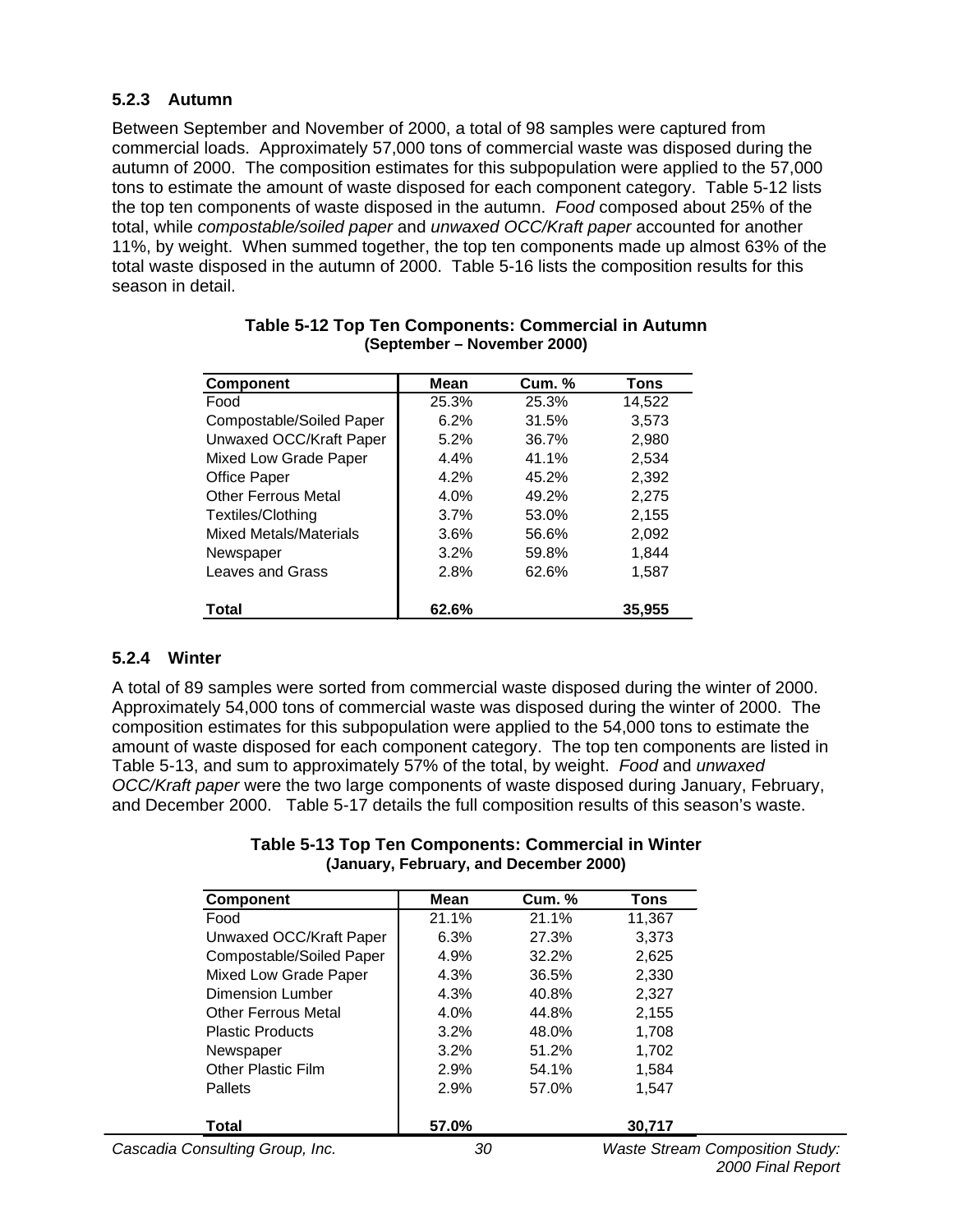### 5.2.3 Autumn

Between September and November of 2000, a total of 98 samples were captured from commercial loads. Approximately 57,000 tons of commercial waste was disposed during the autumn of 2000. The composition estimates for this subpopulation were applied to the 57,000 tons to estimate the amount of waste disposed for each component category. Table 5-12 lists the top ten components of waste disposed in the autumn. *Food* composed about 25% of the total, while *compostable/soiled paper* and *unwaxed OCC/Kraft paper* accounted for another 11%, by weight. When summed together, the top ten components made up almost 63% of the total waste disposed in the autumn of 2000. Table 5-16 lists the composition results for this season in detail.

**Table 5-12 Top Ten Components: Commercial in Autumn (September – November 2000)**

| Component | Mean | Cum. % | Tons |
|---|---|---|---|
| Food | 25.3% | 25.3% | 14,522 |
| Compostable/Soiled Paper | 6.2% | 31.5% | 3,573 |
| Unwaxed OCC/Kraft Paper | 5.2% | 36.7% | 2,980 |
| Mixed Low Grade Paper | 4.4% | 41.1% | 2,534 |
| Office Paper | 4.2% | 45.2% | 2,392 |
| Other Ferrous Metal | 4.0% | 49.2% | 2,275 |
| Textiles/Clothing | 3.7% | 53.0% | 2,155 |
| Mixed Metals/Materials | 3.6% | 56.6% | 2,092 |
| Newspaper | 3.2% | 59.8% | 1,844 |
| Leaves and Grass | 2.8% | 62.6% | 1,587 |
| **Total** | **62.6%** | | **35,955** |

### 5.2.4 Winter

A total of 89 samples were sorted from commercial waste disposed during the winter of 2000. Approximately 54,000 tons of commercial waste was disposed during the winter of 2000. The composition estimates for this subpopulation were applied to the 54,000 tons to estimate the amount of waste disposed for each component category. The top ten components are listed in Table 5-13, and sum to approximately 57% of the total, by weight. *Food* and *unwaxed OCC/Kraft paper* were the two large components of waste disposed during January, February, and December 2000. Table 5-17 details the full composition results of this season's waste.

**Table 5-13 Top Ten Components: Commercial in Winter (January, February, and December 2000)**

| Component | Mean | Cum. % | Tons |
|---|---|---|---|
| Food | 21.1% | 21.1% | 11,367 |
| Unwaxed OCC/Kraft Paper | 6.3% | 27.3% | 3,373 |
| Compostable/Soiled Paper | 4.9% | 32.2% | 2,625 |
| Mixed Low Grade Paper | 4.3% | 36.5% | 2,330 |
| Dimension Lumber | 4.3% | 40.8% | 2,327 |
| Other Ferrous Metal | 4.0% | 44.8% | 2,155 |
| Plastic Products | 3.2% | 48.0% | 1,708 |
| Newspaper | 3.2% | 51.2% | 1,702 |
| Other Plastic Film | 2.9% | 54.1% | 1,584 |
| Pallets | 2.9% | 57.0% | 1,547 |
| **Total** | **57.0%** | | **30,717** |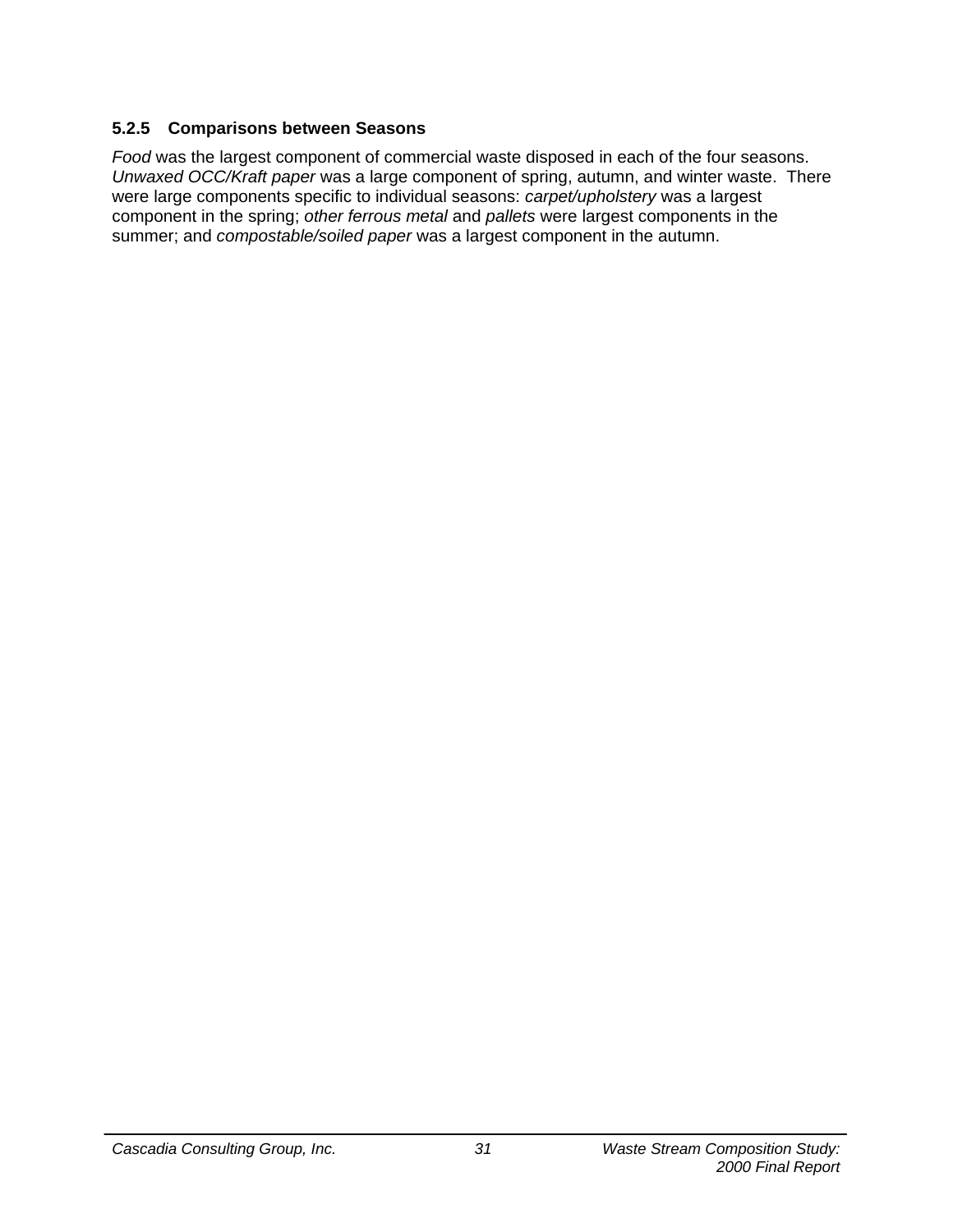### 5.2.5 Comparisons between Seasons

*Food* was the largest component of commercial waste disposed in each of the four seasons. *Unwaxed OCC/Kraft paper* was a large component of spring, autumn, and winter waste. There were large components specific to individual seasons: *carpet/upholstery* was a largest component in the spring; *other ferrous metal* and *pallets* were largest components in the summer; and *compostable/soiled paper* was a largest component in the autumn.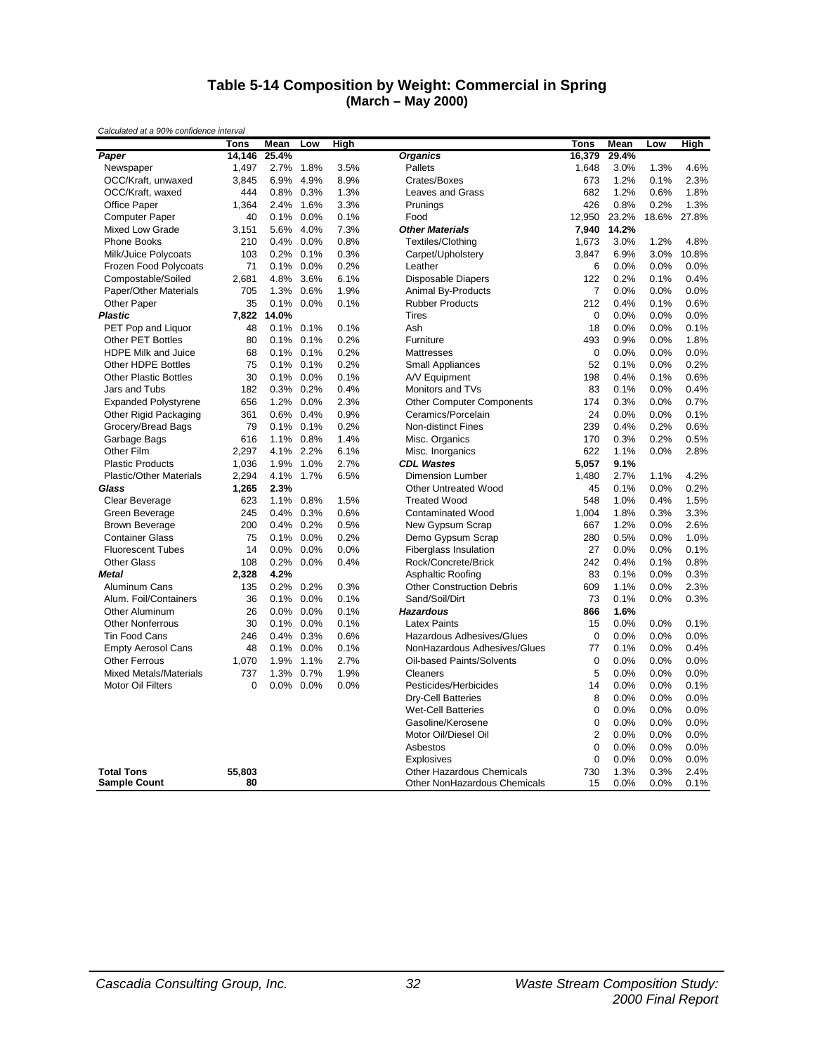## Table 5-14 Composition by Weight: Commercial in Spring (March – May 2000)

*Calculated at a 90% confidence interval*

| | Tons | Mean | Low | High | | Tons | Mean | Low | High |
|---|---|---|---|---|---|---|---|---|---|
| ***Paper*** | **14,146** | **25.4%** | | | ***Organics*** | **16,379** | **29.4%** | | |
| Newspaper | 1,497 | 2.7% | 1.8% | 3.5% | Pallets | 1,648 | 3.0% | 1.3% | 4.6% |
| OCC/Kraft, unwaxed | 3,845 | 6.9% | 4.9% | 8.9% | Crates/Boxes | 673 | 1.2% | 0.1% | 2.3% |
| OCC/Kraft, waxed | 444 | 0.8% | 0.3% | 1.3% | Leaves and Grass | 682 | 1.2% | 0.6% | 1.8% |
| Office Paper | 1,364 | 2.4% | 1.6% | 3.3% | Prunings | 426 | 0.8% | 0.2% | 1.3% |
| Computer Paper | 40 | 0.1% | 0.0% | 0.1% | Food | 12,950 | 23.2% | 18.6% | 27.8% |
| Mixed Low Grade | 3,151 | 5.6% | 4.0% | 7.3% | ***Other Materials*** | **7,940** | **14.2%** | | |
| Phone Books | 210 | 0.4% | 0.0% | 0.8% | Textiles/Clothing | 1,673 | 3.0% | 1.2% | 4.8% |
| Milk/Juice Polycoats | 103 | 0.2% | 0.1% | 0.3% | Carpet/Upholstery | 3,847 | 6.9% | 3.0% | 10.8% |
| Frozen Food Polycoats | 71 | 0.1% | 0.0% | 0.2% | Leather | 6 | 0.0% | 0.0% | 0.0% |
| Compostable/Soiled | 2,681 | 4.8% | 3.6% | 6.1% | Disposable Diapers | 122 | 0.2% | 0.1% | 0.4% |
| Paper/Other Materials | 705 | 1.3% | 0.6% | 1.9% | Animal By-Products | 7 | 0.0% | 0.0% | 0.0% |
| Other Paper | 35 | 0.1% | 0.0% | 0.1% | Rubber Products | 212 | 0.4% | 0.1% | 0.6% |
| ***Plastic*** | **7,822** | **14.0%** | | | Tires | 0 | 0.0% | 0.0% | 0.0% |
| PET Pop and Liquor | 48 | 0.1% | 0.1% | 0.1% | Ash | 18 | 0.0% | 0.0% | 0.1% |
| Other PET Bottles | 80 | 0.1% | 0.1% | 0.2% | Furniture | 493 | 0.9% | 0.0% | 1.8% |
| HDPE Milk and Juice | 68 | 0.1% | 0.1% | 0.2% | Mattresses | 0 | 0.0% | 0.0% | 0.0% |
| Other HDPE Bottles | 75 | 0.1% | 0.1% | 0.2% | Small Appliances | 52 | 0.1% | 0.0% | 0.2% |
| Other Plastic Bottles | 30 | 0.1% | 0.0% | 0.1% | A/V Equipment | 198 | 0.4% | 0.1% | 0.6% |
| Jars and Tubs | 182 | 0.3% | 0.2% | 0.4% | Monitors and TVs | 83 | 0.1% | 0.0% | 0.4% |
| Expanded Polystyrene | 656 | 1.2% | 0.0% | 2.3% | Other Computer Components | 174 | 0.3% | 0.0% | 0.7% |
| Other Rigid Packaging | 361 | 0.6% | 0.4% | 0.9% | Ceramics/Porcelain | 24 | 0.0% | 0.0% | 0.1% |
| Grocery/Bread Bags | 79 | 0.1% | 0.1% | 0.2% | Non-distinct Fines | 239 | 0.4% | 0.2% | 0.6% |
| Garbage Bags | 616 | 1.1% | 0.8% | 1.4% | Misc. Organics | 170 | 0.3% | 0.2% | 0.5% |
| Other Film | 2,297 | 4.1% | 2.2% | 6.1% | Misc. Inorganics | 622 | 1.1% | 0.0% | 2.8% |
| Plastic Products | 1,036 | 1.9% | 1.0% | 2.7% | ***CDL Wastes*** | **5,057** | **9.1%** | | |
| Plastic/Other Materials | 2,294 | 4.1% | 1.7% | 6.5% | Dimension Lumber | 1,480 | 2.7% | 1.1% | 4.2% |
| ***Glass*** | **1,265** | **2.3%** | | | Other Untreated Wood | 45 | 0.1% | 0.0% | 0.2% |
| Clear Beverage | 623 | 1.1% | 0.8% | 1.5% | Treated Wood | 548 | 1.0% | 0.4% | 1.5% |
| Green Beverage | 245 | 0.4% | 0.3% | 0.6% | Contaminated Wood | 1,004 | 1.8% | 0.3% | 3.3% |
| Brown Beverage | 200 | 0.4% | 0.2% | 0.5% | New Gypsum Scrap | 667 | 1.2% | 0.0% | 2.6% |
| Container Glass | 75 | 0.1% | 0.0% | 0.2% | Demo Gypsum Scrap | 280 | 0.5% | 0.0% | 1.0% |
| Fluorescent Tubes | 14 | 0.0% | 0.0% | 0.0% | Fiberglass Insulation | 27 | 0.0% | 0.0% | 0.1% |
| Other Glass | 108 | 0.2% | 0.0% | 0.4% | Rock/Concrete/Brick | 242 | 0.4% | 0.1% | 0.8% |
| ***Metal*** | **2,328** | **4.2%** | | | Asphaltic Roofing | 83 | 0.1% | 0.0% | 0.3% |
| Aluminum Cans | 135 | 0.2% | 0.2% | 0.3% | Other Construction Debris | 609 | 1.1% | 0.0% | 2.3% |
| Alum. Foil/Containers | 36 | 0.1% | 0.0% | 0.1% | Sand/Soil/Dirt | 73 | 0.1% | 0.0% | 0.3% |
| Other Aluminum | 26 | 0.0% | 0.0% | 0.1% | ***Hazardous*** | **866** | **1.6%** | | |
| Other Nonferrous | 30 | 0.1% | 0.0% | 0.1% | Latex Paints | 15 | 0.0% | 0.0% | 0.1% |
| Tin Food Cans | 246 | 0.4% | 0.3% | 0.6% | Hazardous Adhesives/Glues | 0 | 0.0% | 0.0% | 0.0% |
| Empty Aerosol Cans | 48 | 0.1% | 0.0% | 0.1% | NonHazardous Adhesives/Glues | 77 | 0.1% | 0.0% | 0.4% |
| Other Ferrous | 1,070 | 1.9% | 1.1% | 2.7% | Oil-based Paints/Solvents | 0 | 0.0% | 0.0% | 0.0% |
| Mixed Metals/Materials | 737 | 1.3% | 0.7% | 1.9% | Cleaners | 5 | 0.0% | 0.0% | 0.0% |
| Motor Oil Filters | 0 | 0.0% | 0.0% | 0.0% | Pesticides/Herbicides | 14 | 0.0% | 0.0% | 0.1% |
| | | | | | Dry-Cell Batteries | 8 | 0.0% | 0.0% | 0.0% |
| | | | | | Wet-Cell Batteries | 0 | 0.0% | 0.0% | 0.0% |
| | | | | | Gasoline/Kerosene | 0 | 0.0% | 0.0% | 0.0% |
| | | | | | Motor Oil/Diesel Oil | 2 | 0.0% | 0.0% | 0.0% |
| | | | | | Asbestos | 0 | 0.0% | 0.0% | 0.0% |
| | | | | | Explosives | 0 | 0.0% | 0.0% | 0.0% |
| **Total Tons** | **55,803** | | | | Other Hazardous Chemicals | 730 | 1.3% | 0.3% | 2.4% |
| **Sample Count** | **80** | | | | Other NonHazardous Chemicals | 15 | 0.0% | 0.0% | 0.1% |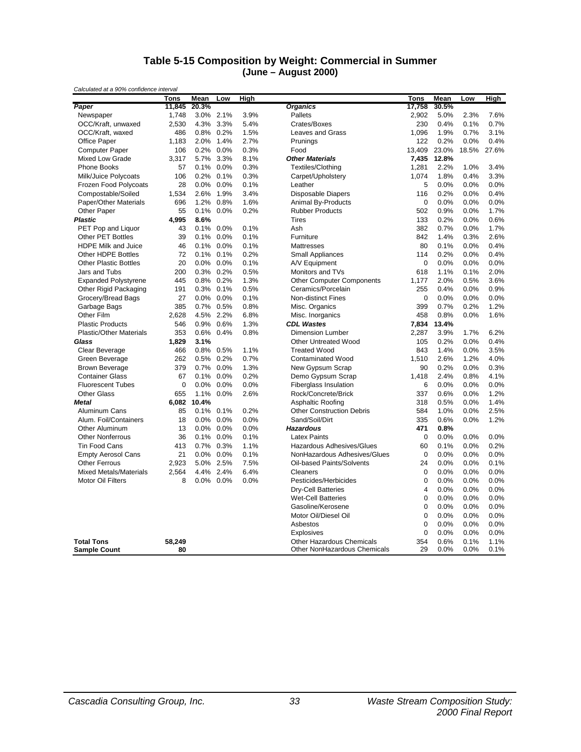## Table 5-15 Composition by Weight: Commercial in Summer
## (June – August 2000)

*Calculated at a 90% confidence interval*

| | Tons | Mean | Low | High | | Tons | Mean | Low | High |
|---|---|---|---|---|---|---|---|---|---|
| ***Paper*** | **11,845** | **20.3%** | | | ***Organics*** | **17,758** | **30.5%** | | |
| Newspaper | 1,748 | 3.0% | 2.1% | 3.9% | Pallets | 2,902 | 5.0% | 2.3% | 7.6% |
| OCC/Kraft, unwaxed | 2,530 | 4.3% | 3.3% | 5.4% | Crates/Boxes | 230 | 0.4% | 0.1% | 0.7% |
| OCC/Kraft, waxed | 486 | 0.8% | 0.2% | 1.5% | Leaves and Grass | 1,096 | 1.9% | 0.7% | 3.1% |
| Office Paper | 1,183 | 2.0% | 1.4% | 2.7% | Prunings | 122 | 0.2% | 0.0% | 0.4% |
| Computer Paper | 106 | 0.2% | 0.0% | 0.3% | Food | 13,409 | 23.0% | 18.5% | 27.6% |
| Mixed Low Grade | 3,317 | 5.7% | 3.3% | 8.1% | ***Other Materials*** | **7,435** | **12.8%** | | |
| Phone Books | 57 | 0.1% | 0.0% | 0.3% | Textiles/Clothing | 1,281 | 2.2% | 1.0% | 3.4% |
| Milk/Juice Polycoats | 106 | 0.2% | 0.1% | 0.3% | Carpet/Upholstery | 1,074 | 1.8% | 0.4% | 3.3% |
| Frozen Food Polycoats | 28 | 0.0% | 0.0% | 0.1% | Leather | 5 | 0.0% | 0.0% | 0.0% |
| Compostable/Soiled | 1,534 | 2.6% | 1.9% | 3.4% | Disposable Diapers | 116 | 0.2% | 0.0% | 0.4% |
| Paper/Other Materials | 696 | 1.2% | 0.8% | 1.6% | Animal By-Products | 0 | 0.0% | 0.0% | 0.0% |
| Other Paper | 55 | 0.1% | 0.0% | 0.2% | Rubber Products | 502 | 0.9% | 0.0% | 1.7% |
| ***Plastic*** | **4,995** | **8.6%** | | | Tires | 133 | 0.2% | 0.0% | 0.6% |
| PET Pop and Liquor | 43 | 0.1% | 0.0% | 0.1% | Ash | 382 | 0.7% | 0.0% | 1.7% |
| Other PET Bottles | 39 | 0.1% | 0.0% | 0.1% | Furniture | 842 | 1.4% | 0.3% | 2.6% |
| HDPE Milk and Juice | 46 | 0.1% | 0.0% | 0.1% | Mattresses | 80 | 0.1% | 0.0% | 0.4% |
| Other HDPE Bottles | 72 | 0.1% | 0.1% | 0.2% | Small Appliances | 114 | 0.2% | 0.0% | 0.4% |
| Other Plastic Bottles | 20 | 0.0% | 0.0% | 0.1% | A/V Equipment | 0 | 0.0% | 0.0% | 0.0% |
| Jars and Tubs | 200 | 0.3% | 0.2% | 0.5% | Monitors and TVs | 618 | 1.1% | 0.1% | 2.0% |
| Expanded Polystyrene | 445 | 0.8% | 0.2% | 1.3% | Other Computer Components | 1,177 | 2.0% | 0.5% | 3.6% |
| Other Rigid Packaging | 191 | 0.3% | 0.1% | 0.5% | Ceramics/Porcelain | 255 | 0.4% | 0.0% | 0.9% |
| Grocery/Bread Bags | 27 | 0.0% | 0.0% | 0.1% | Non-distinct Fines | 0 | 0.0% | 0.0% | 0.0% |
| Garbage Bags | 385 | 0.7% | 0.5% | 0.8% | Misc. Organics | 399 | 0.7% | 0.2% | 1.2% |
| Other Film | 2,628 | 4.5% | 2.2% | 6.8% | Misc. Inorganics | 458 | 0.8% | 0.0% | 1.6% |
| Plastic Products | 546 | 0.9% | 0.6% | 1.3% | ***CDL Wastes*** | **7,834** | **13.4%** | | |
| Plastic/Other Materials | 353 | 0.6% | 0.4% | 0.8% | Dimension Lumber | 2,287 | 3.9% | 1.7% | 6.2% |
| ***Glass*** | **1,829** | **3.1%** | | | Other Untreated Wood | 105 | 0.2% | 0.0% | 0.4% |
| Clear Beverage | 466 | 0.8% | 0.5% | 1.1% | Treated Wood | 843 | 1.4% | 0.0% | 3.5% |
| Green Beverage | 262 | 0.5% | 0.2% | 0.7% | Contaminated Wood | 1,510 | 2.6% | 1.2% | 4.0% |
| Brown Beverage | 379 | 0.7% | 0.0% | 1.3% | New Gypsum Scrap | 90 | 0.2% | 0.0% | 0.3% |
| Container Glass | 67 | 0.1% | 0.0% | 0.2% | Demo Gypsum Scrap | 1,418 | 2.4% | 0.8% | 4.1% |
| Fluorescent Tubes | 0 | 0.0% | 0.0% | 0.0% | Fiberglass Insulation | 6 | 0.0% | 0.0% | 0.0% |
| Other Glass | 655 | 1.1% | 0.0% | 2.6% | Rock/Concrete/Brick | 337 | 0.6% | 0.0% | 1.2% |
| ***Metal*** | **6,082** | **10.4%** | | | Asphaltic Roofing | 318 | 0.5% | 0.0% | 1.4% |
| Aluminum Cans | 85 | 0.1% | 0.1% | 0.2% | Other Construction Debris | 584 | 1.0% | 0.0% | 2.5% |
| Alum. Foil/Containers | 18 | 0.0% | 0.0% | 0.0% | Sand/Soil/Dirt | 335 | 0.6% | 0.0% | 1.2% |
| Other Aluminum | 13 | 0.0% | 0.0% | 0.0% | ***Hazardous*** | **471** | **0.8%** | | |
| Other Nonferrous | 36 | 0.1% | 0.0% | 0.1% | Latex Paints | 0 | 0.0% | 0.0% | 0.0% |
| Tin Food Cans | 413 | 0.7% | 0.3% | 1.1% | Hazardous Adhesives/Glues | 60 | 0.1% | 0.0% | 0.2% |
| Empty Aerosol Cans | 21 | 0.0% | 0.0% | 0.1% | NonHazardous Adhesives/Glues | 0 | 0.0% | 0.0% | 0.0% |
| Other Ferrous | 2,923 | 5.0% | 2.5% | 7.5% | Oil-based Paints/Solvents | 24 | 0.0% | 0.0% | 0.1% |
| Mixed Metals/Materials | 2,564 | 4.4% | 2.4% | 6.4% | Cleaners | 0 | 0.0% | 0.0% | 0.0% |
| Motor Oil Filters | 8 | 0.0% | 0.0% | 0.0% | Pesticides/Herbicides | 0 | 0.0% | 0.0% | 0.0% |
| | | | | | Dry-Cell Batteries | 4 | 0.0% | 0.0% | 0.0% |
| | | | | | Wet-Cell Batteries | 0 | 0.0% | 0.0% | 0.0% |
| | | | | | Gasoline/Kerosene | 0 | 0.0% | 0.0% | 0.0% |
| | | | | | Motor Oil/Diesel Oil | 0 | 0.0% | 0.0% | 0.0% |
| | | | | | Asbestos | 0 | 0.0% | 0.0% | 0.0% |
| | | | | | Explosives | 0 | 0.0% | 0.0% | 0.0% |
| **Total Tons** | **58,249** | | | | Other Hazardous Chemicals | 354 | 0.6% | 0.1% | 1.1% |
| **Sample Count** | **80** | | | | Other NonHazardous Chemicals | 29 | 0.0% | 0.0% | 0.1% |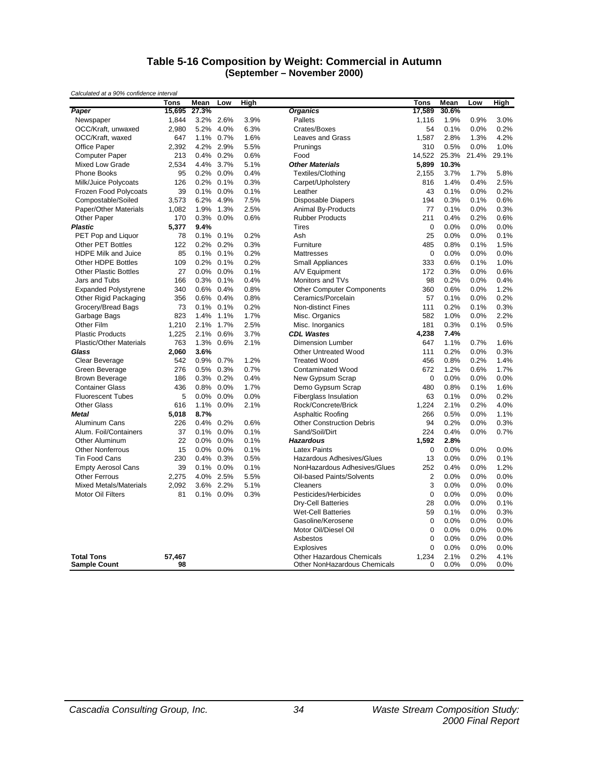## Table 5-16 Composition by Weight: Commercial in Autumn
### (September – November 2000)

*Calculated at a 90% confidence interval*

| | Tons | Mean | Low | High | | Tons | Mean | Low | High |
|---|---|---|---|---|---|---|---|---|---|
| ***Paper*** | **15,695** | **27.3%** | | | ***Organics*** | **17,589** | **30.6%** | | |
| Newspaper | 1,844 | 3.2% | 2.6% | 3.9% | Pallets | 1,116 | 1.9% | 0.9% | 3.0% |
| OCC/Kraft, unwaxed | 2,980 | 5.2% | 4.0% | 6.3% | Crates/Boxes | 54 | 0.1% | 0.0% | 0.2% |
| OCC/Kraft, waxed | 647 | 1.1% | 0.7% | 1.6% | Leaves and Grass | 1,587 | 2.8% | 1.3% | 4.2% |
| Office Paper | 2,392 | 4.2% | 2.9% | 5.5% | Prunings | 310 | 0.5% | 0.0% | 1.0% |
| Computer Paper | 213 | 0.4% | 0.2% | 0.6% | Food | 14,522 | 25.3% | 21.4% | 29.1% |
| Mixed Low Grade | 2,534 | 4.4% | 3.7% | 5.1% | ***Other Materials*** | **5,899** | **10.3%** | | |
| Phone Books | 95 | 0.2% | 0.0% | 0.4% | Textiles/Clothing | 2,155 | 3.7% | 1.7% | 5.8% |
| Milk/Juice Polycoats | 126 | 0.2% | 0.1% | 0.3% | Carpet/Upholstery | 816 | 1.4% | 0.4% | 2.5% |
| Frozen Food Polycoats | 39 | 0.1% | 0.0% | 0.1% | Leather | 43 | 0.1% | 0.0% | 0.2% |
| Compostable/Soiled | 3,573 | 6.2% | 4.9% | 7.5% | Disposable Diapers | 194 | 0.3% | 0.1% | 0.6% |
| Paper/Other Materials | 1,082 | 1.9% | 1.3% | 2.5% | Animal By-Products | 77 | 0.1% | 0.0% | 0.3% |
| Other Paper | 170 | 0.3% | 0.0% | 0.6% | Rubber Products | 211 | 0.4% | 0.2% | 0.6% |
| ***Plastic*** | **5,377** | **9.4%** | | | Tires | 0 | 0.0% | 0.0% | 0.0% |
| PET Pop and Liquor | 78 | 0.1% | 0.1% | 0.2% | Ash | 25 | 0.0% | 0.0% | 0.1% |
| Other PET Bottles | 122 | 0.2% | 0.2% | 0.3% | Furniture | 485 | 0.8% | 0.1% | 1.5% |
| HDPE Milk and Juice | 85 | 0.1% | 0.1% | 0.2% | Mattresses | 0 | 0.0% | 0.0% | 0.0% |
| Other HDPE Bottles | 109 | 0.2% | 0.1% | 0.2% | Small Appliances | 333 | 0.6% | 0.1% | 1.0% |
| Other Plastic Bottles | 27 | 0.0% | 0.0% | 0.1% | A/V Equipment | 172 | 0.3% | 0.0% | 0.6% |
| Jars and Tubs | 166 | 0.3% | 0.1% | 0.4% | Monitors and TVs | 98 | 0.2% | 0.0% | 0.4% |
| Expanded Polystyrene | 340 | 0.6% | 0.4% | 0.8% | Other Computer Components | 360 | 0.6% | 0.0% | 1.2% |
| Other Rigid Packaging | 356 | 0.6% | 0.4% | 0.8% | Ceramics/Porcelain | 57 | 0.1% | 0.0% | 0.2% |
| Grocery/Bread Bags | 73 | 0.1% | 0.1% | 0.2% | Non-distinct Fines | 111 | 0.2% | 0.1% | 0.3% |
| Garbage Bags | 823 | 1.4% | 1.1% | 1.7% | Misc. Organics | 582 | 1.0% | 0.0% | 2.2% |
| Other Film | 1,210 | 2.1% | 1.7% | 2.5% | Misc. Inorganics | 181 | 0.3% | 0.1% | 0.5% |
| Plastic Products | 1,225 | 2.1% | 0.6% | 3.7% | ***CDL Wastes*** | **4,238** | **7.4%** | | |
| Plastic/Other Materials | 763 | 1.3% | 0.6% | 2.1% | Dimension Lumber | 647 | 1.1% | 0.7% | 1.6% |
| ***Glass*** | **2,060** | **3.6%** | | | Other Untreated Wood | 111 | 0.2% | 0.0% | 0.3% |
| Clear Beverage | 542 | 0.9% | 0.7% | 1.2% | Treated Wood | 456 | 0.8% | 0.2% | 1.4% |
| Green Beverage | 276 | 0.5% | 0.3% | 0.7% | Contaminated Wood | 672 | 1.2% | 0.6% | 1.7% |
| Brown Beverage | 186 | 0.3% | 0.2% | 0.4% | New Gypsum Scrap | 0 | 0.0% | 0.0% | 0.0% |
| Container Glass | 436 | 0.8% | 0.0% | 1.7% | Demo Gypsum Scrap | 480 | 0.8% | 0.1% | 1.6% |
| Fluorescent Tubes | 5 | 0.0% | 0.0% | 0.0% | Fiberglass Insulation | 63 | 0.1% | 0.0% | 0.2% |
| Other Glass | 616 | 1.1% | 0.0% | 2.1% | Rock/Concrete/Brick | 1,224 | 2.1% | 0.2% | 4.0% |
| ***Metal*** | **5,018** | **8.7%** | | | Asphaltic Roofing | 266 | 0.5% | 0.0% | 1.1% |
| Aluminum Cans | 226 | 0.4% | 0.2% | 0.6% | Other Construction Debris | 94 | 0.2% | 0.0% | 0.3% |
| Alum. Foil/Containers | 37 | 0.1% | 0.0% | 0.1% | Sand/Soil/Dirt | 224 | 0.4% | 0.0% | 0.7% |
| Other Aluminum | 22 | 0.0% | 0.0% | 0.1% | ***Hazardous*** | **1,592** | **2.8%** | | |
| Other Nonferrous | 15 | 0.0% | 0.0% | 0.1% | Latex Paints | 0 | 0.0% | 0.0% | 0.0% |
| Tin Food Cans | 230 | 0.4% | 0.3% | 0.5% | Hazardous Adhesives/Glues | 13 | 0.0% | 0.0% | 0.1% |
| Empty Aerosol Cans | 39 | 0.1% | 0.0% | 0.1% | NonHazardous Adhesives/Glues | 252 | 0.4% | 0.0% | 1.2% |
| Other Ferrous | 2,275 | 4.0% | 2.5% | 5.5% | Oil-based Paints/Solvents | 2 | 0.0% | 0.0% | 0.0% |
| Mixed Metals/Materials | 2,092 | 3.6% | 2.2% | 5.1% | Cleaners | 3 | 0.0% | 0.0% | 0.0% |
| Motor Oil Filters | 81 | 0.1% | 0.0% | 0.3% | Pesticides/Herbicides | 0 | 0.0% | 0.0% | 0.0% |
| | | | | | Dry-Cell Batteries | 28 | 0.0% | 0.0% | 0.1% |
| | | | | | Wet-Cell Batteries | 59 | 0.1% | 0.0% | 0.3% |
| | | | | | Gasoline/Kerosene | 0 | 0.0% | 0.0% | 0.0% |
| | | | | | Motor Oil/Diesel Oil | 0 | 0.0% | 0.0% | 0.0% |
| | | | | | Asbestos | 0 | 0.0% | 0.0% | 0.0% |
| | | | | | Explosives | 0 | 0.0% | 0.0% | 0.0% |
| **Total Tons** | **57,467** | | | | Other Hazardous Chemicals | 1,234 | 2.1% | 0.2% | 4.1% |
| **Sample Count** | **98** | | | | Other NonHazardous Chemicals | 0 | 0.0% | 0.0% | 0.0% |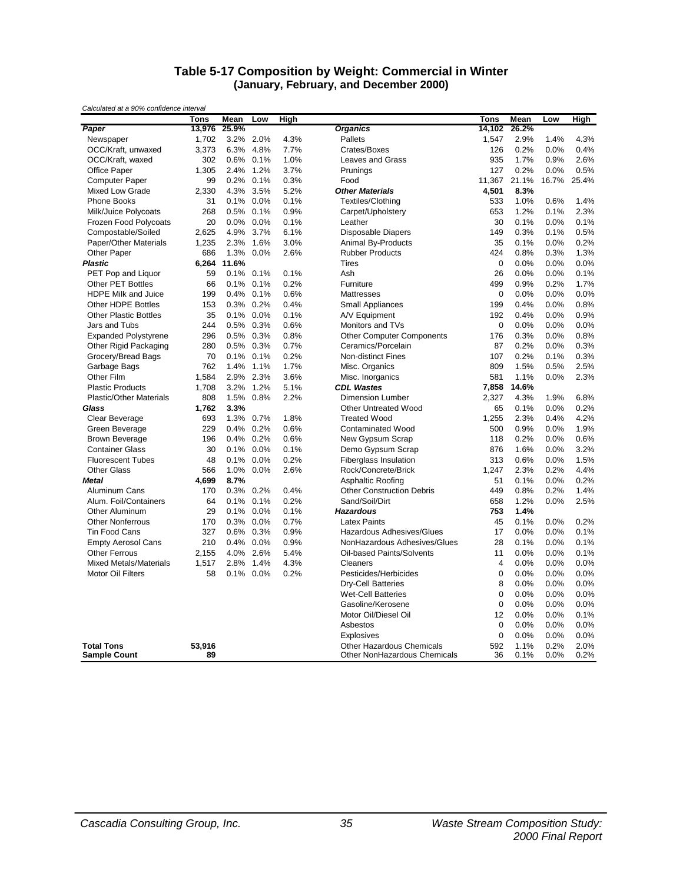## Table 5-17 Composition by Weight: Commercial in Winter
### (January, February, and December 2000)

*Calculated at a 90% confidence interval*

| | Tons | Mean | Low | High | | Tons | Mean | Low | High |
|---|---|---|---|---|---|---|---|---|---|
| ***Paper*** | **13,976** | **25.9%** | | | ***Organics*** | **14,102** | **26.2%** | | |
| Newspaper | 1,702 | 3.2% | 2.0% | 4.3% | Pallets | 1,547 | 2.9% | 1.4% | 4.3% |
| OCC/Kraft, unwaxed | 3,373 | 6.3% | 4.8% | 7.7% | Crates/Boxes | 126 | 0.2% | 0.0% | 0.4% |
| OCC/Kraft, waxed | 302 | 0.6% | 0.1% | 1.0% | Leaves and Grass | 935 | 1.7% | 0.9% | 2.6% |
| Office Paper | 1,305 | 2.4% | 1.2% | 3.7% | Prunings | 127 | 0.2% | 0.0% | 0.5% |
| Computer Paper | 99 | 0.2% | 0.1% | 0.3% | Food | 11,367 | 21.1% | 16.7% | 25.4% |
| Mixed Low Grade | 2,330 | 4.3% | 3.5% | 5.2% | ***Other Materials*** | **4,501** | **8.3%** | | |
| Phone Books | 31 | 0.1% | 0.0% | 0.1% | Textiles/Clothing | 533 | 1.0% | 0.6% | 1.4% |
| Milk/Juice Polycoats | 268 | 0.5% | 0.1% | 0.9% | Carpet/Upholstery | 653 | 1.2% | 0.1% | 2.3% |
| Frozen Food Polycoats | 20 | 0.0% | 0.0% | 0.1% | Leather | 30 | 0.1% | 0.0% | 0.1% |
| Compostable/Soiled | 2,625 | 4.9% | 3.7% | 6.1% | Disposable Diapers | 149 | 0.3% | 0.1% | 0.5% |
| Paper/Other Materials | 1,235 | 2.3% | 1.6% | 3.0% | Animal By-Products | 35 | 0.1% | 0.0% | 0.2% |
| Other Paper | 686 | 1.3% | 0.0% | 2.6% | Rubber Products | 424 | 0.8% | 0.3% | 1.3% |
| ***Plastic*** | **6,264** | **11.6%** | | | Tires | 0 | 0.0% | 0.0% | 0.0% |
| PET Pop and Liquor | 59 | 0.1% | 0.1% | 0.1% | Ash | 26 | 0.0% | 0.0% | 0.1% |
| Other PET Bottles | 66 | 0.1% | 0.1% | 0.2% | Furniture | 499 | 0.9% | 0.2% | 1.7% |
| HDPE Milk and Juice | 199 | 0.4% | 0.1% | 0.6% | Mattresses | 0 | 0.0% | 0.0% | 0.0% |
| Other HDPE Bottles | 153 | 0.3% | 0.2% | 0.4% | Small Appliances | 199 | 0.4% | 0.0% | 0.8% |
| Other Plastic Bottles | 35 | 0.1% | 0.0% | 0.1% | A/V Equipment | 192 | 0.4% | 0.0% | 0.9% |
| Jars and Tubs | 244 | 0.5% | 0.3% | 0.6% | Monitors and TVs | 0 | 0.0% | 0.0% | 0.0% |
| Expanded Polystyrene | 296 | 0.5% | 0.3% | 0.8% | Other Computer Components | 176 | 0.3% | 0.0% | 0.8% |
| Other Rigid Packaging | 280 | 0.5% | 0.3% | 0.7% | Ceramics/Porcelain | 87 | 0.2% | 0.0% | 0.3% |
| Grocery/Bread Bags | 70 | 0.1% | 0.1% | 0.2% | Non-distinct Fines | 107 | 0.2% | 0.1% | 0.3% |
| Garbage Bags | 762 | 1.4% | 1.1% | 1.7% | Misc. Organics | 809 | 1.5% | 0.5% | 2.5% |
| Other Film | 1,584 | 2.9% | 2.3% | 3.6% | Misc. Inorganics | 581 | 1.1% | 0.0% | 2.3% |
| Plastic Products | 1,708 | 3.2% | 1.2% | 5.1% | ***CDL Wastes*** | **7,858** | **14.6%** | | |
| Plastic/Other Materials | 808 | 1.5% | 0.8% | 2.2% | Dimension Lumber | 2,327 | 4.3% | 1.9% | 6.8% |
| ***Glass*** | **1,762** | **3.3%** | | | Other Untreated Wood | 65 | 0.1% | 0.0% | 0.2% |
| Clear Beverage | 693 | 1.3% | 0.7% | 1.8% | Treated Wood | 1,255 | 2.3% | 0.4% | 4.2% |
| Green Beverage | 229 | 0.4% | 0.2% | 0.6% | Contaminated Wood | 500 | 0.9% | 0.0% | 1.9% |
| Brown Beverage | 196 | 0.4% | 0.2% | 0.6% | New Gypsum Scrap | 118 | 0.2% | 0.0% | 0.6% |
| Container Glass | 30 | 0.1% | 0.0% | 0.1% | Demo Gypsum Scrap | 876 | 1.6% | 0.0% | 3.2% |
| Fluorescent Tubes | 48 | 0.1% | 0.0% | 0.2% | Fiberglass Insulation | 313 | 0.6% | 0.0% | 1.5% |
| Other Glass | 566 | 1.0% | 0.0% | 2.6% | Rock/Concrete/Brick | 1,247 | 2.3% | 0.2% | 4.4% |
| ***Metal*** | **4,699** | **8.7%** | | | Asphaltic Roofing | 51 | 0.1% | 0.0% | 0.2% |
| Aluminum Cans | 170 | 0.3% | 0.2% | 0.4% | Other Construction Debris | 449 | 0.8% | 0.2% | 1.4% |
| Alum. Foil/Containers | 64 | 0.1% | 0.1% | 0.2% | Sand/Soil/Dirt | 658 | 1.2% | 0.0% | 2.5% |
| Other Aluminum | 29 | 0.1% | 0.0% | 0.1% | ***Hazardous*** | **753** | **1.4%** | | |
| Other Nonferrous | 170 | 0.3% | 0.0% | 0.7% | Latex Paints | 45 | 0.1% | 0.0% | 0.2% |
| Tin Food Cans | 327 | 0.6% | 0.3% | 0.9% | Hazardous Adhesives/Glues | 17 | 0.0% | 0.0% | 0.1% |
| Empty Aerosol Cans | 210 | 0.4% | 0.0% | 0.9% | NonHazardous Adhesives/Glues | 28 | 0.1% | 0.0% | 0.1% |
| Other Ferrous | 2,155 | 4.0% | 2.6% | 5.4% | Oil-based Paints/Solvents | 11 | 0.0% | 0.0% | 0.1% |
| Mixed Metals/Materials | 1,517 | 2.8% | 1.4% | 4.3% | Cleaners | 4 | 0.0% | 0.0% | 0.0% |
| Motor Oil Filters | 58 | 0.1% | 0.0% | 0.2% | Pesticides/Herbicides | 0 | 0.0% | 0.0% | 0.0% |
| | | | | | Dry-Cell Batteries | 8 | 0.0% | 0.0% | 0.0% |
| | | | | | Wet-Cell Batteries | 0 | 0.0% | 0.0% | 0.0% |
| | | | | | Gasoline/Kerosene | 0 | 0.0% | 0.0% | 0.0% |
| | | | | | Motor Oil/Diesel Oil | 12 | 0.0% | 0.0% | 0.1% |
| | | | | | Asbestos | 0 | 0.0% | 0.0% | 0.0% |
| | | | | | Explosives | 0 | 0.0% | 0.0% | 0.0% |
| **Total Tons** | **53,916** | | | | Other Hazardous Chemicals | 592 | 1.1% | 0.2% | 2.0% |
| **Sample Count** | **89** | | | | Other NonHazardous Chemicals | 36 | 0.1% | 0.0% | 0.2% |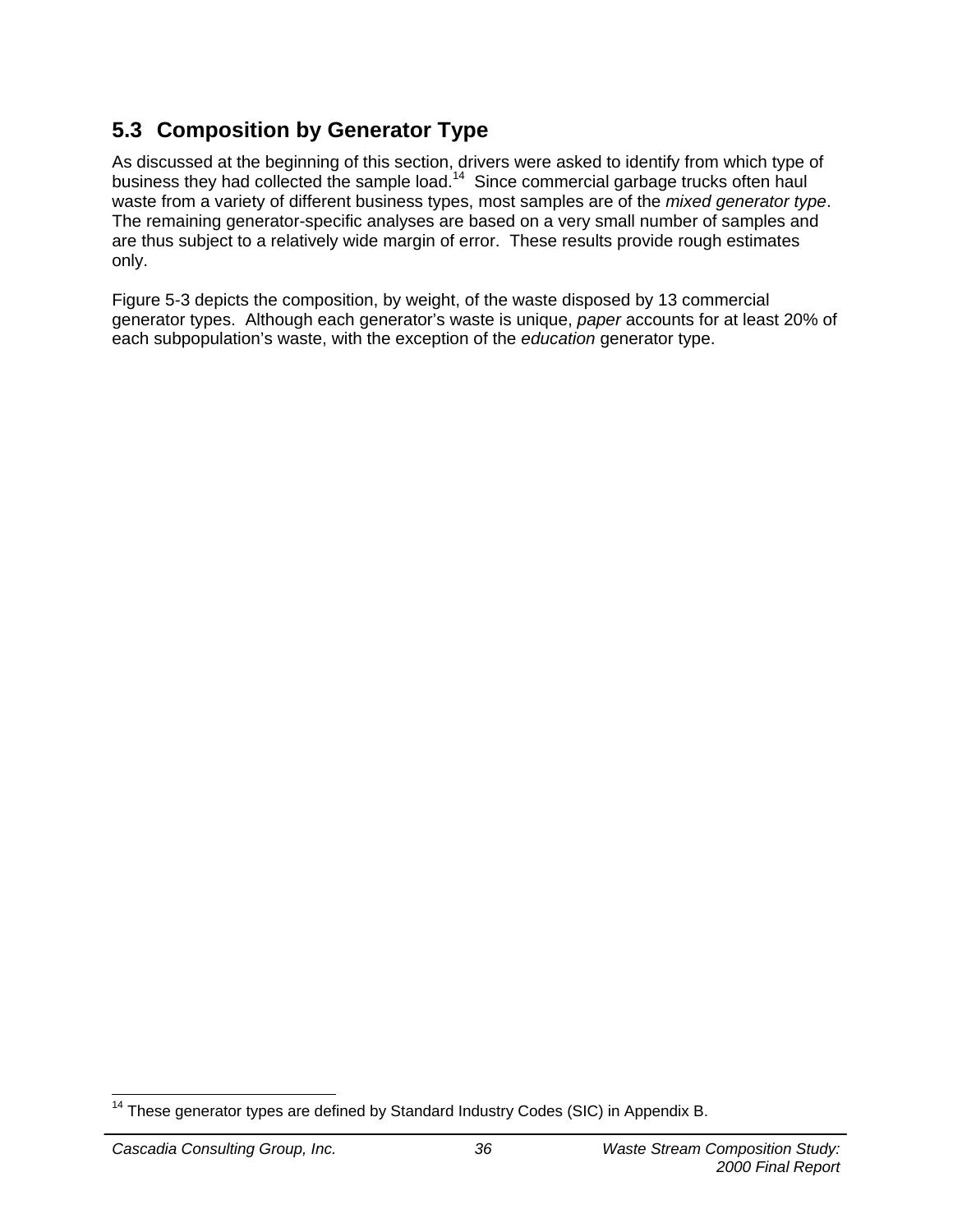## 5.3 Composition by Generator Type

As discussed at the beginning of this section, drivers were asked to identify from which type of business they had collected the sample load.[14] Since commercial garbage trucks often haul waste from a variety of different business types, most samples are of the *mixed generator type*. The remaining generator-specific analyses are based on a very small number of samples and are thus subject to a relatively wide margin of error. These results provide rough estimates only.

Figure 5-3 depicts the composition, by weight, of the waste disposed by 13 commercial generator types. Although each generator's waste is unique, *paper* accounts for at least 20% of each subpopulation's waste, with the exception of the *education* generator type.

[14] These generator types are defined by Standard Industry Codes (SIC) in Appendix B.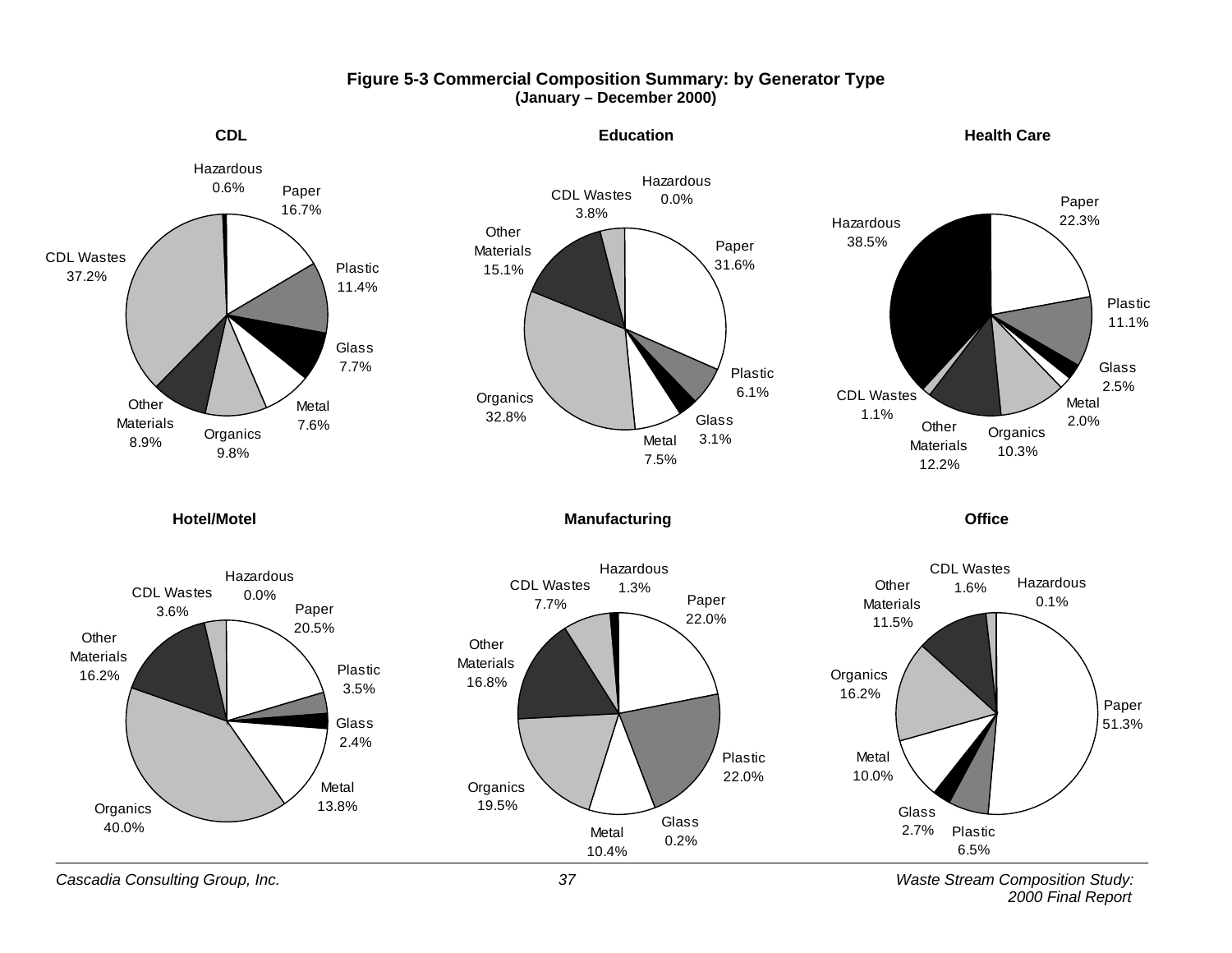**Figure 5-3 Commercial Composition Summary: by Generator Type**
**(January – December 2000)**

**CDL**

| Category | Percent |
|---|---|
| Paper | 16.7% |
| Plastic | 11.4% |
| Glass | 7.7% |
| Metal | 7.6% |
| Organics | 9.8% |
| Other Materials | 8.9% |
| CDL Wastes | 37.2% |
| Hazardous | 0.6% |

**Education**

| Category | Percent |
|---|---|
| Paper | 31.6% |
| Plastic | 6.1% |
| Glass | 3.1% |
| Metal | 7.5% |
| Organics | 32.8% |
| Other Materials | 15.1% |
| CDL Wastes | 3.8% |
| Hazardous | 0.0% |

**Health Care**

| Category | Percent |
|---|---|
| Paper | 22.3% |
| Plastic | 11.1% |
| Glass | 2.5% |
| Metal | 2.0% |
| Organics | 10.3% |
| Other Materials | 12.2% |
| CDL Wastes | 1.1% |
| Hazardous | 38.5% |

**Hotel/Motel**

| Category | Percent |
|---|---|
| Paper | 20.5% |
| Plastic | 3.5% |
| Glass | 2.4% |
| Metal | 13.8% |
| Organics | 40.0% |
| Other Materials | 16.2% |
| CDL Wastes | 3.6% |
| Hazardous | 0.0% |

**Manufacturing**

| Category | Percent |
|---|---|
| Paper | 22.0% |
| Plastic | 22.0% |
| Glass | 0.2% |
| Metal | 10.4% |
| Organics | 19.5% |
| Other Materials | 16.8% |
| CDL Wastes | 7.7% |
| Hazardous | 1.3% |

**Office**

| Category | Percent |
|---|---|
| Paper | 51.3% |
| Plastic | 6.5% |
| Glass | 2.7% |
| Metal | 10.0% |
| Organics | 16.2% |
| Other Materials | 11.5% |
| CDL Wastes | 1.6% |
| Hazardous | 0.1% |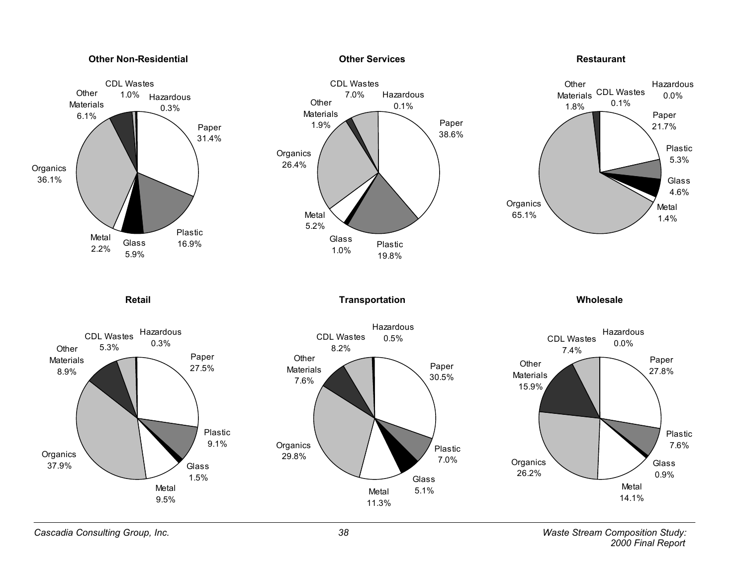### Other Non-Residential

| Category | Percent |
|---|---|
| Paper | 31.4% |
| Plastic | 16.9% |
| Glass | 5.9% |
| Metal | 2.2% |
| Organics | 36.1% |
| Other Materials | 6.1% |
| CDL Wastes | 1.0% |
| Hazardous | 0.3% |

### Other Services

| Category | Percent |
|---|---|
| Paper | 38.6% |
| Plastic | 19.8% |
| Glass | 1.0% |
| Metal | 5.2% |
| Organics | 26.4% |
| Other Materials | 1.9% |
| CDL Wastes | 7.0% |
| Hazardous | 0.1% |

### Restaurant

| Category | Percent |
|---|---|
| Paper | 21.7% |
| Plastic | 5.3% |
| Glass | 4.6% |
| Metal | 1.4% |
| Organics | 65.1% |
| Other Materials | 1.8% |
| CDL Wastes | 0.1% |
| Hazardous | 0.0% |

### Retail

| Category | Percent |
|---|---|
| Paper | 27.5% |
| Plastic | 9.1% |
| Glass | 1.5% |
| Metal | 9.5% |
| Organics | 37.9% |
| Other Materials | 8.9% |
| CDL Wastes | 5.3% |
| Hazardous | 0.3% |

### Transportation

| Category | Percent |
|---|---|
| Paper | 30.5% |
| Plastic | 7.0% |
| Glass | 5.1% |
| Metal | 11.3% |
| Organics | 29.8% |
| Other Materials | 7.6% |
| CDL Wastes | 8.2% |
| Hazardous | 0.5% |

### Wholesale

| Category | Percent |
|---|---|
| Paper | 27.8% |
| Plastic | 7.6% |
| Glass | 0.9% |
| Metal | 14.1% |
| Organics | 26.2% |
| Other Materials | 15.9% |
| CDL Wastes | 7.4% |
| Hazardous | 0.0% |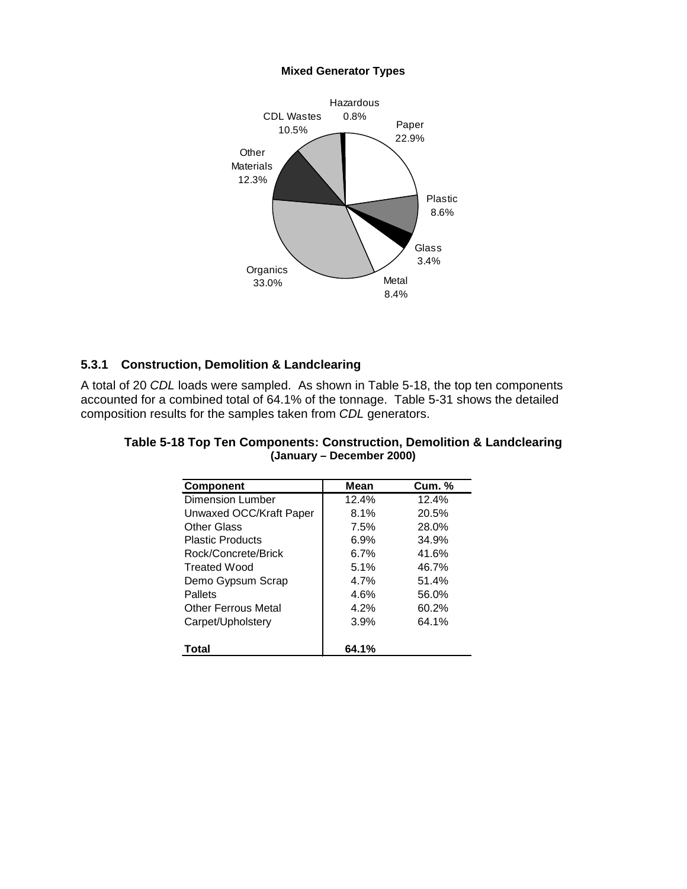**Mixed Generator Types**

| Category | Percent |
|---|---|
| Paper | 22.9% |
| Plastic | 8.6% |
| Glass | 3.4% |
| Metal | 8.4% |
| Organics | 33.0% |
| Other Materials | 12.3% |
| CDL Wastes | 10.5% |
| Hazardous | 0.8% |

### 5.3.1 Construction, Demolition & Landclearing

A total of 20 *CDL* loads were sampled. As shown in Table 5-18, the top ten components accounted for a combined total of 64.1% of the tonnage. Table 5-31 shows the detailed composition results for the samples taken from *CDL* generators.

**Table 5-18 Top Ten Components: Construction, Demolition & Landclearing (January – December 2000)**

| Component | Mean | Cum. % |
|---|---|---|
| Dimension Lumber | 12.4% | 12.4% |
| Unwaxed OCC/Kraft Paper | 8.1% | 20.5% |
| Other Glass | 7.5% | 28.0% |
| Plastic Products | 6.9% | 34.9% |
| Rock/Concrete/Brick | 6.7% | 41.6% |
| Treated Wood | 5.1% | 46.7% |
| Demo Gypsum Scrap | 4.7% | 51.4% |
| Pallets | 4.6% | 56.0% |
| Other Ferrous Metal | 4.2% | 60.2% |
| Carpet/Upholstery | 3.9% | 64.1% |
| **Total** | **64.1%** | |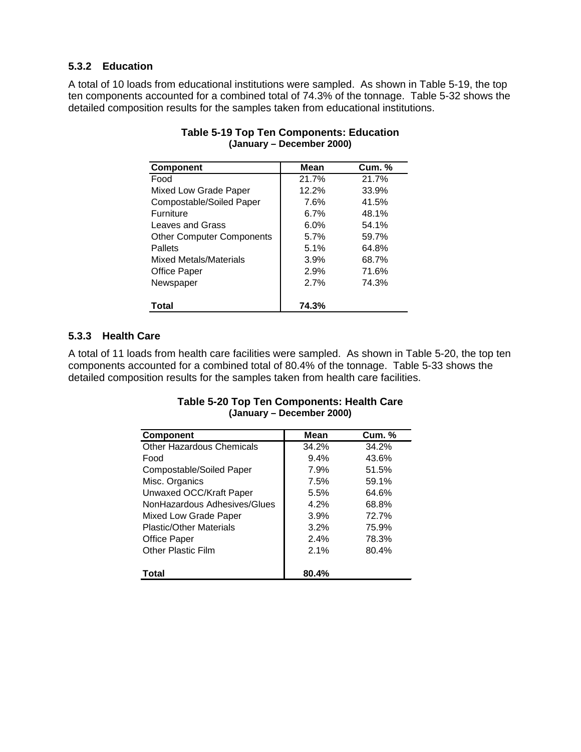### 5.3.2 Education

A total of 10 loads from educational institutions were sampled. As shown in Table 5-19, the top ten components accounted for a combined total of 74.3% of the tonnage. Table 5-32 shows the detailed composition results for the samples taken from educational institutions.

**Table 5-19 Top Ten Components: Education**
**(January – December 2000)**

| Component | Mean | Cum. % |
|---|---|---|
| Food | 21.7% | 21.7% |
| Mixed Low Grade Paper | 12.2% | 33.9% |
| Compostable/Soiled Paper | 7.6% | 41.5% |
| Furniture | 6.7% | 48.1% |
| Leaves and Grass | 6.0% | 54.1% |
| Other Computer Components | 5.7% | 59.7% |
| Pallets | 5.1% | 64.8% |
| Mixed Metals/Materials | 3.9% | 68.7% |
| Office Paper | 2.9% | 71.6% |
| Newspaper | 2.7% | 74.3% |
| **Total** | **74.3%** | |

### 5.3.3 Health Care

A total of 11 loads from health care facilities were sampled. As shown in Table 5-20, the top ten components accounted for a combined total of 80.4% of the tonnage. Table 5-33 shows the detailed composition results for the samples taken from health care facilities.

**Table 5-20 Top Ten Components: Health Care**
**(January – December 2000)**

| Component | Mean | Cum. % |
|---|---|---|
| Other Hazardous Chemicals | 34.2% | 34.2% |
| Food | 9.4% | 43.6% |
| Compostable/Soiled Paper | 7.9% | 51.5% |
| Misc. Organics | 7.5% | 59.1% |
| Unwaxed OCC/Kraft Paper | 5.5% | 64.6% |
| NonHazardous Adhesives/Glues | 4.2% | 68.8% |
| Mixed Low Grade Paper | 3.9% | 72.7% |
| Plastic/Other Materials | 3.2% | 75.9% |
| Office Paper | 2.4% | 78.3% |
| Other Plastic Film | 2.1% | 80.4% |
| **Total** | **80.4%** | |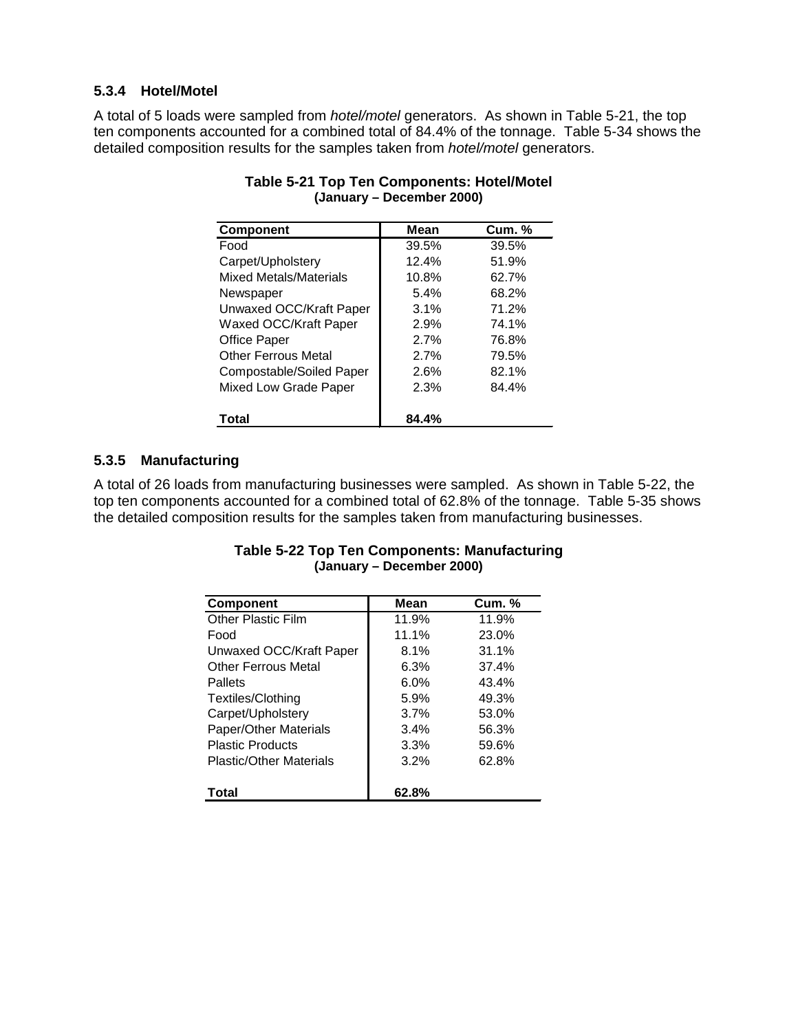### 5.3.4 Hotel/Motel

A total of 5 loads were sampled from *hotel/motel* generators. As shown in Table 5-21, the top ten components accounted for a combined total of 84.4% of the tonnage. Table 5-34 shows the detailed composition results for the samples taken from *hotel/motel* generators.

**Table 5-21 Top Ten Components: Hotel/Motel**
**(January – December 2000)**

| Component | Mean | Cum. % |
|---|---|---|
| Food | 39.5% | 39.5% |
| Carpet/Upholstery | 12.4% | 51.9% |
| Mixed Metals/Materials | 10.8% | 62.7% |
| Newspaper | 5.4% | 68.2% |
| Unwaxed OCC/Kraft Paper | 3.1% | 71.2% |
| Waxed OCC/Kraft Paper | 2.9% | 74.1% |
| Office Paper | 2.7% | 76.8% |
| Other Ferrous Metal | 2.7% | 79.5% |
| Compostable/Soiled Paper | 2.6% | 82.1% |
| Mixed Low Grade Paper | 2.3% | 84.4% |
| **Total** | **84.4%** | |

### 5.3.5 Manufacturing

A total of 26 loads from manufacturing businesses were sampled. As shown in Table 5-22, the top ten components accounted for a combined total of 62.8% of the tonnage. Table 5-35 shows the detailed composition results for the samples taken from manufacturing businesses.

**Table 5-22 Top Ten Components: Manufacturing**
**(January – December 2000)**

| Component | Mean | Cum. % |
|---|---|---|
| Other Plastic Film | 11.9% | 11.9% |
| Food | 11.1% | 23.0% |
| Unwaxed OCC/Kraft Paper | 8.1% | 31.1% |
| Other Ferrous Metal | 6.3% | 37.4% |
| Pallets | 6.0% | 43.4% |
| Textiles/Clothing | 5.9% | 49.3% |
| Carpet/Upholstery | 3.7% | 53.0% |
| Paper/Other Materials | 3.4% | 56.3% |
| Plastic Products | 3.3% | 59.6% |
| Plastic/Other Materials | 3.2% | 62.8% |
| **Total** | **62.8%** | |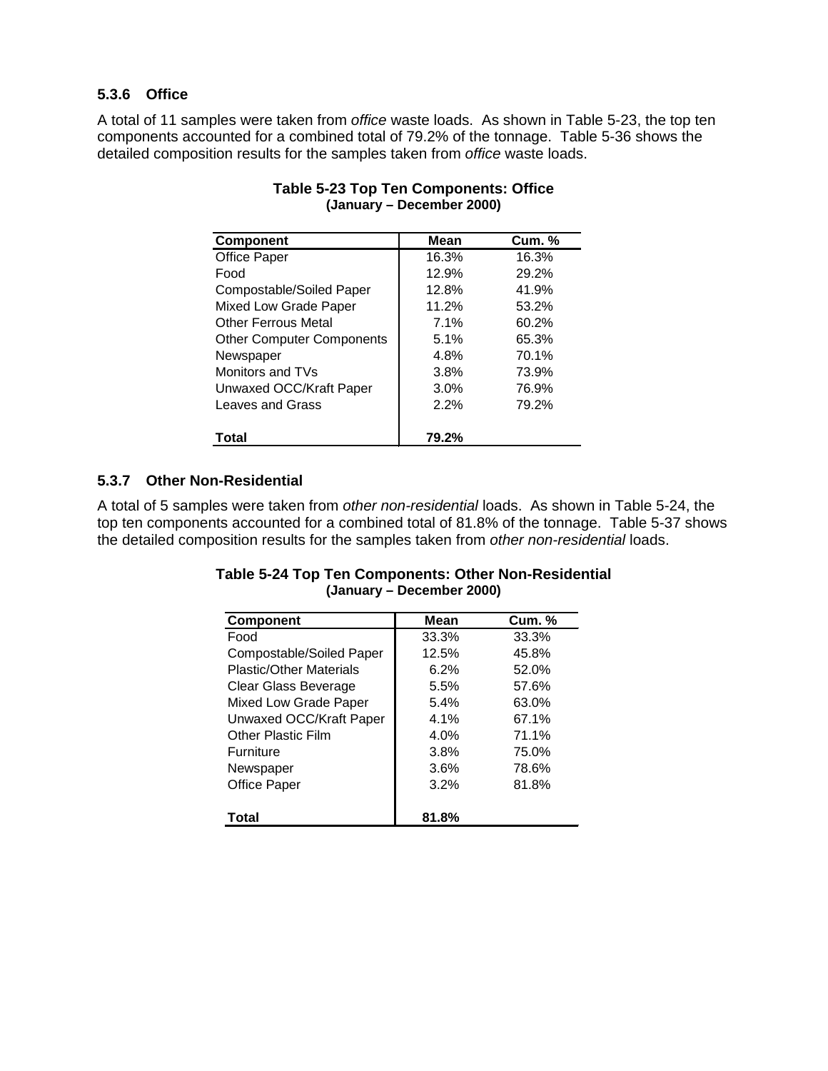### 5.3.6 Office

A total of 11 samples were taken from *office* waste loads. As shown in Table 5-23, the top ten components accounted for a combined total of 79.2% of the tonnage. Table 5-36 shows the detailed composition results for the samples taken from *office* waste loads.

**Table 5-23 Top Ten Components: Office**
**(January – December 2000)**

| Component | Mean | Cum. % |
|---|---|---|
| Office Paper | 16.3% | 16.3% |
| Food | 12.9% | 29.2% |
| Compostable/Soiled Paper | 12.8% | 41.9% |
| Mixed Low Grade Paper | 11.2% | 53.2% |
| Other Ferrous Metal | 7.1% | 60.2% |
| Other Computer Components | 5.1% | 65.3% |
| Newspaper | 4.8% | 70.1% |
| Monitors and TVs | 3.8% | 73.9% |
| Unwaxed OCC/Kraft Paper | 3.0% | 76.9% |
| Leaves and Grass | 2.2% | 79.2% |
| **Total** | **79.2%** | |

### 5.3.7 Other Non-Residential

A total of 5 samples were taken from *other non-residential* loads. As shown in Table 5-24, the top ten components accounted for a combined total of 81.8% of the tonnage. Table 5-37 shows the detailed composition results for the samples taken from *other non-residential* loads.

**Table 5-24 Top Ten Components: Other Non-Residential**
**(January – December 2000)**

| Component | Mean | Cum. % |
|---|---|---|
| Food | 33.3% | 33.3% |
| Compostable/Soiled Paper | 12.5% | 45.8% |
| Plastic/Other Materials | 6.2% | 52.0% |
| Clear Glass Beverage | 5.5% | 57.6% |
| Mixed Low Grade Paper | 5.4% | 63.0% |
| Unwaxed OCC/Kraft Paper | 4.1% | 67.1% |
| Other Plastic Film | 4.0% | 71.1% |
| Furniture | 3.8% | 75.0% |
| Newspaper | 3.6% | 78.6% |
| Office Paper | 3.2% | 81.8% |
| **Total** | **81.8%** | |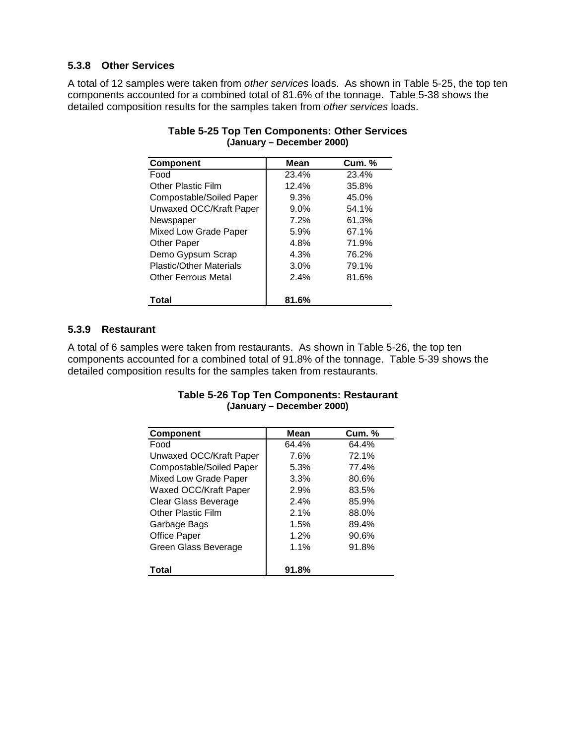### 5.3.8 Other Services

A total of 12 samples were taken from *other services* loads. As shown in Table 5-25, the top ten components accounted for a combined total of 81.6% of the tonnage. Table 5-38 shows the detailed composition results for the samples taken from *other services* loads.

**Table 5-25 Top Ten Components: Other Services**
**(January – December 2000)**

| Component | Mean | Cum. % |
|---|---|---|
| Food | 23.4% | 23.4% |
| Other Plastic Film | 12.4% | 35.8% |
| Compostable/Soiled Paper | 9.3% | 45.0% |
| Unwaxed OCC/Kraft Paper | 9.0% | 54.1% |
| Newspaper | 7.2% | 61.3% |
| Mixed Low Grade Paper | 5.9% | 67.1% |
| Other Paper | 4.8% | 71.9% |
| Demo Gypsum Scrap | 4.3% | 76.2% |
| Plastic/Other Materials | 3.0% | 79.1% |
| Other Ferrous Metal | 2.4% | 81.6% |
| **Total** | **81.6%** | |

### 5.3.9 Restaurant

A total of 6 samples were taken from restaurants. As shown in Table 5-26, the top ten components accounted for a combined total of 91.8% of the tonnage. Table 5-39 shows the detailed composition results for the samples taken from restaurants.

**Table 5-26 Top Ten Components: Restaurant**
**(January – December 2000)**

| Component | Mean | Cum. % |
|---|---|---|
| Food | 64.4% | 64.4% |
| Unwaxed OCC/Kraft Paper | 7.6% | 72.1% |
| Compostable/Soiled Paper | 5.3% | 77.4% |
| Mixed Low Grade Paper | 3.3% | 80.6% |
| Waxed OCC/Kraft Paper | 2.9% | 83.5% |
| Clear Glass Beverage | 2.4% | 85.9% |
| Other Plastic Film | 2.1% | 88.0% |
| Garbage Bags | 1.5% | 89.4% |
| Office Paper | 1.2% | 90.6% |
| Green Glass Beverage | 1.1% | 91.8% |
| **Total** | **91.8%** | |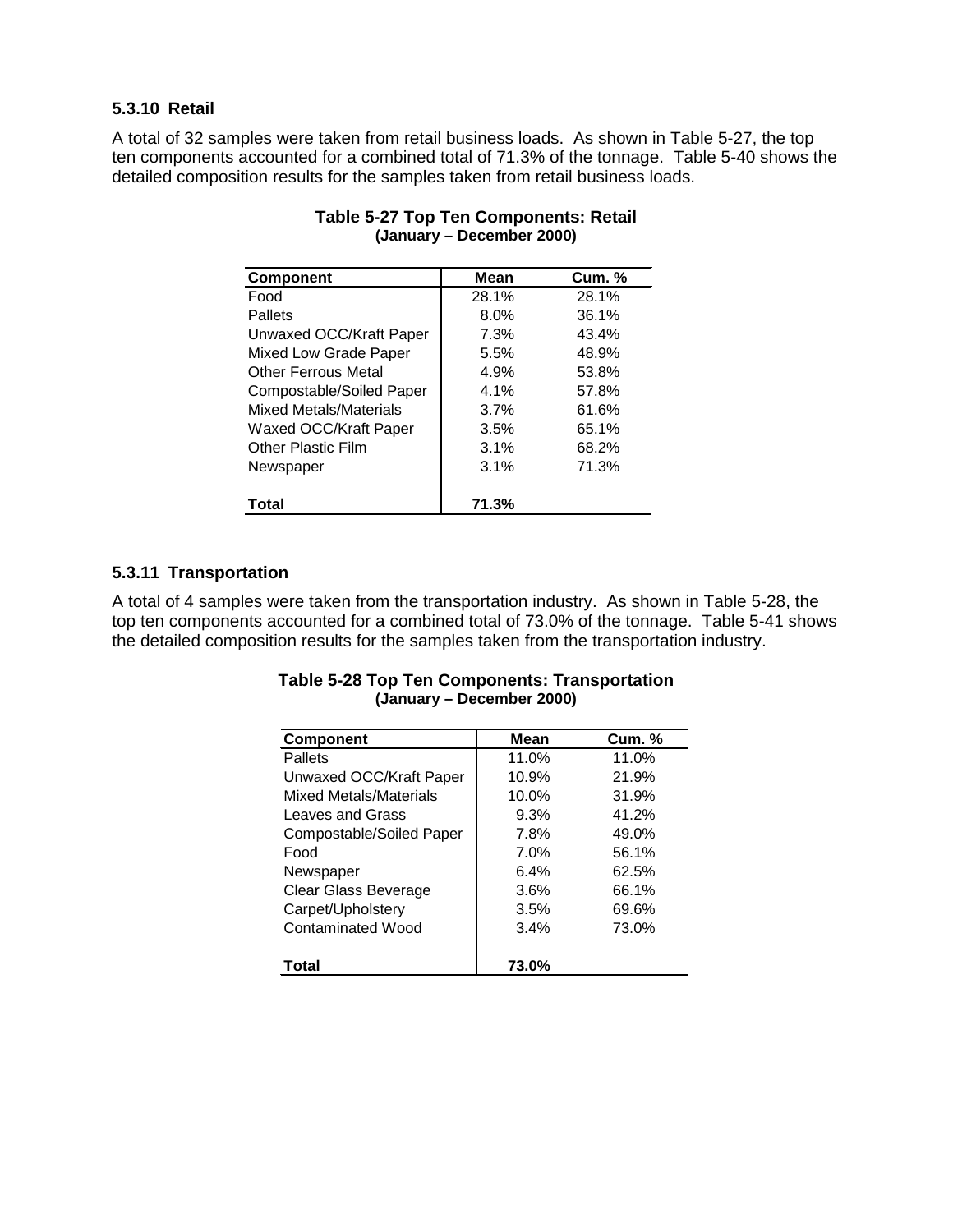### 5.3.10 Retail

A total of 32 samples were taken from retail business loads. As shown in Table 5-27, the top ten components accounted for a combined total of 71.3% of the tonnage. Table 5-40 shows the detailed composition results for the samples taken from retail business loads.

**Table 5-27 Top Ten Components: Retail**
**(January – December 2000)**

| Component | Mean | Cum. % |
|---|---|---|
| Food | 28.1% | 28.1% |
| Pallets | 8.0% | 36.1% |
| Unwaxed OCC/Kraft Paper | 7.3% | 43.4% |
| Mixed Low Grade Paper | 5.5% | 48.9% |
| Other Ferrous Metal | 4.9% | 53.8% |
| Compostable/Soiled Paper | 4.1% | 57.8% |
| Mixed Metals/Materials | 3.7% | 61.6% |
| Waxed OCC/Kraft Paper | 3.5% | 65.1% |
| Other Plastic Film | 3.1% | 68.2% |
| Newspaper | 3.1% | 71.3% |
| **Total** | **71.3%** | |

### 5.3.11 Transportation

A total of 4 samples were taken from the transportation industry. As shown in Table 5-28, the top ten components accounted for a combined total of 73.0% of the tonnage. Table 5-41 shows the detailed composition results for the samples taken from the transportation industry.

**Table 5-28 Top Ten Components: Transportation**
**(January – December 2000)**

| Component | Mean | Cum. % |
|---|---|---|
| Pallets | 11.0% | 11.0% |
| Unwaxed OCC/Kraft Paper | 10.9% | 21.9% |
| Mixed Metals/Materials | 10.0% | 31.9% |
| Leaves and Grass | 9.3% | 41.2% |
| Compostable/Soiled Paper | 7.8% | 49.0% |
| Food | 7.0% | 56.1% |
| Newspaper | 6.4% | 62.5% |
| Clear Glass Beverage | 3.6% | 66.1% |
| Carpet/Upholstery | 3.5% | 69.6% |
| Contaminated Wood | 3.4% | 73.0% |
| **Total** | **73.0%** | |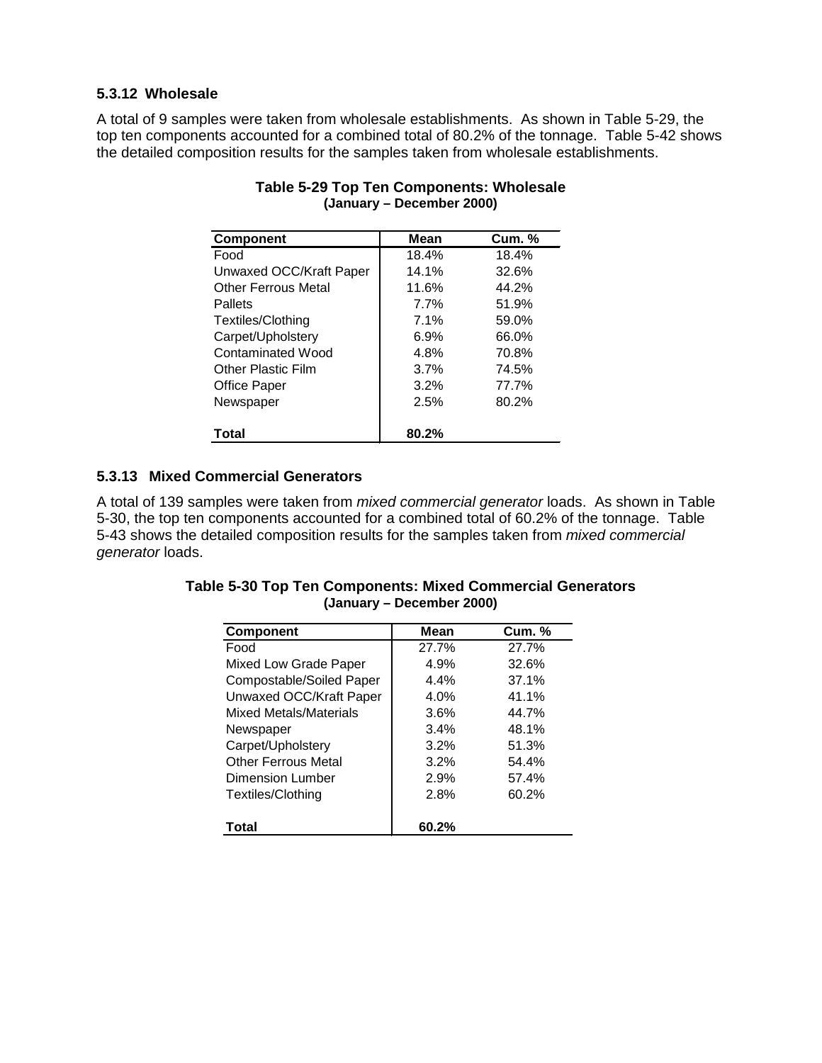### 5.3.12 Wholesale

A total of 9 samples were taken from wholesale establishments. As shown in Table 5-29, the top ten components accounted for a combined total of 80.2% of the tonnage. Table 5-42 shows the detailed composition results for the samples taken from wholesale establishments.

**Table 5-29 Top Ten Components: Wholesale**
**(January – December 2000)**

| Component | Mean | Cum. % |
|---|---|---|
| Food | 18.4% | 18.4% |
| Unwaxed OCC/Kraft Paper | 14.1% | 32.6% |
| Other Ferrous Metal | 11.6% | 44.2% |
| Pallets | 7.7% | 51.9% |
| Textiles/Clothing | 7.1% | 59.0% |
| Carpet/Upholstery | 6.9% | 66.0% |
| Contaminated Wood | 4.8% | 70.8% |
| Other Plastic Film | 3.7% | 74.5% |
| Office Paper | 3.2% | 77.7% |
| Newspaper | 2.5% | 80.2% |
| **Total** | **80.2%** | |

### 5.3.13 Mixed Commercial Generators

A total of 139 samples were taken from *mixed commercial generator* loads. As shown in Table 5-30, the top ten components accounted for a combined total of 60.2% of the tonnage. Table 5-43 shows the detailed composition results for the samples taken from *mixed commercial generator* loads.

**Table 5-30 Top Ten Components: Mixed Commercial Generators**
**(January – December 2000)**

| Component | Mean | Cum. % |
|---|---|---|
| Food | 27.7% | 27.7% |
| Mixed Low Grade Paper | 4.9% | 32.6% |
| Compostable/Soiled Paper | 4.4% | 37.1% |
| Unwaxed OCC/Kraft Paper | 4.0% | 41.1% |
| Mixed Metals/Materials | 3.6% | 44.7% |
| Newspaper | 3.4% | 48.1% |
| Carpet/Upholstery | 3.2% | 51.3% |
| Other Ferrous Metal | 3.2% | 54.4% |
| Dimension Lumber | 2.9% | 57.4% |
| Textiles/Clothing | 2.8% | 60.2% |
| **Total** | **60.2%** | |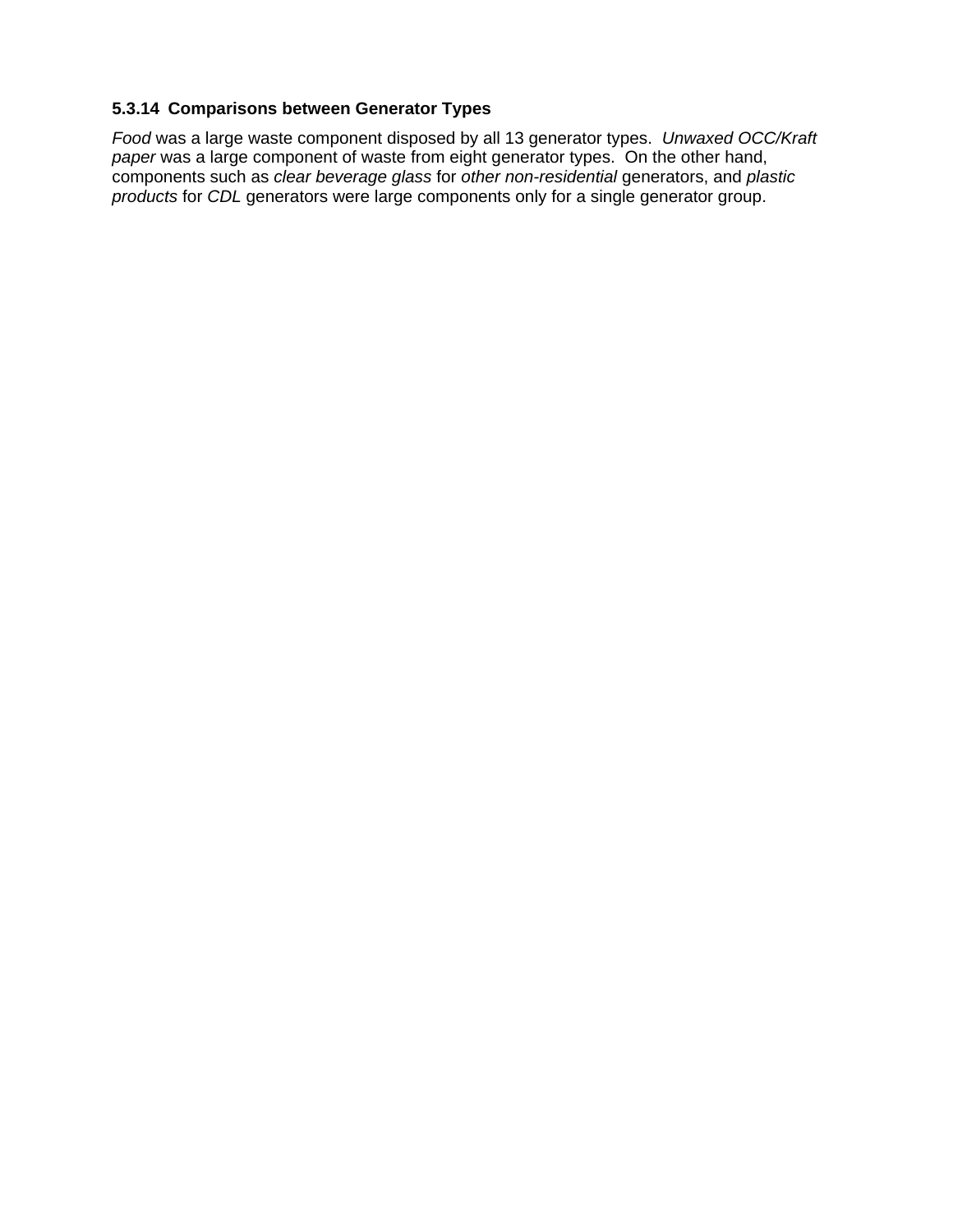### 5.3.14 Comparisons between Generator Types

*Food* was a large waste component disposed by all 13 generator types. *Unwaxed OCC/Kraft paper* was a large component of waste from eight generator types. On the other hand, components such as *clear beverage glass* for *other non-residential* generators, and *plastic products* for *CDL* generators were large components only for a single generator group.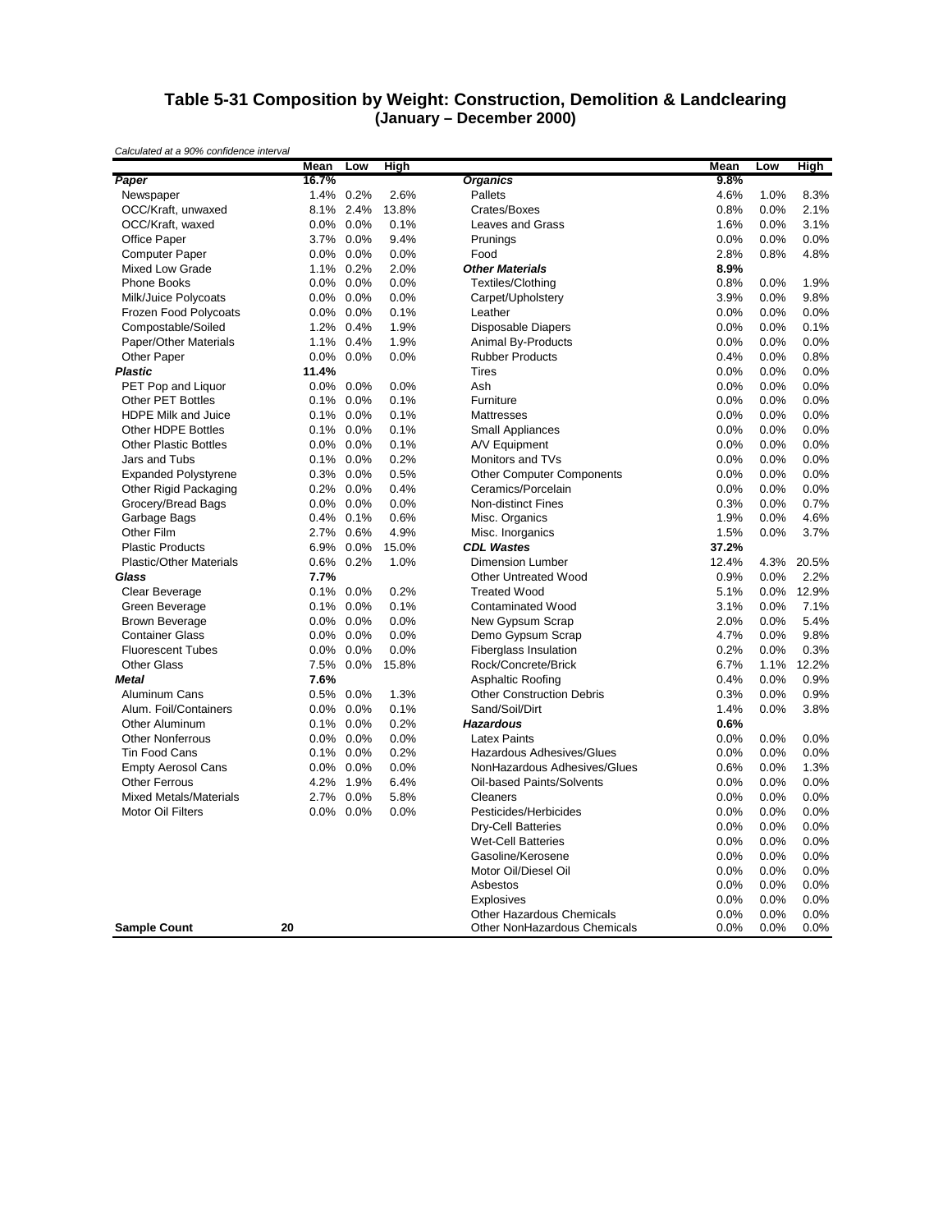# Table 5-31 Composition by Weight: Construction, Demolition & Landclearing (January – December 2000)

*Calculated at a 90% confidence interval*

| | Mean | Low | High | | Mean | Low | High |
|---|---|---|---|---|---|---|---|
| ***Paper*** | **16.7%** | | | ***Organics*** | **9.8%** | | |
| Newspaper | 1.4% | 0.2% | 2.6% | Pallets | 4.6% | 1.0% | 8.3% |
| OCC/Kraft, unwaxed | 8.1% | 2.4% | 13.8% | Crates/Boxes | 0.8% | 0.0% | 2.1% |
| OCC/Kraft, waxed | 0.0% | 0.0% | 0.1% | Leaves and Grass | 1.6% | 0.0% | 3.1% |
| Office Paper | 3.7% | 0.0% | 9.4% | Prunings | 0.0% | 0.0% | 0.0% |
| Computer Paper | 0.0% | 0.0% | 0.0% | Food | 2.8% | 0.8% | 4.8% |
| Mixed Low Grade | 1.1% | 0.2% | 2.0% | ***Other Materials*** | **8.9%** | | |
| Phone Books | 0.0% | 0.0% | 0.0% | Textiles/Clothing | 0.8% | 0.0% | 1.9% |
| Milk/Juice Polycoats | 0.0% | 0.0% | 0.0% | Carpet/Upholstery | 3.9% | 0.0% | 9.8% |
| Frozen Food Polycoats | 0.0% | 0.0% | 0.1% | Leather | 0.0% | 0.0% | 0.0% |
| Compostable/Soiled | 1.2% | 0.4% | 1.9% | Disposable Diapers | 0.0% | 0.0% | 0.1% |
| Paper/Other Materials | 1.1% | 0.4% | 1.9% | Animal By-Products | 0.0% | 0.0% | 0.0% |
| Other Paper | 0.0% | 0.0% | 0.0% | Rubber Products | 0.4% | 0.0% | 0.8% |
| ***Plastic*** | **11.4%** | | | Tires | 0.0% | 0.0% | 0.0% |
| PET Pop and Liquor | 0.0% | 0.0% | 0.0% | Ash | 0.0% | 0.0% | 0.0% |
| Other PET Bottles | 0.1% | 0.0% | 0.1% | Furniture | 0.0% | 0.0% | 0.0% |
| HDPE Milk and Juice | 0.1% | 0.0% | 0.1% | Mattresses | 0.0% | 0.0% | 0.0% |
| Other HDPE Bottles | 0.1% | 0.0% | 0.1% | Small Appliances | 0.0% | 0.0% | 0.0% |
| Other Plastic Bottles | 0.0% | 0.0% | 0.1% | A/V Equipment | 0.0% | 0.0% | 0.0% |
| Jars and Tubs | 0.1% | 0.0% | 0.2% | Monitors and TVs | 0.0% | 0.0% | 0.0% |
| Expanded Polystyrene | 0.3% | 0.0% | 0.5% | Other Computer Components | 0.0% | 0.0% | 0.0% |
| Other Rigid Packaging | 0.2% | 0.0% | 0.4% | Ceramics/Porcelain | 0.0% | 0.0% | 0.0% |
| Grocery/Bread Bags | 0.0% | 0.0% | 0.0% | Non-distinct Fines | 0.3% | 0.0% | 0.7% |
| Garbage Bags | 0.4% | 0.1% | 0.6% | Misc. Organics | 1.9% | 0.0% | 4.6% |
| Other Film | 2.7% | 0.6% | 4.9% | Misc. Inorganics | 1.5% | 0.0% | 3.7% |
| Plastic Products | 6.9% | 0.0% | 15.0% | ***CDL Wastes*** | **37.2%** | | |
| Plastic/Other Materials | 0.6% | 0.2% | 1.0% | Dimension Lumber | 12.4% | 4.3% | 20.5% |
| ***Glass*** | **7.7%** | | | Other Untreated Wood | 0.9% | 0.0% | 2.2% |
| Clear Beverage | 0.1% | 0.0% | 0.2% | Treated Wood | 5.1% | 0.0% | 12.9% |
| Green Beverage | 0.1% | 0.0% | 0.1% | Contaminated Wood | 3.1% | 0.0% | 7.1% |
| Brown Beverage | 0.0% | 0.0% | 0.0% | New Gypsum Scrap | 2.0% | 0.0% | 5.4% |
| Container Glass | 0.0% | 0.0% | 0.0% | Demo Gypsum Scrap | 4.7% | 0.0% | 9.8% |
| Fluorescent Tubes | 0.0% | 0.0% | 0.0% | Fiberglass Insulation | 0.2% | 0.0% | 0.3% |
| Other Glass | 7.5% | 0.0% | 15.8% | Rock/Concrete/Brick | 6.7% | 1.1% | 12.2% |
| ***Metal*** | **7.6%** | | | Asphaltic Roofing | 0.4% | 0.0% | 0.9% |
| Aluminum Cans | 0.5% | 0.0% | 1.3% | Other Construction Debris | 0.3% | 0.0% | 0.9% |
| Alum. Foil/Containers | 0.0% | 0.0% | 0.1% | Sand/Soil/Dirt | 1.4% | 0.0% | 3.8% |
| Other Aluminum | 0.1% | 0.0% | 0.2% | ***Hazardous*** | **0.6%** | | |
| Other Nonferrous | 0.0% | 0.0% | 0.0% | Latex Paints | 0.0% | 0.0% | 0.0% |
| Tin Food Cans | 0.1% | 0.0% | 0.2% | Hazardous Adhesives/Glues | 0.0% | 0.0% | 0.0% |
| Empty Aerosol Cans | 0.0% | 0.0% | 0.0% | NonHazardous Adhesives/Glues | 0.6% | 0.0% | 1.3% |
| Other Ferrous | 4.2% | 1.9% | 6.4% | Oil-based Paints/Solvents | 0.0% | 0.0% | 0.0% |
| Mixed Metals/Materials | 2.7% | 0.0% | 5.8% | Cleaners | 0.0% | 0.0% | 0.0% |
| Motor Oil Filters | 0.0% | 0.0% | 0.0% | Pesticides/Herbicides | 0.0% | 0.0% | 0.0% |
| | | | | Dry-Cell Batteries | 0.0% | 0.0% | 0.0% |
| | | | | Wet-Cell Batteries | 0.0% | 0.0% | 0.0% |
| | | | | Gasoline/Kerosene | 0.0% | 0.0% | 0.0% |
| | | | | Motor Oil/Diesel Oil | 0.0% | 0.0% | 0.0% |
| | | | | Asbestos | 0.0% | 0.0% | 0.0% |
| | | | | Explosives | 0.0% | 0.0% | 0.0% |
| | | | | Other Hazardous Chemicals | 0.0% | 0.0% | 0.0% |
| **Sample Count** | **20** | | | Other NonHazardous Chemicals | 0.0% | 0.0% | 0.0% |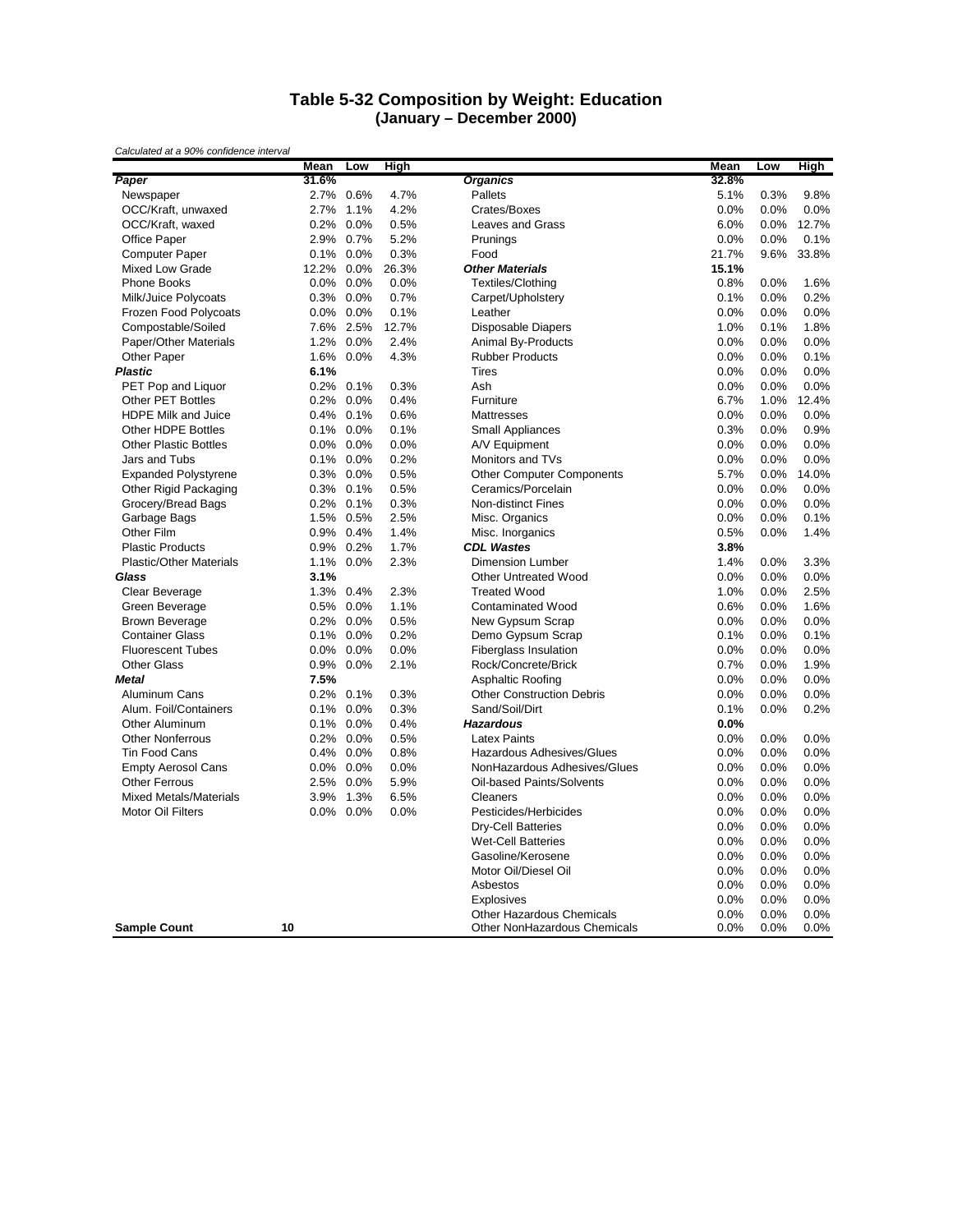# Table 5-32 Composition by Weight: Education
## (January – December 2000)

*Calculated at a 90% confidence interval*

| | Mean | Low | High | | Mean | Low | High |
|---|---|---|---|---|---|---|---|
| ***Paper*** | **31.6%** | | | ***Organics*** | **32.8%** | | |
| Newspaper | 2.7% | 0.6% | 4.7% | Pallets | 5.1% | 0.3% | 9.8% |
| OCC/Kraft, unwaxed | 2.7% | 1.1% | 4.2% | Crates/Boxes | 0.0% | 0.0% | 0.0% |
| OCC/Kraft, waxed | 0.2% | 0.0% | 0.5% | Leaves and Grass | 6.0% | 0.0% | 12.7% |
| Office Paper | 2.9% | 0.7% | 5.2% | Prunings | 0.0% | 0.0% | 0.1% |
| Computer Paper | 0.1% | 0.0% | 0.3% | Food | 21.7% | 9.6% | 33.8% |
| Mixed Low Grade | 12.2% | 0.0% | 26.3% | ***Other Materials*** | **15.1%** | | |
| Phone Books | 0.0% | 0.0% | 0.0% | Textiles/Clothing | 0.8% | 0.0% | 1.6% |
| Milk/Juice Polycoats | 0.3% | 0.0% | 0.7% | Carpet/Upholstery | 0.1% | 0.0% | 0.2% |
| Frozen Food Polycoats | 0.0% | 0.0% | 0.1% | Leather | 0.0% | 0.0% | 0.0% |
| Compostable/Soiled | 7.6% | 2.5% | 12.7% | Disposable Diapers | 1.0% | 0.1% | 1.8% |
| Paper/Other Materials | 1.2% | 0.0% | 2.4% | Animal By-Products | 0.0% | 0.0% | 0.0% |
| Other Paper | 1.6% | 0.0% | 4.3% | Rubber Products | 0.0% | 0.0% | 0.1% |
| ***Plastic*** | **6.1%** | | | Tires | 0.0% | 0.0% | 0.0% |
| PET Pop and Liquor | 0.2% | 0.1% | 0.3% | Ash | 0.0% | 0.0% | 0.0% |
| Other PET Bottles | 0.2% | 0.0% | 0.4% | Furniture | 6.7% | 1.0% | 12.4% |
| HDPE Milk and Juice | 0.4% | 0.1% | 0.6% | Mattresses | 0.0% | 0.0% | 0.0% |
| Other HDPE Bottles | 0.1% | 0.0% | 0.1% | Small Appliances | 0.3% | 0.0% | 0.9% |
| Other Plastic Bottles | 0.0% | 0.0% | 0.0% | A/V Equipment | 0.0% | 0.0% | 0.0% |
| Jars and Tubs | 0.1% | 0.0% | 0.2% | Monitors and TVs | 0.0% | 0.0% | 0.0% |
| Expanded Polystyrene | 0.3% | 0.0% | 0.5% | Other Computer Components | 5.7% | 0.0% | 14.0% |
| Other Rigid Packaging | 0.3% | 0.1% | 0.5% | Ceramics/Porcelain | 0.0% | 0.0% | 0.0% |
| Grocery/Bread Bags | 0.2% | 0.1% | 0.3% | Non-distinct Fines | 0.0% | 0.0% | 0.0% |
| Garbage Bags | 1.5% | 0.5% | 2.5% | Misc. Organics | 0.0% | 0.0% | 0.1% |
| Other Film | 0.9% | 0.4% | 1.4% | Misc. Inorganics | 0.5% | 0.0% | 1.4% |
| Plastic Products | 0.9% | 0.2% | 1.7% | ***CDL Wastes*** | **3.8%** | | |
| Plastic/Other Materials | 1.1% | 0.0% | 2.3% | Dimension Lumber | 1.4% | 0.0% | 3.3% |
| ***Glass*** | **3.1%** | | | Other Untreated Wood | 0.0% | 0.0% | 0.0% |
| Clear Beverage | 1.3% | 0.4% | 2.3% | Treated Wood | 1.0% | 0.0% | 2.5% |
| Green Beverage | 0.5% | 0.0% | 1.1% | Contaminated Wood | 0.6% | 0.0% | 1.6% |
| Brown Beverage | 0.2% | 0.0% | 0.5% | New Gypsum Scrap | 0.0% | 0.0% | 0.0% |
| Container Glass | 0.1% | 0.0% | 0.2% | Demo Gypsum Scrap | 0.1% | 0.0% | 0.1% |
| Fluorescent Tubes | 0.0% | 0.0% | 0.0% | Fiberglass Insulation | 0.0% | 0.0% | 0.0% |
| Other Glass | 0.9% | 0.0% | 2.1% | Rock/Concrete/Brick | 0.7% | 0.0% | 1.9% |
| ***Metal*** | **7.5%** | | | Asphaltic Roofing | 0.0% | 0.0% | 0.0% |
| Aluminum Cans | 0.2% | 0.1% | 0.3% | Other Construction Debris | 0.0% | 0.0% | 0.0% |
| Alum. Foil/Containers | 0.1% | 0.0% | 0.3% | Sand/Soil/Dirt | 0.1% | 0.0% | 0.2% |
| Other Aluminum | 0.1% | 0.0% | 0.4% | ***Hazardous*** | **0.0%** | | |
| Other Nonferrous | 0.2% | 0.0% | 0.5% | Latex Paints | 0.0% | 0.0% | 0.0% |
| Tin Food Cans | 0.4% | 0.0% | 0.8% | Hazardous Adhesives/Glues | 0.0% | 0.0% | 0.0% |
| Empty Aerosol Cans | 0.0% | 0.0% | 0.0% | NonHazardous Adhesives/Glues | 0.0% | 0.0% | 0.0% |
| Other Ferrous | 2.5% | 0.0% | 5.9% | Oil-based Paints/Solvents | 0.0% | 0.0% | 0.0% |
| Mixed Metals/Materials | 3.9% | 1.3% | 6.5% | Cleaners | 0.0% | 0.0% | 0.0% |
| Motor Oil Filters | 0.0% | 0.0% | 0.0% | Pesticides/Herbicides | 0.0% | 0.0% | 0.0% |
| | | | | Dry-Cell Batteries | 0.0% | 0.0% | 0.0% |
| | | | | Wet-Cell Batteries | 0.0% | 0.0% | 0.0% |
| | | | | Gasoline/Kerosene | 0.0% | 0.0% | 0.0% |
| | | | | Motor Oil/Diesel Oil | 0.0% | 0.0% | 0.0% |
| | | | | Asbestos | 0.0% | 0.0% | 0.0% |
| | | | | Explosives | 0.0% | 0.0% | 0.0% |
| | | | | Other Hazardous Chemicals | 0.0% | 0.0% | 0.0% |
| **Sample Count** | **10** | | | Other NonHazardous Chemicals | 0.0% | 0.0% | 0.0% |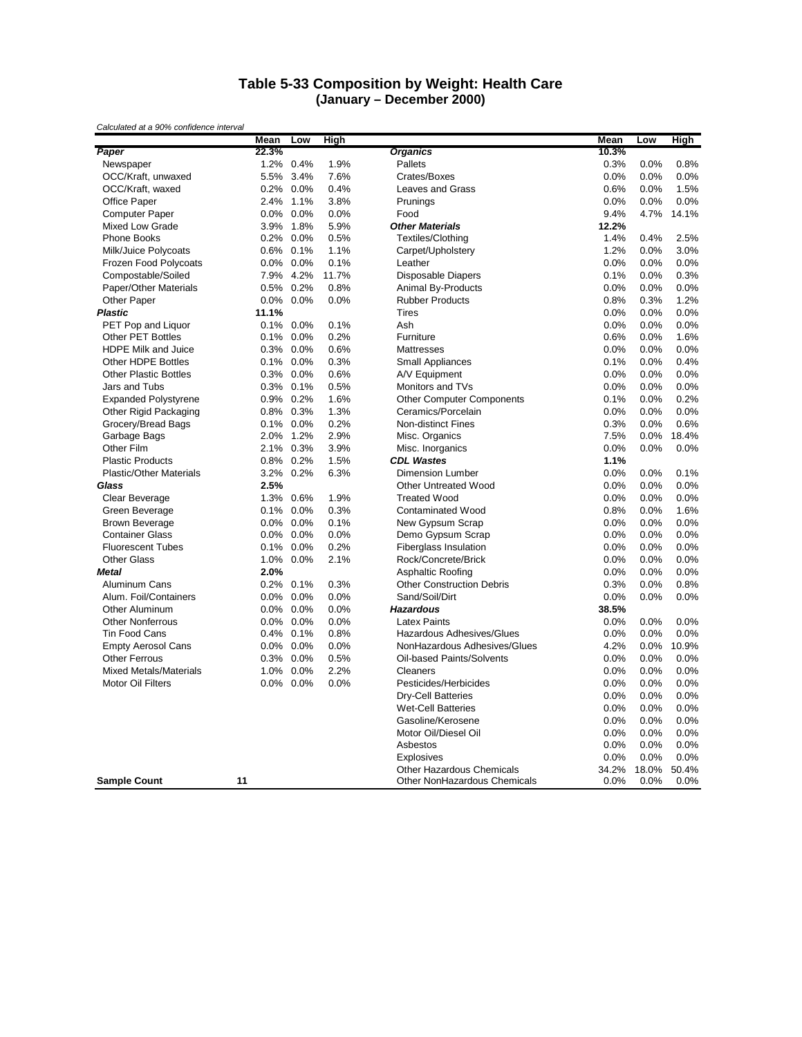# Table 5-33 Composition by Weight: Health Care
## (January – December 2000)

*Calculated at a 90% confidence interval*

| | Mean | Low | High | | Mean | Low | High |
|---|---|---|---|---|---|---|---|
| ***Paper*** | **22.3%** | | | ***Organics*** | **10.3%** | | |
| Newspaper | 1.2% | 0.4% | 1.9% | Pallets | 0.3% | 0.0% | 0.8% |
| OCC/Kraft, unwaxed | 5.5% | 3.4% | 7.6% | Crates/Boxes | 0.0% | 0.0% | 0.0% |
| OCC/Kraft, waxed | 0.2% | 0.0% | 0.4% | Leaves and Grass | 0.6% | 0.0% | 1.5% |
| Office Paper | 2.4% | 1.1% | 3.8% | Prunings | 0.0% | 0.0% | 0.0% |
| Computer Paper | 0.0% | 0.0% | 0.0% | Food | 9.4% | 4.7% | 14.1% |
| Mixed Low Grade | 3.9% | 1.8% | 5.9% | ***Other Materials*** | **12.2%** | | |
| Phone Books | 0.2% | 0.0% | 0.5% | Textiles/Clothing | 1.4% | 0.4% | 2.5% |
| Milk/Juice Polycoats | 0.6% | 0.1% | 1.1% | Carpet/Upholstery | 1.2% | 0.0% | 3.0% |
| Frozen Food Polycoats | 0.0% | 0.0% | 0.1% | Leather | 0.0% | 0.0% | 0.0% |
| Compostable/Soiled | 7.9% | 4.2% | 11.7% | Disposable Diapers | 0.1% | 0.0% | 0.3% |
| Paper/Other Materials | 0.5% | 0.2% | 0.8% | Animal By-Products | 0.0% | 0.0% | 0.0% |
| Other Paper | 0.0% | 0.0% | 0.0% | Rubber Products | 0.8% | 0.3% | 1.2% |
| ***Plastic*** | **11.1%** | | | Tires | 0.0% | 0.0% | 0.0% |
| PET Pop and Liquor | 0.1% | 0.0% | 0.1% | Ash | 0.0% | 0.0% | 0.0% |
| Other PET Bottles | 0.1% | 0.0% | 0.2% | Furniture | 0.6% | 0.0% | 1.6% |
| HDPE Milk and Juice | 0.3% | 0.0% | 0.6% | Mattresses | 0.0% | 0.0% | 0.0% |
| Other HDPE Bottles | 0.1% | 0.0% | 0.3% | Small Appliances | 0.1% | 0.0% | 0.4% |
| Other Plastic Bottles | 0.3% | 0.0% | 0.6% | A/V Equipment | 0.0% | 0.0% | 0.0% |
| Jars and Tubs | 0.3% | 0.1% | 0.5% | Monitors and TVs | 0.0% | 0.0% | 0.0% |
| Expanded Polystyrene | 0.9% | 0.2% | 1.6% | Other Computer Components | 0.1% | 0.0% | 0.2% |
| Other Rigid Packaging | 0.8% | 0.3% | 1.3% | Ceramics/Porcelain | 0.0% | 0.0% | 0.0% |
| Grocery/Bread Bags | 0.1% | 0.0% | 0.2% | Non-distinct Fines | 0.3% | 0.0% | 0.6% |
| Garbage Bags | 2.0% | 1.2% | 2.9% | Misc. Organics | 7.5% | 0.0% | 18.4% |
| Other Film | 2.1% | 0.3% | 3.9% | Misc. Inorganics | 0.0% | 0.0% | 0.0% |
| Plastic Products | 0.8% | 0.2% | 1.5% | ***CDL Wastes*** | **1.1%** | | |
| Plastic/Other Materials | 3.2% | 0.2% | 6.3% | Dimension Lumber | 0.0% | 0.0% | 0.1% |
| ***Glass*** | **2.5%** | | | Other Untreated Wood | 0.0% | 0.0% | 0.0% |
| Clear Beverage | 1.3% | 0.6% | 1.9% | Treated Wood | 0.0% | 0.0% | 0.0% |
| Green Beverage | 0.1% | 0.0% | 0.3% | Contaminated Wood | 0.8% | 0.0% | 1.6% |
| Brown Beverage | 0.0% | 0.0% | 0.1% | New Gypsum Scrap | 0.0% | 0.0% | 0.0% |
| Container Glass | 0.0% | 0.0% | 0.0% | Demo Gypsum Scrap | 0.0% | 0.0% | 0.0% |
| Fluorescent Tubes | 0.1% | 0.0% | 0.2% | Fiberglass Insulation | 0.0% | 0.0% | 0.0% |
| Other Glass | 1.0% | 0.0% | 2.1% | Rock/Concrete/Brick | 0.0% | 0.0% | 0.0% |
| ***Metal*** | **2.0%** | | | Asphaltic Roofing | 0.0% | 0.0% | 0.0% |
| Aluminum Cans | 0.2% | 0.1% | 0.3% | Other Construction Debris | 0.3% | 0.0% | 0.8% |
| Alum. Foil/Containers | 0.0% | 0.0% | 0.0% | Sand/Soil/Dirt | 0.0% | 0.0% | 0.0% |
| Other Aluminum | 0.0% | 0.0% | 0.0% | ***Hazardous*** | **38.5%** | | |
| Other Nonferrous | 0.0% | 0.0% | 0.0% | Latex Paints | 0.0% | 0.0% | 0.0% |
| Tin Food Cans | 0.4% | 0.1% | 0.8% | Hazardous Adhesives/Glues | 0.0% | 0.0% | 0.0% |
| Empty Aerosol Cans | 0.0% | 0.0% | 0.0% | NonHazardous Adhesives/Glues | 4.2% | 0.0% | 10.9% |
| Other Ferrous | 0.3% | 0.0% | 0.5% | Oil-based Paints/Solvents | 0.0% | 0.0% | 0.0% |
| Mixed Metals/Materials | 1.0% | 0.0% | 2.2% | Cleaners | 0.0% | 0.0% | 0.0% |
| Motor Oil Filters | 0.0% | 0.0% | 0.0% | Pesticides/Herbicides | 0.0% | 0.0% | 0.0% |
| | | | | Dry-Cell Batteries | 0.0% | 0.0% | 0.0% |
| | | | | Wet-Cell Batteries | 0.0% | 0.0% | 0.0% |
| | | | | Gasoline/Kerosene | 0.0% | 0.0% | 0.0% |
| | | | | Motor Oil/Diesel Oil | 0.0% | 0.0% | 0.0% |
| | | | | Asbestos | 0.0% | 0.0% | 0.0% |
| | | | | Explosives | 0.0% | 0.0% | 0.0% |
| | | | | Other Hazardous Chemicals | 34.2% | 18.0% | 50.4% |
| **Sample Count** | **11** | | | Other NonHazardous Chemicals | 0.0% | 0.0% | 0.0% |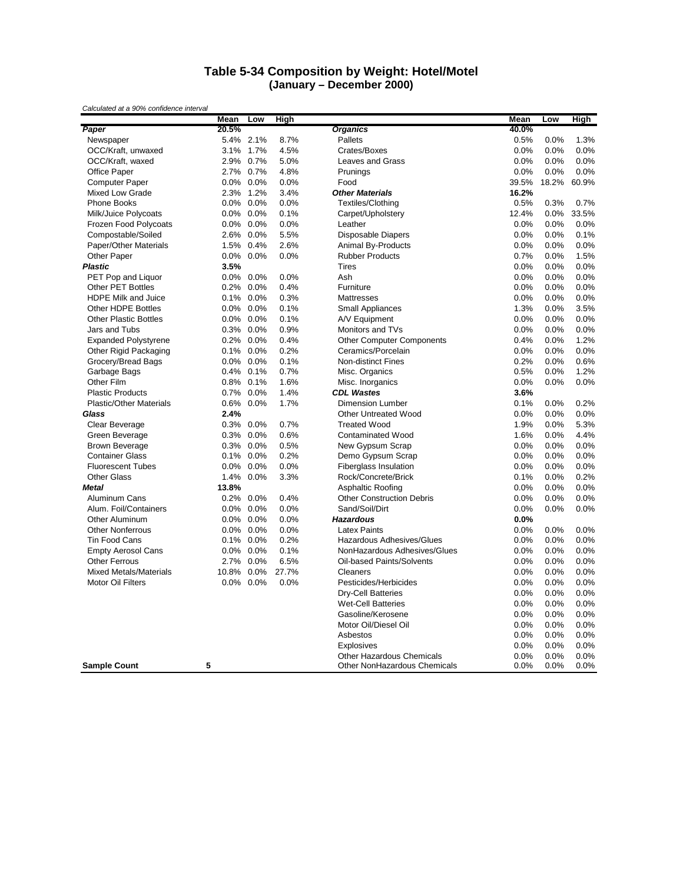# Table 5-34 Composition by Weight: Hotel/Motel
## (January – December 2000)

*Calculated at a 90% confidence interval*

| | Mean | Low | High | | Mean | Low | High |
|---|---|---|---|---|---|---|---|
| ***Paper*** | **20.5%** | | | ***Organics*** | **40.0%** | | |
| Newspaper | 5.4% | 2.1% | 8.7% | Pallets | 0.5% | 0.0% | 1.3% |
| OCC/Kraft, unwaxed | 3.1% | 1.7% | 4.5% | Crates/Boxes | 0.0% | 0.0% | 0.0% |
| OCC/Kraft, waxed | 2.9% | 0.7% | 5.0% | Leaves and Grass | 0.0% | 0.0% | 0.0% |
| Office Paper | 2.7% | 0.7% | 4.8% | Prunings | 0.0% | 0.0% | 0.0% |
| Computer Paper | 0.0% | 0.0% | 0.0% | Food | 39.5% | 18.2% | 60.9% |
| Mixed Low Grade | 2.3% | 1.2% | 3.4% | ***Other Materials*** | **16.2%** | | |
| Phone Books | 0.0% | 0.0% | 0.0% | Textiles/Clothing | 0.5% | 0.3% | 0.7% |
| Milk/Juice Polycoats | 0.0% | 0.0% | 0.1% | Carpet/Upholstery | 12.4% | 0.0% | 33.5% |
| Frozen Food Polycoats | 0.0% | 0.0% | 0.0% | Leather | 0.0% | 0.0% | 0.0% |
| Compostable/Soiled | 2.6% | 0.0% | 5.5% | Disposable Diapers | 0.0% | 0.0% | 0.1% |
| Paper/Other Materials | 1.5% | 0.4% | 2.6% | Animal By-Products | 0.0% | 0.0% | 0.0% |
| Other Paper | 0.0% | 0.0% | 0.0% | Rubber Products | 0.7% | 0.0% | 1.5% |
| ***Plastic*** | **3.5%** | | | Tires | 0.0% | 0.0% | 0.0% |
| PET Pop and Liquor | 0.0% | 0.0% | 0.0% | Ash | 0.0% | 0.0% | 0.0% |
| Other PET Bottles | 0.2% | 0.0% | 0.4% | Furniture | 0.0% | 0.0% | 0.0% |
| HDPE Milk and Juice | 0.1% | 0.0% | 0.3% | Mattresses | 0.0% | 0.0% | 0.0% |
| Other HDPE Bottles | 0.0% | 0.0% | 0.1% | Small Appliances | 1.3% | 0.0% | 3.5% |
| Other Plastic Bottles | 0.0% | 0.0% | 0.1% | A/V Equipment | 0.0% | 0.0% | 0.0% |
| Jars and Tubs | 0.3% | 0.0% | 0.9% | Monitors and TVs | 0.0% | 0.0% | 0.0% |
| Expanded Polystyrene | 0.2% | 0.0% | 0.4% | Other Computer Components | 0.4% | 0.0% | 1.2% |
| Other Rigid Packaging | 0.1% | 0.0% | 0.2% | Ceramics/Porcelain | 0.0% | 0.0% | 0.0% |
| Grocery/Bread Bags | 0.0% | 0.0% | 0.1% | Non-distinct Fines | 0.2% | 0.0% | 0.6% |
| Garbage Bags | 0.4% | 0.1% | 0.7% | Misc. Organics | 0.5% | 0.0% | 1.2% |
| Other Film | 0.8% | 0.1% | 1.6% | Misc. Inorganics | 0.0% | 0.0% | 0.0% |
| Plastic Products | 0.7% | 0.0% | 1.4% | ***CDL Wastes*** | **3.6%** | | |
| Plastic/Other Materials | 0.6% | 0.0% | 1.7% | Dimension Lumber | 0.1% | 0.0% | 0.2% |
| ***Glass*** | **2.4%** | | | Other Untreated Wood | 0.0% | 0.0% | 0.0% |
| Clear Beverage | 0.3% | 0.0% | 0.7% | Treated Wood | 1.9% | 0.0% | 5.3% |
| Green Beverage | 0.3% | 0.0% | 0.6% | Contaminated Wood | 1.6% | 0.0% | 4.4% |
| Brown Beverage | 0.3% | 0.0% | 0.5% | New Gypsum Scrap | 0.0% | 0.0% | 0.0% |
| Container Glass | 0.1% | 0.0% | 0.2% | Demo Gypsum Scrap | 0.0% | 0.0% | 0.0% |
| Fluorescent Tubes | 0.0% | 0.0% | 0.0% | Fiberglass Insulation | 0.0% | 0.0% | 0.0% |
| Other Glass | 1.4% | 0.0% | 3.3% | Rock/Concrete/Brick | 0.1% | 0.0% | 0.2% |
| ***Metal*** | **13.8%** | | | Asphaltic Roofing | 0.0% | 0.0% | 0.0% |
| Aluminum Cans | 0.2% | 0.0% | 0.4% | Other Construction Debris | 0.0% | 0.0% | 0.0% |
| Alum. Foil/Containers | 0.0% | 0.0% | 0.0% | Sand/Soil/Dirt | 0.0% | 0.0% | 0.0% |
| Other Aluminum | 0.0% | 0.0% | 0.0% | ***Hazardous*** | **0.0%** | | |
| Other Nonferrous | 0.0% | 0.0% | 0.0% | Latex Paints | 0.0% | 0.0% | 0.0% |
| Tin Food Cans | 0.1% | 0.0% | 0.2% | Hazardous Adhesives/Glues | 0.0% | 0.0% | 0.0% |
| Empty Aerosol Cans | 0.0% | 0.0% | 0.1% | NonHazardous Adhesives/Glues | 0.0% | 0.0% | 0.0% |
| Other Ferrous | 2.7% | 0.0% | 6.5% | Oil-based Paints/Solvents | 0.0% | 0.0% | 0.0% |
| Mixed Metals/Materials | 10.8% | 0.0% | 27.7% | Cleaners | 0.0% | 0.0% | 0.0% |
| Motor Oil Filters | 0.0% | 0.0% | 0.0% | Pesticides/Herbicides | 0.0% | 0.0% | 0.0% |
| | | | | Dry-Cell Batteries | 0.0% | 0.0% | 0.0% |
| | | | | Wet-Cell Batteries | 0.0% | 0.0% | 0.0% |
| | | | | Gasoline/Kerosene | 0.0% | 0.0% | 0.0% |
| | | | | Motor Oil/Diesel Oil | 0.0% | 0.0% | 0.0% |
| | | | | Asbestos | 0.0% | 0.0% | 0.0% |
| | | | | Explosives | 0.0% | 0.0% | 0.0% |
| | | | | Other Hazardous Chemicals | 0.0% | 0.0% | 0.0% |
| **Sample Count** | **5** | | | Other NonHazardous Chemicals | 0.0% | 0.0% | 0.0% |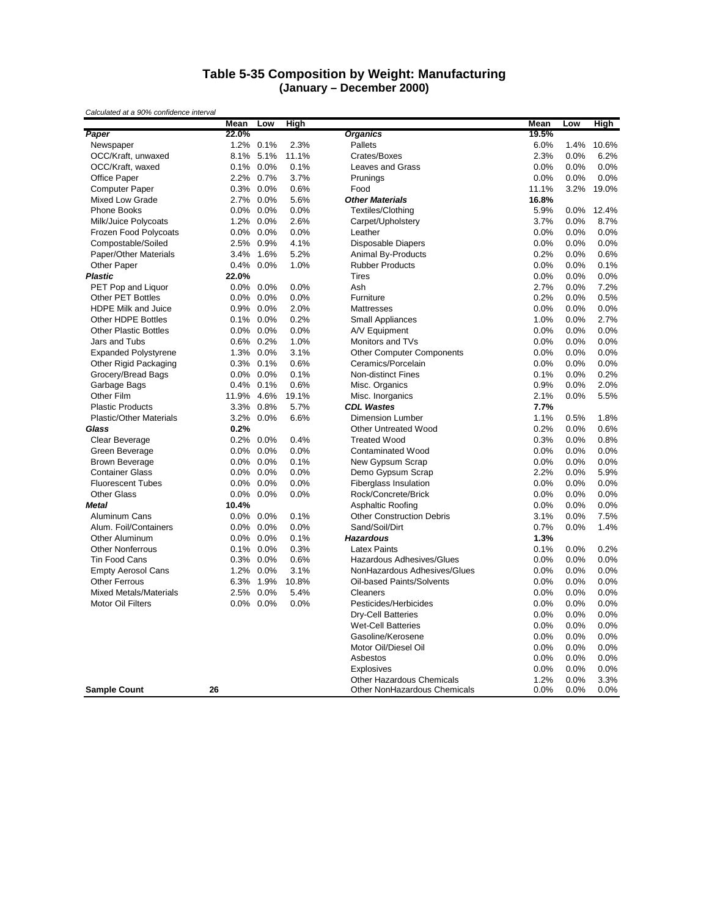# Table 5-35 Composition by Weight: Manufacturing
## (January – December 2000)

*Calculated at a 90% confidence interval*

| | Mean | Low | High | | Mean | Low | High |
|---|---|---|---|---|---|---|---|
| ***Paper*** | **22.0%** | | | ***Organics*** | **19.5%** | | |
| Newspaper | 1.2% | 0.1% | 2.3% | Pallets | 6.0% | 1.4% | 10.6% |
| OCC/Kraft, unwaxed | 8.1% | 5.1% | 11.1% | Crates/Boxes | 2.3% | 0.0% | 6.2% |
| OCC/Kraft, waxed | 0.1% | 0.0% | 0.1% | Leaves and Grass | 0.0% | 0.0% | 0.0% |
| Office Paper | 2.2% | 0.7% | 3.7% | Prunings | 0.0% | 0.0% | 0.0% |
| Computer Paper | 0.3% | 0.0% | 0.6% | Food | 11.1% | 3.2% | 19.0% |
| Mixed Low Grade | 2.7% | 0.0% | 5.6% | ***Other Materials*** | **16.8%** | | |
| Phone Books | 0.0% | 0.0% | 0.0% | Textiles/Clothing | 5.9% | 0.0% | 12.4% |
| Milk/Juice Polycoats | 1.2% | 0.0% | 2.6% | Carpet/Upholstery | 3.7% | 0.0% | 8.7% |
| Frozen Food Polycoats | 0.0% | 0.0% | 0.0% | Leather | 0.0% | 0.0% | 0.0% |
| Compostable/Soiled | 2.5% | 0.9% | 4.1% | Disposable Diapers | 0.0% | 0.0% | 0.0% |
| Paper/Other Materials | 3.4% | 1.6% | 5.2% | Animal By-Products | 0.2% | 0.0% | 0.6% |
| Other Paper | 0.4% | 0.0% | 1.0% | Rubber Products | 0.0% | 0.0% | 0.1% |
| ***Plastic*** | **22.0%** | | | Tires | 0.0% | 0.0% | 0.0% |
| PET Pop and Liquor | 0.0% | 0.0% | 0.0% | Ash | 2.7% | 0.0% | 7.2% |
| Other PET Bottles | 0.0% | 0.0% | 0.0% | Furniture | 0.2% | 0.0% | 0.5% |
| HDPE Milk and Juice | 0.9% | 0.0% | 2.0% | Mattresses | 0.0% | 0.0% | 0.0% |
| Other HDPE Bottles | 0.1% | 0.0% | 0.2% | Small Appliances | 1.0% | 0.0% | 2.7% |
| Other Plastic Bottles | 0.0% | 0.0% | 0.0% | A/V Equipment | 0.0% | 0.0% | 0.0% |
| Jars and Tubs | 0.6% | 0.2% | 1.0% | Monitors and TVs | 0.0% | 0.0% | 0.0% |
| Expanded Polystyrene | 1.3% | 0.0% | 3.1% | Other Computer Components | 0.0% | 0.0% | 0.0% |
| Other Rigid Packaging | 0.3% | 0.1% | 0.6% | Ceramics/Porcelain | 0.0% | 0.0% | 0.0% |
| Grocery/Bread Bags | 0.0% | 0.0% | 0.1% | Non-distinct Fines | 0.1% | 0.0% | 0.2% |
| Garbage Bags | 0.4% | 0.1% | 0.6% | Misc. Organics | 0.9% | 0.0% | 2.0% |
| Other Film | 11.9% | 4.6% | 19.1% | Misc. Inorganics | 2.1% | 0.0% | 5.5% |
| Plastic Products | 3.3% | 0.8% | 5.7% | ***CDL Wastes*** | **7.7%** | | |
| Plastic/Other Materials | 3.2% | 0.0% | 6.6% | Dimension Lumber | 1.1% | 0.5% | 1.8% |
| ***Glass*** | **0.2%** | | | Other Untreated Wood | 0.2% | 0.0% | 0.6% |
| Clear Beverage | 0.2% | 0.0% | 0.4% | Treated Wood | 0.3% | 0.0% | 0.8% |
| Green Beverage | 0.0% | 0.0% | 0.0% | Contaminated Wood | 0.0% | 0.0% | 0.0% |
| Brown Beverage | 0.0% | 0.0% | 0.1% | New Gypsum Scrap | 0.0% | 0.0% | 0.0% |
| Container Glass | 0.0% | 0.0% | 0.0% | Demo Gypsum Scrap | 2.2% | 0.0% | 5.9% |
| Fluorescent Tubes | 0.0% | 0.0% | 0.0% | Fiberglass Insulation | 0.0% | 0.0% | 0.0% |
| Other Glass | 0.0% | 0.0% | 0.0% | Rock/Concrete/Brick | 0.0% | 0.0% | 0.0% |
| ***Metal*** | **10.4%** | | | Asphaltic Roofing | 0.0% | 0.0% | 0.0% |
| Aluminum Cans | 0.0% | 0.0% | 0.1% | Other Construction Debris | 3.1% | 0.0% | 7.5% |
| Alum. Foil/Containers | 0.0% | 0.0% | 0.0% | Sand/Soil/Dirt | 0.7% | 0.0% | 1.4% |
| Other Aluminum | 0.0% | 0.0% | 0.1% | ***Hazardous*** | **1.3%** | | |
| Other Nonferrous | 0.1% | 0.0% | 0.3% | Latex Paints | 0.1% | 0.0% | 0.2% |
| Tin Food Cans | 0.3% | 0.0% | 0.6% | Hazardous Adhesives/Glues | 0.0% | 0.0% | 0.0% |
| Empty Aerosol Cans | 1.2% | 0.0% | 3.1% | NonHazardous Adhesives/Glues | 0.0% | 0.0% | 0.0% |
| Other Ferrous | 6.3% | 1.9% | 10.8% | Oil-based Paints/Solvents | 0.0% | 0.0% | 0.0% |
| Mixed Metals/Materials | 2.5% | 0.0% | 5.4% | Cleaners | 0.0% | 0.0% | 0.0% |
| Motor Oil Filters | 0.0% | 0.0% | 0.0% | Pesticides/Herbicides | 0.0% | 0.0% | 0.0% |
| | | | | Dry-Cell Batteries | 0.0% | 0.0% | 0.0% |
| | | | | Wet-Cell Batteries | 0.0% | 0.0% | 0.0% |
| | | | | Gasoline/Kerosene | 0.0% | 0.0% | 0.0% |
| | | | | Motor Oil/Diesel Oil | 0.0% | 0.0% | 0.0% |
| | | | | Asbestos | 0.0% | 0.0% | 0.0% |
| | | | | Explosives | 0.0% | 0.0% | 0.0% |
| | | | | Other Hazardous Chemicals | 1.2% | 0.0% | 3.3% |
| **Sample Count** | **26** | | | Other NonHazardous Chemicals | 0.0% | 0.0% | 0.0% |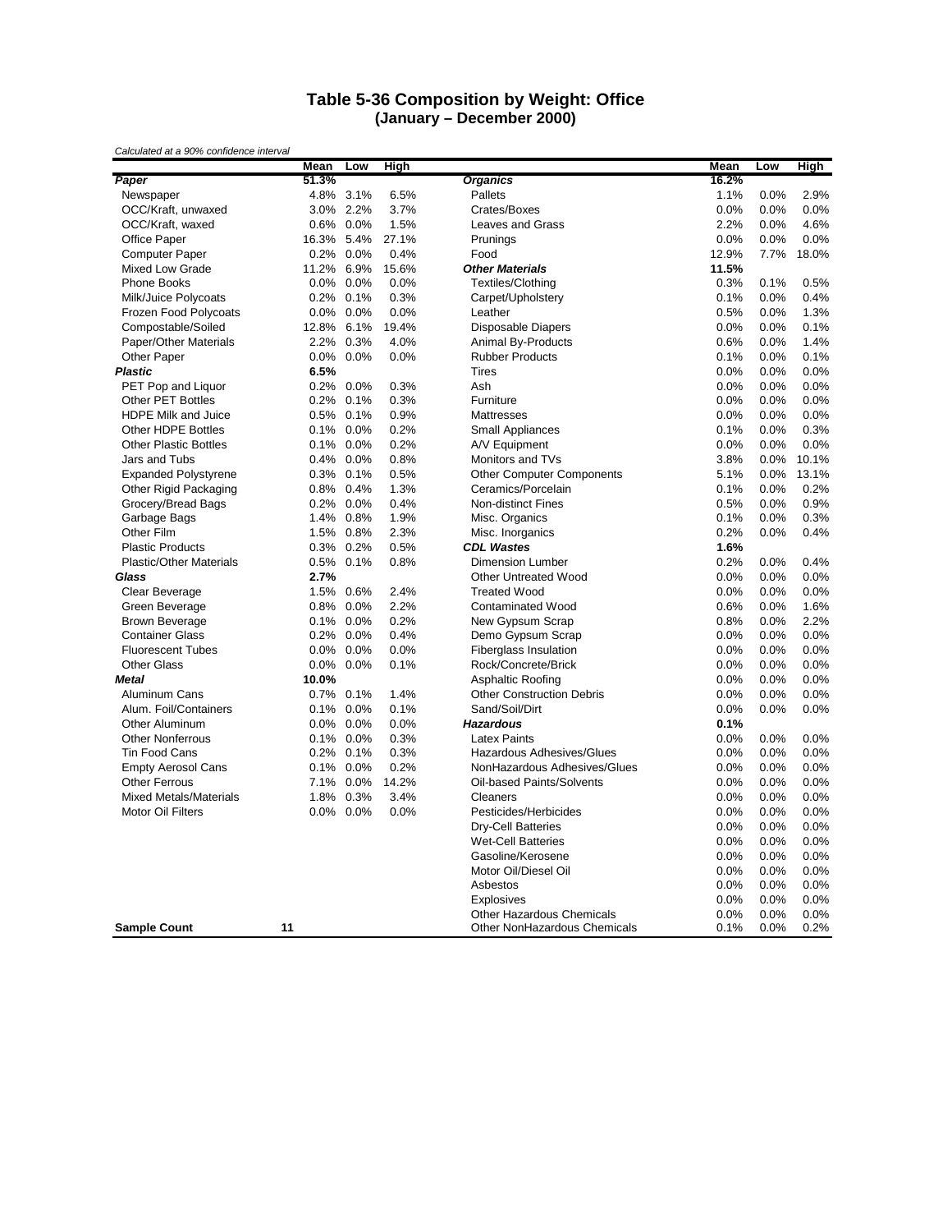# Table 5-36 Composition by Weight: Office

## (January – December 2000)

*Calculated at a 90% confidence interval*

| | Mean | Low | High | | Mean | Low | High |
|---|---|---|---|---|---|---|---|
| ***Paper*** | **51.3%** | | | ***Organics*** | **16.2%** | | |
| Newspaper | 4.8% | 3.1% | 6.5% | Pallets | 1.1% | 0.0% | 2.9% |
| OCC/Kraft, unwaxed | 3.0% | 2.2% | 3.7% | Crates/Boxes | 0.0% | 0.0% | 0.0% |
| OCC/Kraft, waxed | 0.6% | 0.0% | 1.5% | Leaves and Grass | 2.2% | 0.0% | 4.6% |
| Office Paper | 16.3% | 5.4% | 27.1% | Prunings | 0.0% | 0.0% | 0.0% |
| Computer Paper | 0.2% | 0.0% | 0.4% | Food | 12.9% | 7.7% | 18.0% |
| Mixed Low Grade | 11.2% | 6.9% | 15.6% | ***Other Materials*** | **11.5%** | | |
| Phone Books | 0.0% | 0.0% | 0.0% | Textiles/Clothing | 0.3% | 0.1% | 0.5% |
| Milk/Juice Polycoats | 0.2% | 0.1% | 0.3% | Carpet/Upholstery | 0.1% | 0.0% | 0.4% |
| Frozen Food Polycoats | 0.0% | 0.0% | 0.0% | Leather | 0.5% | 0.0% | 1.3% |
| Compostable/Soiled | 12.8% | 6.1% | 19.4% | Disposable Diapers | 0.0% | 0.0% | 0.1% |
| Paper/Other Materials | 2.2% | 0.3% | 4.0% | Animal By-Products | 0.6% | 0.0% | 1.4% |
| Other Paper | 0.0% | 0.0% | 0.0% | Rubber Products | 0.1% | 0.0% | 0.1% |
| ***Plastic*** | **6.5%** | | | Tires | 0.0% | 0.0% | 0.0% |
| PET Pop and Liquor | 0.2% | 0.0% | 0.3% | Ash | 0.0% | 0.0% | 0.0% |
| Other PET Bottles | 0.2% | 0.1% | 0.3% | Furniture | 0.0% | 0.0% | 0.0% |
| HDPE Milk and Juice | 0.5% | 0.1% | 0.9% | Mattresses | 0.0% | 0.0% | 0.0% |
| Other HDPE Bottles | 0.1% | 0.0% | 0.2% | Small Appliances | 0.1% | 0.0% | 0.3% |
| Other Plastic Bottles | 0.1% | 0.0% | 0.2% | A/V Equipment | 0.0% | 0.0% | 0.0% |
| Jars and Tubs | 0.4% | 0.0% | 0.8% | Monitors and TVs | 3.8% | 0.0% | 10.1% |
| Expanded Polystyrene | 0.3% | 0.1% | 0.5% | Other Computer Components | 5.1% | 0.0% | 13.1% |
| Other Rigid Packaging | 0.8% | 0.4% | 1.3% | Ceramics/Porcelain | 0.1% | 0.0% | 0.2% |
| Grocery/Bread Bags | 0.2% | 0.0% | 0.4% | Non-distinct Fines | 0.5% | 0.0% | 0.9% |
| Garbage Bags | 1.4% | 0.8% | 1.9% | Misc. Organics | 0.1% | 0.0% | 0.3% |
| Other Film | 1.5% | 0.8% | 2.3% | Misc. Inorganics | 0.2% | 0.0% | 0.4% |
| Plastic Products | 0.3% | 0.2% | 0.5% | ***CDL Wastes*** | **1.6%** | | |
| Plastic/Other Materials | 0.5% | 0.1% | 0.8% | Dimension Lumber | 0.2% | 0.0% | 0.4% |
| ***Glass*** | **2.7%** | | | Other Untreated Wood | 0.0% | 0.0% | 0.0% |
| Clear Beverage | 1.5% | 0.6% | 2.4% | Treated Wood | 0.0% | 0.0% | 0.0% |
| Green Beverage | 0.8% | 0.0% | 2.2% | Contaminated Wood | 0.6% | 0.0% | 1.6% |
| Brown Beverage | 0.1% | 0.0% | 0.2% | New Gypsum Scrap | 0.8% | 0.0% | 2.2% |
| Container Glass | 0.2% | 0.0% | 0.4% | Demo Gypsum Scrap | 0.0% | 0.0% | 0.0% |
| Fluorescent Tubes | 0.0% | 0.0% | 0.0% | Fiberglass Insulation | 0.0% | 0.0% | 0.0% |
| Other Glass | 0.0% | 0.0% | 0.1% | Rock/Concrete/Brick | 0.0% | 0.0% | 0.0% |
| ***Metal*** | **10.0%** | | | Asphaltic Roofing | 0.0% | 0.0% | 0.0% |
| Aluminum Cans | 0.7% | 0.1% | 1.4% | Other Construction Debris | 0.0% | 0.0% | 0.0% |
| Alum. Foil/Containers | 0.1% | 0.0% | 0.1% | Sand/Soil/Dirt | 0.0% | 0.0% | 0.0% |
| Other Aluminum | 0.0% | 0.0% | 0.0% | ***Hazardous*** | **0.1%** | | |
| Other Nonferrous | 0.1% | 0.0% | 0.3% | Latex Paints | 0.0% | 0.0% | 0.0% |
| Tin Food Cans | 0.2% | 0.1% | 0.3% | Hazardous Adhesives/Glues | 0.0% | 0.0% | 0.0% |
| Empty Aerosol Cans | 0.1% | 0.0% | 0.2% | NonHazardous Adhesives/Glues | 0.0% | 0.0% | 0.0% |
| Other Ferrous | 7.1% | 0.0% | 14.2% | Oil-based Paints/Solvents | 0.0% | 0.0% | 0.0% |
| Mixed Metals/Materials | 1.8% | 0.3% | 3.4% | Cleaners | 0.0% | 0.0% | 0.0% |
| Motor Oil Filters | 0.0% | 0.0% | 0.0% | Pesticides/Herbicides | 0.0% | 0.0% | 0.0% |
| | | | | Dry-Cell Batteries | 0.0% | 0.0% | 0.0% |
| | | | | Wet-Cell Batteries | 0.0% | 0.0% | 0.0% |
| | | | | Gasoline/Kerosene | 0.0% | 0.0% | 0.0% |
| | | | | Motor Oil/Diesel Oil | 0.0% | 0.0% | 0.0% |
| | | | | Asbestos | 0.0% | 0.0% | 0.0% |
| | | | | Explosives | 0.0% | 0.0% | 0.0% |
| | | | | Other Hazardous Chemicals | 0.0% | 0.0% | 0.0% |
| **Sample Count** | **11** | | | Other NonHazardous Chemicals | 0.1% | 0.0% | 0.2% |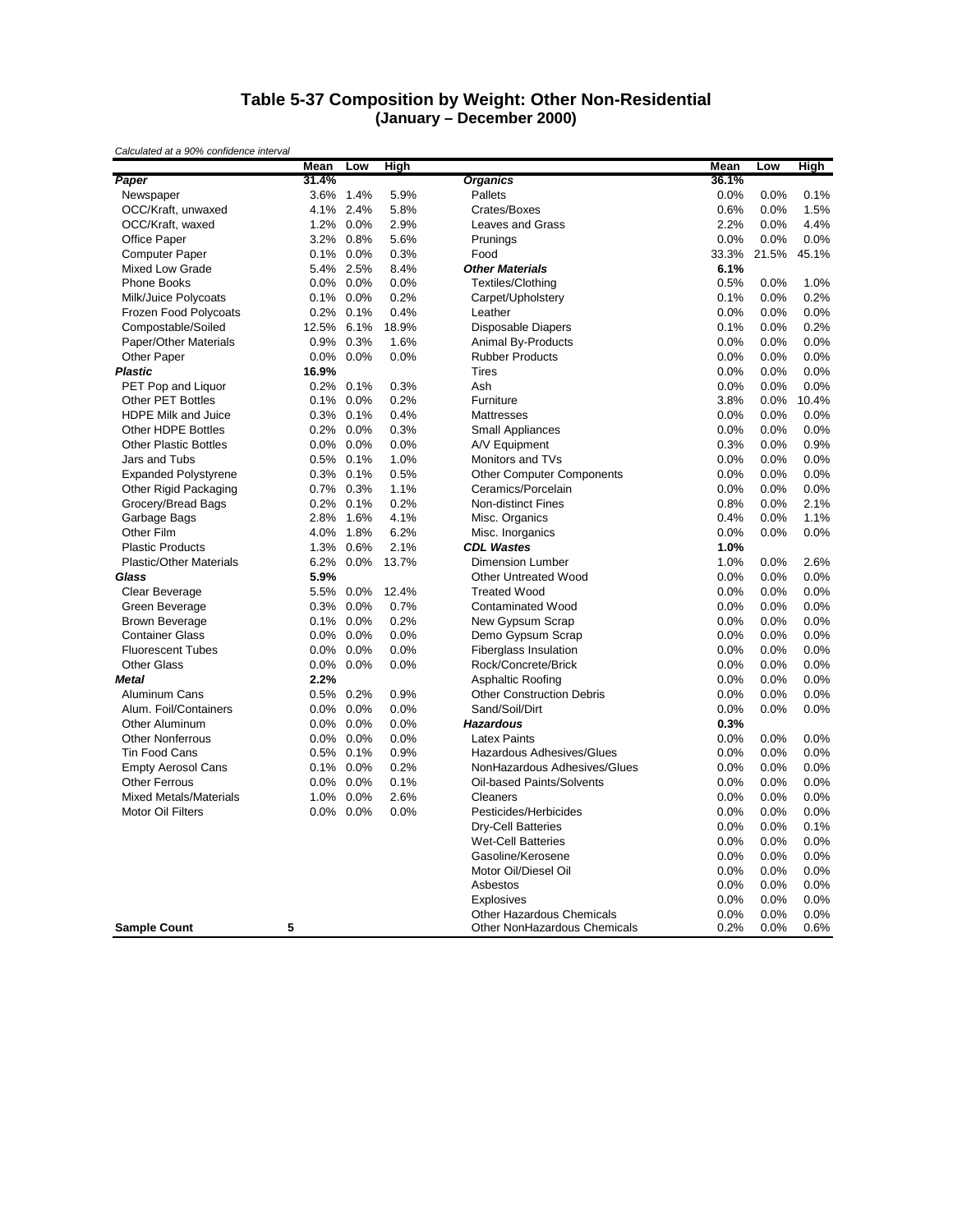# Table 5-37 Composition by Weight: Other Non-Residential
## (January – December 2000)

*Calculated at a 90% confidence interval*

| | Mean | Low | High | | Mean | Low | High |
|---|---|---|---|---|---|---|---|
| ***Paper*** | **31.4%** | | | ***Organics*** | **36.1%** | | |
| Newspaper | 3.6% | 1.4% | 5.9% | Pallets | 0.0% | 0.0% | 0.1% |
| OCC/Kraft, unwaxed | 4.1% | 2.4% | 5.8% | Crates/Boxes | 0.6% | 0.0% | 1.5% |
| OCC/Kraft, waxed | 1.2% | 0.0% | 2.9% | Leaves and Grass | 2.2% | 0.0% | 4.4% |
| Office Paper | 3.2% | 0.8% | 5.6% | Prunings | 0.0% | 0.0% | 0.0% |
| Computer Paper | 0.1% | 0.0% | 0.3% | Food | 33.3% | 21.5% | 45.1% |
| Mixed Low Grade | 5.4% | 2.5% | 8.4% | ***Other Materials*** | **6.1%** | | |
| Phone Books | 0.0% | 0.0% | 0.0% | Textiles/Clothing | 0.5% | 0.0% | 1.0% |
| Milk/Juice Polycoats | 0.1% | 0.0% | 0.2% | Carpet/Upholstery | 0.1% | 0.0% | 0.2% |
| Frozen Food Polycoats | 0.2% | 0.1% | 0.4% | Leather | 0.0% | 0.0% | 0.0% |
| Compostable/Soiled | 12.5% | 6.1% | 18.9% | Disposable Diapers | 0.1% | 0.0% | 0.2% |
| Paper/Other Materials | 0.9% | 0.3% | 1.6% | Animal By-Products | 0.0% | 0.0% | 0.0% |
| Other Paper | 0.0% | 0.0% | 0.0% | Rubber Products | 0.0% | 0.0% | 0.0% |
| ***Plastic*** | **16.9%** | | | Tires | 0.0% | 0.0% | 0.0% |
| PET Pop and Liquor | 0.2% | 0.1% | 0.3% | Ash | 0.0% | 0.0% | 0.0% |
| Other PET Bottles | 0.1% | 0.0% | 0.2% | Furniture | 3.8% | 0.0% | 10.4% |
| HDPE Milk and Juice | 0.3% | 0.1% | 0.4% | Mattresses | 0.0% | 0.0% | 0.0% |
| Other HDPE Bottles | 0.2% | 0.0% | 0.3% | Small Appliances | 0.0% | 0.0% | 0.0% |
| Other Plastic Bottles | 0.0% | 0.0% | 0.0% | A/V Equipment | 0.3% | 0.0% | 0.9% |
| Jars and Tubs | 0.5% | 0.1% | 1.0% | Monitors and TVs | 0.0% | 0.0% | 0.0% |
| Expanded Polystyrene | 0.3% | 0.1% | 0.5% | Other Computer Components | 0.0% | 0.0% | 0.0% |
| Other Rigid Packaging | 0.7% | 0.3% | 1.1% | Ceramics/Porcelain | 0.0% | 0.0% | 0.0% |
| Grocery/Bread Bags | 0.2% | 0.1% | 0.2% | Non-distinct Fines | 0.8% | 0.0% | 2.1% |
| Garbage Bags | 2.8% | 1.6% | 4.1% | Misc. Organics | 0.4% | 0.0% | 1.1% |
| Other Film | 4.0% | 1.8% | 6.2% | Misc. Inorganics | 0.0% | 0.0% | 0.0% |
| Plastic Products | 1.3% | 0.6% | 2.1% | ***CDL Wastes*** | **1.0%** | | |
| Plastic/Other Materials | 6.2% | 0.0% | 13.7% | Dimension Lumber | 1.0% | 0.0% | 2.6% |
| ***Glass*** | **5.9%** | | | Other Untreated Wood | 0.0% | 0.0% | 0.0% |
| Clear Beverage | 5.5% | 0.0% | 12.4% | Treated Wood | 0.0% | 0.0% | 0.0% |
| Green Beverage | 0.3% | 0.0% | 0.7% | Contaminated Wood | 0.0% | 0.0% | 0.0% |
| Brown Beverage | 0.1% | 0.0% | 0.2% | New Gypsum Scrap | 0.0% | 0.0% | 0.0% |
| Container Glass | 0.0% | 0.0% | 0.0% | Demo Gypsum Scrap | 0.0% | 0.0% | 0.0% |
| Fluorescent Tubes | 0.0% | 0.0% | 0.0% | Fiberglass Insulation | 0.0% | 0.0% | 0.0% |
| Other Glass | 0.0% | 0.0% | 0.0% | Rock/Concrete/Brick | 0.0% | 0.0% | 0.0% |
| ***Metal*** | **2.2%** | | | Asphaltic Roofing | 0.0% | 0.0% | 0.0% |
| Aluminum Cans | 0.5% | 0.2% | 0.9% | Other Construction Debris | 0.0% | 0.0% | 0.0% |
| Alum. Foil/Containers | 0.0% | 0.0% | 0.0% | Sand/Soil/Dirt | 0.0% | 0.0% | 0.0% |
| Other Aluminum | 0.0% | 0.0% | 0.0% | ***Hazardous*** | **0.3%** | | |
| Other Nonferrous | 0.0% | 0.0% | 0.0% | Latex Paints | 0.0% | 0.0% | 0.0% |
| Tin Food Cans | 0.5% | 0.1% | 0.9% | Hazardous Adhesives/Glues | 0.0% | 0.0% | 0.0% |
| Empty Aerosol Cans | 0.1% | 0.0% | 0.2% | NonHazardous Adhesives/Glues | 0.0% | 0.0% | 0.0% |
| Other Ferrous | 0.0% | 0.0% | 0.1% | Oil-based Paints/Solvents | 0.0% | 0.0% | 0.0% |
| Mixed Metals/Materials | 1.0% | 0.0% | 2.6% | Cleaners | 0.0% | 0.0% | 0.0% |
| Motor Oil Filters | 0.0% | 0.0% | 0.0% | Pesticides/Herbicides | 0.0% | 0.0% | 0.0% |
| | | | | Dry-Cell Batteries | 0.0% | 0.0% | 0.1% |
| | | | | Wet-Cell Batteries | 0.0% | 0.0% | 0.0% |
| | | | | Gasoline/Kerosene | 0.0% | 0.0% | 0.0% |
| | | | | Motor Oil/Diesel Oil | 0.0% | 0.0% | 0.0% |
| | | | | Asbestos | 0.0% | 0.0% | 0.0% |
| | | | | Explosives | 0.0% | 0.0% | 0.0% |
| | | | | Other Hazardous Chemicals | 0.0% | 0.0% | 0.0% |
| **Sample Count** | **5** | | | Other NonHazardous Chemicals | 0.2% | 0.0% | 0.6% |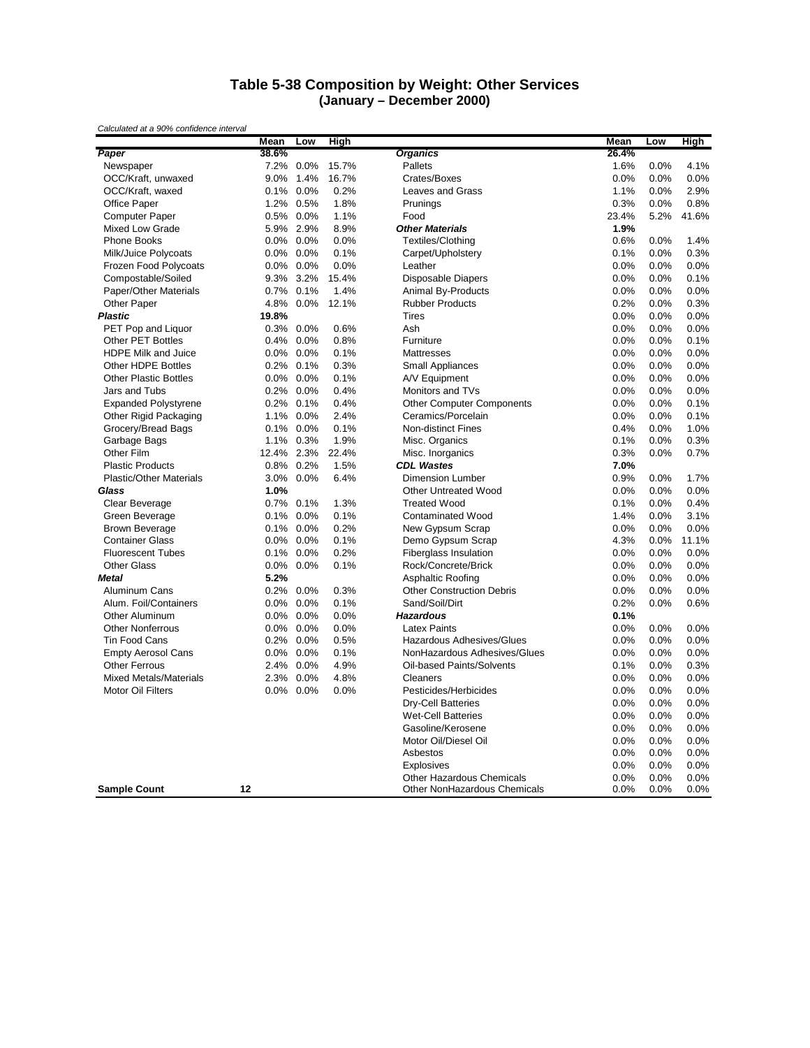# Table 5-38 Composition by Weight: Other Services
## (January – December 2000)

*Calculated at a 90% confidence interval*

| | Mean | Low | High | | Mean | Low | High |
|---|---|---|---|---|---|---|---|
| ***Paper*** | **38.6%** | | | ***Organics*** | **26.4%** | | |
| Newspaper | 7.2% | 0.0% | 15.7% | Pallets | 1.6% | 0.0% | 4.1% |
| OCC/Kraft, unwaxed | 9.0% | 1.4% | 16.7% | Crates/Boxes | 0.0% | 0.0% | 0.0% |
| OCC/Kraft, waxed | 0.1% | 0.0% | 0.2% | Leaves and Grass | 1.1% | 0.0% | 2.9% |
| Office Paper | 1.2% | 0.5% | 1.8% | Prunings | 0.3% | 0.0% | 0.8% |
| Computer Paper | 0.5% | 0.0% | 1.1% | Food | 23.4% | 5.2% | 41.6% |
| Mixed Low Grade | 5.9% | 2.9% | 8.9% | ***Other Materials*** | **1.9%** | | |
| Phone Books | 0.0% | 0.0% | 0.0% | Textiles/Clothing | 0.6% | 0.0% | 1.4% |
| Milk/Juice Polycoats | 0.0% | 0.0% | 0.1% | Carpet/Upholstery | 0.1% | 0.0% | 0.3% |
| Frozen Food Polycoats | 0.0% | 0.0% | 0.0% | Leather | 0.0% | 0.0% | 0.0% |
| Compostable/Soiled | 9.3% | 3.2% | 15.4% | Disposable Diapers | 0.0% | 0.0% | 0.1% |
| Paper/Other Materials | 0.7% | 0.1% | 1.4% | Animal By-Products | 0.0% | 0.0% | 0.0% |
| Other Paper | 4.8% | 0.0% | 12.1% | Rubber Products | 0.2% | 0.0% | 0.3% |
| ***Plastic*** | **19.8%** | | | Tires | 0.0% | 0.0% | 0.0% |
| PET Pop and Liquor | 0.3% | 0.0% | 0.6% | Ash | 0.0% | 0.0% | 0.0% |
| Other PET Bottles | 0.4% | 0.0% | 0.8% | Furniture | 0.0% | 0.0% | 0.1% |
| HDPE Milk and Juice | 0.0% | 0.0% | 0.1% | Mattresses | 0.0% | 0.0% | 0.0% |
| Other HDPE Bottles | 0.2% | 0.1% | 0.3% | Small Appliances | 0.0% | 0.0% | 0.0% |
| Other Plastic Bottles | 0.0% | 0.0% | 0.1% | A/V Equipment | 0.0% | 0.0% | 0.0% |
| Jars and Tubs | 0.2% | 0.0% | 0.4% | Monitors and TVs | 0.0% | 0.0% | 0.0% |
| Expanded Polystyrene | 0.2% | 0.1% | 0.4% | Other Computer Components | 0.0% | 0.0% | 0.1% |
| Other Rigid Packaging | 1.1% | 0.0% | 2.4% | Ceramics/Porcelain | 0.0% | 0.0% | 0.1% |
| Grocery/Bread Bags | 0.1% | 0.0% | 0.1% | Non-distinct Fines | 0.4% | 0.0% | 1.0% |
| Garbage Bags | 1.1% | 0.3% | 1.9% | Misc. Organics | 0.1% | 0.0% | 0.3% |
| Other Film | 12.4% | 2.3% | 22.4% | Misc. Inorganics | 0.3% | 0.0% | 0.7% |
| Plastic Products | 0.8% | 0.2% | 1.5% | ***CDL Wastes*** | **7.0%** | | |
| Plastic/Other Materials | 3.0% | 0.0% | 6.4% | Dimension Lumber | 0.9% | 0.0% | 1.7% |
| ***Glass*** | **1.0%** | | | Other Untreated Wood | 0.0% | 0.0% | 0.0% |
| Clear Beverage | 0.7% | 0.1% | 1.3% | Treated Wood | 0.1% | 0.0% | 0.4% |
| Green Beverage | 0.1% | 0.0% | 0.1% | Contaminated Wood | 1.4% | 0.0% | 3.1% |
| Brown Beverage | 0.1% | 0.0% | 0.2% | New Gypsum Scrap | 0.0% | 0.0% | 0.0% |
| Container Glass | 0.0% | 0.0% | 0.1% | Demo Gypsum Scrap | 4.3% | 0.0% | 11.1% |
| Fluorescent Tubes | 0.1% | 0.0% | 0.2% | Fiberglass Insulation | 0.0% | 0.0% | 0.0% |
| Other Glass | 0.0% | 0.0% | 0.1% | Rock/Concrete/Brick | 0.0% | 0.0% | 0.0% |
| ***Metal*** | **5.2%** | | | Asphaltic Roofing | 0.0% | 0.0% | 0.0% |
| Aluminum Cans | 0.2% | 0.0% | 0.3% | Other Construction Debris | 0.0% | 0.0% | 0.0% |
| Alum. Foil/Containers | 0.0% | 0.0% | 0.1% | Sand/Soil/Dirt | 0.2% | 0.0% | 0.6% |
| Other Aluminum | 0.0% | 0.0% | 0.0% | ***Hazardous*** | **0.1%** | | |
| Other Nonferrous | 0.0% | 0.0% | 0.0% | Latex Paints | 0.0% | 0.0% | 0.0% |
| Tin Food Cans | 0.2% | 0.0% | 0.5% | Hazardous Adhesives/Glues | 0.0% | 0.0% | 0.0% |
| Empty Aerosol Cans | 0.0% | 0.0% | 0.1% | NonHazardous Adhesives/Glues | 0.0% | 0.0% | 0.0% |
| Other Ferrous | 2.4% | 0.0% | 4.9% | Oil-based Paints/Solvents | 0.1% | 0.0% | 0.3% |
| Mixed Metals/Materials | 2.3% | 0.0% | 4.8% | Cleaners | 0.0% | 0.0% | 0.0% |
| Motor Oil Filters | 0.0% | 0.0% | 0.0% | Pesticides/Herbicides | 0.0% | 0.0% | 0.0% |
| | | | | Dry-Cell Batteries | 0.0% | 0.0% | 0.0% |
| | | | | Wet-Cell Batteries | 0.0% | 0.0% | 0.0% |
| | | | | Gasoline/Kerosene | 0.0% | 0.0% | 0.0% |
| | | | | Motor Oil/Diesel Oil | 0.0% | 0.0% | 0.0% |
| | | | | Asbestos | 0.0% | 0.0% | 0.0% |
| | | | | Explosives | 0.0% | 0.0% | 0.0% |
| | | | | Other Hazardous Chemicals | 0.0% | 0.0% | 0.0% |
| **Sample Count** | **12** | | | Other NonHazardous Chemicals | 0.0% | 0.0% | 0.0% |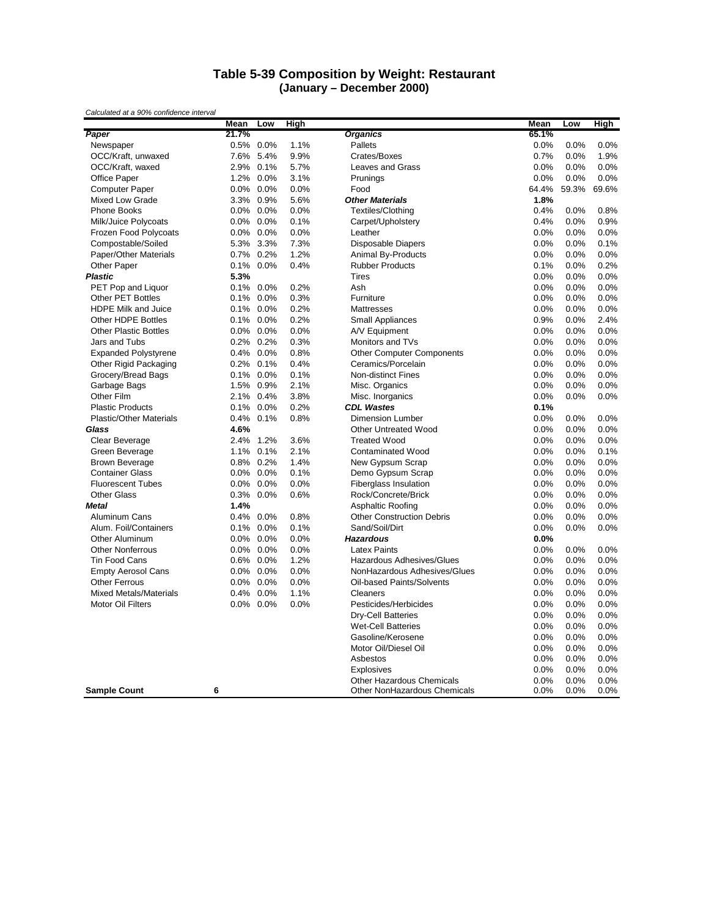## Table 5-39 Composition by Weight: Restaurant
### (January – December 2000)

*Calculated at a 90% confidence interval*

| | Mean | Low | High | | Mean | Low | High |
|---|---|---|---|---|---|---|---|
| ***Paper*** | **21.7%** | | | ***Organics*** | **65.1%** | | |
| Newspaper | 0.5% | 0.0% | 1.1% | Pallets | 0.0% | 0.0% | 0.0% |
| OCC/Kraft, unwaxed | 7.6% | 5.4% | 9.9% | Crates/Boxes | 0.7% | 0.0% | 1.9% |
| OCC/Kraft, waxed | 2.9% | 0.1% | 5.7% | Leaves and Grass | 0.0% | 0.0% | 0.0% |
| Office Paper | 1.2% | 0.0% | 3.1% | Prunings | 0.0% | 0.0% | 0.0% |
| Computer Paper | 0.0% | 0.0% | 0.0% | Food | 64.4% | 59.3% | 69.6% |
| Mixed Low Grade | 3.3% | 0.9% | 5.6% | ***Other Materials*** | **1.8%** | | |
| Phone Books | 0.0% | 0.0% | 0.0% | Textiles/Clothing | 0.4% | 0.0% | 0.8% |
| Milk/Juice Polycoats | 0.0% | 0.0% | 0.1% | Carpet/Upholstery | 0.4% | 0.0% | 0.9% |
| Frozen Food Polycoats | 0.0% | 0.0% | 0.0% | Leather | 0.0% | 0.0% | 0.0% |
| Compostable/Soiled | 5.3% | 3.3% | 7.3% | Disposable Diapers | 0.0% | 0.0% | 0.1% |
| Paper/Other Materials | 0.7% | 0.2% | 1.2% | Animal By-Products | 0.0% | 0.0% | 0.0% |
| Other Paper | 0.1% | 0.0% | 0.4% | Rubber Products | 0.1% | 0.0% | 0.2% |
| ***Plastic*** | **5.3%** | | | Tires | 0.0% | 0.0% | 0.0% |
| PET Pop and Liquor | 0.1% | 0.0% | 0.2% | Ash | 0.0% | 0.0% | 0.0% |
| Other PET Bottles | 0.1% | 0.0% | 0.3% | Furniture | 0.0% | 0.0% | 0.0% |
| HDPE Milk and Juice | 0.1% | 0.0% | 0.2% | Mattresses | 0.0% | 0.0% | 0.0% |
| Other HDPE Bottles | 0.1% | 0.0% | 0.2% | Small Appliances | 0.9% | 0.0% | 2.4% |
| Other Plastic Bottles | 0.0% | 0.0% | 0.0% | A/V Equipment | 0.0% | 0.0% | 0.0% |
| Jars and Tubs | 0.2% | 0.2% | 0.3% | Monitors and TVs | 0.0% | 0.0% | 0.0% |
| Expanded Polystyrene | 0.4% | 0.0% | 0.8% | Other Computer Components | 0.0% | 0.0% | 0.0% |
| Other Rigid Packaging | 0.2% | 0.1% | 0.4% | Ceramics/Porcelain | 0.0% | 0.0% | 0.0% |
| Grocery/Bread Bags | 0.1% | 0.0% | 0.1% | Non-distinct Fines | 0.0% | 0.0% | 0.0% |
| Garbage Bags | 1.5% | 0.9% | 2.1% | Misc. Organics | 0.0% | 0.0% | 0.0% |
| Other Film | 2.1% | 0.4% | 3.8% | Misc. Inorganics | 0.0% | 0.0% | 0.0% |
| Plastic Products | 0.1% | 0.0% | 0.2% | ***CDL Wastes*** | **0.1%** | | |
| Plastic/Other Materials | 0.4% | 0.1% | 0.8% | Dimension Lumber | 0.0% | 0.0% | 0.0% |
| ***Glass*** | **4.6%** | | | Other Untreated Wood | 0.0% | 0.0% | 0.0% |
| Clear Beverage | 2.4% | 1.2% | 3.6% | Treated Wood | 0.0% | 0.0% | 0.0% |
| Green Beverage | 1.1% | 0.1% | 2.1% | Contaminated Wood | 0.0% | 0.0% | 0.1% |
| Brown Beverage | 0.8% | 0.2% | 1.4% | New Gypsum Scrap | 0.0% | 0.0% | 0.0% |
| Container Glass | 0.0% | 0.0% | 0.1% | Demo Gypsum Scrap | 0.0% | 0.0% | 0.0% |
| Fluorescent Tubes | 0.0% | 0.0% | 0.0% | Fiberglass Insulation | 0.0% | 0.0% | 0.0% |
| Other Glass | 0.3% | 0.0% | 0.6% | Rock/Concrete/Brick | 0.0% | 0.0% | 0.0% |
| ***Metal*** | **1.4%** | | | Asphaltic Roofing | 0.0% | 0.0% | 0.0% |
| Aluminum Cans | 0.4% | 0.0% | 0.8% | Other Construction Debris | 0.0% | 0.0% | 0.0% |
| Alum. Foil/Containers | 0.1% | 0.0% | 0.1% | Sand/Soil/Dirt | 0.0% | 0.0% | 0.0% |
| Other Aluminum | 0.0% | 0.0% | 0.0% | ***Hazardous*** | **0.0%** | | |
| Other Nonferrous | 0.0% | 0.0% | 0.0% | Latex Paints | 0.0% | 0.0% | 0.0% |
| Tin Food Cans | 0.6% | 0.0% | 1.2% | Hazardous Adhesives/Glues | 0.0% | 0.0% | 0.0% |
| Empty Aerosol Cans | 0.0% | 0.0% | 0.0% | NonHazardous Adhesives/Glues | 0.0% | 0.0% | 0.0% |
| Other Ferrous | 0.0% | 0.0% | 0.0% | Oil-based Paints/Solvents | 0.0% | 0.0% | 0.0% |
| Mixed Metals/Materials | 0.4% | 0.0% | 1.1% | Cleaners | 0.0% | 0.0% | 0.0% |
| Motor Oil Filters | 0.0% | 0.0% | 0.0% | Pesticides/Herbicides | 0.0% | 0.0% | 0.0% |
| | | | | Dry-Cell Batteries | 0.0% | 0.0% | 0.0% |
| | | | | Wet-Cell Batteries | 0.0% | 0.0% | 0.0% |
| | | | | Gasoline/Kerosene | 0.0% | 0.0% | 0.0% |
| | | | | Motor Oil/Diesel Oil | 0.0% | 0.0% | 0.0% |
| | | | | Asbestos | 0.0% | 0.0% | 0.0% |
| | | | | Explosives | 0.0% | 0.0% | 0.0% |
| | | | | Other Hazardous Chemicals | 0.0% | 0.0% | 0.0% |
| **Sample Count** | **6** | | | Other NonHazardous Chemicals | 0.0% | 0.0% | 0.0% |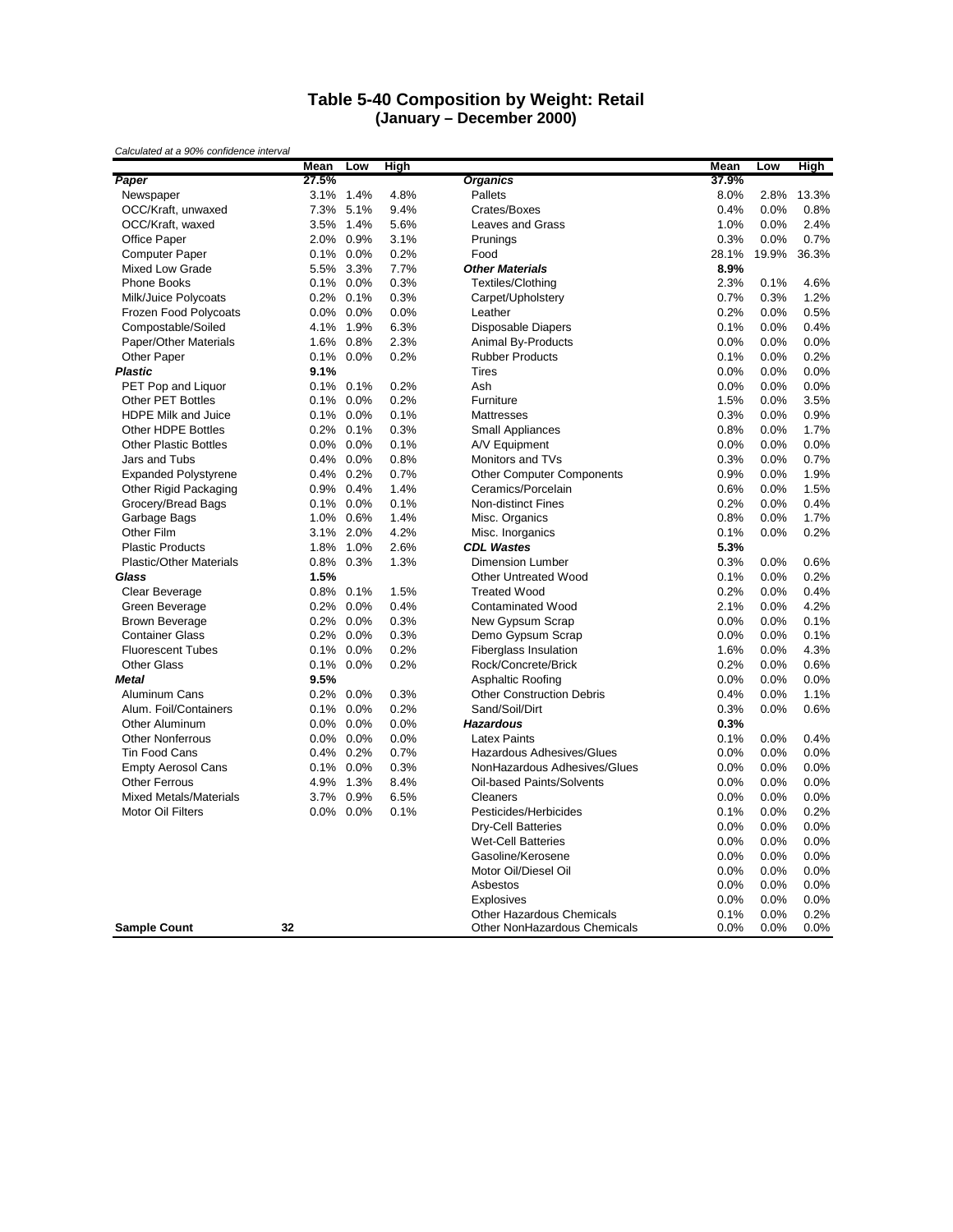# Table 5-40 Composition by Weight: Retail
## (January – December 2000)

*Calculated at a 90% confidence interval*

| | Mean | Low | High | | Mean | Low | High |
|---|---|---|---|---|---|---|---|
| ***Paper*** | **27.5%** | | | ***Organics*** | **37.9%** | | |
| Newspaper | 3.1% | 1.4% | 4.8% | Pallets | 8.0% | 2.8% | 13.3% |
| OCC/Kraft, unwaxed | 7.3% | 5.1% | 9.4% | Crates/Boxes | 0.4% | 0.0% | 0.8% |
| OCC/Kraft, waxed | 3.5% | 1.4% | 5.6% | Leaves and Grass | 1.0% | 0.0% | 2.4% |
| Office Paper | 2.0% | 0.9% | 3.1% | Prunings | 0.3% | 0.0% | 0.7% |
| Computer Paper | 0.1% | 0.0% | 0.2% | Food | 28.1% | 19.9% | 36.3% |
| Mixed Low Grade | 5.5% | 3.3% | 7.7% | ***Other Materials*** | **8.9%** | | |
| Phone Books | 0.1% | 0.0% | 0.3% | Textiles/Clothing | 2.3% | 0.1% | 4.6% |
| Milk/Juice Polycoats | 0.2% | 0.1% | 0.3% | Carpet/Upholstery | 0.7% | 0.3% | 1.2% |
| Frozen Food Polycoats | 0.0% | 0.0% | 0.0% | Leather | 0.2% | 0.0% | 0.5% |
| Compostable/Soiled | 4.1% | 1.9% | 6.3% | Disposable Diapers | 0.1% | 0.0% | 0.4% |
| Paper/Other Materials | 1.6% | 0.8% | 2.3% | Animal By-Products | 0.0% | 0.0% | 0.0% |
| Other Paper | 0.1% | 0.0% | 0.2% | Rubber Products | 0.1% | 0.0% | 0.2% |
| ***Plastic*** | **9.1%** | | | Tires | 0.0% | 0.0% | 0.0% |
| PET Pop and Liquor | 0.1% | 0.1% | 0.2% | Ash | 0.0% | 0.0% | 0.0% |
| Other PET Bottles | 0.1% | 0.0% | 0.2% | Furniture | 1.5% | 0.0% | 3.5% |
| HDPE Milk and Juice | 0.1% | 0.0% | 0.1% | Mattresses | 0.3% | 0.0% | 0.9% |
| Other HDPE Bottles | 0.2% | 0.1% | 0.3% | Small Appliances | 0.8% | 0.0% | 1.7% |
| Other Plastic Bottles | 0.0% | 0.0% | 0.1% | A/V Equipment | 0.0% | 0.0% | 0.0% |
| Jars and Tubs | 0.4% | 0.0% | 0.8% | Monitors and TVs | 0.3% | 0.0% | 0.7% |
| Expanded Polystyrene | 0.4% | 0.2% | 0.7% | Other Computer Components | 0.9% | 0.0% | 1.9% |
| Other Rigid Packaging | 0.9% | 0.4% | 1.4% | Ceramics/Porcelain | 0.6% | 0.0% | 1.5% |
| Grocery/Bread Bags | 0.1% | 0.0% | 0.1% | Non-distinct Fines | 0.2% | 0.0% | 0.4% |
| Garbage Bags | 1.0% | 0.6% | 1.4% | Misc. Organics | 0.8% | 0.0% | 1.7% |
| Other Film | 3.1% | 2.0% | 4.2% | Misc. Inorganics | 0.1% | 0.0% | 0.2% |
| Plastic Products | 1.8% | 1.0% | 2.6% | ***CDL Wastes*** | **5.3%** | | |
| Plastic/Other Materials | 0.8% | 0.3% | 1.3% | Dimension Lumber | 0.3% | 0.0% | 0.6% |
| ***Glass*** | **1.5%** | | | Other Untreated Wood | 0.1% | 0.0% | 0.2% |
| Clear Beverage | 0.8% | 0.1% | 1.5% | Treated Wood | 0.2% | 0.0% | 0.4% |
| Green Beverage | 0.2% | 0.0% | 0.4% | Contaminated Wood | 2.1% | 0.0% | 4.2% |
| Brown Beverage | 0.2% | 0.0% | 0.3% | New Gypsum Scrap | 0.0% | 0.0% | 0.1% |
| Container Glass | 0.2% | 0.0% | 0.3% | Demo Gypsum Scrap | 0.0% | 0.0% | 0.1% |
| Fluorescent Tubes | 0.1% | 0.0% | 0.2% | Fiberglass Insulation | 1.6% | 0.0% | 4.3% |
| Other Glass | 0.1% | 0.0% | 0.2% | Rock/Concrete/Brick | 0.2% | 0.0% | 0.6% |
| ***Metal*** | **9.5%** | | | Asphaltic Roofing | 0.0% | 0.0% | 0.0% |
| Aluminum Cans | 0.2% | 0.0% | 0.3% | Other Construction Debris | 0.4% | 0.0% | 1.1% |
| Alum. Foil/Containers | 0.1% | 0.0% | 0.2% | Sand/Soil/Dirt | 0.3% | 0.0% | 0.6% |
| Other Aluminum | 0.0% | 0.0% | 0.0% | ***Hazardous*** | **0.3%** | | |
| Other Nonferrous | 0.0% | 0.0% | 0.0% | Latex Paints | 0.1% | 0.0% | 0.4% |
| Tin Food Cans | 0.4% | 0.2% | 0.7% | Hazardous Adhesives/Glues | 0.0% | 0.0% | 0.0% |
| Empty Aerosol Cans | 0.1% | 0.0% | 0.3% | NonHazardous Adhesives/Glues | 0.0% | 0.0% | 0.0% |
| Other Ferrous | 4.9% | 1.3% | 8.4% | Oil-based Paints/Solvents | 0.0% | 0.0% | 0.0% |
| Mixed Metals/Materials | 3.7% | 0.9% | 6.5% | Cleaners | 0.0% | 0.0% | 0.0% |
| Motor Oil Filters | 0.0% | 0.0% | 0.1% | Pesticides/Herbicides | 0.1% | 0.0% | 0.2% |
| | | | | Dry-Cell Batteries | 0.0% | 0.0% | 0.0% |
| | | | | Wet-Cell Batteries | 0.0% | 0.0% | 0.0% |
| | | | | Gasoline/Kerosene | 0.0% | 0.0% | 0.0% |
| | | | | Motor Oil/Diesel Oil | 0.0% | 0.0% | 0.0% |
| | | | | Asbestos | 0.0% | 0.0% | 0.0% |
| | | | | Explosives | 0.0% | 0.0% | 0.0% |
| | | | | Other Hazardous Chemicals | 0.1% | 0.0% | 0.2% |
| **Sample Count** | **32** | | | Other NonHazardous Chemicals | 0.0% | 0.0% | 0.0% |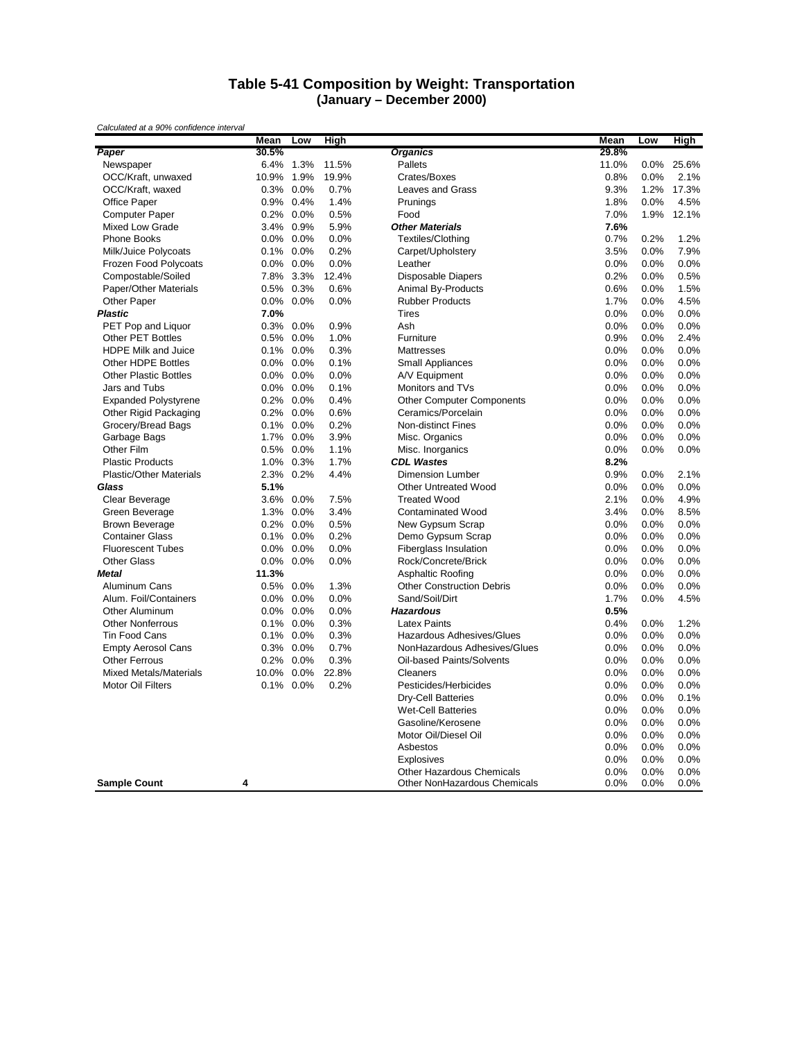# Table 5-41 Composition by Weight: Transportation
## (January – December 2000)

*Calculated at a 90% confidence interval*

| | Mean | Low | High | | Mean | Low | High |
|---|---|---|---|---|---|---|---|
| ***Paper*** | **30.5%** | | | ***Organics*** | **29.8%** | | |
| Newspaper | 6.4% | 1.3% | 11.5% | Pallets | 11.0% | 0.0% | 25.6% |
| OCC/Kraft, unwaxed | 10.9% | 1.9% | 19.9% | Crates/Boxes | 0.8% | 0.0% | 2.1% |
| OCC/Kraft, waxed | 0.3% | 0.0% | 0.7% | Leaves and Grass | 9.3% | 1.2% | 17.3% |
| Office Paper | 0.9% | 0.4% | 1.4% | Prunings | 1.8% | 0.0% | 4.5% |
| Computer Paper | 0.2% | 0.0% | 0.5% | Food | 7.0% | 1.9% | 12.1% |
| Mixed Low Grade | 3.4% | 0.9% | 5.9% | ***Other Materials*** | **7.6%** | | |
| Phone Books | 0.0% | 0.0% | 0.0% | Textiles/Clothing | 0.7% | 0.2% | 1.2% |
| Milk/Juice Polycoats | 0.1% | 0.0% | 0.2% | Carpet/Upholstery | 3.5% | 0.0% | 7.9% |
| Frozen Food Polycoats | 0.0% | 0.0% | 0.0% | Leather | 0.0% | 0.0% | 0.0% |
| Compostable/Soiled | 7.8% | 3.3% | 12.4% | Disposable Diapers | 0.2% | 0.0% | 0.5% |
| Paper/Other Materials | 0.5% | 0.3% | 0.6% | Animal By-Products | 0.6% | 0.0% | 1.5% |
| Other Paper | 0.0% | 0.0% | 0.0% | Rubber Products | 1.7% | 0.0% | 4.5% |
| ***Plastic*** | **7.0%** | | | Tires | 0.0% | 0.0% | 0.0% |
| PET Pop and Liquor | 0.3% | 0.0% | 0.9% | Ash | 0.0% | 0.0% | 0.0% |
| Other PET Bottles | 0.5% | 0.0% | 1.0% | Furniture | 0.9% | 0.0% | 2.4% |
| HDPE Milk and Juice | 0.1% | 0.0% | 0.3% | Mattresses | 0.0% | 0.0% | 0.0% |
| Other HDPE Bottles | 0.0% | 0.0% | 0.1% | Small Appliances | 0.0% | 0.0% | 0.0% |
| Other Plastic Bottles | 0.0% | 0.0% | 0.0% | A/V Equipment | 0.0% | 0.0% | 0.0% |
| Jars and Tubs | 0.0% | 0.0% | 0.1% | Monitors and TVs | 0.0% | 0.0% | 0.0% |
| Expanded Polystyrene | 0.2% | 0.0% | 0.4% | Other Computer Components | 0.0% | 0.0% | 0.0% |
| Other Rigid Packaging | 0.2% | 0.0% | 0.6% | Ceramics/Porcelain | 0.0% | 0.0% | 0.0% |
| Grocery/Bread Bags | 0.1% | 0.0% | 0.2% | Non-distinct Fines | 0.0% | 0.0% | 0.0% |
| Garbage Bags | 1.7% | 0.0% | 3.9% | Misc. Organics | 0.0% | 0.0% | 0.0% |
| Other Film | 0.5% | 0.0% | 1.1% | Misc. Inorganics | 0.0% | 0.0% | 0.0% |
| Plastic Products | 1.0% | 0.3% | 1.7% | ***CDL Wastes*** | **8.2%** | | |
| Plastic/Other Materials | 2.3% | 0.2% | 4.4% | Dimension Lumber | 0.9% | 0.0% | 2.1% |
| ***Glass*** | **5.1%** | | | Other Untreated Wood | 0.0% | 0.0% | 0.0% |
| Clear Beverage | 3.6% | 0.0% | 7.5% | Treated Wood | 2.1% | 0.0% | 4.9% |
| Green Beverage | 1.3% | 0.0% | 3.4% | Contaminated Wood | 3.4% | 0.0% | 8.5% |
| Brown Beverage | 0.2% | 0.0% | 0.5% | New Gypsum Scrap | 0.0% | 0.0% | 0.0% |
| Container Glass | 0.1% | 0.0% | 0.2% | Demo Gypsum Scrap | 0.0% | 0.0% | 0.0% |
| Fluorescent Tubes | 0.0% | 0.0% | 0.0% | Fiberglass Insulation | 0.0% | 0.0% | 0.0% |
| Other Glass | 0.0% | 0.0% | 0.0% | Rock/Concrete/Brick | 0.0% | 0.0% | 0.0% |
| ***Metal*** | **11.3%** | | | Asphaltic Roofing | 0.0% | 0.0% | 0.0% |
| Aluminum Cans | 0.5% | 0.0% | 1.3% | Other Construction Debris | 0.0% | 0.0% | 0.0% |
| Alum. Foil/Containers | 0.0% | 0.0% | 0.0% | Sand/Soil/Dirt | 1.7% | 0.0% | 4.5% |
| Other Aluminum | 0.0% | 0.0% | 0.0% | ***Hazardous*** | **0.5%** | | |
| Other Nonferrous | 0.1% | 0.0% | 0.3% | Latex Paints | 0.4% | 0.0% | 1.2% |
| Tin Food Cans | 0.1% | 0.0% | 0.3% | Hazardous Adhesives/Glues | 0.0% | 0.0% | 0.0% |
| Empty Aerosol Cans | 0.3% | 0.0% | 0.7% | NonHazardous Adhesives/Glues | 0.0% | 0.0% | 0.0% |
| Other Ferrous | 0.2% | 0.0% | 0.3% | Oil-based Paints/Solvents | 0.0% | 0.0% | 0.0% |
| Mixed Metals/Materials | 10.0% | 0.0% | 22.8% | Cleaners | 0.0% | 0.0% | 0.0% |
| Motor Oil Filters | 0.1% | 0.0% | 0.2% | Pesticides/Herbicides | 0.0% | 0.0% | 0.0% |
| | | | | Dry-Cell Batteries | 0.0% | 0.0% | 0.1% |
| | | | | Wet-Cell Batteries | 0.0% | 0.0% | 0.0% |
| | | | | Gasoline/Kerosene | 0.0% | 0.0% | 0.0% |
| | | | | Motor Oil/Diesel Oil | 0.0% | 0.0% | 0.0% |
| | | | | Asbestos | 0.0% | 0.0% | 0.0% |
| | | | | Explosives | 0.0% | 0.0% | 0.0% |
| | | | | Other Hazardous Chemicals | 0.0% | 0.0% | 0.0% |
| **Sample Count** | **4** | | | Other NonHazardous Chemicals | 0.0% | 0.0% | 0.0% |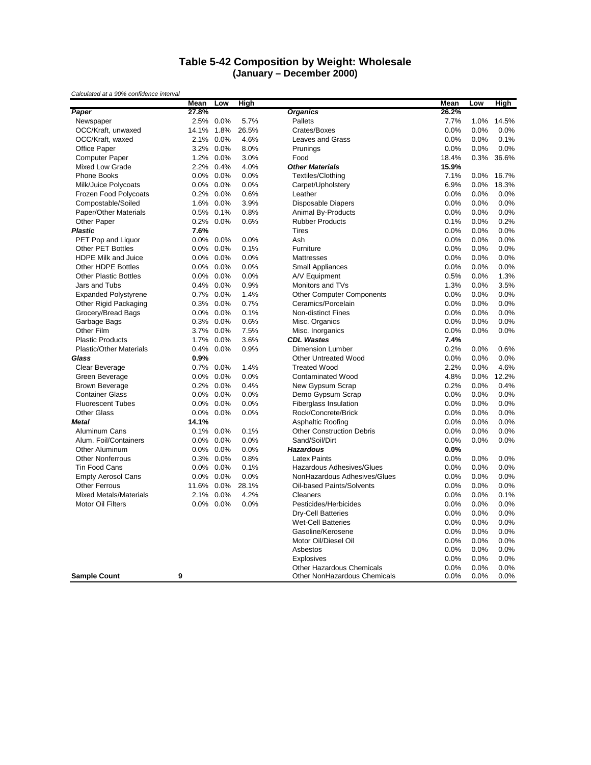## Table 5-42 Composition by Weight: Wholesale
### (January – December 2000)

*Calculated at a 90% confidence interval*

| | Mean | Low | High | | Mean | Low | High |
|---|---|---|---|---|---|---|---|
| ***Paper*** | **27.8%** | | | ***Organics*** | **26.2%** | | |
| Newspaper | 2.5% | 0.0% | 5.7% | Pallets | 7.7% | 1.0% | 14.5% |
| OCC/Kraft, unwaxed | 14.1% | 1.8% | 26.5% | Crates/Boxes | 0.0% | 0.0% | 0.0% |
| OCC/Kraft, waxed | 2.1% | 0.0% | 4.6% | Leaves and Grass | 0.0% | 0.0% | 0.1% |
| Office Paper | 3.2% | 0.0% | 8.0% | Prunings | 0.0% | 0.0% | 0.0% |
| Computer Paper | 1.2% | 0.0% | 3.0% | Food | 18.4% | 0.3% | 36.6% |
| Mixed Low Grade | 2.2% | 0.4% | 4.0% | ***Other Materials*** | **15.9%** | | |
| Phone Books | 0.0% | 0.0% | 0.0% | Textiles/Clothing | 7.1% | 0.0% | 16.7% |
| Milk/Juice Polycoats | 0.0% | 0.0% | 0.0% | Carpet/Upholstery | 6.9% | 0.0% | 18.3% |
| Frozen Food Polycoats | 0.2% | 0.0% | 0.6% | Leather | 0.0% | 0.0% | 0.0% |
| Compostable/Soiled | 1.6% | 0.0% | 3.9% | Disposable Diapers | 0.0% | 0.0% | 0.0% |
| Paper/Other Materials | 0.5% | 0.1% | 0.8% | Animal By-Products | 0.0% | 0.0% | 0.0% |
| Other Paper | 0.2% | 0.0% | 0.6% | Rubber Products | 0.1% | 0.0% | 0.2% |
| ***Plastic*** | **7.6%** | | | Tires | 0.0% | 0.0% | 0.0% |
| PET Pop and Liquor | 0.0% | 0.0% | 0.0% | Ash | 0.0% | 0.0% | 0.0% |
| Other PET Bottles | 0.0% | 0.0% | 0.1% | Furniture | 0.0% | 0.0% | 0.0% |
| HDPE Milk and Juice | 0.0% | 0.0% | 0.0% | Mattresses | 0.0% | 0.0% | 0.0% |
| Other HDPE Bottles | 0.0% | 0.0% | 0.0% | Small Appliances | 0.0% | 0.0% | 0.0% |
| Other Plastic Bottles | 0.0% | 0.0% | 0.0% | A/V Equipment | 0.5% | 0.0% | 1.3% |
| Jars and Tubs | 0.4% | 0.0% | 0.9% | Monitors and TVs | 1.3% | 0.0% | 3.5% |
| Expanded Polystyrene | 0.7% | 0.0% | 1.4% | Other Computer Components | 0.0% | 0.0% | 0.0% |
| Other Rigid Packaging | 0.3% | 0.0% | 0.7% | Ceramics/Porcelain | 0.0% | 0.0% | 0.0% |
| Grocery/Bread Bags | 0.0% | 0.0% | 0.1% | Non-distinct Fines | 0.0% | 0.0% | 0.0% |
| Garbage Bags | 0.3% | 0.0% | 0.6% | Misc. Organics | 0.0% | 0.0% | 0.0% |
| Other Film | 3.7% | 0.0% | 7.5% | Misc. Inorganics | 0.0% | 0.0% | 0.0% |
| Plastic Products | 1.7% | 0.0% | 3.6% | ***CDL Wastes*** | **7.4%** | | |
| Plastic/Other Materials | 0.4% | 0.0% | 0.9% | Dimension Lumber | 0.2% | 0.0% | 0.6% |
| ***Glass*** | **0.9%** | | | Other Untreated Wood | 0.0% | 0.0% | 0.0% |
| Clear Beverage | 0.7% | 0.0% | 1.4% | Treated Wood | 2.2% | 0.0% | 4.6% |
| Green Beverage | 0.0% | 0.0% | 0.0% | Contaminated Wood | 4.8% | 0.0% | 12.2% |
| Brown Beverage | 0.2% | 0.0% | 0.4% | New Gypsum Scrap | 0.2% | 0.0% | 0.4% |
| Container Glass | 0.0% | 0.0% | 0.0% | Demo Gypsum Scrap | 0.0% | 0.0% | 0.0% |
| Fluorescent Tubes | 0.0% | 0.0% | 0.0% | Fiberglass Insulation | 0.0% | 0.0% | 0.0% |
| Other Glass | 0.0% | 0.0% | 0.0% | Rock/Concrete/Brick | 0.0% | 0.0% | 0.0% |
| ***Metal*** | **14.1%** | | | Asphaltic Roofing | 0.0% | 0.0% | 0.0% |
| Aluminum Cans | 0.1% | 0.0% | 0.1% | Other Construction Debris | 0.0% | 0.0% | 0.0% |
| Alum. Foil/Containers | 0.0% | 0.0% | 0.0% | Sand/Soil/Dirt | 0.0% | 0.0% | 0.0% |
| Other Aluminum | 0.0% | 0.0% | 0.0% | ***Hazardous*** | **0.0%** | | |
| Other Nonferrous | 0.3% | 0.0% | 0.8% | Latex Paints | 0.0% | 0.0% | 0.0% |
| Tin Food Cans | 0.0% | 0.0% | 0.1% | Hazardous Adhesives/Glues | 0.0% | 0.0% | 0.0% |
| Empty Aerosol Cans | 0.0% | 0.0% | 0.0% | NonHazardous Adhesives/Glues | 0.0% | 0.0% | 0.0% |
| Other Ferrous | 11.6% | 0.0% | 28.1% | Oil-based Paints/Solvents | 0.0% | 0.0% | 0.0% |
| Mixed Metals/Materials | 2.1% | 0.0% | 4.2% | Cleaners | 0.0% | 0.0% | 0.1% |
| Motor Oil Filters | 0.0% | 0.0% | 0.0% | Pesticides/Herbicides | 0.0% | 0.0% | 0.0% |
| | | | | Dry-Cell Batteries | 0.0% | 0.0% | 0.0% |
| | | | | Wet-Cell Batteries | 0.0% | 0.0% | 0.0% |
| | | | | Gasoline/Kerosene | 0.0% | 0.0% | 0.0% |
| | | | | Motor Oil/Diesel Oil | 0.0% | 0.0% | 0.0% |
| | | | | Asbestos | 0.0% | 0.0% | 0.0% |
| | | | | Explosives | 0.0% | 0.0% | 0.0% |
| | | | | Other Hazardous Chemicals | 0.0% | 0.0% | 0.0% |
| **Sample Count** | **9** | | | Other NonHazardous Chemicals | 0.0% | 0.0% | 0.0% |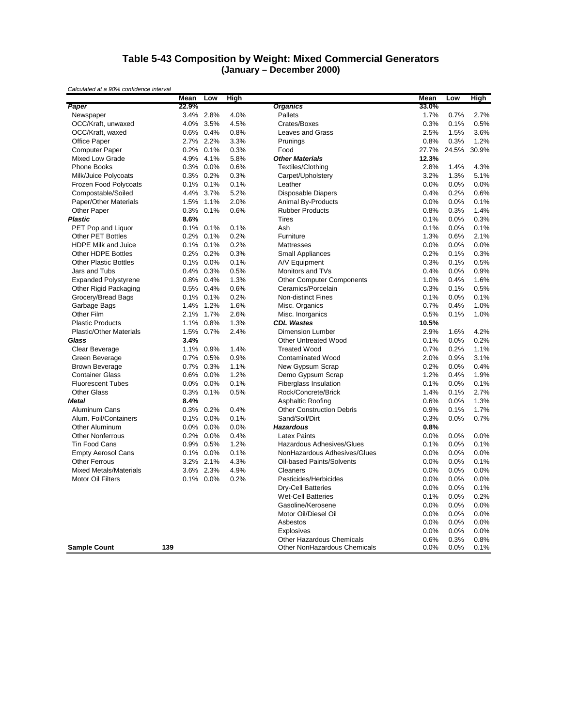## Table 5-43 Composition by Weight: Mixed Commercial Generators (January – December 2000)

*Calculated at a 90% confidence interval*

| | Mean | Low | High | | Mean | Low | High |
|---|---|---|---|---|---|---|---|
| ***Paper*** | **22.9%** | | | ***Organics*** | **33.0%** | | |
| Newspaper | 3.4% | 2.8% | 4.0% | Pallets | 1.7% | 0.7% | 2.7% |
| OCC/Kraft, unwaxed | 4.0% | 3.5% | 4.5% | Crates/Boxes | 0.3% | 0.1% | 0.5% |
| OCC/Kraft, waxed | 0.6% | 0.4% | 0.8% | Leaves and Grass | 2.5% | 1.5% | 3.6% |
| Office Paper | 2.7% | 2.2% | 3.3% | Prunings | 0.8% | 0.3% | 1.2% |
| Computer Paper | 0.2% | 0.1% | 0.3% | Food | 27.7% | 24.5% | 30.9% |
| Mixed Low Grade | 4.9% | 4.1% | 5.8% | ***Other Materials*** | **12.3%** | | |
| Phone Books | 0.3% | 0.0% | 0.6% | Textiles/Clothing | 2.8% | 1.4% | 4.3% |
| Milk/Juice Polycoats | 0.3% | 0.2% | 0.3% | Carpet/Upholstery | 3.2% | 1.3% | 5.1% |
| Frozen Food Polycoats | 0.1% | 0.1% | 0.1% | Leather | 0.0% | 0.0% | 0.0% |
| Compostable/Soiled | 4.4% | 3.7% | 5.2% | Disposable Diapers | 0.4% | 0.2% | 0.6% |
| Paper/Other Materials | 1.5% | 1.1% | 2.0% | Animal By-Products | 0.0% | 0.0% | 0.1% |
| Other Paper | 0.3% | 0.1% | 0.6% | Rubber Products | 0.8% | 0.3% | 1.4% |
| ***Plastic*** | **8.6%** | | | Tires | 0.1% | 0.0% | 0.3% |
| PET Pop and Liquor | 0.1% | 0.1% | 0.1% | Ash | 0.1% | 0.0% | 0.1% |
| Other PET Bottles | 0.2% | 0.1% | 0.2% | Furniture | 1.3% | 0.6% | 2.1% |
| HDPE Milk and Juice | 0.1% | 0.1% | 0.2% | Mattresses | 0.0% | 0.0% | 0.0% |
| Other HDPE Bottles | 0.2% | 0.2% | 0.3% | Small Appliances | 0.2% | 0.1% | 0.3% |
| Other Plastic Bottles | 0.1% | 0.0% | 0.1% | A/V Equipment | 0.3% | 0.1% | 0.5% |
| Jars and Tubs | 0.4% | 0.3% | 0.5% | Monitors and TVs | 0.4% | 0.0% | 0.9% |
| Expanded Polystyrene | 0.8% | 0.4% | 1.3% | Other Computer Components | 1.0% | 0.4% | 1.6% |
| Other Rigid Packaging | 0.5% | 0.4% | 0.6% | Ceramics/Porcelain | 0.3% | 0.1% | 0.5% |
| Grocery/Bread Bags | 0.1% | 0.1% | 0.2% | Non-distinct Fines | 0.1% | 0.0% | 0.1% |
| Garbage Bags | 1.4% | 1.2% | 1.6% | Misc. Organics | 0.7% | 0.4% | 1.0% |
| Other Film | 2.1% | 1.7% | 2.6% | Misc. Inorganics | 0.5% | 0.1% | 1.0% |
| Plastic Products | 1.1% | 0.8% | 1.3% | ***CDL Wastes*** | **10.5%** | | |
| Plastic/Other Materials | 1.5% | 0.7% | 2.4% | Dimension Lumber | 2.9% | 1.6% | 4.2% |
| ***Glass*** | **3.4%** | | | Other Untreated Wood | 0.1% | 0.0% | 0.2% |
| Clear Beverage | 1.1% | 0.9% | 1.4% | Treated Wood | 0.7% | 0.2% | 1.1% |
| Green Beverage | 0.7% | 0.5% | 0.9% | Contaminated Wood | 2.0% | 0.9% | 3.1% |
| Brown Beverage | 0.7% | 0.3% | 1.1% | New Gypsum Scrap | 0.2% | 0.0% | 0.4% |
| Container Glass | 0.6% | 0.0% | 1.2% | Demo Gypsum Scrap | 1.2% | 0.4% | 1.9% |
| Fluorescent Tubes | 0.0% | 0.0% | 0.1% | Fiberglass Insulation | 0.1% | 0.0% | 0.1% |
| Other Glass | 0.3% | 0.1% | 0.5% | Rock/Concrete/Brick | 1.4% | 0.1% | 2.7% |
| ***Metal*** | **8.4%** | | | Asphaltic Roofing | 0.6% | 0.0% | 1.3% |
| Aluminum Cans | 0.3% | 0.2% | 0.4% | Other Construction Debris | 0.9% | 0.1% | 1.7% |
| Alum. Foil/Containers | 0.1% | 0.0% | 0.1% | Sand/Soil/Dirt | 0.3% | 0.0% | 0.7% |
| Other Aluminum | 0.0% | 0.0% | 0.0% | ***Hazardous*** | **0.8%** | | |
| Other Nonferrous | 0.2% | 0.0% | 0.4% | Latex Paints | 0.0% | 0.0% | 0.0% |
| Tin Food Cans | 0.9% | 0.5% | 1.2% | Hazardous Adhesives/Glues | 0.1% | 0.0% | 0.1% |
| Empty Aerosol Cans | 0.1% | 0.0% | 0.1% | NonHazardous Adhesives/Glues | 0.0% | 0.0% | 0.0% |
| Other Ferrous | 3.2% | 2.1% | 4.3% | Oil-based Paints/Solvents | 0.0% | 0.0% | 0.1% |
| Mixed Metals/Materials | 3.6% | 2.3% | 4.9% | Cleaners | 0.0% | 0.0% | 0.0% |
| Motor Oil Filters | 0.1% | 0.0% | 0.2% | Pesticides/Herbicides | 0.0% | 0.0% | 0.0% |
| | | | | Dry-Cell Batteries | 0.0% | 0.0% | 0.1% |
| | | | | Wet-Cell Batteries | 0.1% | 0.0% | 0.2% |
| | | | | Gasoline/Kerosene | 0.0% | 0.0% | 0.0% |
| | | | | Motor Oil/Diesel Oil | 0.0% | 0.0% | 0.0% |
| | | | | Asbestos | 0.0% | 0.0% | 0.0% |
| | | | | Explosives | 0.0% | 0.0% | 0.0% |
| | | | | Other Hazardous Chemicals | 0.6% | 0.3% | 0.8% |
| **Sample Count** | **139** | | | Other NonHazardous Chemicals | 0.0% | 0.0% | 0.1% |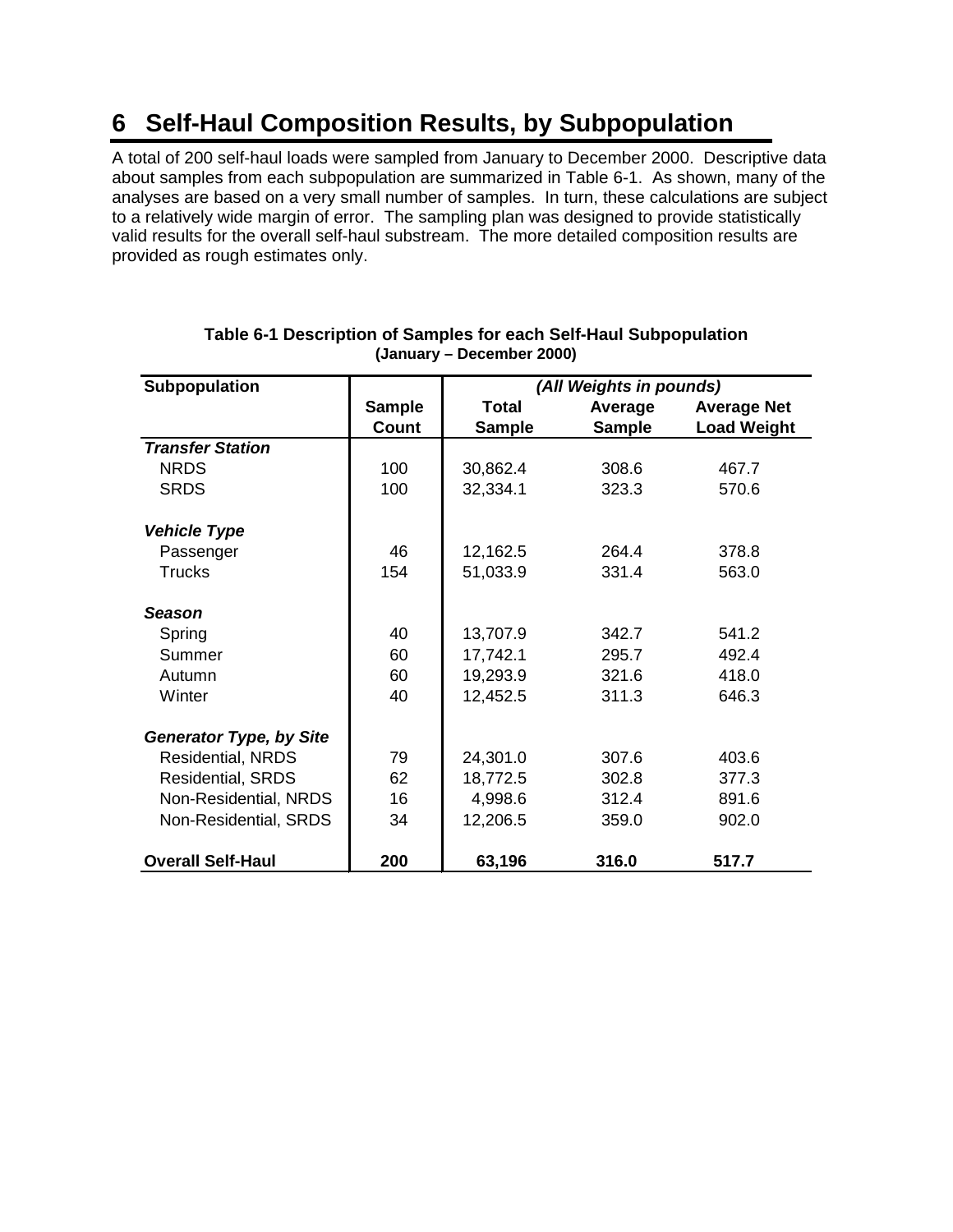# 6 Self-Haul Composition Results, by Subpopulation

A total of 200 self-haul loads were sampled from January to December 2000. Descriptive data about samples from each subpopulation are summarized in Table 6-1. As shown, many of the analyses are based on a very small number of samples. In turn, these calculations are subject to a relatively wide margin of error. The sampling plan was designed to provide statistically valid results for the overall self-haul substream. The more detailed composition results are provided as rough estimates only.

**Table 6-1 Description of Samples for each Self-Haul Subpopulation**
**(January – December 2000)**

| Subpopulation | | *(All Weights in pounds)* | | |
|---|---|---|---|---|
| | **Sample Count** | **Total Sample** | **Average Sample** | **Average Net Load Weight** |
| ***Transfer Station*** | | | | |
| NRDS | 100 | 30,862.4 | 308.6 | 467.7 |
| SRDS | 100 | 32,334.1 | 323.3 | 570.6 |
| ***Vehicle Type*** | | | | |
| Passenger | 46 | 12,162.5 | 264.4 | 378.8 |
| Trucks | 154 | 51,033.9 | 331.4 | 563.0 |
| ***Season*** | | | | |
| Spring | 40 | 13,707.9 | 342.7 | 541.2 |
| Summer | 60 | 17,742.1 | 295.7 | 492.4 |
| Autumn | 60 | 19,293.9 | 321.6 | 418.0 |
| Winter | 40 | 12,452.5 | 311.3 | 646.3 |
| ***Generator Type, by Site*** | | | | |
| Residential, NRDS | 79 | 24,301.0 | 307.6 | 403.6 |
| Residential, SRDS | 62 | 18,772.5 | 302.8 | 377.3 |
| Non-Residential, NRDS | 16 | 4,998.6 | 312.4 | 891.6 |
| Non-Residential, SRDS | 34 | 12,206.5 | 359.0 | 902.0 |
| **Overall Self-Haul** | **200** | **63,196** | **316.0** | **517.7** |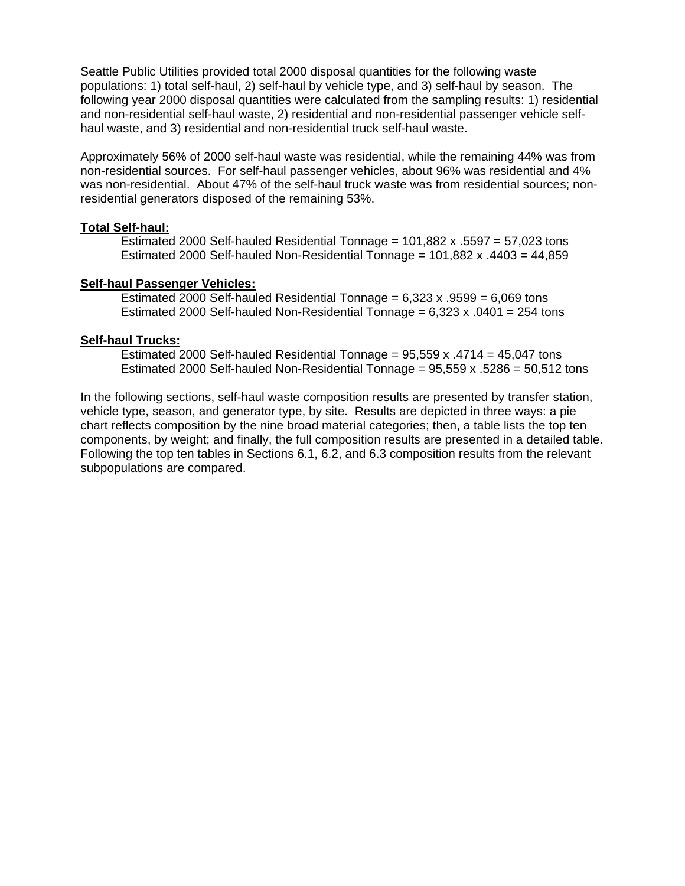Seattle Public Utilities provided total 2000 disposal quantities for the following waste populations: 1) total self-haul, 2) self-haul by vehicle type, and 3) self-haul by season. The following year 2000 disposal quantities were calculated from the sampling results: 1) residential and non-residential self-haul waste, 2) residential and non-residential passenger vehicle self-haul waste, and 3) residential and non-residential truck self-haul waste.

Approximately 56% of 2000 self-haul waste was residential, while the remaining 44% was from non-residential sources. For self-haul passenger vehicles, about 96% was residential and 4% was non-residential. About 47% of the self-haul truck waste was from residential sources; non-residential generators disposed of the remaining 53%.

**Total Self-haul:**

Estimated 2000 Self-hauled Residential Tonnage = 101,882 x .5597 = 57,023 tons
Estimated 2000 Self-hauled Non-Residential Tonnage = 101,882 x .4403 = 44,859

**Self-haul Passenger Vehicles:**

Estimated 2000 Self-hauled Residential Tonnage = 6,323 x .9599 = 6,069 tons
Estimated 2000 Self-hauled Non-Residential Tonnage = 6,323 x .0401 = 254 tons

**Self-haul Trucks:**

Estimated 2000 Self-hauled Residential Tonnage = 95,559 x .4714 = 45,047 tons
Estimated 2000 Self-hauled Non-Residential Tonnage = 95,559 x .5286 = 50,512 tons

In the following sections, self-haul waste composition results are presented by transfer station, vehicle type, season, and generator type, by site. Results are depicted in three ways: a pie chart reflects composition by the nine broad material categories; then, a table lists the top ten components, by weight; and finally, the full composition results are presented in a detailed table. Following the top ten tables in Sections 6.1, 6.2, and 6.3 composition results from the relevant subpopulations are compared.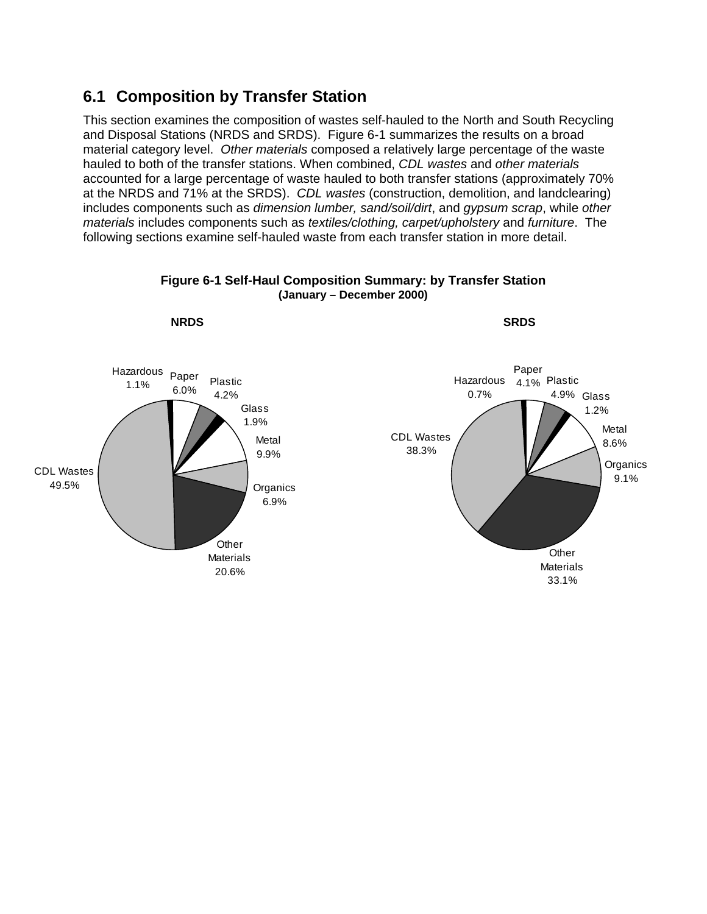## 6.1 Composition by Transfer Station

This section examines the composition of wastes self-hauled to the North and South Recycling and Disposal Stations (NRDS and SRDS). Figure 6-1 summarizes the results on a broad material category level. *Other materials* composed a relatively large percentage of the waste hauled to both of the transfer stations. When combined, *CDL wastes* and *other materials* accounted for a large percentage of waste hauled to both transfer stations (approximately 70% at the NRDS and 71% at the SRDS). *CDL wastes* (construction, demolition, and landclearing) includes components such as *dimension lumber, sand/soil/dirt*, and *gypsum scrap*, while *other materials* includes components such as *textiles/clothing, carpet/upholstery* and *furniture*. The following sections examine self-hauled waste from each transfer station in more detail.

**Figure 6-1 Self-Haul Composition Summary: by Transfer Station**
**(January – December 2000)**

| Category | NRDS | SRDS |
|---|---|---|
| Paper | 6.0% | 4.1% |
| Plastic | 4.2% | 4.9% |
| Glass | 1.9% | 1.2% |
| Metal | 9.9% | 8.6% |
| Organics | 6.9% | 9.1% |
| Other Materials | 20.6% | 33.1% |
| CDL Wastes | 49.5% | 38.3% |
| Hazardous | 1.1% | 0.7% |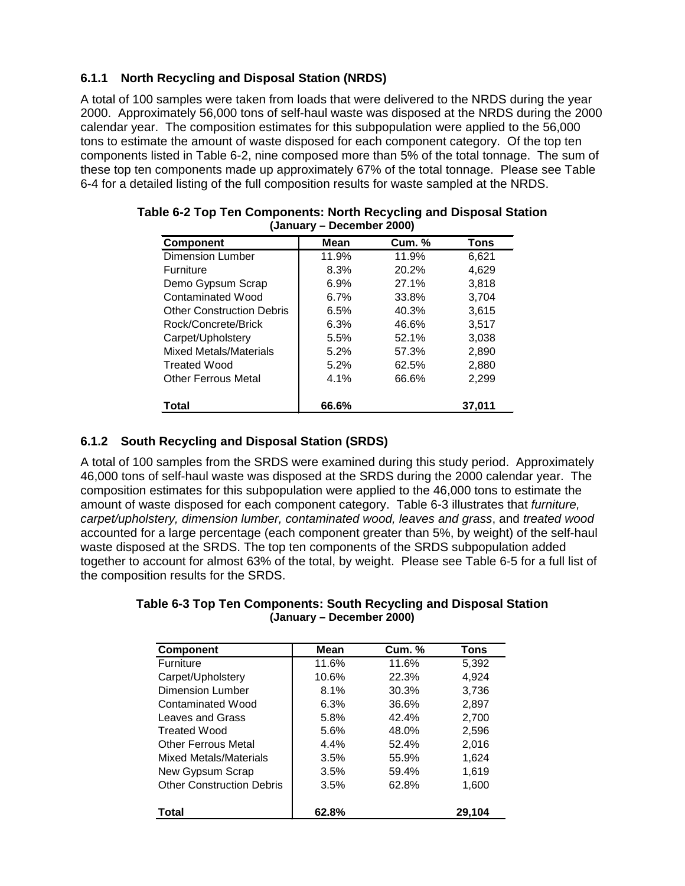### 6.1.1 North Recycling and Disposal Station (NRDS)

A total of 100 samples were taken from loads that were delivered to the NRDS during the year 2000. Approximately 56,000 tons of self-haul waste was disposed at the NRDS during the 2000 calendar year. The composition estimates for this subpopulation were applied to the 56,000 tons to estimate the amount of waste disposed for each component category. Of the top ten components listed in Table 6-2, nine composed more than 5% of the total tonnage. The sum of these top ten components made up approximately 67% of the total tonnage. Please see Table 6-4 for a detailed listing of the full composition results for waste sampled at the NRDS.

**Table 6-2 Top Ten Components: North Recycling and Disposal Station (January – December 2000)**

| Component | Mean | Cum. % | Tons |
|---|---|---|---|
| Dimension Lumber | 11.9% | 11.9% | 6,621 |
| Furniture | 8.3% | 20.2% | 4,629 |
| Demo Gypsum Scrap | 6.9% | 27.1% | 3,818 |
| Contaminated Wood | 6.7% | 33.8% | 3,704 |
| Other Construction Debris | 6.5% | 40.3% | 3,615 |
| Rock/Concrete/Brick | 6.3% | 46.6% | 3,517 |
| Carpet/Upholstery | 5.5% | 52.1% | 3,038 |
| Mixed Metals/Materials | 5.2% | 57.3% | 2,890 |
| Treated Wood | 5.2% | 62.5% | 2,880 |
| Other Ferrous Metal | 4.1% | 66.6% | 2,299 |
| **Total** | **66.6%** | | **37,011** |

### 6.1.2 South Recycling and Disposal Station (SRDS)

A total of 100 samples from the SRDS were examined during this study period. Approximately 46,000 tons of self-haul waste was disposed at the SRDS during the 2000 calendar year. The composition estimates for this subpopulation were applied to the 46,000 tons to estimate the amount of waste disposed for each component category. Table 6-3 illustrates that *furniture, carpet/upholstery, dimension lumber, contaminated wood, leaves and grass*, and *treated wood* accounted for a large percentage (each component greater than 5%, by weight) of the self-haul waste disposed at the SRDS. The top ten components of the SRDS subpopulation added together to account for almost 63% of the total, by weight. Please see Table 6-5 for a full list of the composition results for the SRDS.

**Table 6-3 Top Ten Components: South Recycling and Disposal Station (January – December 2000)**

| Component | Mean | Cum. % | Tons |
|---|---|---|---|
| Furniture | 11.6% | 11.6% | 5,392 |
| Carpet/Upholstery | 10.6% | 22.3% | 4,924 |
| Dimension Lumber | 8.1% | 30.3% | 3,736 |
| Contaminated Wood | 6.3% | 36.6% | 2,897 |
| Leaves and Grass | 5.8% | 42.4% | 2,700 |
| Treated Wood | 5.6% | 48.0% | 2,596 |
| Other Ferrous Metal | 4.4% | 52.4% | 2,016 |
| Mixed Metals/Materials | 3.5% | 55.9% | 1,624 |
| New Gypsum Scrap | 3.5% | 59.4% | 1,619 |
| Other Construction Debris | 3.5% | 62.8% | 1,600 |
| **Total** | **62.8%** | | **29,104** |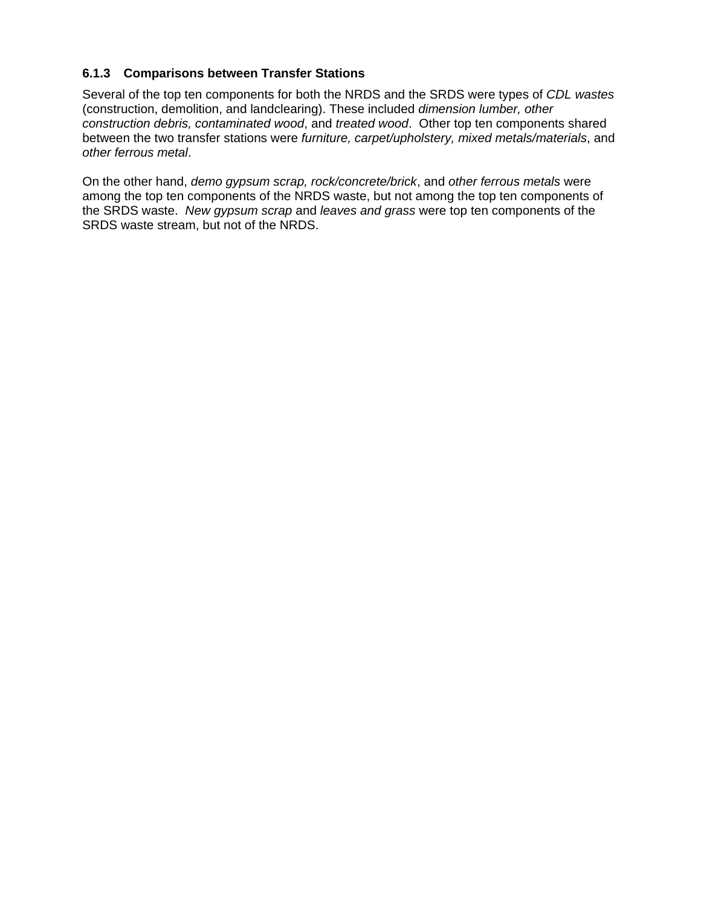### 6.1.3 Comparisons between Transfer Stations

Several of the top ten components for both the NRDS and the SRDS were types of *CDL wastes* (construction, demolition, and landclearing). These included *dimension lumber, other construction debris, contaminated wood*, and *treated wood*. Other top ten components shared between the two transfer stations were *furniture, carpet/upholstery, mixed metals/materials*, and *other ferrous metal*.

On the other hand, *demo gypsum scrap, rock/concrete/brick*, and *other ferrous metals* were among the top ten components of the NRDS waste, but not among the top ten components of the SRDS waste. *New gypsum scrap* and *leaves and grass* were top ten components of the SRDS waste stream, but not of the NRDS.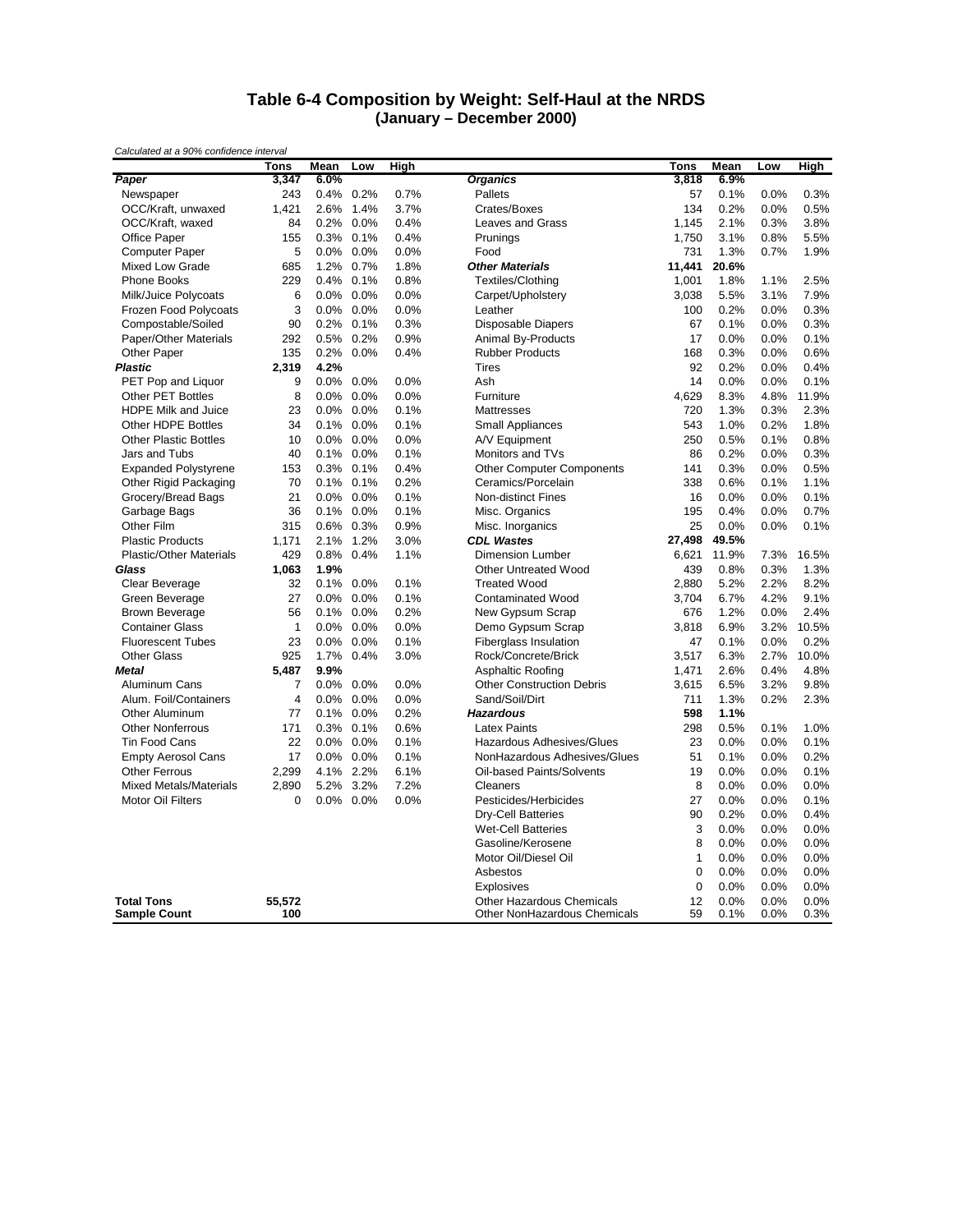## Table 6-4 Composition by Weight: Self-Haul at the NRDS
### (January – December 2000)

*Calculated at a 90% confidence interval*

| | Tons | Mean | Low | High | | Tons | Mean | Low | High |
|---|---|---|---|---|---|---|---|---|---|
| ***Paper*** | **3,347** | **6.0%** | | | ***Organics*** | **3,818** | **6.9%** | | |
| Newspaper | 243 | 0.4% | 0.2% | 0.7% | Pallets | 57 | 0.1% | 0.0% | 0.3% |
| OCC/Kraft, unwaxed | 1,421 | 2.6% | 1.4% | 3.7% | Crates/Boxes | 134 | 0.2% | 0.0% | 0.5% |
| OCC/Kraft, waxed | 84 | 0.2% | 0.0% | 0.4% | Leaves and Grass | 1,145 | 2.1% | 0.3% | 3.8% |
| Office Paper | 155 | 0.3% | 0.1% | 0.4% | Prunings | 1,750 | 3.1% | 0.8% | 5.5% |
| Computer Paper | 5 | 0.0% | 0.0% | 0.0% | Food | 731 | 1.3% | 0.7% | 1.9% |
| Mixed Low Grade | 685 | 1.2% | 0.7% | 1.8% | ***Other Materials*** | **11,441** | **20.6%** | | |
| Phone Books | 229 | 0.4% | 0.1% | 0.8% | Textiles/Clothing | 1,001 | 1.8% | 1.1% | 2.5% |
| Milk/Juice Polycoats | 6 | 0.0% | 0.0% | 0.0% | Carpet/Upholstery | 3,038 | 5.5% | 3.1% | 7.9% |
| Frozen Food Polycoats | 3 | 0.0% | 0.0% | 0.0% | Leather | 100 | 0.2% | 0.0% | 0.3% |
| Compostable/Soiled | 90 | 0.2% | 0.1% | 0.3% | Disposable Diapers | 67 | 0.1% | 0.0% | 0.3% |
| Paper/Other Materials | 292 | 0.5% | 0.2% | 0.9% | Animal By-Products | 17 | 0.0% | 0.0% | 0.1% |
| Other Paper | 135 | 0.2% | 0.0% | 0.4% | Rubber Products | 168 | 0.3% | 0.0% | 0.6% |
| ***Plastic*** | **2,319** | **4.2%** | | | Tires | 92 | 0.2% | 0.0% | 0.4% |
| PET Pop and Liquor | 9 | 0.0% | 0.0% | 0.0% | Ash | 14 | 0.0% | 0.0% | 0.1% |
| Other PET Bottles | 8 | 0.0% | 0.0% | 0.0% | Furniture | 4,629 | 8.3% | 4.8% | 11.9% |
| HDPE Milk and Juice | 23 | 0.0% | 0.0% | 0.1% | Mattresses | 720 | 1.3% | 0.3% | 2.3% |
| Other HDPE Bottles | 34 | 0.1% | 0.0% | 0.1% | Small Appliances | 543 | 1.0% | 0.2% | 1.8% |
| Other Plastic Bottles | 10 | 0.0% | 0.0% | 0.0% | A/V Equipment | 250 | 0.5% | 0.1% | 0.8% |
| Jars and Tubs | 40 | 0.1% | 0.0% | 0.1% | Monitors and TVs | 86 | 0.2% | 0.0% | 0.3% |
| Expanded Polystyrene | 153 | 0.3% | 0.1% | 0.4% | Other Computer Components | 141 | 0.3% | 0.0% | 0.5% |
| Other Rigid Packaging | 70 | 0.1% | 0.1% | 0.2% | Ceramics/Porcelain | 338 | 0.6% | 0.1% | 1.1% |
| Grocery/Bread Bags | 21 | 0.0% | 0.0% | 0.1% | Non-distinct Fines | 16 | 0.0% | 0.0% | 0.1% |
| Garbage Bags | 36 | 0.1% | 0.0% | 0.1% | Misc. Organics | 195 | 0.4% | 0.0% | 0.7% |
| Other Film | 315 | 0.6% | 0.3% | 0.9% | Misc. Inorganics | 25 | 0.0% | 0.0% | 0.1% |
| Plastic Products | 1,171 | 2.1% | 1.2% | 3.0% | ***CDL Wastes*** | **27,498** | **49.5%** | | |
| Plastic/Other Materials | 429 | 0.8% | 0.4% | 1.1% | Dimension Lumber | 6,621 | 11.9% | 7.3% | 16.5% |
| ***Glass*** | **1,063** | **1.9%** | | | Other Untreated Wood | 439 | 0.8% | 0.3% | 1.3% |
| Clear Beverage | 32 | 0.1% | 0.0% | 0.1% | Treated Wood | 2,880 | 5.2% | 2.2% | 8.2% |
| Green Beverage | 27 | 0.0% | 0.0% | 0.1% | Contaminated Wood | 3,704 | 6.7% | 4.2% | 9.1% |
| Brown Beverage | 56 | 0.1% | 0.0% | 0.2% | New Gypsum Scrap | 676 | 1.2% | 0.0% | 2.4% |
| Container Glass | 1 | 0.0% | 0.0% | 0.0% | Demo Gypsum Scrap | 3,818 | 6.9% | 3.2% | 10.5% |
| Fluorescent Tubes | 23 | 0.0% | 0.0% | 0.1% | Fiberglass Insulation | 47 | 0.1% | 0.0% | 0.2% |
| Other Glass | 925 | 1.7% | 0.4% | 3.0% | Rock/Concrete/Brick | 3,517 | 6.3% | 2.7% | 10.0% |
| ***Metal*** | **5,487** | **9.9%** | | | Asphaltic Roofing | 1,471 | 2.6% | 0.4% | 4.8% |
| Aluminum Cans | 7 | 0.0% | 0.0% | 0.0% | Other Construction Debris | 3,615 | 6.5% | 3.2% | 9.8% |
| Alum. Foil/Containers | 4 | 0.0% | 0.0% | 0.0% | Sand/Soil/Dirt | 711 | 1.3% | 0.2% | 2.3% |
| Other Aluminum | 77 | 0.1% | 0.0% | 0.2% | ***Hazardous*** | **598** | **1.1%** | | |
| Other Nonferrous | 171 | 0.3% | 0.1% | 0.6% | Latex Paints | 298 | 0.5% | 0.1% | 1.0% |
| Tin Food Cans | 22 | 0.0% | 0.0% | 0.1% | Hazardous Adhesives/Glues | 23 | 0.0% | 0.0% | 0.1% |
| Empty Aerosol Cans | 17 | 0.0% | 0.0% | 0.1% | NonHazardous Adhesives/Glues | 51 | 0.1% | 0.0% | 0.2% |
| Other Ferrous | 2,299 | 4.1% | 2.2% | 6.1% | Oil-based Paints/Solvents | 19 | 0.0% | 0.0% | 0.1% |
| Mixed Metals/Materials | 2,890 | 5.2% | 3.2% | 7.2% | Cleaners | 8 | 0.0% | 0.0% | 0.0% |
| Motor Oil Filters | 0 | 0.0% | 0.0% | 0.0% | Pesticides/Herbicides | 27 | 0.0% | 0.0% | 0.1% |
| | | | | | Dry-Cell Batteries | 90 | 0.2% | 0.0% | 0.4% |
| | | | | | Wet-Cell Batteries | 3 | 0.0% | 0.0% | 0.0% |
| | | | | | Gasoline/Kerosene | 8 | 0.0% | 0.0% | 0.0% |
| | | | | | Motor Oil/Diesel Oil | 1 | 0.0% | 0.0% | 0.0% |
| | | | | | Asbestos | 0 | 0.0% | 0.0% | 0.0% |
| | | | | | Explosives | 0 | 0.0% | 0.0% | 0.0% |
| **Total Tons** | **55,572** | | | | Other Hazardous Chemicals | 12 | 0.0% | 0.0% | 0.0% |
| **Sample Count** | **100** | | | | Other NonHazardous Chemicals | 59 | 0.1% | 0.0% | 0.3% |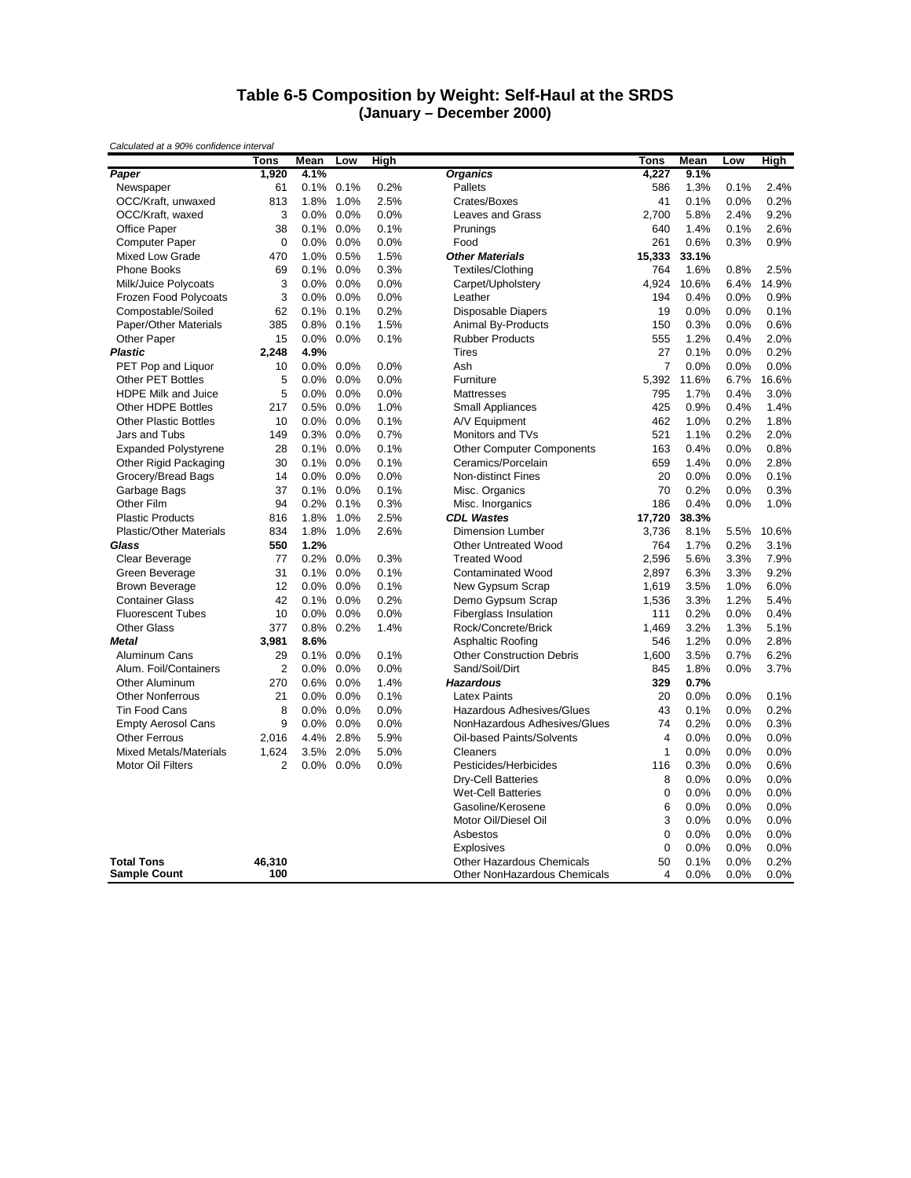# Table 6-5 Composition by Weight: Self-Haul at the SRDS
## (January – December 2000)

*Calculated at a 90% confidence interval*

| | Tons | Mean | Low | High | | Tons | Mean | Low | High |
|---|---|---|---|---|---|---|---|---|---|
| ***Paper*** | **1,920** | **4.1%** | | | ***Organics*** | **4,227** | **9.1%** | | |
| Newspaper | 61 | 0.1% | 0.1% | 0.2% | Pallets | 586 | 1.3% | 0.1% | 2.4% |
| OCC/Kraft, unwaxed | 813 | 1.8% | 1.0% | 2.5% | Crates/Boxes | 41 | 0.1% | 0.0% | 0.2% |
| OCC/Kraft, waxed | 3 | 0.0% | 0.0% | 0.0% | Leaves and Grass | 2,700 | 5.8% | 2.4% | 9.2% |
| Office Paper | 38 | 0.1% | 0.0% | 0.1% | Prunings | 640 | 1.4% | 0.1% | 2.6% |
| Computer Paper | 0 | 0.0% | 0.0% | 0.0% | Food | 261 | 0.6% | 0.3% | 0.9% |
| Mixed Low Grade | 470 | 1.0% | 0.5% | 1.5% | ***Other Materials*** | **15,333** | **33.1%** | | |
| Phone Books | 69 | 0.1% | 0.0% | 0.3% | Textiles/Clothing | 764 | 1.6% | 0.8% | 2.5% |
| Milk/Juice Polycoats | 3 | 0.0% | 0.0% | 0.0% | Carpet/Upholstery | 4,924 | 10.6% | 6.4% | 14.9% |
| Frozen Food Polycoats | 3 | 0.0% | 0.0% | 0.0% | Leather | 194 | 0.4% | 0.0% | 0.9% |
| Compostable/Soiled | 62 | 0.1% | 0.1% | 0.2% | Disposable Diapers | 19 | 0.0% | 0.0% | 0.1% |
| Paper/Other Materials | 385 | 0.8% | 0.1% | 1.5% | Animal By-Products | 150 | 0.3% | 0.0% | 0.6% |
| Other Paper | 15 | 0.0% | 0.0% | 0.1% | Rubber Products | 555 | 1.2% | 0.4% | 2.0% |
| ***Plastic*** | **2,248** | **4.9%** | | | Tires | 27 | 0.1% | 0.0% | 0.2% |
| PET Pop and Liquor | 10 | 0.0% | 0.0% | 0.0% | Ash | 7 | 0.0% | 0.0% | 0.0% |
| Other PET Bottles | 5 | 0.0% | 0.0% | 0.0% | Furniture | 5,392 | 11.6% | 6.7% | 16.6% |
| HDPE Milk and Juice | 5 | 0.0% | 0.0% | 0.0% | Mattresses | 795 | 1.7% | 0.4% | 3.0% |
| Other HDPE Bottles | 217 | 0.5% | 0.0% | 1.0% | Small Appliances | 425 | 0.9% | 0.4% | 1.4% |
| Other Plastic Bottles | 10 | 0.0% | 0.0% | 0.1% | A/V Equipment | 462 | 1.0% | 0.2% | 1.8% |
| Jars and Tubs | 149 | 0.3% | 0.0% | 0.7% | Monitors and TVs | 521 | 1.1% | 0.2% | 2.0% |
| Expanded Polystyrene | 28 | 0.1% | 0.0% | 0.1% | Other Computer Components | 163 | 0.4% | 0.0% | 0.8% |
| Other Rigid Packaging | 30 | 0.1% | 0.0% | 0.1% | Ceramics/Porcelain | 659 | 1.4% | 0.0% | 2.8% |
| Grocery/Bread Bags | 14 | 0.0% | 0.0% | 0.0% | Non-distinct Fines | 20 | 0.0% | 0.0% | 0.1% |
| Garbage Bags | 37 | 0.1% | 0.0% | 0.1% | Misc. Organics | 70 | 0.2% | 0.0% | 0.3% |
| Other Film | 94 | 0.2% | 0.1% | 0.3% | Misc. Inorganics | 186 | 0.4% | 0.0% | 1.0% |
| Plastic Products | 816 | 1.8% | 1.0% | 2.5% | ***CDL Wastes*** | **17,720** | **38.3%** | | |
| Plastic/Other Materials | 834 | 1.8% | 1.0% | 2.6% | Dimension Lumber | 3,736 | 8.1% | 5.5% | 10.6% |
| ***Glass*** | **550** | **1.2%** | | | Other Untreated Wood | 764 | 1.7% | 0.2% | 3.1% |
| Clear Beverage | 77 | 0.2% | 0.0% | 0.3% | Treated Wood | 2,596 | 5.6% | 3.3% | 7.9% |
| Green Beverage | 31 | 0.1% | 0.0% | 0.1% | Contaminated Wood | 2,897 | 6.3% | 3.3% | 9.2% |
| Brown Beverage | 12 | 0.0% | 0.0% | 0.1% | New Gypsum Scrap | 1,619 | 3.5% | 1.0% | 6.0% |
| Container Glass | 42 | 0.1% | 0.0% | 0.2% | Demo Gypsum Scrap | 1,536 | 3.3% | 1.2% | 5.4% |
| Fluorescent Tubes | 10 | 0.0% | 0.0% | 0.0% | Fiberglass Insulation | 111 | 0.2% | 0.0% | 0.4% |
| Other Glass | 377 | 0.8% | 0.2% | 1.4% | Rock/Concrete/Brick | 1,469 | 3.2% | 1.3% | 5.1% |
| ***Metal*** | **3,981** | **8.6%** | | | Asphaltic Roofing | 546 | 1.2% | 0.0% | 2.8% |
| Aluminum Cans | 29 | 0.1% | 0.0% | 0.1% | Other Construction Debris | 1,600 | 3.5% | 0.7% | 6.2% |
| Alum. Foil/Containers | 2 | 0.0% | 0.0% | 0.0% | Sand/Soil/Dirt | 845 | 1.8% | 0.0% | 3.7% |
| Other Aluminum | 270 | 0.6% | 0.0% | 1.4% | ***Hazardous*** | **329** | **0.7%** | | |
| Other Nonferrous | 21 | 0.0% | 0.0% | 0.1% | Latex Paints | 20 | 0.0% | 0.0% | 0.1% |
| Tin Food Cans | 8 | 0.0% | 0.0% | 0.0% | Hazardous Adhesives/Glues | 43 | 0.1% | 0.0% | 0.2% |
| Empty Aerosol Cans | 9 | 0.0% | 0.0% | 0.0% | NonHazardous Adhesives/Glues | 74 | 0.2% | 0.0% | 0.3% |
| Other Ferrous | 2,016 | 4.4% | 2.8% | 5.9% | Oil-based Paints/Solvents | 4 | 0.0% | 0.0% | 0.0% |
| Mixed Metals/Materials | 1,624 | 3.5% | 2.0% | 5.0% | Cleaners | 1 | 0.0% | 0.0% | 0.0% |
| Motor Oil Filters | 2 | 0.0% | 0.0% | 0.0% | Pesticides/Herbicides | 116 | 0.3% | 0.0% | 0.6% |
| | | | | | Dry-Cell Batteries | 8 | 0.0% | 0.0% | 0.0% |
| | | | | | Wet-Cell Batteries | 0 | 0.0% | 0.0% | 0.0% |
| | | | | | Gasoline/Kerosene | 6 | 0.0% | 0.0% | 0.0% |
| | | | | | Motor Oil/Diesel Oil | 3 | 0.0% | 0.0% | 0.0% |
| | | | | | Asbestos | 0 | 0.0% | 0.0% | 0.0% |
| | | | | | Explosives | 0 | 0.0% | 0.0% | 0.0% |
| **Total Tons** | **46,310** | | | | Other Hazardous Chemicals | 50 | 0.1% | 0.0% | 0.2% |
| **Sample Count** | **100** | | | | Other NonHazardous Chemicals | 4 | 0.0% | 0.0% | 0.0% |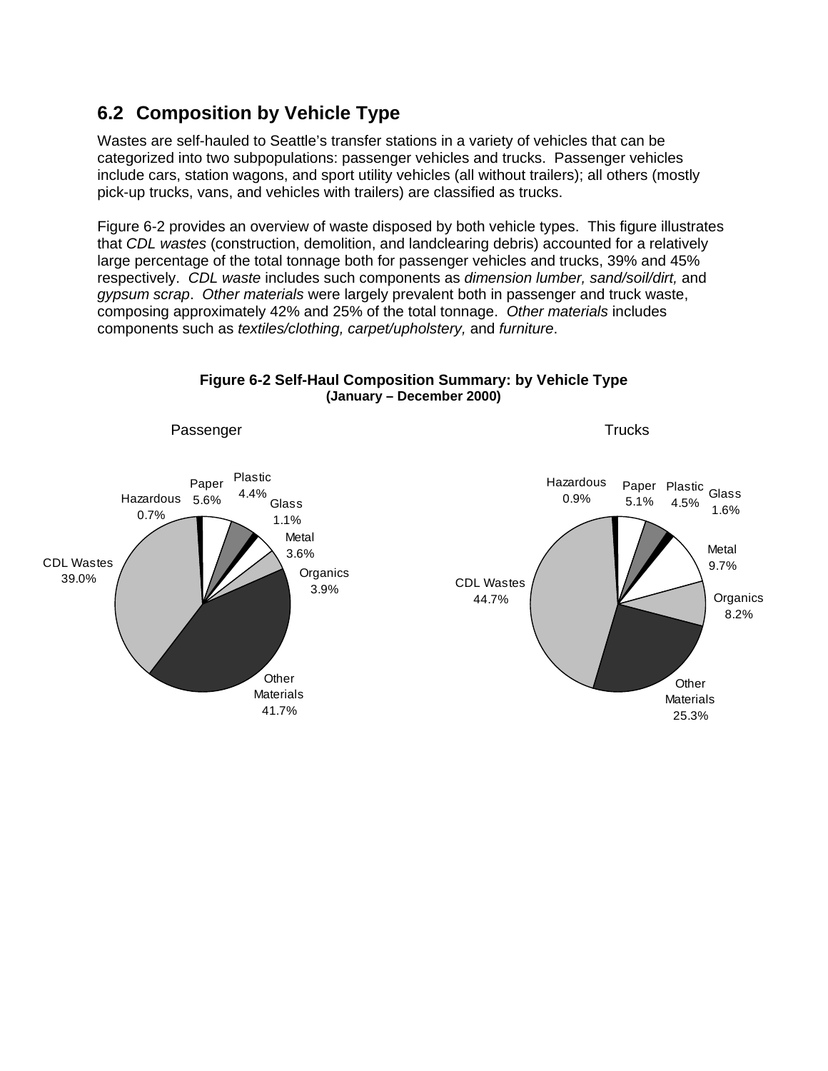## 6.2 Composition by Vehicle Type

Wastes are self-hauled to Seattle's transfer stations in a variety of vehicles that can be categorized into two subpopulations: passenger vehicles and trucks. Passenger vehicles include cars, station wagons, and sport utility vehicles (all without trailers); all others (mostly pick-up trucks, vans, and vehicles with trailers) are classified as trucks.

Figure 6-2 provides an overview of waste disposed by both vehicle types. This figure illustrates that *CDL wastes* (construction, demolition, and landclearing debris) accounted for a relatively large percentage of the total tonnage both for passenger vehicles and trucks, 39% and 45% respectively. *CDL waste* includes such components as *dimension lumber, sand/soil/dirt,* and *gypsum scrap*. *Other materials* were largely prevalent both in passenger and truck waste, composing approximately 42% and 25% of the total tonnage. *Other materials* includes components such as *textiles/clothing, carpet/upholstery,* and *furniture*.

**Figure 6-2 Self-Haul Composition Summary: by Vehicle Type**
**(January – December 2000)**

| Category | Passenger | Trucks |
|---|---|---|
| Hazardous | 0.7% | 0.9% |
| Paper | 5.6% | 5.1% |
| Plastic | 4.4% | 4.5% |
| Glass | 1.1% | 1.6% |
| Metal | 3.6% | 9.7% |
| Organics | 3.9% | 8.2% |
| Other Materials | 41.7% | 25.3% |
| CDL Wastes | 39.0% | 44.7% |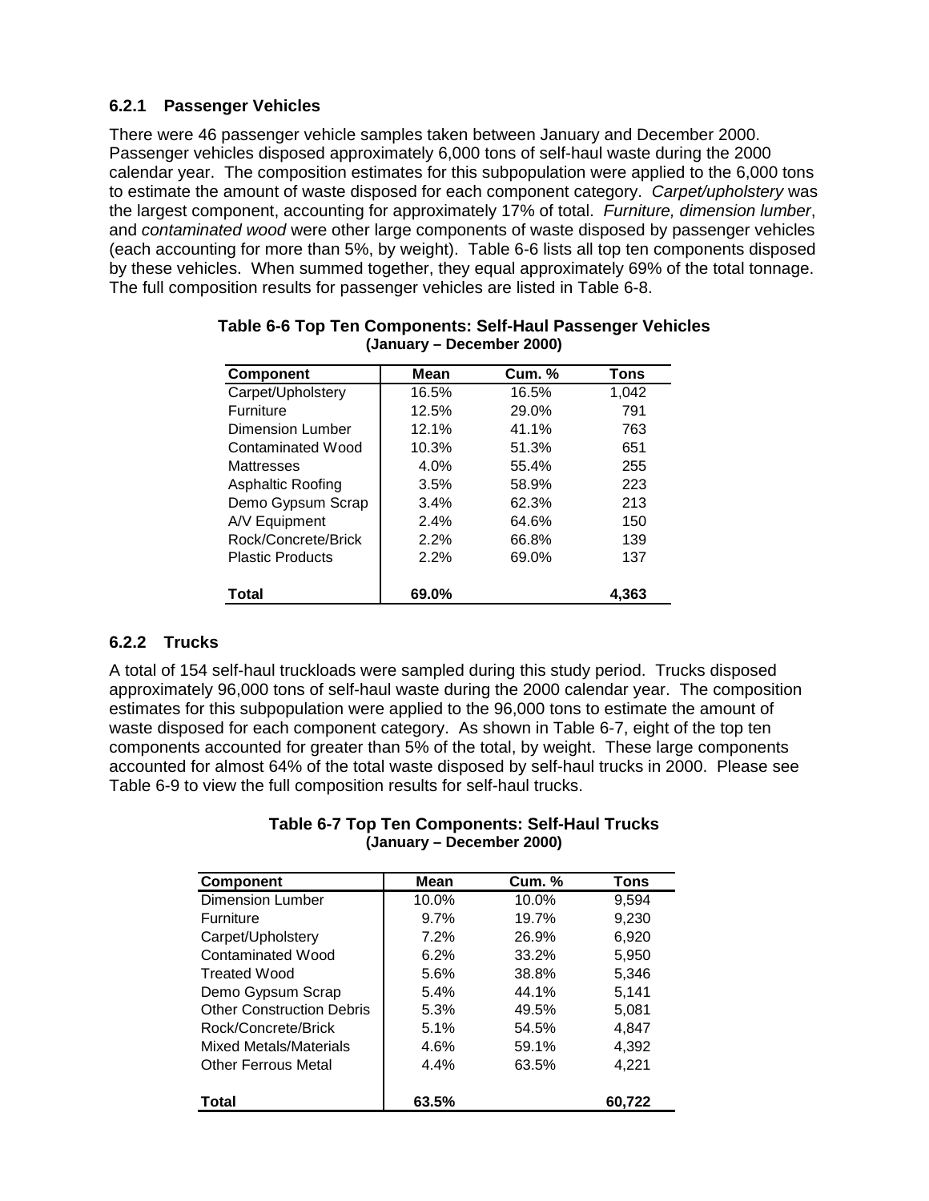### 6.2.1 Passenger Vehicles

There were 46 passenger vehicle samples taken between January and December 2000. Passenger vehicles disposed approximately 6,000 tons of self-haul waste during the 2000 calendar year. The composition estimates for this subpopulation were applied to the 6,000 tons to estimate the amount of waste disposed for each component category. *Carpet/upholstery* was the largest component, accounting for approximately 17% of total. *Furniture, dimension lumber*, and *contaminated wood* were other large components of waste disposed by passenger vehicles (each accounting for more than 5%, by weight). Table 6-6 lists all top ten components disposed by these vehicles. When summed together, they equal approximately 69% of the total tonnage. The full composition results for passenger vehicles are listed in Table 6-8.

**Table 6-6 Top Ten Components: Self-Haul Passenger Vehicles (January – December 2000)**

| Component | Mean | Cum. % | Tons |
|---|---|---|---|
| Carpet/Upholstery | 16.5% | 16.5% | 1,042 |
| Furniture | 12.5% | 29.0% | 791 |
| Dimension Lumber | 12.1% | 41.1% | 763 |
| Contaminated Wood | 10.3% | 51.3% | 651 |
| Mattresses | 4.0% | 55.4% | 255 |
| Asphaltic Roofing | 3.5% | 58.9% | 223 |
| Demo Gypsum Scrap | 3.4% | 62.3% | 213 |
| A/V Equipment | 2.4% | 64.6% | 150 |
| Rock/Concrete/Brick | 2.2% | 66.8% | 139 |
| Plastic Products | 2.2% | 69.0% | 137 |
| **Total** | **69.0%** | | **4,363** |

### 6.2.2 Trucks

A total of 154 self-haul truckloads were sampled during this study period. Trucks disposed approximately 96,000 tons of self-haul waste during the 2000 calendar year. The composition estimates for this subpopulation were applied to the 96,000 tons to estimate the amount of waste disposed for each component category. As shown in Table 6-7, eight of the top ten components accounted for greater than 5% of the total, by weight. These large components accounted for almost 64% of the total waste disposed by self-haul trucks in 2000. Please see Table 6-9 to view the full composition results for self-haul trucks.

**Table 6-7 Top Ten Components: Self-Haul Trucks (January – December 2000)**

| Component | Mean | Cum. % | Tons |
|---|---|---|---|
| Dimension Lumber | 10.0% | 10.0% | 9,594 |
| Furniture | 9.7% | 19.7% | 9,230 |
| Carpet/Upholstery | 7.2% | 26.9% | 6,920 |
| Contaminated Wood | 6.2% | 33.2% | 5,950 |
| Treated Wood | 5.6% | 38.8% | 5,346 |
| Demo Gypsum Scrap | 5.4% | 44.1% | 5,141 |
| Other Construction Debris | 5.3% | 49.5% | 5,081 |
| Rock/Concrete/Brick | 5.1% | 54.5% | 4,847 |
| Mixed Metals/Materials | 4.6% | 59.1% | 4,392 |
| Other Ferrous Metal | 4.4% | 63.5% | 4,221 |
| **Total** | **63.5%** | | **60,722** |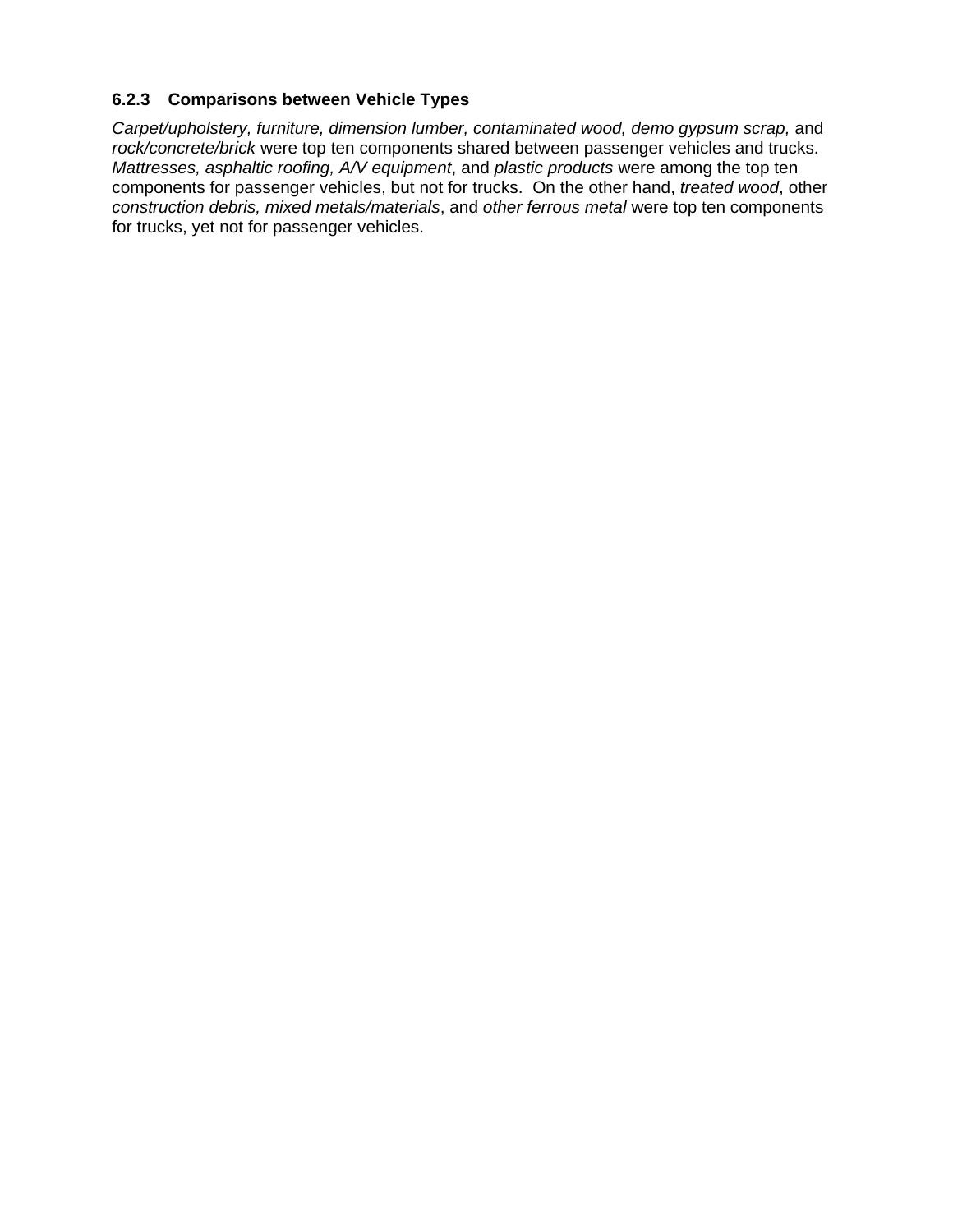### 6.2.3 Comparisons between Vehicle Types

*Carpet/upholstery, furniture, dimension lumber, contaminated wood, demo gypsum scrap,* and *rock/concrete/brick* were top ten components shared between passenger vehicles and trucks. *Mattresses, asphaltic roofing, A/V equipment*, and *plastic products* were among the top ten components for passenger vehicles, but not for trucks. On the other hand, *treated wood*, other *construction debris, mixed metals/materials*, and *other ferrous metal* were top ten components for trucks, yet not for passenger vehicles.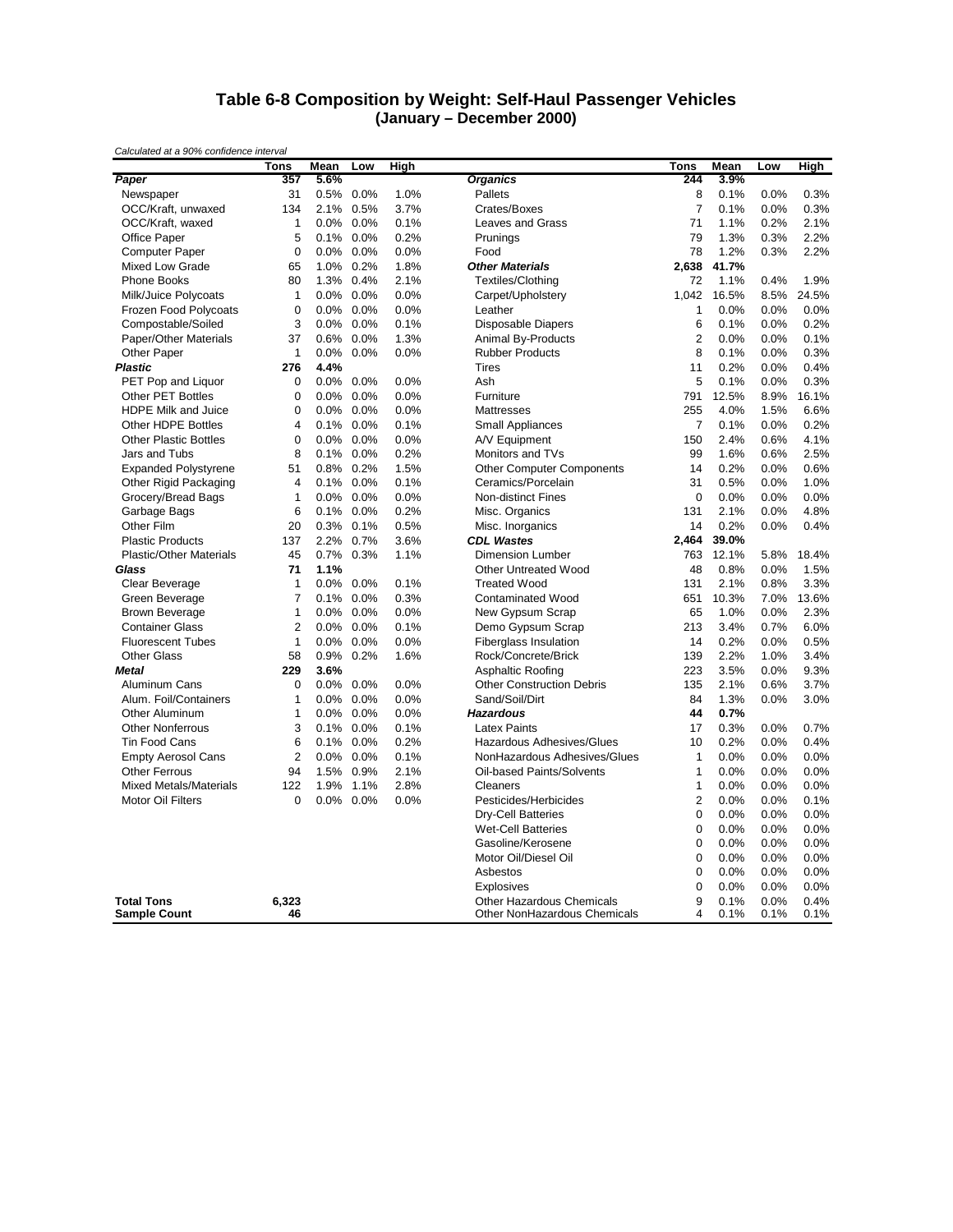# Table 6-8 Composition by Weight: Self-Haul Passenger Vehicles
## (January – December 2000)

*Calculated at a 90% confidence interval*

| | Tons | Mean | Low | High | | Tons | Mean | Low | High |
|---|---|---|---|---|---|---|---|---|---|
| ***Paper*** | **357** | **5.6%** | | | ***Organics*** | **244** | **3.9%** | | |
| Newspaper | 31 | 0.5% | 0.0% | 1.0% | Pallets | 8 | 0.1% | 0.0% | 0.3% |
| OCC/Kraft, unwaxed | 134 | 2.1% | 0.5% | 3.7% | Crates/Boxes | 7 | 0.1% | 0.0% | 0.3% |
| OCC/Kraft, waxed | 1 | 0.0% | 0.0% | 0.1% | Leaves and Grass | 71 | 1.1% | 0.2% | 2.1% |
| Office Paper | 5 | 0.1% | 0.0% | 0.2% | Prunings | 79 | 1.3% | 0.3% | 2.2% |
| Computer Paper | 0 | 0.0% | 0.0% | 0.0% | Food | 78 | 1.2% | 0.3% | 2.2% |
| Mixed Low Grade | 65 | 1.0% | 0.2% | 1.8% | ***Other Materials*** | **2,638** | **41.7%** | | |
| Phone Books | 80 | 1.3% | 0.4% | 2.1% | Textiles/Clothing | 72 | 1.1% | 0.4% | 1.9% |
| Milk/Juice Polycoats | 1 | 0.0% | 0.0% | 0.0% | Carpet/Upholstery | 1,042 | 16.5% | 8.5% | 24.5% |
| Frozen Food Polycoats | 0 | 0.0% | 0.0% | 0.0% | Leather | 1 | 0.0% | 0.0% | 0.0% |
| Compostable/Soiled | 3 | 0.0% | 0.0% | 0.1% | Disposable Diapers | 6 | 0.1% | 0.0% | 0.2% |
| Paper/Other Materials | 37 | 0.6% | 0.0% | 1.3% | Animal By-Products | 2 | 0.0% | 0.0% | 0.1% |
| Other Paper | 1 | 0.0% | 0.0% | 0.0% | Rubber Products | 8 | 0.1% | 0.0% | 0.3% |
| ***Plastic*** | **276** | **4.4%** | | | Tires | 11 | 0.2% | 0.0% | 0.4% |
| PET Pop and Liquor | 0 | 0.0% | 0.0% | 0.0% | Ash | 5 | 0.1% | 0.0% | 0.3% |
| Other PET Bottles | 0 | 0.0% | 0.0% | 0.0% | Furniture | 791 | 12.5% | 8.9% | 16.1% |
| HDPE Milk and Juice | 0 | 0.0% | 0.0% | 0.0% | Mattresses | 255 | 4.0% | 1.5% | 6.6% |
| Other HDPE Bottles | 4 | 0.1% | 0.0% | 0.1% | Small Appliances | 7 | 0.1% | 0.0% | 0.2% |
| Other Plastic Bottles | 0 | 0.0% | 0.0% | 0.0% | A/V Equipment | 150 | 2.4% | 0.6% | 4.1% |
| Jars and Tubs | 8 | 0.1% | 0.0% | 0.2% | Monitors and TVs | 99 | 1.6% | 0.6% | 2.5% |
| Expanded Polystyrene | 51 | 0.8% | 0.2% | 1.5% | Other Computer Components | 14 | 0.2% | 0.0% | 0.6% |
| Other Rigid Packaging | 4 | 0.1% | 0.0% | 0.1% | Ceramics/Porcelain | 31 | 0.5% | 0.0% | 1.0% |
| Grocery/Bread Bags | 1 | 0.0% | 0.0% | 0.0% | Non-distinct Fines | 0 | 0.0% | 0.0% | 0.0% |
| Garbage Bags | 6 | 0.1% | 0.0% | 0.2% | Misc. Organics | 131 | 2.1% | 0.0% | 4.8% |
| Other Film | 20 | 0.3% | 0.1% | 0.5% | Misc. Inorganics | 14 | 0.2% | 0.0% | 0.4% |
| Plastic Products | 137 | 2.2% | 0.7% | 3.6% | ***CDL Wastes*** | **2,464** | **39.0%** | | |
| Plastic/Other Materials | 45 | 0.7% | 0.3% | 1.1% | Dimension Lumber | 763 | 12.1% | 5.8% | 18.4% |
| ***Glass*** | **71** | **1.1%** | | | Other Untreated Wood | 48 | 0.8% | 0.0% | 1.5% |
| Clear Beverage | 1 | 0.0% | 0.0% | 0.1% | Treated Wood | 131 | 2.1% | 0.8% | 3.3% |
| Green Beverage | 7 | 0.1% | 0.0% | 0.3% | Contaminated Wood | 651 | 10.3% | 7.0% | 13.6% |
| Brown Beverage | 1 | 0.0% | 0.0% | 0.0% | New Gypsum Scrap | 65 | 1.0% | 0.0% | 2.3% |
| Container Glass | 2 | 0.0% | 0.0% | 0.1% | Demo Gypsum Scrap | 213 | 3.4% | 0.7% | 6.0% |
| Fluorescent Tubes | 1 | 0.0% | 0.0% | 0.0% | Fiberglass Insulation | 14 | 0.2% | 0.0% | 0.5% |
| Other Glass | 58 | 0.9% | 0.2% | 1.6% | Rock/Concrete/Brick | 139 | 2.2% | 1.0% | 3.4% |
| ***Metal*** | **229** | **3.6%** | | | Asphaltic Roofing | 223 | 3.5% | 0.0% | 9.3% |
| Aluminum Cans | 0 | 0.0% | 0.0% | 0.0% | Other Construction Debris | 135 | 2.1% | 0.6% | 3.7% |
| Alum. Foil/Containers | 1 | 0.0% | 0.0% | 0.0% | Sand/Soil/Dirt | 84 | 1.3% | 0.0% | 3.0% |
| Other Aluminum | 1 | 0.0% | 0.0% | 0.0% | ***Hazardous*** | **44** | **0.7%** | | |
| Other Nonferrous | 3 | 0.1% | 0.0% | 0.1% | Latex Paints | 17 | 0.3% | 0.0% | 0.7% |
| Tin Food Cans | 6 | 0.1% | 0.0% | 0.2% | Hazardous Adhesives/Glues | 10 | 0.2% | 0.0% | 0.4% |
| Empty Aerosol Cans | 2 | 0.0% | 0.0% | 0.1% | NonHazardous Adhesives/Glues | 1 | 0.0% | 0.0% | 0.0% |
| Other Ferrous | 94 | 1.5% | 0.9% | 2.1% | Oil-based Paints/Solvents | 1 | 0.0% | 0.0% | 0.0% |
| Mixed Metals/Materials | 122 | 1.9% | 1.1% | 2.8% | Cleaners | 1 | 0.0% | 0.0% | 0.0% |
| Motor Oil Filters | 0 | 0.0% | 0.0% | 0.0% | Pesticides/Herbicides | 2 | 0.0% | 0.0% | 0.1% |
| | | | | | Dry-Cell Batteries | 0 | 0.0% | 0.0% | 0.0% |
| | | | | | Wet-Cell Batteries | 0 | 0.0% | 0.0% | 0.0% |
| | | | | | Gasoline/Kerosene | 0 | 0.0% | 0.0% | 0.0% |
| | | | | | Motor Oil/Diesel Oil | 0 | 0.0% | 0.0% | 0.0% |
| | | | | | Asbestos | 0 | 0.0% | 0.0% | 0.0% |
| | | | | | Explosives | 0 | 0.0% | 0.0% | 0.0% |
| **Total Tons** | **6,323** | | | | Other Hazardous Chemicals | 9 | 0.1% | 0.0% | 0.4% |
| **Sample Count** | **46** | | | | Other NonHazardous Chemicals | 4 | 0.1% | 0.1% | 0.1% |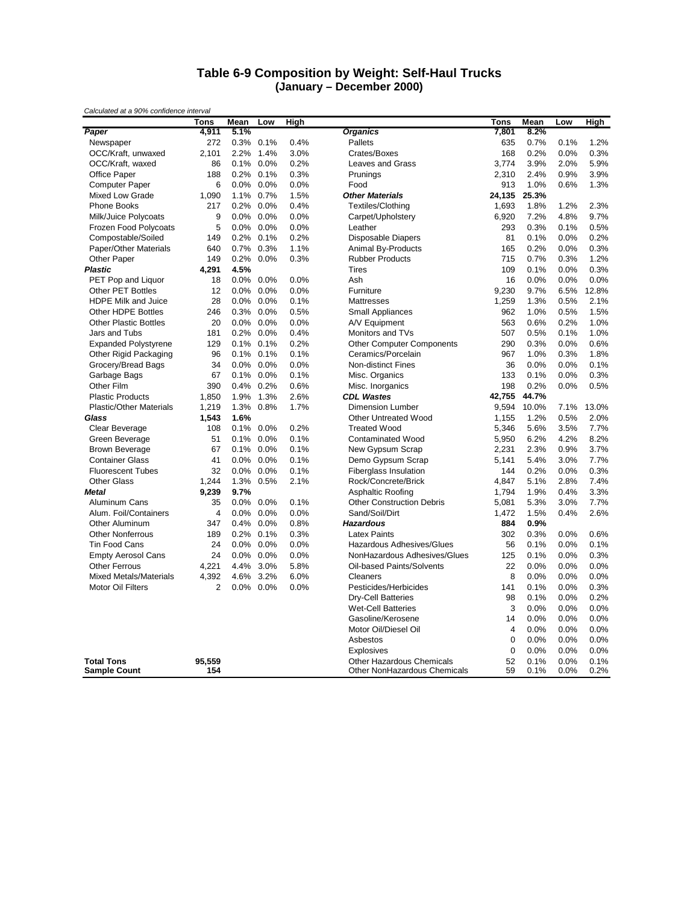# Table 6-9 Composition by Weight: Self-Haul Trucks
## (January – December 2000)

*Calculated at a 90% confidence interval*

| | Tons | Mean | Low | High | | Tons | Mean | Low | High |
|---|---|---|---|---|---|---|---|---|---|
| ***Paper*** | **4,911** | **5.1%** | | | ***Organics*** | **7,801** | **8.2%** | | |
| Newspaper | 272 | 0.3% | 0.1% | 0.4% | Pallets | 635 | 0.7% | 0.1% | 1.2% |
| OCC/Kraft, unwaxed | 2,101 | 2.2% | 1.4% | 3.0% | Crates/Boxes | 168 | 0.2% | 0.0% | 0.3% |
| OCC/Kraft, waxed | 86 | 0.1% | 0.0% | 0.2% | Leaves and Grass | 3,774 | 3.9% | 2.0% | 5.9% |
| Office Paper | 188 | 0.2% | 0.1% | 0.3% | Prunings | 2,310 | 2.4% | 0.9% | 3.9% |
| Computer Paper | 6 | 0.0% | 0.0% | 0.0% | Food | 913 | 1.0% | 0.6% | 1.3% |
| Mixed Low Grade | 1,090 | 1.1% | 0.7% | 1.5% | ***Other Materials*** | **24,135** | **25.3%** | | |
| Phone Books | 217 | 0.2% | 0.0% | 0.4% | Textiles/Clothing | 1,693 | 1.8% | 1.2% | 2.3% |
| Milk/Juice Polycoats | 9 | 0.0% | 0.0% | 0.0% | Carpet/Upholstery | 6,920 | 7.2% | 4.8% | 9.7% |
| Frozen Food Polycoats | 5 | 0.0% | 0.0% | 0.0% | Leather | 293 | 0.3% | 0.1% | 0.5% |
| Compostable/Soiled | 149 | 0.2% | 0.1% | 0.2% | Disposable Diapers | 81 | 0.1% | 0.0% | 0.2% |
| Paper/Other Materials | 640 | 0.7% | 0.3% | 1.1% | Animal By-Products | 165 | 0.2% | 0.0% | 0.3% |
| Other Paper | 149 | 0.2% | 0.0% | 0.3% | Rubber Products | 715 | 0.7% | 0.3% | 1.2% |
| ***Plastic*** | **4,291** | **4.5%** | | | Tires | 109 | 0.1% | 0.0% | 0.3% |
| PET Pop and Liquor | 18 | 0.0% | 0.0% | 0.0% | Ash | 16 | 0.0% | 0.0% | 0.0% |
| Other PET Bottles | 12 | 0.0% | 0.0% | 0.0% | Furniture | 9,230 | 9.7% | 6.5% | 12.8% |
| HDPE Milk and Juice | 28 | 0.0% | 0.0% | 0.1% | Mattresses | 1,259 | 1.3% | 0.5% | 2.1% |
| Other HDPE Bottles | 246 | 0.3% | 0.0% | 0.5% | Small Appliances | 962 | 1.0% | 0.5% | 1.5% |
| Other Plastic Bottles | 20 | 0.0% | 0.0% | 0.0% | A/V Equipment | 563 | 0.6% | 0.2% | 1.0% |
| Jars and Tubs | 181 | 0.2% | 0.0% | 0.4% | Monitors and TVs | 507 | 0.5% | 0.1% | 1.0% |
| Expanded Polystyrene | 129 | 0.1% | 0.1% | 0.2% | Other Computer Components | 290 | 0.3% | 0.0% | 0.6% |
| Other Rigid Packaging | 96 | 0.1% | 0.1% | 0.1% | Ceramics/Porcelain | 967 | 1.0% | 0.3% | 1.8% |
| Grocery/Bread Bags | 34 | 0.0% | 0.0% | 0.0% | Non-distinct Fines | 36 | 0.0% | 0.0% | 0.1% |
| Garbage Bags | 67 | 0.1% | 0.0% | 0.1% | Misc. Organics | 133 | 0.1% | 0.0% | 0.3% |
| Other Film | 390 | 0.4% | 0.2% | 0.6% | Misc. Inorganics | 198 | 0.2% | 0.0% | 0.5% |
| Plastic Products | 1,850 | 1.9% | 1.3% | 2.6% | ***CDL Wastes*** | **42,755** | **44.7%** | | |
| Plastic/Other Materials | 1,219 | 1.3% | 0.8% | 1.7% | Dimension Lumber | 9,594 | 10.0% | 7.1% | 13.0% |
| ***Glass*** | **1,543** | **1.6%** | | | Other Untreated Wood | 1,155 | 1.2% | 0.5% | 2.0% |
| Clear Beverage | 108 | 0.1% | 0.0% | 0.2% | Treated Wood | 5,346 | 5.6% | 3.5% | 7.7% |
| Green Beverage | 51 | 0.1% | 0.0% | 0.1% | Contaminated Wood | 5,950 | 6.2% | 4.2% | 8.2% |
| Brown Beverage | 67 | 0.1% | 0.0% | 0.1% | New Gypsum Scrap | 2,231 | 2.3% | 0.9% | 3.7% |
| Container Glass | 41 | 0.0% | 0.0% | 0.1% | Demo Gypsum Scrap | 5,141 | 5.4% | 3.0% | 7.7% |
| Fluorescent Tubes | 32 | 0.0% | 0.0% | 0.1% | Fiberglass Insulation | 144 | 0.2% | 0.0% | 0.3% |
| Other Glass | 1,244 | 1.3% | 0.5% | 2.1% | Rock/Concrete/Brick | 4,847 | 5.1% | 2.8% | 7.4% |
| ***Metal*** | **9,239** | **9.7%** | | | Asphaltic Roofing | 1,794 | 1.9% | 0.4% | 3.3% |
| Aluminum Cans | 35 | 0.0% | 0.0% | 0.1% | Other Construction Debris | 5,081 | 5.3% | 3.0% | 7.7% |
| Alum. Foil/Containers | 4 | 0.0% | 0.0% | 0.0% | Sand/Soil/Dirt | 1,472 | 1.5% | 0.4% | 2.6% |
| Other Aluminum | 347 | 0.4% | 0.0% | 0.8% | ***Hazardous*** | **884** | **0.9%** | | |
| Other Nonferrous | 189 | 0.2% | 0.1% | 0.3% | Latex Paints | 302 | 0.3% | 0.0% | 0.6% |
| Tin Food Cans | 24 | 0.0% | 0.0% | 0.0% | Hazardous Adhesives/Glues | 56 | 0.1% | 0.0% | 0.1% |
| Empty Aerosol Cans | 24 | 0.0% | 0.0% | 0.0% | NonHazardous Adhesives/Glues | 125 | 0.1% | 0.0% | 0.3% |
| Other Ferrous | 4,221 | 4.4% | 3.0% | 5.8% | Oil-based Paints/Solvents | 22 | 0.0% | 0.0% | 0.0% |
| Mixed Metals/Materials | 4,392 | 4.6% | 3.2% | 6.0% | Cleaners | 8 | 0.0% | 0.0% | 0.0% |
| Motor Oil Filters | 2 | 0.0% | 0.0% | 0.0% | Pesticides/Herbicides | 141 | 0.1% | 0.0% | 0.3% |
| | | | | | Dry-Cell Batteries | 98 | 0.1% | 0.0% | 0.2% |
| | | | | | Wet-Cell Batteries | 3 | 0.0% | 0.0% | 0.0% |
| | | | | | Gasoline/Kerosene | 14 | 0.0% | 0.0% | 0.0% |
| | | | | | Motor Oil/Diesel Oil | 4 | 0.0% | 0.0% | 0.0% |
| | | | | | Asbestos | 0 | 0.0% | 0.0% | 0.0% |
| | | | | | Explosives | 0 | 0.0% | 0.0% | 0.0% |
| **Total Tons** | **95,559** | | | | Other Hazardous Chemicals | 52 | 0.1% | 0.0% | 0.1% |
| **Sample Count** | **154** | | | | Other NonHazardous Chemicals | 59 | 0.1% | 0.0% | 0.2% |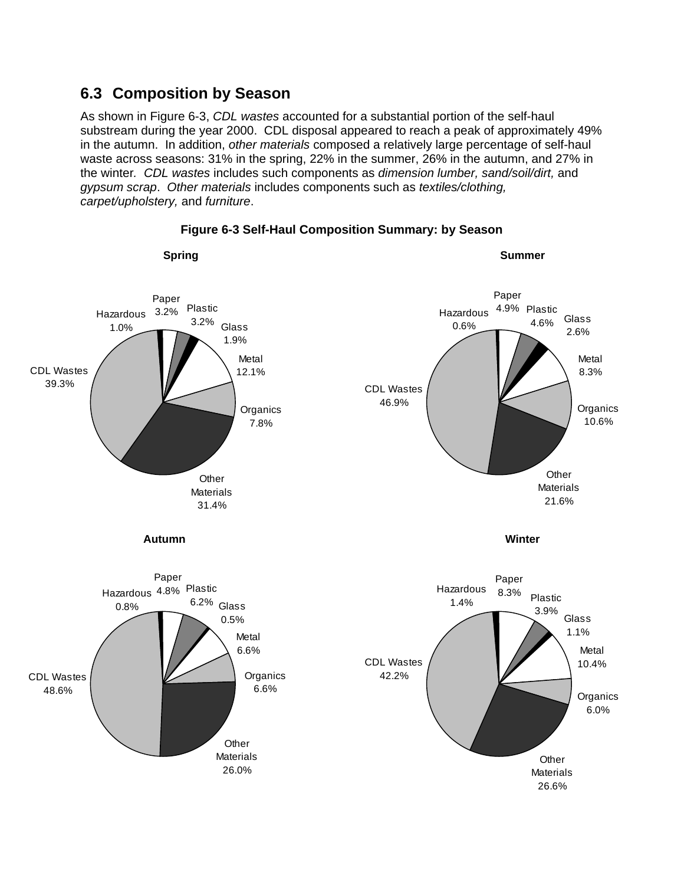## 6.3 Composition by Season

As shown in Figure 6-3, *CDL wastes* accounted for a substantial portion of the self-haul substream during the year 2000. CDL disposal appeared to reach a peak of approximately 49% in the autumn. In addition, *other materials* composed a relatively large percentage of self-haul waste across seasons: 31% in the spring, 22% in the summer, 26% in the autumn, and 27% in the winter. *CDL wastes* includes such components as *dimension lumber, sand/soil/dirt,* and *gypsum scrap*. *Other materials* includes components such as *textiles/clothing, carpet/upholstery,* and *furniture*.

**Figure 6-3 Self-Haul Composition Summary: by Season**

| Material | Spring | Summer | Autumn | Winter |
|---|---|---|---|---|
| Paper | 3.2% | 4.9% | 4.8% | 8.3% |
| Plastic | 3.2% | 4.6% | 6.2% | 3.9% |
| Glass | 1.9% | 2.6% | 0.5% | 1.1% |
| Metal | 12.1% | 8.3% | 6.6% | 10.4% |
| Organics | 7.8% | 10.6% | 6.6% | 6.0% |
| Other Materials | 31.4% | 21.6% | 26.0% | 26.6% |
| CDL Wastes | 39.3% | 46.9% | 48.6% | 42.2% |
| Hazardous | 1.0% | 0.6% | 0.8% | 1.4% |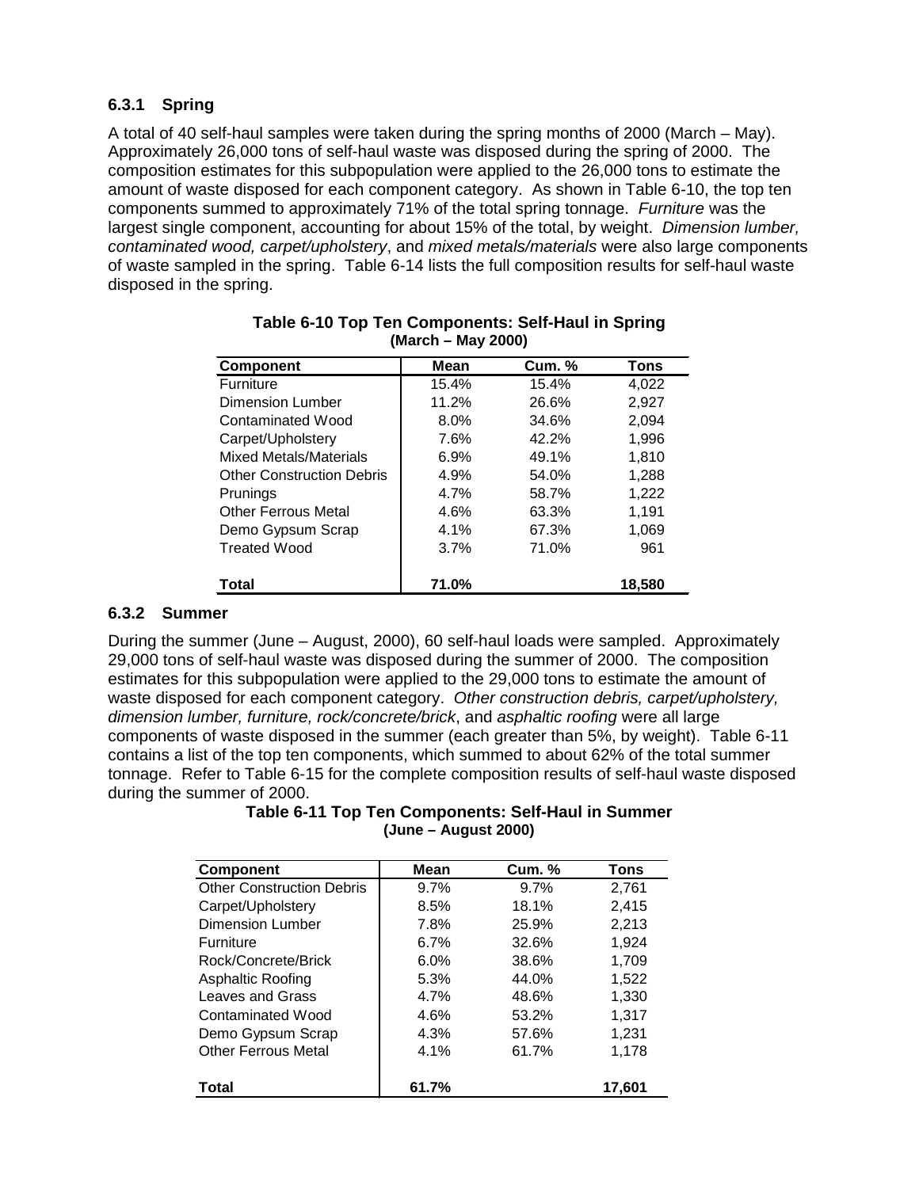### 6.3.1 Spring

A total of 40 self-haul samples were taken during the spring months of 2000 (March – May). Approximately 26,000 tons of self-haul waste was disposed during the spring of 2000. The composition estimates for this subpopulation were applied to the 26,000 tons to estimate the amount of waste disposed for each component category. As shown in Table 6-10, the top ten components summed to approximately 71% of the total spring tonnage. *Furniture* was the largest single component, accounting for about 15% of the total, by weight. *Dimension lumber, contaminated wood, carpet/upholstery*, and *mixed metals/materials* were also large components of waste sampled in the spring. Table 6-14 lists the full composition results for self-haul waste disposed in the spring.

**Table 6-10 Top Ten Components: Self-Haul in Spring (March – May 2000)**

| Component | Mean | Cum. % | Tons |
|---|---|---|---|
| Furniture | 15.4% | 15.4% | 4,022 |
| Dimension Lumber | 11.2% | 26.6% | 2,927 |
| Contaminated Wood | 8.0% | 34.6% | 2,094 |
| Carpet/Upholstery | 7.6% | 42.2% | 1,996 |
| Mixed Metals/Materials | 6.9% | 49.1% | 1,810 |
| Other Construction Debris | 4.9% | 54.0% | 1,288 |
| Prunings | 4.7% | 58.7% | 1,222 |
| Other Ferrous Metal | 4.6% | 63.3% | 1,191 |
| Demo Gypsum Scrap | 4.1% | 67.3% | 1,069 |
| Treated Wood | 3.7% | 71.0% | 961 |
| **Total** | **71.0%** | | **18,580** |

### 6.3.2 Summer

During the summer (June – August, 2000), 60 self-haul loads were sampled. Approximately 29,000 tons of self-haul waste was disposed during the summer of 2000. The composition estimates for this subpopulation were applied to the 29,000 tons to estimate the amount of waste disposed for each component category. *Other construction debris, carpet/upholstery, dimension lumber, furniture, rock/concrete/brick*, and *asphaltic roofing* were all large components of waste disposed in the summer (each greater than 5%, by weight). Table 6-11 contains a list of the top ten components, which summed to about 62% of the total summer tonnage. Refer to Table 6-15 for the complete composition results of self-haul waste disposed during the summer of 2000.

**Table 6-11 Top Ten Components: Self-Haul in Summer (June – August 2000)**

| Component | Mean | Cum. % | Tons |
|---|---|---|---|
| Other Construction Debris | 9.7% | 9.7% | 2,761 |
| Carpet/Upholstery | 8.5% | 18.1% | 2,415 |
| Dimension Lumber | 7.8% | 25.9% | 2,213 |
| Furniture | 6.7% | 32.6% | 1,924 |
| Rock/Concrete/Brick | 6.0% | 38.6% | 1,709 |
| Asphaltic Roofing | 5.3% | 44.0% | 1,522 |
| Leaves and Grass | 4.7% | 48.6% | 1,330 |
| Contaminated Wood | 4.6% | 53.2% | 1,317 |
| Demo Gypsum Scrap | 4.3% | 57.6% | 1,231 |
| Other Ferrous Metal | 4.1% | 61.7% | 1,178 |
| **Total** | **61.7%** | | **17,601** |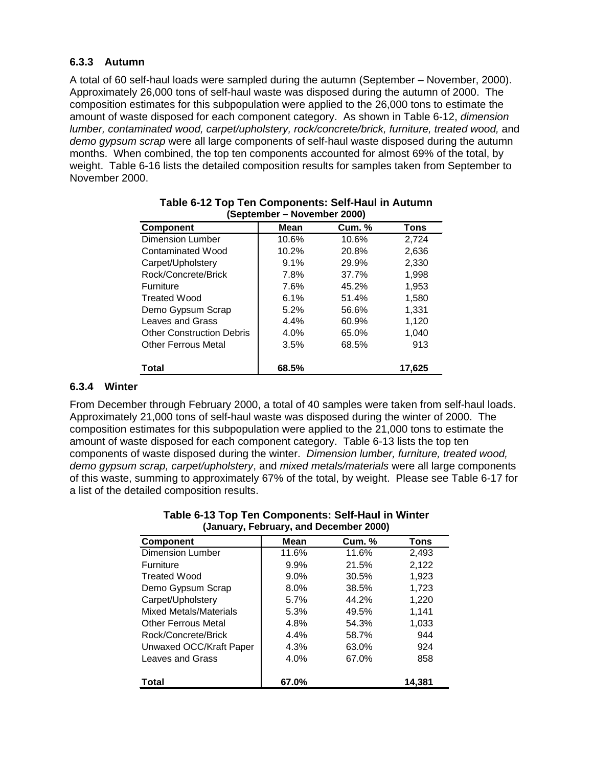### 6.3.3 Autumn

A total of 60 self-haul loads were sampled during the autumn (September – November, 2000). Approximately 26,000 tons of self-haul waste was disposed during the autumn of 2000. The composition estimates for this subpopulation were applied to the 26,000 tons to estimate the amount of waste disposed for each component category. As shown in Table 6-12, *dimension lumber, contaminated wood, carpet/upholstery, rock/concrete/brick, furniture, treated wood,* and *demo gypsum scrap* were all large components of self-haul waste disposed during the autumn months. When combined, the top ten components accounted for almost 69% of the total, by weight. Table 6-16 lists the detailed composition results for samples taken from September to November 2000.

**Table 6-12 Top Ten Components: Self-Haul in Autumn (September – November 2000)**

| Component | Mean | Cum. % | Tons |
|---|---|---|---|
| Dimension Lumber | 10.6% | 10.6% | 2,724 |
| Contaminated Wood | 10.2% | 20.8% | 2,636 |
| Carpet/Upholstery | 9.1% | 29.9% | 2,330 |
| Rock/Concrete/Brick | 7.8% | 37.7% | 1,998 |
| Furniture | 7.6% | 45.2% | 1,953 |
| Treated Wood | 6.1% | 51.4% | 1,580 |
| Demo Gypsum Scrap | 5.2% | 56.6% | 1,331 |
| Leaves and Grass | 4.4% | 60.9% | 1,120 |
| Other Construction Debris | 4.0% | 65.0% | 1,040 |
| Other Ferrous Metal | 3.5% | 68.5% | 913 |
| **Total** | **68.5%** | | **17,625** |

### 6.3.4 Winter

From December through February 2000, a total of 40 samples were taken from self-haul loads. Approximately 21,000 tons of self-haul waste was disposed during the winter of 2000. The composition estimates for this subpopulation were applied to the 21,000 tons to estimate the amount of waste disposed for each component category. Table 6-13 lists the top ten components of waste disposed during the winter. *Dimension lumber, furniture, treated wood, demo gypsum scrap, carpet/upholstery*, and *mixed metals/materials* were all large components of this waste, summing to approximately 67% of the total, by weight. Please see Table 6-17 for a list of the detailed composition results.

**Table 6-13 Top Ten Components: Self-Haul in Winter (January, February, and December 2000)**

| Component | Mean | Cum. % | Tons |
|---|---|---|---|
| Dimension Lumber | 11.6% | 11.6% | 2,493 |
| Furniture | 9.9% | 21.5% | 2,122 |
| Treated Wood | 9.0% | 30.5% | 1,923 |
| Demo Gypsum Scrap | 8.0% | 38.5% | 1,723 |
| Carpet/Upholstery | 5.7% | 44.2% | 1,220 |
| Mixed Metals/Materials | 5.3% | 49.5% | 1,141 |
| Other Ferrous Metal | 4.8% | 54.3% | 1,033 |
| Rock/Concrete/Brick | 4.4% | 58.7% | 944 |
| Unwaxed OCC/Kraft Paper | 4.3% | 63.0% | 924 |
| Leaves and Grass | 4.0% | 67.0% | 858 |
| **Total** | **67.0%** | | **14,381** |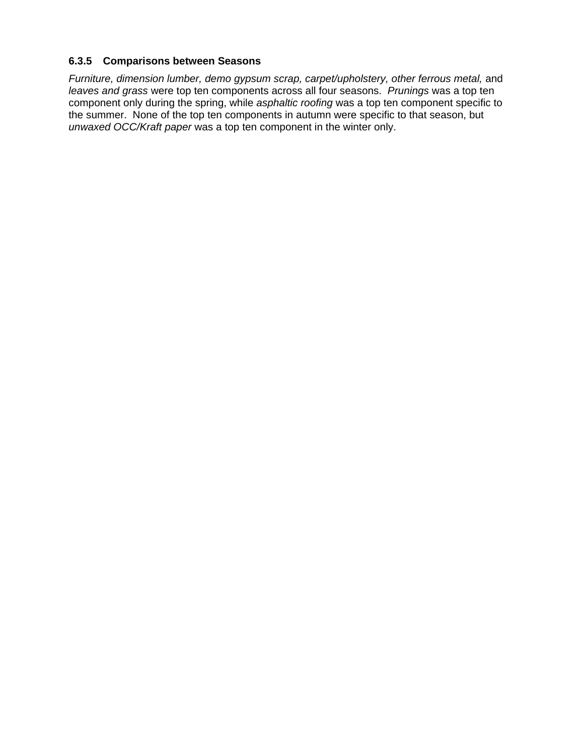### 6.3.5 Comparisons between Seasons

*Furniture, dimension lumber, demo gypsum scrap, carpet/upholstery, other ferrous metal,* and *leaves and grass* were top ten components across all four seasons. *Prunings* was a top ten component only during the spring, while *asphaltic roofing* was a top ten component specific to the summer. None of the top ten components in autumn were specific to that season, but *unwaxed OCC/Kraft paper* was a top ten component in the winter only.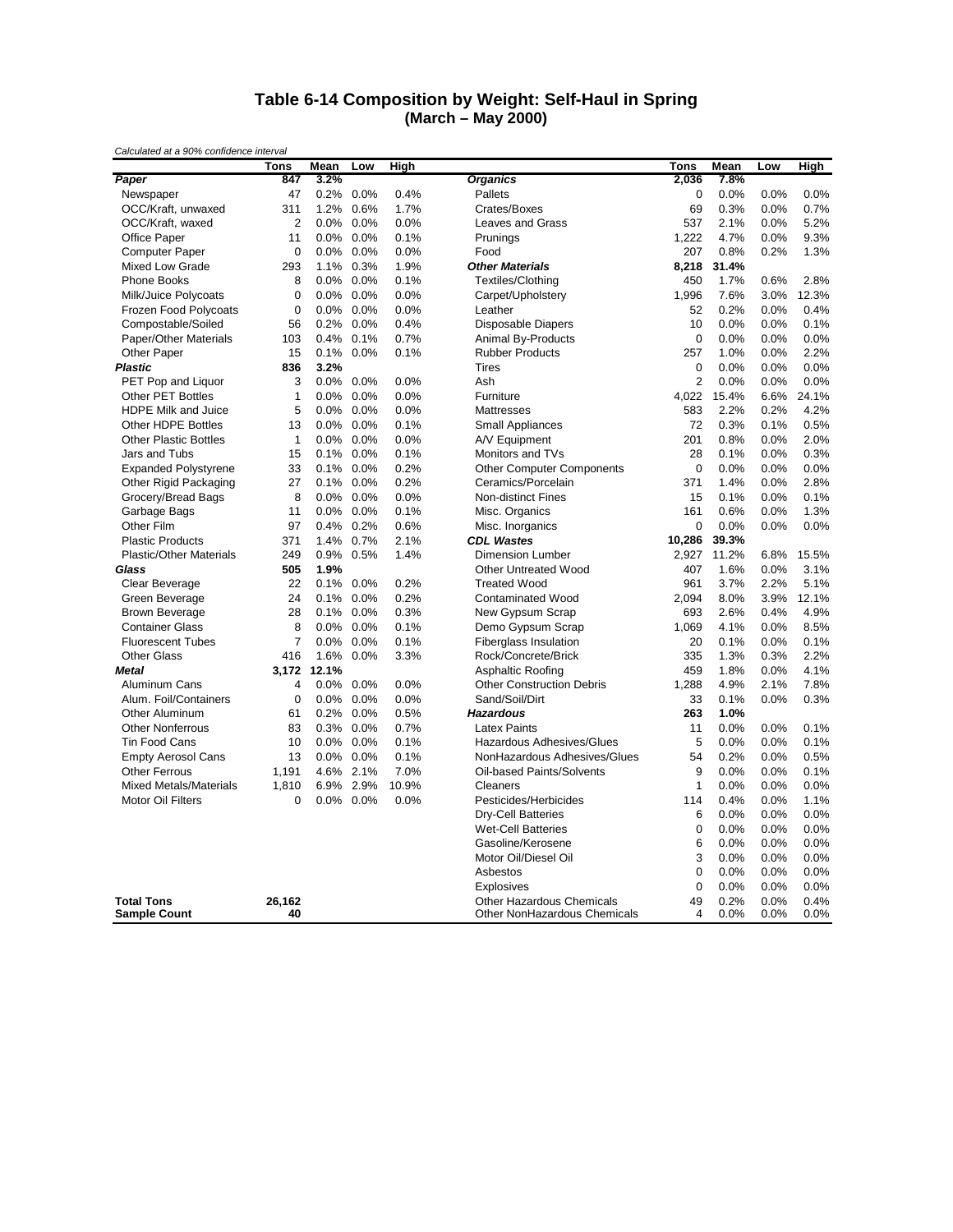# Table 6-14 Composition by Weight: Self-Haul in Spring
## (March – May 2000)

*Calculated at a 90% confidence interval*

| | Tons | Mean | Low | High | | Tons | Mean | Low | High |
|---|---|---|---|---|---|---|---|---|---|
| ***Paper*** | **847** | **3.2%** | | | ***Organics*** | **2,036** | **7.8%** | | |
| Newspaper | 47 | 0.2% | 0.0% | 0.4% | Pallets | 0 | 0.0% | 0.0% | 0.0% |
| OCC/Kraft, unwaxed | 311 | 1.2% | 0.6% | 1.7% | Crates/Boxes | 69 | 0.3% | 0.0% | 0.7% |
| OCC/Kraft, waxed | 2 | 0.0% | 0.0% | 0.0% | Leaves and Grass | 537 | 2.1% | 0.0% | 5.2% |
| Office Paper | 11 | 0.0% | 0.0% | 0.1% | Prunings | 1,222 | 4.7% | 0.0% | 9.3% |
| Computer Paper | 0 | 0.0% | 0.0% | 0.0% | Food | 207 | 0.8% | 0.2% | 1.3% |
| Mixed Low Grade | 293 | 1.1% | 0.3% | 1.9% | ***Other Materials*** | **8,218** | **31.4%** | | |
| Phone Books | 8 | 0.0% | 0.0% | 0.1% | Textiles/Clothing | 450 | 1.7% | 0.6% | 2.8% |
| Milk/Juice Polycoats | 0 | 0.0% | 0.0% | 0.0% | Carpet/Upholstery | 1,996 | 7.6% | 3.0% | 12.3% |
| Frozen Food Polycoats | 0 | 0.0% | 0.0% | 0.0% | Leather | 52 | 0.2% | 0.0% | 0.4% |
| Compostable/Soiled | 56 | 0.2% | 0.0% | 0.4% | Disposable Diapers | 10 | 0.0% | 0.0% | 0.1% |
| Paper/Other Materials | 103 | 0.4% | 0.1% | 0.7% | Animal By-Products | 0 | 0.0% | 0.0% | 0.0% |
| Other Paper | 15 | 0.1% | 0.0% | 0.1% | Rubber Products | 257 | 1.0% | 0.0% | 2.2% |
| ***Plastic*** | **836** | **3.2%** | | | Tires | 0 | 0.0% | 0.0% | 0.0% |
| PET Pop and Liquor | 3 | 0.0% | 0.0% | 0.0% | Ash | 2 | 0.0% | 0.0% | 0.0% |
| Other PET Bottles | 1 | 0.0% | 0.0% | 0.0% | Furniture | 4,022 | 15.4% | 6.6% | 24.1% |
| HDPE Milk and Juice | 5 | 0.0% | 0.0% | 0.0% | Mattresses | 583 | 2.2% | 0.2% | 4.2% |
| Other HDPE Bottles | 13 | 0.0% | 0.0% | 0.1% | Small Appliances | 72 | 0.3% | 0.1% | 0.5% |
| Other Plastic Bottles | 1 | 0.0% | 0.0% | 0.0% | A/V Equipment | 201 | 0.8% | 0.0% | 2.0% |
| Jars and Tubs | 15 | 0.1% | 0.0% | 0.1% | Monitors and TVs | 28 | 0.1% | 0.0% | 0.3% |
| Expanded Polystyrene | 33 | 0.1% | 0.0% | 0.2% | Other Computer Components | 0 | 0.0% | 0.0% | 0.0% |
| Other Rigid Packaging | 27 | 0.1% | 0.0% | 0.2% | Ceramics/Porcelain | 371 | 1.4% | 0.0% | 2.8% |
| Grocery/Bread Bags | 8 | 0.0% | 0.0% | 0.0% | Non-distinct Fines | 15 | 0.1% | 0.0% | 0.1% |
| Garbage Bags | 11 | 0.0% | 0.0% | 0.1% | Misc. Organics | 161 | 0.6% | 0.0% | 1.3% |
| Other Film | 97 | 0.4% | 0.2% | 0.6% | Misc. Inorganics | 0 | 0.0% | 0.0% | 0.0% |
| Plastic Products | 371 | 1.4% | 0.7% | 2.1% | ***CDL Wastes*** | **10,286** | **39.3%** | | |
| Plastic/Other Materials | 249 | 0.9% | 0.5% | 1.4% | Dimension Lumber | 2,927 | 11.2% | 6.8% | 15.5% |
| ***Glass*** | **505** | **1.9%** | | | Other Untreated Wood | 407 | 1.6% | 0.0% | 3.1% |
| Clear Beverage | 22 | 0.1% | 0.0% | 0.2% | Treated Wood | 961 | 3.7% | 2.2% | 5.1% |
| Green Beverage | 24 | 0.1% | 0.0% | 0.2% | Contaminated Wood | 2,094 | 8.0% | 3.9% | 12.1% |
| Brown Beverage | 28 | 0.1% | 0.0% | 0.3% | New Gypsum Scrap | 693 | 2.6% | 0.4% | 4.9% |
| Container Glass | 8 | 0.0% | 0.0% | 0.1% | Demo Gypsum Scrap | 1,069 | 4.1% | 0.0% | 8.5% |
| Fluorescent Tubes | 7 | 0.0% | 0.0% | 0.1% | Fiberglass Insulation | 20 | 0.1% | 0.0% | 0.1% |
| Other Glass | 416 | 1.6% | 0.0% | 3.3% | Rock/Concrete/Brick | 335 | 1.3% | 0.3% | 2.2% |
| ***Metal*** | **3,172** | **12.1%** | | | Asphaltic Roofing | 459 | 1.8% | 0.0% | 4.1% |
| Aluminum Cans | 4 | 0.0% | 0.0% | 0.0% | Other Construction Debris | 1,288 | 4.9% | 2.1% | 7.8% |
| Alum. Foil/Containers | 0 | 0.0% | 0.0% | 0.0% | Sand/Soil/Dirt | 33 | 0.1% | 0.0% | 0.3% |
| Other Aluminum | 61 | 0.2% | 0.0% | 0.5% | ***Hazardous*** | **263** | **1.0%** | | |
| Other Nonferrous | 83 | 0.3% | 0.0% | 0.7% | Latex Paints | 11 | 0.0% | 0.0% | 0.1% |
| Tin Food Cans | 10 | 0.0% | 0.0% | 0.1% | Hazardous Adhesives/Glues | 5 | 0.0% | 0.0% | 0.1% |
| Empty Aerosol Cans | 13 | 0.0% | 0.0% | 0.1% | NonHazardous Adhesives/Glues | 54 | 0.2% | 0.0% | 0.5% |
| Other Ferrous | 1,191 | 4.6% | 2.1% | 7.0% | Oil-based Paints/Solvents | 9 | 0.0% | 0.0% | 0.1% |
| Mixed Metals/Materials | 1,810 | 6.9% | 2.9% | 10.9% | Cleaners | 1 | 0.0% | 0.0% | 0.0% |
| Motor Oil Filters | 0 | 0.0% | 0.0% | 0.0% | Pesticides/Herbicides | 114 | 0.4% | 0.0% | 1.1% |
| | | | | | Dry-Cell Batteries | 6 | 0.0% | 0.0% | 0.0% |
| | | | | | Wet-Cell Batteries | 0 | 0.0% | 0.0% | 0.0% |
| | | | | | Gasoline/Kerosene | 6 | 0.0% | 0.0% | 0.0% |
| | | | | | Motor Oil/Diesel Oil | 3 | 0.0% | 0.0% | 0.0% |
| | | | | | Asbestos | 0 | 0.0% | 0.0% | 0.0% |
| | | | | | Explosives | 0 | 0.0% | 0.0% | 0.0% |
| **Total Tons** | **26,162** | | | | Other Hazardous Chemicals | 49 | 0.2% | 0.0% | 0.4% |
| **Sample Count** | **40** | | | | Other NonHazardous Chemicals | 4 | 0.0% | 0.0% | 0.0% |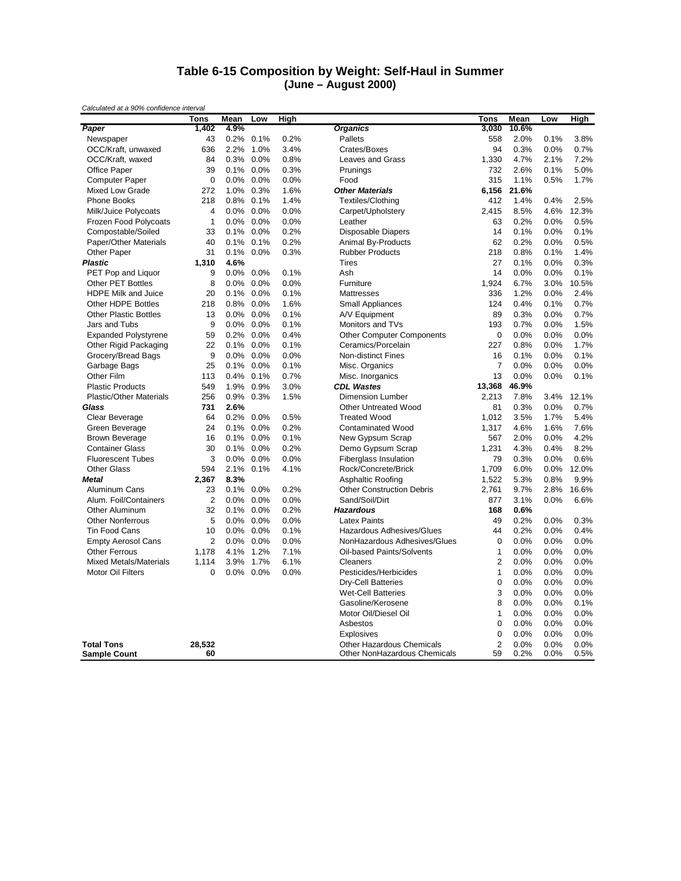# Table 6-15 Composition by Weight: Self-Haul in Summer
## (June – August 2000)

*Calculated at a 90% confidence interval*

| | Tons | Mean | Low | High | | Tons | Mean | Low | High |
|---|---|---|---|---|---|---|---|---|---|
| ***Paper*** | **1,402** | **4.9%** | | | ***Organics*** | **3,030** | **10.6%** | | |
| Newspaper | 43 | 0.2% | 0.1% | 0.2% | Pallets | 558 | 2.0% | 0.1% | 3.8% |
| OCC/Kraft, unwaxed | 636 | 2.2% | 1.0% | 3.4% | Crates/Boxes | 94 | 0.3% | 0.0% | 0.7% |
| OCC/Kraft, waxed | 84 | 0.3% | 0.0% | 0.8% | Leaves and Grass | 1,330 | 4.7% | 2.1% | 7.2% |
| Office Paper | 39 | 0.1% | 0.0% | 0.3% | Prunings | 732 | 2.6% | 0.1% | 5.0% |
| Computer Paper | 0 | 0.0% | 0.0% | 0.0% | Food | 315 | 1.1% | 0.5% | 1.7% |
| Mixed Low Grade | 272 | 1.0% | 0.3% | 1.6% | ***Other Materials*** | **6,156** | **21.6%** | | |
| Phone Books | 218 | 0.8% | 0.1% | 1.4% | Textiles/Clothing | 412 | 1.4% | 0.4% | 2.5% |
| Milk/Juice Polycoats | 4 | 0.0% | 0.0% | 0.0% | Carpet/Upholstery | 2,415 | 8.5% | 4.6% | 12.3% |
| Frozen Food Polycoats | 1 | 0.0% | 0.0% | 0.0% | Leather | 63 | 0.2% | 0.0% | 0.5% |
| Compostable/Soiled | 33 | 0.1% | 0.0% | 0.2% | Disposable Diapers | 14 | 0.1% | 0.0% | 0.1% |
| Paper/Other Materials | 40 | 0.1% | 0.1% | 0.2% | Animal By-Products | 62 | 0.2% | 0.0% | 0.5% |
| Other Paper | 31 | 0.1% | 0.0% | 0.3% | Rubber Products | 218 | 0.8% | 0.1% | 1.4% |
| ***Plastic*** | **1,310** | **4.6%** | | | Tires | 27 | 0.1% | 0.0% | 0.3% |
| PET Pop and Liquor | 9 | 0.0% | 0.0% | 0.1% | Ash | 14 | 0.0% | 0.0% | 0.1% |
| Other PET Bottles | 8 | 0.0% | 0.0% | 0.0% | Furniture | 1,924 | 6.7% | 3.0% | 10.5% |
| HDPE Milk and Juice | 20 | 0.1% | 0.0% | 0.1% | Mattresses | 336 | 1.2% | 0.0% | 2.4% |
| Other HDPE Bottles | 218 | 0.8% | 0.0% | 1.6% | Small Appliances | 124 | 0.4% | 0.1% | 0.7% |
| Other Plastic Bottles | 13 | 0.0% | 0.0% | 0.1% | A/V Equipment | 89 | 0.3% | 0.0% | 0.7% |
| Jars and Tubs | 9 | 0.0% | 0.0% | 0.1% | Monitors and TVs | 193 | 0.7% | 0.0% | 1.5% |
| Expanded Polystyrene | 59 | 0.2% | 0.0% | 0.4% | Other Computer Components | 0 | 0.0% | 0.0% | 0.0% |
| Other Rigid Packaging | 22 | 0.1% | 0.0% | 0.1% | Ceramics/Porcelain | 227 | 0.8% | 0.0% | 1.7% |
| Grocery/Bread Bags | 9 | 0.0% | 0.0% | 0.0% | Non-distinct Fines | 16 | 0.1% | 0.0% | 0.1% |
| Garbage Bags | 25 | 0.1% | 0.0% | 0.1% | Misc. Organics | 7 | 0.0% | 0.0% | 0.0% |
| Other Film | 113 | 0.4% | 0.1% | 0.7% | Misc. Inorganics | 13 | 0.0% | 0.0% | 0.1% |
| Plastic Products | 549 | 1.9% | 0.9% | 3.0% | ***CDL Wastes*** | **13,368** | **46.9%** | | |
| Plastic/Other Materials | 256 | 0.9% | 0.3% | 1.5% | Dimension Lumber | 2,213 | 7.8% | 3.4% | 12.1% |
| ***Glass*** | **731** | **2.6%** | | | Other Untreated Wood | 81 | 0.3% | 0.0% | 0.7% |
| Clear Beverage | 64 | 0.2% | 0.0% | 0.5% | Treated Wood | 1,012 | 3.5% | 1.7% | 5.4% |
| Green Beverage | 24 | 0.1% | 0.0% | 0.2% | Contaminated Wood | 1,317 | 4.6% | 1.6% | 7.6% |
| Brown Beverage | 16 | 0.1% | 0.0% | 0.1% | New Gypsum Scrap | 567 | 2.0% | 0.0% | 4.2% |
| Container Glass | 30 | 0.1% | 0.0% | 0.2% | Demo Gypsum Scrap | 1,231 | 4.3% | 0.4% | 8.2% |
| Fluorescent Tubes | 3 | 0.0% | 0.0% | 0.0% | Fiberglass Insulation | 79 | 0.3% | 0.0% | 0.6% |
| Other Glass | 594 | 2.1% | 0.1% | 4.1% | Rock/Concrete/Brick | 1,709 | 6.0% | 0.0% | 12.0% |
| ***Metal*** | **2,367** | **8.3%** | | | Asphaltic Roofing | 1,522 | 5.3% | 0.8% | 9.9% |
| Aluminum Cans | 23 | 0.1% | 0.0% | 0.2% | Other Construction Debris | 2,761 | 9.7% | 2.8% | 16.6% |
| Alum. Foil/Containers | 2 | 0.0% | 0.0% | 0.0% | Sand/Soil/Dirt | 877 | 3.1% | 0.0% | 6.6% |
| Other Aluminum | 32 | 0.1% | 0.0% | 0.2% | ***Hazardous*** | **168** | **0.6%** | | |
| Other Nonferrous | 5 | 0.0% | 0.0% | 0.0% | Latex Paints | 49 | 0.2% | 0.0% | 0.3% |
| Tin Food Cans | 10 | 0.0% | 0.0% | 0.1% | Hazardous Adhesives/Glues | 44 | 0.2% | 0.0% | 0.4% |
| Empty Aerosol Cans | 2 | 0.0% | 0.0% | 0.0% | NonHazardous Adhesives/Glues | 0 | 0.0% | 0.0% | 0.0% |
| Other Ferrous | 1,178 | 4.1% | 1.2% | 7.1% | Oil-based Paints/Solvents | 1 | 0.0% | 0.0% | 0.0% |
| Mixed Metals/Materials | 1,114 | 3.9% | 1.7% | 6.1% | Cleaners | 2 | 0.0% | 0.0% | 0.0% |
| Motor Oil Filters | 0 | 0.0% | 0.0% | 0.0% | Pesticides/Herbicides | 1 | 0.0% | 0.0% | 0.0% |
| | | | | | Dry-Cell Batteries | 0 | 0.0% | 0.0% | 0.0% |
| | | | | | Wet-Cell Batteries | 3 | 0.0% | 0.0% | 0.0% |
| | | | | | Gasoline/Kerosene | 8 | 0.0% | 0.0% | 0.1% |
| | | | | | Motor Oil/Diesel Oil | 1 | 0.0% | 0.0% | 0.0% |
| | | | | | Asbestos | 0 | 0.0% | 0.0% | 0.0% |
| | | | | | Explosives | 0 | 0.0% | 0.0% | 0.0% |
| **Total Tons** | **28,532** | | | | Other Hazardous Chemicals | 2 | 0.0% | 0.0% | 0.0% |
| **Sample Count** | **60** | | | | Other NonHazardous Chemicals | 59 | 0.2% | 0.0% | 0.5% |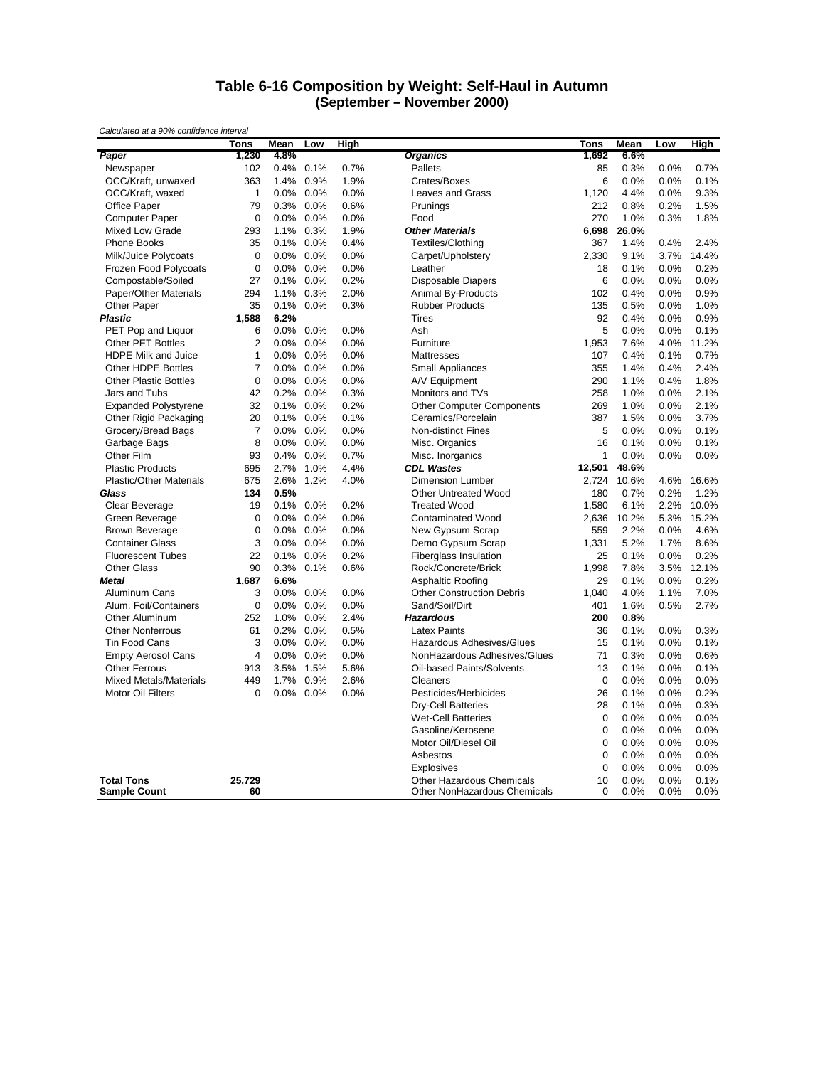# Table 6-16 Composition by Weight: Self-Haul in Autumn
## (September – November 2000)

*Calculated at a 90% confidence interval*

| | Tons | Mean | Low | High | | Tons | Mean | Low | High |
|---|---|---|---|---|---|---|---|---|---|
| ***Paper*** | **1,230** | **4.8%** | | | ***Organics*** | **1,692** | **6.6%** | | |
| Newspaper | 102 | 0.4% | 0.1% | 0.7% | Pallets | 85 | 0.3% | 0.0% | 0.7% |
| OCC/Kraft, unwaxed | 363 | 1.4% | 0.9% | 1.9% | Crates/Boxes | 6 | 0.0% | 0.0% | 0.1% |
| OCC/Kraft, waxed | 1 | 0.0% | 0.0% | 0.0% | Leaves and Grass | 1,120 | 4.4% | 0.0% | 9.3% |
| Office Paper | 79 | 0.3% | 0.0% | 0.6% | Prunings | 212 | 0.8% | 0.2% | 1.5% |
| Computer Paper | 0 | 0.0% | 0.0% | 0.0% | Food | 270 | 1.0% | 0.3% | 1.8% |
| Mixed Low Grade | 293 | 1.1% | 0.3% | 1.9% | ***Other Materials*** | **6,698** | **26.0%** | | |
| Phone Books | 35 | 0.1% | 0.0% | 0.4% | Textiles/Clothing | 367 | 1.4% | 0.4% | 2.4% |
| Milk/Juice Polycoats | 0 | 0.0% | 0.0% | 0.0% | Carpet/Upholstery | 2,330 | 9.1% | 3.7% | 14.4% |
| Frozen Food Polycoats | 0 | 0.0% | 0.0% | 0.0% | Leather | 18 | 0.1% | 0.0% | 0.2% |
| Compostable/Soiled | 27 | 0.1% | 0.0% | 0.2% | Disposable Diapers | 6 | 0.0% | 0.0% | 0.0% |
| Paper/Other Materials | 294 | 1.1% | 0.3% | 2.0% | Animal By-Products | 102 | 0.4% | 0.0% | 0.9% |
| Other Paper | 35 | 0.1% | 0.0% | 0.3% | Rubber Products | 135 | 0.5% | 0.0% | 1.0% |
| ***Plastic*** | **1,588** | **6.2%** | | | Tires | 92 | 0.4% | 0.0% | 0.9% |
| PET Pop and Liquor | 6 | 0.0% | 0.0% | 0.0% | Ash | 5 | 0.0% | 0.0% | 0.1% |
| Other PET Bottles | 2 | 0.0% | 0.0% | 0.0% | Furniture | 1,953 | 7.6% | 4.0% | 11.2% |
| HDPE Milk and Juice | 1 | 0.0% | 0.0% | 0.0% | Mattresses | 107 | 0.4% | 0.1% | 0.7% |
| Other HDPE Bottles | 7 | 0.0% | 0.0% | 0.0% | Small Appliances | 355 | 1.4% | 0.4% | 2.4% |
| Other Plastic Bottles | 0 | 0.0% | 0.0% | 0.0% | A/V Equipment | 290 | 1.1% | 0.4% | 1.8% |
| Jars and Tubs | 42 | 0.2% | 0.0% | 0.3% | Monitors and TVs | 258 | 1.0% | 0.0% | 2.1% |
| Expanded Polystyrene | 32 | 0.1% | 0.0% | 0.2% | Other Computer Components | 269 | 1.0% | 0.0% | 2.1% |
| Other Rigid Packaging | 20 | 0.1% | 0.0% | 0.1% | Ceramics/Porcelain | 387 | 1.5% | 0.0% | 3.7% |
| Grocery/Bread Bags | 7 | 0.0% | 0.0% | 0.0% | Non-distinct Fines | 5 | 0.0% | 0.0% | 0.1% |
| Garbage Bags | 8 | 0.0% | 0.0% | 0.0% | Misc. Organics | 16 | 0.1% | 0.0% | 0.1% |
| Other Film | 93 | 0.4% | 0.0% | 0.7% | Misc. Inorganics | 1 | 0.0% | 0.0% | 0.0% |
| Plastic Products | 695 | 2.7% | 1.0% | 4.4% | ***CDL Wastes*** | **12,501** | **48.6%** | | |
| Plastic/Other Materials | 675 | 2.6% | 1.2% | 4.0% | Dimension Lumber | 2,724 | 10.6% | 4.6% | 16.6% |
| ***Glass*** | **134** | **0.5%** | | | Other Untreated Wood | 180 | 0.7% | 0.2% | 1.2% |
| Clear Beverage | 19 | 0.1% | 0.0% | 0.2% | Treated Wood | 1,580 | 6.1% | 2.2% | 10.0% |
| Green Beverage | 0 | 0.0% | 0.0% | 0.0% | Contaminated Wood | 2,636 | 10.2% | 5.3% | 15.2% |
| Brown Beverage | 0 | 0.0% | 0.0% | 0.0% | New Gypsum Scrap | 559 | 2.2% | 0.0% | 4.6% |
| Container Glass | 3 | 0.0% | 0.0% | 0.0% | Demo Gypsum Scrap | 1,331 | 5.2% | 1.7% | 8.6% |
| Fluorescent Tubes | 22 | 0.1% | 0.0% | 0.2% | Fiberglass Insulation | 25 | 0.1% | 0.0% | 0.2% |
| Other Glass | 90 | 0.3% | 0.1% | 0.6% | Rock/Concrete/Brick | 1,998 | 7.8% | 3.5% | 12.1% |
| ***Metal*** | **1,687** | **6.6%** | | | Asphaltic Roofing | 29 | 0.1% | 0.0% | 0.2% |
| Aluminum Cans | 3 | 0.0% | 0.0% | 0.0% | Other Construction Debris | 1,040 | 4.0% | 1.1% | 7.0% |
| Alum. Foil/Containers | 0 | 0.0% | 0.0% | 0.0% | Sand/Soil/Dirt | 401 | 1.6% | 0.5% | 2.7% |
| Other Aluminum | 252 | 1.0% | 0.0% | 2.4% | ***Hazardous*** | **200** | **0.8%** | | |
| Other Nonferrous | 61 | 0.2% | 0.0% | 0.5% | Latex Paints | 36 | 0.1% | 0.0% | 0.3% |
| Tin Food Cans | 3 | 0.0% | 0.0% | 0.0% | Hazardous Adhesives/Glues | 15 | 0.1% | 0.0% | 0.1% |
| Empty Aerosol Cans | 4 | 0.0% | 0.0% | 0.0% | NonHazardous Adhesives/Glues | 71 | 0.3% | 0.0% | 0.6% |
| Other Ferrous | 913 | 3.5% | 1.5% | 5.6% | Oil-based Paints/Solvents | 13 | 0.1% | 0.0% | 0.1% |
| Mixed Metals/Materials | 449 | 1.7% | 0.9% | 2.6% | Cleaners | 0 | 0.0% | 0.0% | 0.0% |
| Motor Oil Filters | 0 | 0.0% | 0.0% | 0.0% | Pesticides/Herbicides | 26 | 0.1% | 0.0% | 0.2% |
| | | | | | Dry-Cell Batteries | 28 | 0.1% | 0.0% | 0.3% |
| | | | | | Wet-Cell Batteries | 0 | 0.0% | 0.0% | 0.0% |
| | | | | | Gasoline/Kerosene | 0 | 0.0% | 0.0% | 0.0% |
| | | | | | Motor Oil/Diesel Oil | 0 | 0.0% | 0.0% | 0.0% |
| | | | | | Asbestos | 0 | 0.0% | 0.0% | 0.0% |
| | | | | | Explosives | 0 | 0.0% | 0.0% | 0.0% |
| **Total Tons** | **25,729** | | | | Other Hazardous Chemicals | 10 | 0.0% | 0.0% | 0.1% |
| **Sample Count** | **60** | | | | Other NonHazardous Chemicals | 0 | 0.0% | 0.0% | 0.0% |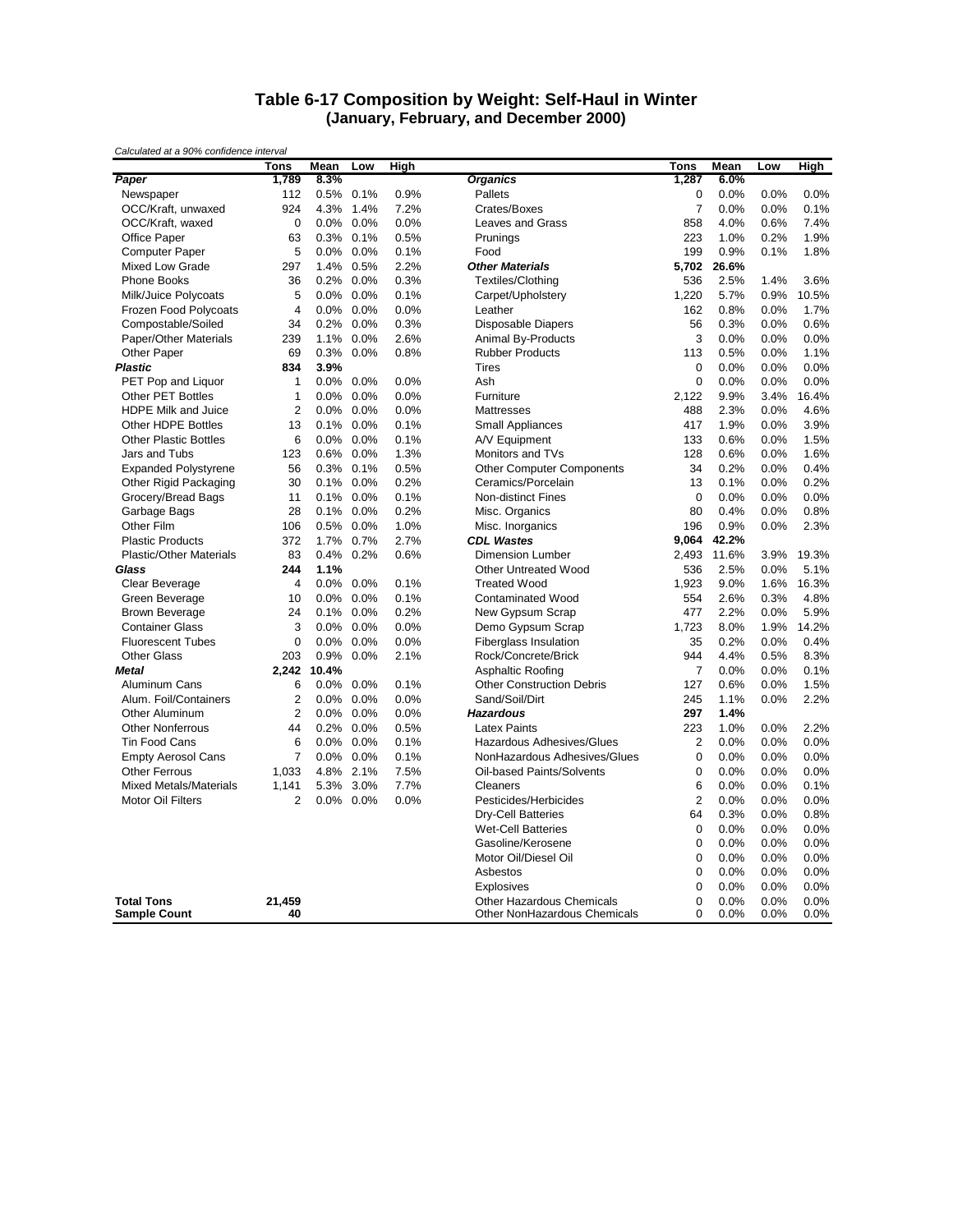# Table 6-17 Composition by Weight: Self-Haul in Winter
## (January, February, and December 2000)

*Calculated at a 90% confidence interval*

| | Tons | Mean | Low | High | | Tons | Mean | Low | High |
|---|---|---|---|---|---|---|---|---|---|
| ***Paper*** | **1,789** | **8.3%** | | | ***Organics*** | **1,287** | **6.0%** | | |
| Newspaper | 112 | 0.5% | 0.1% | 0.9% | Pallets | 0 | 0.0% | 0.0% | 0.0% |
| OCC/Kraft, unwaxed | 924 | 4.3% | 1.4% | 7.2% | Crates/Boxes | 7 | 0.0% | 0.0% | 0.1% |
| OCC/Kraft, waxed | 0 | 0.0% | 0.0% | 0.0% | Leaves and Grass | 858 | 4.0% | 0.6% | 7.4% |
| Office Paper | 63 | 0.3% | 0.1% | 0.5% | Prunings | 223 | 1.0% | 0.2% | 1.9% |
| Computer Paper | 5 | 0.0% | 0.0% | 0.1% | Food | 199 | 0.9% | 0.1% | 1.8% |
| Mixed Low Grade | 297 | 1.4% | 0.5% | 2.2% | ***Other Materials*** | **5,702** | **26.6%** | | |
| Phone Books | 36 | 0.2% | 0.0% | 0.3% | Textiles/Clothing | 536 | 2.5% | 1.4% | 3.6% |
| Milk/Juice Polycoats | 5 | 0.0% | 0.0% | 0.1% | Carpet/Upholstery | 1,220 | 5.7% | 0.9% | 10.5% |
| Frozen Food Polycoats | 4 | 0.0% | 0.0% | 0.0% | Leather | 162 | 0.8% | 0.0% | 1.7% |
| Compostable/Soiled | 34 | 0.2% | 0.0% | 0.3% | Disposable Diapers | 56 | 0.3% | 0.0% | 0.6% |
| Paper/Other Materials | 239 | 1.1% | 0.0% | 2.6% | Animal By-Products | 3 | 0.0% | 0.0% | 0.0% |
| Other Paper | 69 | 0.3% | 0.0% | 0.8% | Rubber Products | 113 | 0.5% | 0.0% | 1.1% |
| ***Plastic*** | **834** | **3.9%** | | | Tires | 0 | 0.0% | 0.0% | 0.0% |
| PET Pop and Liquor | 1 | 0.0% | 0.0% | 0.0% | Ash | 0 | 0.0% | 0.0% | 0.0% |
| Other PET Bottles | 1 | 0.0% | 0.0% | 0.0% | Furniture | 2,122 | 9.9% | 3.4% | 16.4% |
| HDPE Milk and Juice | 2 | 0.0% | 0.0% | 0.0% | Mattresses | 488 | 2.3% | 0.0% | 4.6% |
| Other HDPE Bottles | 13 | 0.1% | 0.0% | 0.1% | Small Appliances | 417 | 1.9% | 0.0% | 3.9% |
| Other Plastic Bottles | 6 | 0.0% | 0.0% | 0.1% | A/V Equipment | 133 | 0.6% | 0.0% | 1.5% |
| Jars and Tubs | 123 | 0.6% | 0.0% | 1.3% | Monitors and TVs | 128 | 0.6% | 0.0% | 1.6% |
| Expanded Polystyrene | 56 | 0.3% | 0.1% | 0.5% | Other Computer Components | 34 | 0.2% | 0.0% | 0.4% |
| Other Rigid Packaging | 30 | 0.1% | 0.0% | 0.2% | Ceramics/Porcelain | 13 | 0.1% | 0.0% | 0.2% |
| Grocery/Bread Bags | 11 | 0.1% | 0.0% | 0.1% | Non-distinct Fines | 0 | 0.0% | 0.0% | 0.0% |
| Garbage Bags | 28 | 0.1% | 0.0% | 0.2% | Misc. Organics | 80 | 0.4% | 0.0% | 0.8% |
| Other Film | 106 | 0.5% | 0.0% | 1.0% | Misc. Inorganics | 196 | 0.9% | 0.0% | 2.3% |
| Plastic Products | 372 | 1.7% | 0.7% | 2.7% | ***CDL Wastes*** | **9,064** | **42.2%** | | |
| Plastic/Other Materials | 83 | 0.4% | 0.2% | 0.6% | Dimension Lumber | 2,493 | 11.6% | 3.9% | 19.3% |
| ***Glass*** | **244** | **1.1%** | | | Other Untreated Wood | 536 | 2.5% | 0.0% | 5.1% |
| Clear Beverage | 4 | 0.0% | 0.0% | 0.1% | Treated Wood | 1,923 | 9.0% | 1.6% | 16.3% |
| Green Beverage | 10 | 0.0% | 0.0% | 0.1% | Contaminated Wood | 554 | 2.6% | 0.3% | 4.8% |
| Brown Beverage | 24 | 0.1% | 0.0% | 0.2% | New Gypsum Scrap | 477 | 2.2% | 0.0% | 5.9% |
| Container Glass | 3 | 0.0% | 0.0% | 0.0% | Demo Gypsum Scrap | 1,723 | 8.0% | 1.9% | 14.2% |
| Fluorescent Tubes | 0 | 0.0% | 0.0% | 0.0% | Fiberglass Insulation | 35 | 0.2% | 0.0% | 0.4% |
| Other Glass | 203 | 0.9% | 0.0% | 2.1% | Rock/Concrete/Brick | 944 | 4.4% | 0.5% | 8.3% |
| ***Metal*** | **2,242** | **10.4%** | | | Asphaltic Roofing | 7 | 0.0% | 0.0% | 0.1% |
| Aluminum Cans | 6 | 0.0% | 0.0% | 0.1% | Other Construction Debris | 127 | 0.6% | 0.0% | 1.5% |
| Alum. Foil/Containers | 2 | 0.0% | 0.0% | 0.0% | Sand/Soil/Dirt | 245 | 1.1% | 0.0% | 2.2% |
| Other Aluminum | 2 | 0.0% | 0.0% | 0.0% | ***Hazardous*** | **297** | **1.4%** | | |
| Other Nonferrous | 44 | 0.2% | 0.0% | 0.5% | Latex Paints | 223 | 1.0% | 0.0% | 2.2% |
| Tin Food Cans | 6 | 0.0% | 0.0% | 0.1% | Hazardous Adhesives/Glues | 2 | 0.0% | 0.0% | 0.0% |
| Empty Aerosol Cans | 7 | 0.0% | 0.0% | 0.1% | NonHazardous Adhesives/Glues | 0 | 0.0% | 0.0% | 0.0% |
| Other Ferrous | 1,033 | 4.8% | 2.1% | 7.5% | Oil-based Paints/Solvents | 0 | 0.0% | 0.0% | 0.0% |
| Mixed Metals/Materials | 1,141 | 5.3% | 3.0% | 7.7% | Cleaners | 6 | 0.0% | 0.0% | 0.1% |
| Motor Oil Filters | 2 | 0.0% | 0.0% | 0.0% | Pesticides/Herbicides | 2 | 0.0% | 0.0% | 0.0% |
| | | | | | Dry-Cell Batteries | 64 | 0.3% | 0.0% | 0.8% |
| | | | | | Wet-Cell Batteries | 0 | 0.0% | 0.0% | 0.0% |
| | | | | | Gasoline/Kerosene | 0 | 0.0% | 0.0% | 0.0% |
| | | | | | Motor Oil/Diesel Oil | 0 | 0.0% | 0.0% | 0.0% |
| | | | | | Asbestos | 0 | 0.0% | 0.0% | 0.0% |
| | | | | | Explosives | 0 | 0.0% | 0.0% | 0.0% |
| **Total Tons** | **21,459** | | | | Other Hazardous Chemicals | 0 | 0.0% | 0.0% | 0.0% |
| **Sample Count** | **40** | | | | Other NonHazardous Chemicals | 0 | 0.0% | 0.0% | 0.0% |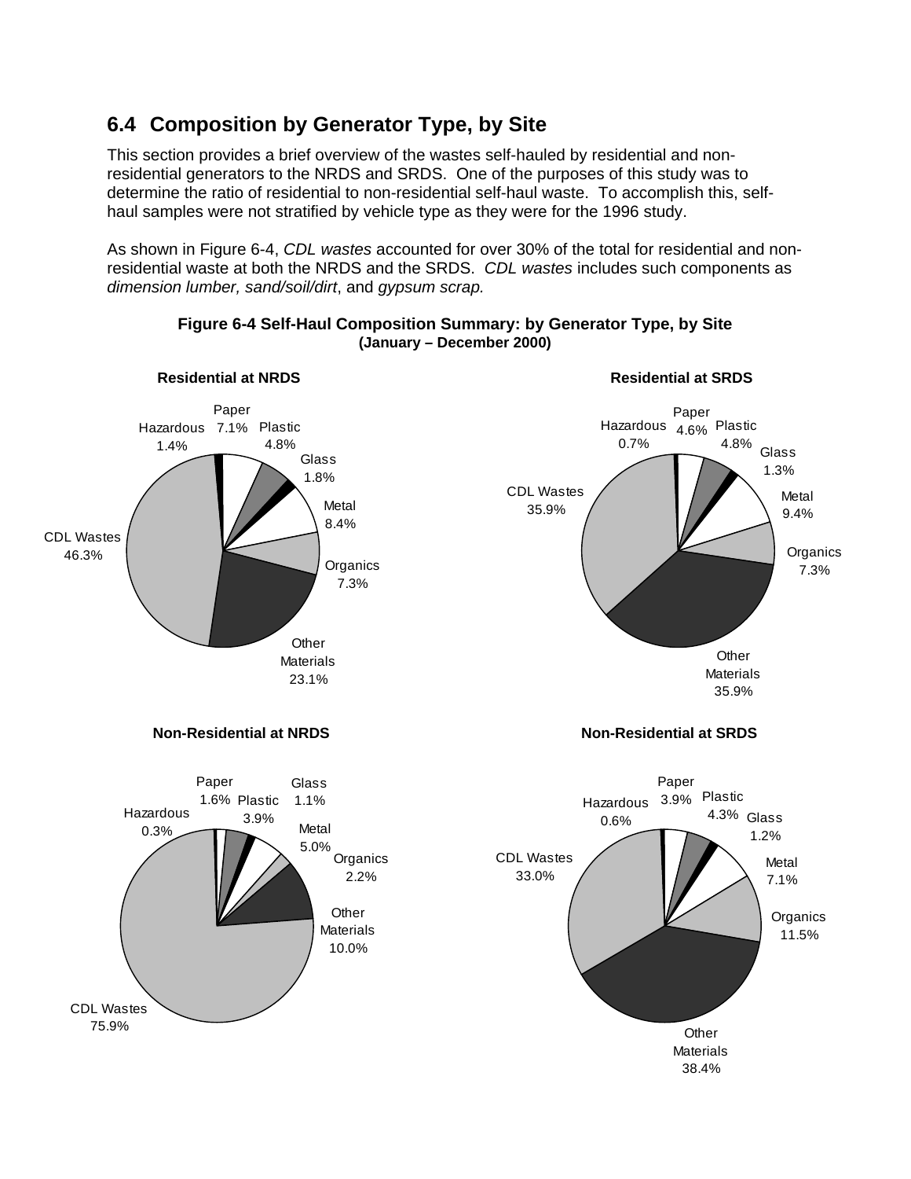## 6.4 Composition by Generator Type, by Site

This section provides a brief overview of the wastes self-hauled by residential and non-residential generators to the NRDS and SRDS. One of the purposes of this study was to determine the ratio of residential to non-residential self-haul waste. To accomplish this, self-haul samples were not stratified by vehicle type as they were for the 1996 study.

As shown in Figure 6-4, *CDL wastes* accounted for over 30% of the total for residential and non-residential waste at both the NRDS and the SRDS. *CDL wastes* includes such components as *dimension lumber, sand/soil/dirt*, and *gypsum scrap.*

**Figure 6-4 Self-Haul Composition Summary: by Generator Type, by Site**
**(January – December 2000)**

**Residential at NRDS**

Paper 7.1%, Plastic 4.8%, Glass 1.8%, Metal 8.4%, Organics 7.3%, Other Materials 23.1%, CDL Wastes 46.3%, Hazardous 1.4%

**Residential at SRDS**

Paper 4.6%, Plastic 4.8%, Glass 1.3%, Metal 9.4%, Organics 7.3%, Other Materials 35.9%, CDL Wastes 35.9%, Hazardous 0.7%

**Non-Residential at NRDS**

Paper 1.6%, Plastic 3.9%, Glass 1.1%, Metal 5.0%, Organics 2.2%, Other Materials 10.0%, CDL Wastes 75.9%, Hazardous 0.3%

**Non-Residential at SRDS**

Paper 3.9%, Plastic 4.3%, Glass 1.2%, Metal 7.1%, Organics 11.5%, Other Materials 38.4%, CDL Wastes 33.0%, Hazardous 0.6%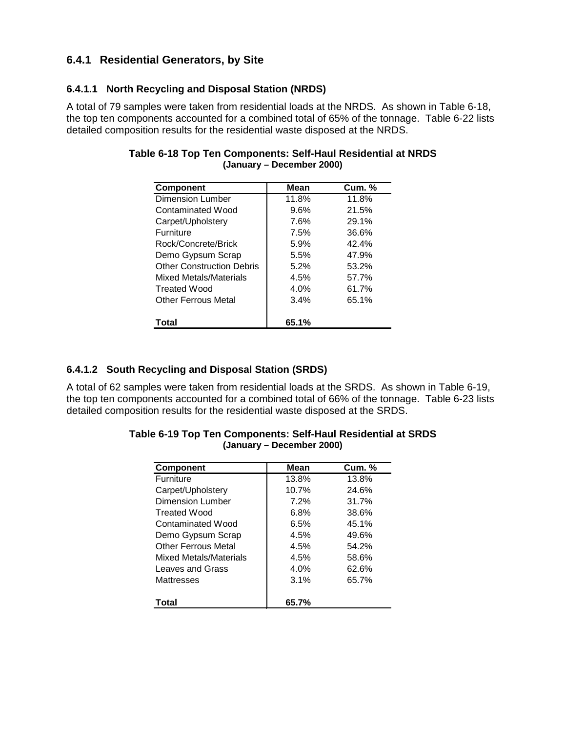### 6.4.1 Residential Generators, by Site

#### 6.4.1.1 North Recycling and Disposal Station (NRDS)

A total of 79 samples were taken from residential loads at the NRDS. As shown in Table 6-18, the top ten components accounted for a combined total of 65% of the tonnage. Table 6-22 lists detailed composition results for the residential waste disposed at the NRDS.

**Table 6-18 Top Ten Components: Self-Haul Residential at NRDS (January – December 2000)**

| Component | Mean | Cum. % |
|---|---|---|
| Dimension Lumber | 11.8% | 11.8% |
| Contaminated Wood | 9.6% | 21.5% |
| Carpet/Upholstery | 7.6% | 29.1% |
| Furniture | 7.5% | 36.6% |
| Rock/Concrete/Brick | 5.9% | 42.4% |
| Demo Gypsum Scrap | 5.5% | 47.9% |
| Other Construction Debris | 5.2% | 53.2% |
| Mixed Metals/Materials | 4.5% | 57.7% |
| Treated Wood | 4.0% | 61.7% |
| Other Ferrous Metal | 3.4% | 65.1% |
| **Total** | **65.1%** | |

#### 6.4.1.2 South Recycling and Disposal Station (SRDS)

A total of 62 samples were taken from residential loads at the SRDS. As shown in Table 6-19, the top ten components accounted for a combined total of 66% of the tonnage. Table 6-23 lists detailed composition results for the residential waste disposed at the SRDS.

**Table 6-19 Top Ten Components: Self-Haul Residential at SRDS (January – December 2000)**

| Component | Mean | Cum. % |
|---|---|---|
| Furniture | 13.8% | 13.8% |
| Carpet/Upholstery | 10.7% | 24.6% |
| Dimension Lumber | 7.2% | 31.7% |
| Treated Wood | 6.8% | 38.6% |
| Contaminated Wood | 6.5% | 45.1% |
| Demo Gypsum Scrap | 4.5% | 49.6% |
| Other Ferrous Metal | 4.5% | 54.2% |
| Mixed Metals/Materials | 4.5% | 58.6% |
| Leaves and Grass | 4.0% | 62.6% |
| Mattresses | 3.1% | 65.7% |
| **Total** | **65.7%** | |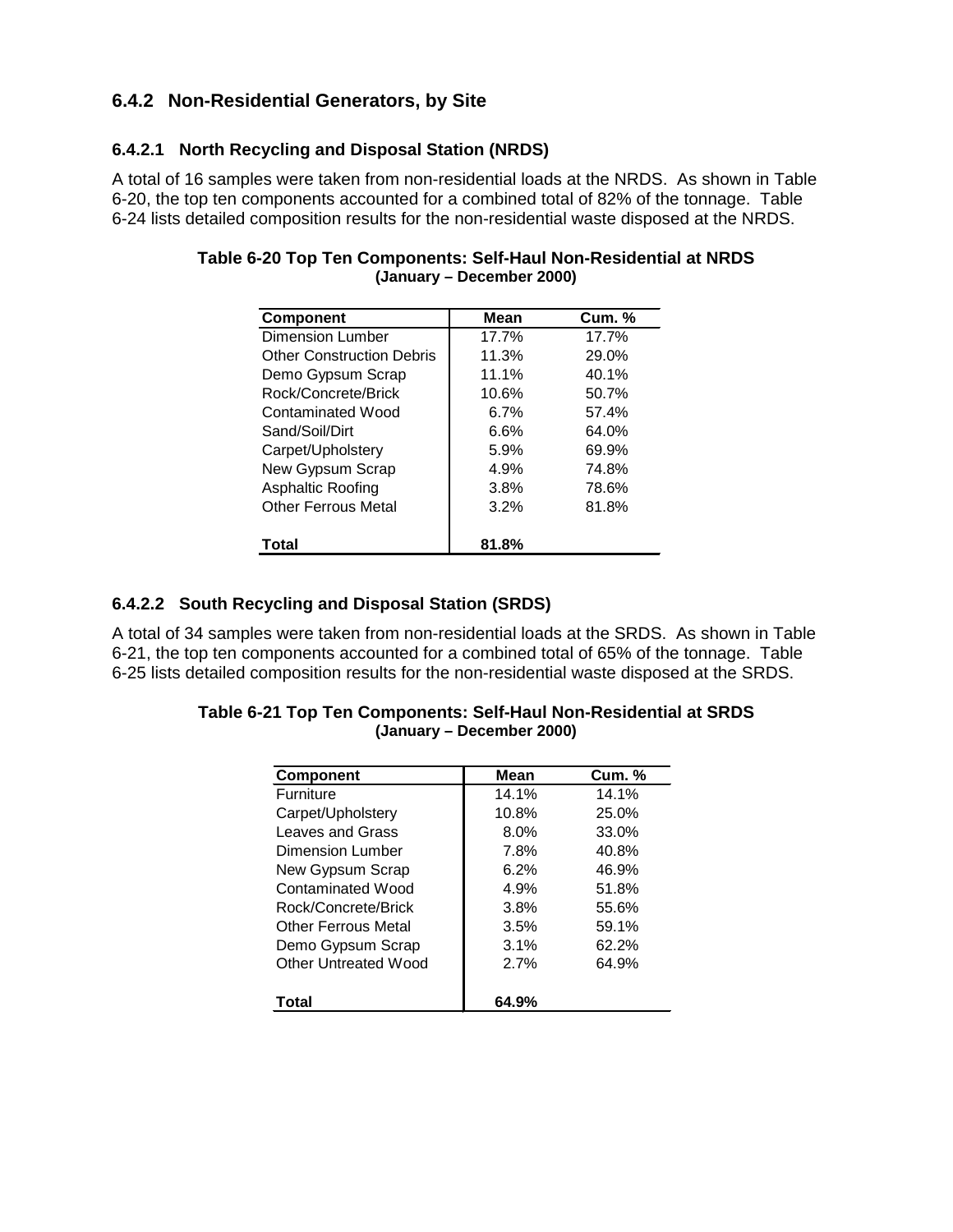### 6.4.2 Non-Residential Generators, by Site

#### 6.4.2.1 North Recycling and Disposal Station (NRDS)

A total of 16 samples were taken from non-residential loads at the NRDS. As shown in Table 6-20, the top ten components accounted for a combined total of 82% of the tonnage. Table 6-24 lists detailed composition results for the non-residential waste disposed at the NRDS.

**Table 6-20 Top Ten Components: Self-Haul Non-Residential at NRDS (January – December 2000)**

| Component | Mean | Cum. % |
|---|---|---|
| Dimension Lumber | 17.7% | 17.7% |
| Other Construction Debris | 11.3% | 29.0% |
| Demo Gypsum Scrap | 11.1% | 40.1% |
| Rock/Concrete/Brick | 10.6% | 50.7% |
| Contaminated Wood | 6.7% | 57.4% |
| Sand/Soil/Dirt | 6.6% | 64.0% |
| Carpet/Upholstery | 5.9% | 69.9% |
| New Gypsum Scrap | 4.9% | 74.8% |
| Asphaltic Roofing | 3.8% | 78.6% |
| Other Ferrous Metal | 3.2% | 81.8% |
| **Total** | **81.8%** | |

#### 6.4.2.2 South Recycling and Disposal Station (SRDS)

A total of 34 samples were taken from non-residential loads at the SRDS. As shown in Table 6-21, the top ten components accounted for a combined total of 65% of the tonnage. Table 6-25 lists detailed composition results for the non-residential waste disposed at the SRDS.

**Table 6-21 Top Ten Components: Self-Haul Non-Residential at SRDS (January – December 2000)**

| Component | Mean | Cum. % |
|---|---|---|
| Furniture | 14.1% | 14.1% |
| Carpet/Upholstery | 10.8% | 25.0% |
| Leaves and Grass | 8.0% | 33.0% |
| Dimension Lumber | 7.8% | 40.8% |
| New Gypsum Scrap | 6.2% | 46.9% |
| Contaminated Wood | 4.9% | 51.8% |
| Rock/Concrete/Brick | 3.8% | 55.6% |
| Other Ferrous Metal | 3.5% | 59.1% |
| Demo Gypsum Scrap | 3.1% | 62.2% |
| Other Untreated Wood | 2.7% | 64.9% |
| **Total** | **64.9%** | |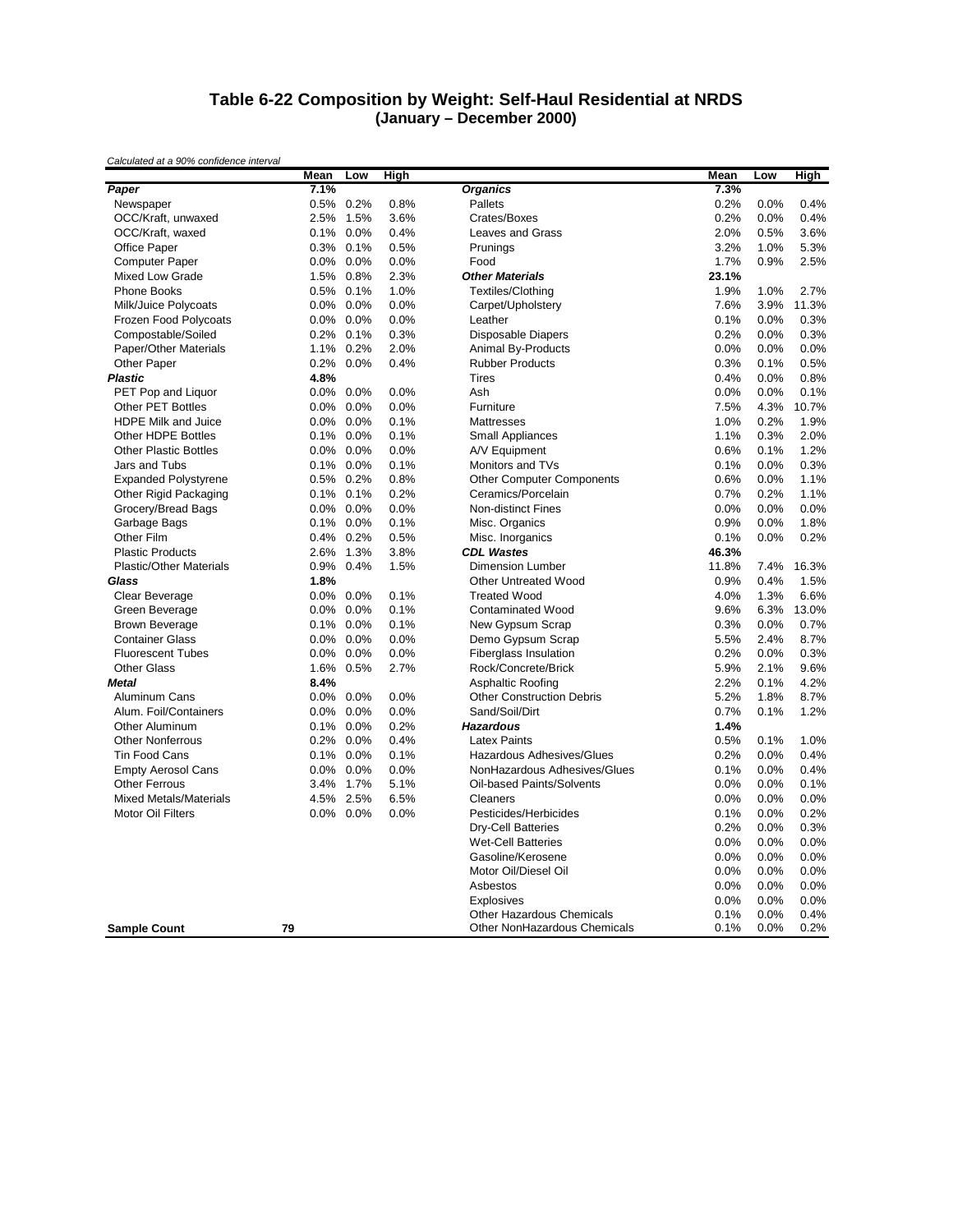## Table 6-22 Composition by Weight: Self-Haul Residential at NRDS
### (January – December 2000)

*Calculated at a 90% confidence interval*

| | Mean | Low | High | | Mean | Low | High |
|---|---|---|---|---|---|---|---|
| ***Paper*** | **7.1%** | | | ***Organics*** | **7.3%** | | |
| Newspaper | 0.5% | 0.2% | 0.8% | Pallets | 0.2% | 0.0% | 0.4% |
| OCC/Kraft, unwaxed | 2.5% | 1.5% | 3.6% | Crates/Boxes | 0.2% | 0.0% | 0.4% |
| OCC/Kraft, waxed | 0.1% | 0.0% | 0.4% | Leaves and Grass | 2.0% | 0.5% | 3.6% |
| Office Paper | 0.3% | 0.1% | 0.5% | Prunings | 3.2% | 1.0% | 5.3% |
| Computer Paper | 0.0% | 0.0% | 0.0% | Food | 1.7% | 0.9% | 2.5% |
| Mixed Low Grade | 1.5% | 0.8% | 2.3% | ***Other Materials*** | **23.1%** | | |
| Phone Books | 0.5% | 0.1% | 1.0% | Textiles/Clothing | 1.9% | 1.0% | 2.7% |
| Milk/Juice Polycoats | 0.0% | 0.0% | 0.0% | Carpet/Upholstery | 7.6% | 3.9% | 11.3% |
| Frozen Food Polycoats | 0.0% | 0.0% | 0.0% | Leather | 0.1% | 0.0% | 0.3% |
| Compostable/Soiled | 0.2% | 0.1% | 0.3% | Disposable Diapers | 0.2% | 0.0% | 0.3% |
| Paper/Other Materials | 1.1% | 0.2% | 2.0% | Animal By-Products | 0.0% | 0.0% | 0.0% |
| Other Paper | 0.2% | 0.0% | 0.4% | Rubber Products | 0.3% | 0.1% | 0.5% |
| ***Plastic*** | **4.8%** | | | Tires | 0.4% | 0.0% | 0.8% |
| PET Pop and Liquor | 0.0% | 0.0% | 0.0% | Ash | 0.0% | 0.0% | 0.1% |
| Other PET Bottles | 0.0% | 0.0% | 0.0% | Furniture | 7.5% | 4.3% | 10.7% |
| HDPE Milk and Juice | 0.0% | 0.0% | 0.1% | Mattresses | 1.0% | 0.2% | 1.9% |
| Other HDPE Bottles | 0.1% | 0.0% | 0.1% | Small Appliances | 1.1% | 0.3% | 2.0% |
| Other Plastic Bottles | 0.0% | 0.0% | 0.0% | A/V Equipment | 0.6% | 0.1% | 1.2% |
| Jars and Tubs | 0.1% | 0.0% | 0.1% | Monitors and TVs | 0.1% | 0.0% | 0.3% |
| Expanded Polystyrene | 0.5% | 0.2% | 0.8% | Other Computer Components | 0.6% | 0.0% | 1.1% |
| Other Rigid Packaging | 0.1% | 0.1% | 0.2% | Ceramics/Porcelain | 0.7% | 0.2% | 1.1% |
| Grocery/Bread Bags | 0.0% | 0.0% | 0.0% | Non-distinct Fines | 0.0% | 0.0% | 0.0% |
| Garbage Bags | 0.1% | 0.0% | 0.1% | Misc. Organics | 0.9% | 0.0% | 1.8% |
| Other Film | 0.4% | 0.2% | 0.5% | Misc. Inorganics | 0.1% | 0.0% | 0.2% |
| Plastic Products | 2.6% | 1.3% | 3.8% | ***CDL Wastes*** | **46.3%** | | |
| Plastic/Other Materials | 0.9% | 0.4% | 1.5% | Dimension Lumber | 11.8% | 7.4% | 16.3% |
| ***Glass*** | **1.8%** | | | Other Untreated Wood | 0.9% | 0.4% | 1.5% |
| Clear Beverage | 0.0% | 0.0% | 0.1% | Treated Wood | 4.0% | 1.3% | 6.6% |
| Green Beverage | 0.0% | 0.0% | 0.1% | Contaminated Wood | 9.6% | 6.3% | 13.0% |
| Brown Beverage | 0.1% | 0.0% | 0.1% | New Gypsum Scrap | 0.3% | 0.0% | 0.7% |
| Container Glass | 0.0% | 0.0% | 0.0% | Demo Gypsum Scrap | 5.5% | 2.4% | 8.7% |
| Fluorescent Tubes | 0.0% | 0.0% | 0.0% | Fiberglass Insulation | 0.2% | 0.0% | 0.3% |
| Other Glass | 1.6% | 0.5% | 2.7% | Rock/Concrete/Brick | 5.9% | 2.1% | 9.6% |
| ***Metal*** | **8.4%** | | | Asphaltic Roofing | 2.2% | 0.1% | 4.2% |
| Aluminum Cans | 0.0% | 0.0% | 0.0% | Other Construction Debris | 5.2% | 1.8% | 8.7% |
| Alum. Foil/Containers | 0.0% | 0.0% | 0.0% | Sand/Soil/Dirt | 0.7% | 0.1% | 1.2% |
| Other Aluminum | 0.1% | 0.0% | 0.2% | ***Hazardous*** | **1.4%** | | |
| Other Nonferrous | 0.2% | 0.0% | 0.4% | Latex Paints | 0.5% | 0.1% | 1.0% |
| Tin Food Cans | 0.1% | 0.0% | 0.1% | Hazardous Adhesives/Glues | 0.2% | 0.0% | 0.4% |
| Empty Aerosol Cans | 0.0% | 0.0% | 0.0% | NonHazardous Adhesives/Glues | 0.1% | 0.0% | 0.4% |
| Other Ferrous | 3.4% | 1.7% | 5.1% | Oil-based Paints/Solvents | 0.0% | 0.0% | 0.1% |
| Mixed Metals/Materials | 4.5% | 2.5% | 6.5% | Cleaners | 0.0% | 0.0% | 0.0% |
| Motor Oil Filters | 0.0% | 0.0% | 0.0% | Pesticides/Herbicides | 0.1% | 0.0% | 0.2% |
| | | | | Dry-Cell Batteries | 0.2% | 0.0% | 0.3% |
| | | | | Wet-Cell Batteries | 0.0% | 0.0% | 0.0% |
| | | | | Gasoline/Kerosene | 0.0% | 0.0% | 0.0% |
| | | | | Motor Oil/Diesel Oil | 0.0% | 0.0% | 0.0% |
| | | | | Asbestos | 0.0% | 0.0% | 0.0% |
| | | | | Explosives | 0.0% | 0.0% | 0.0% |
| | | | | Other Hazardous Chemicals | 0.1% | 0.0% | 0.4% |
| **Sample Count** | **79** | | | Other NonHazardous Chemicals | 0.1% | 0.0% | 0.2% |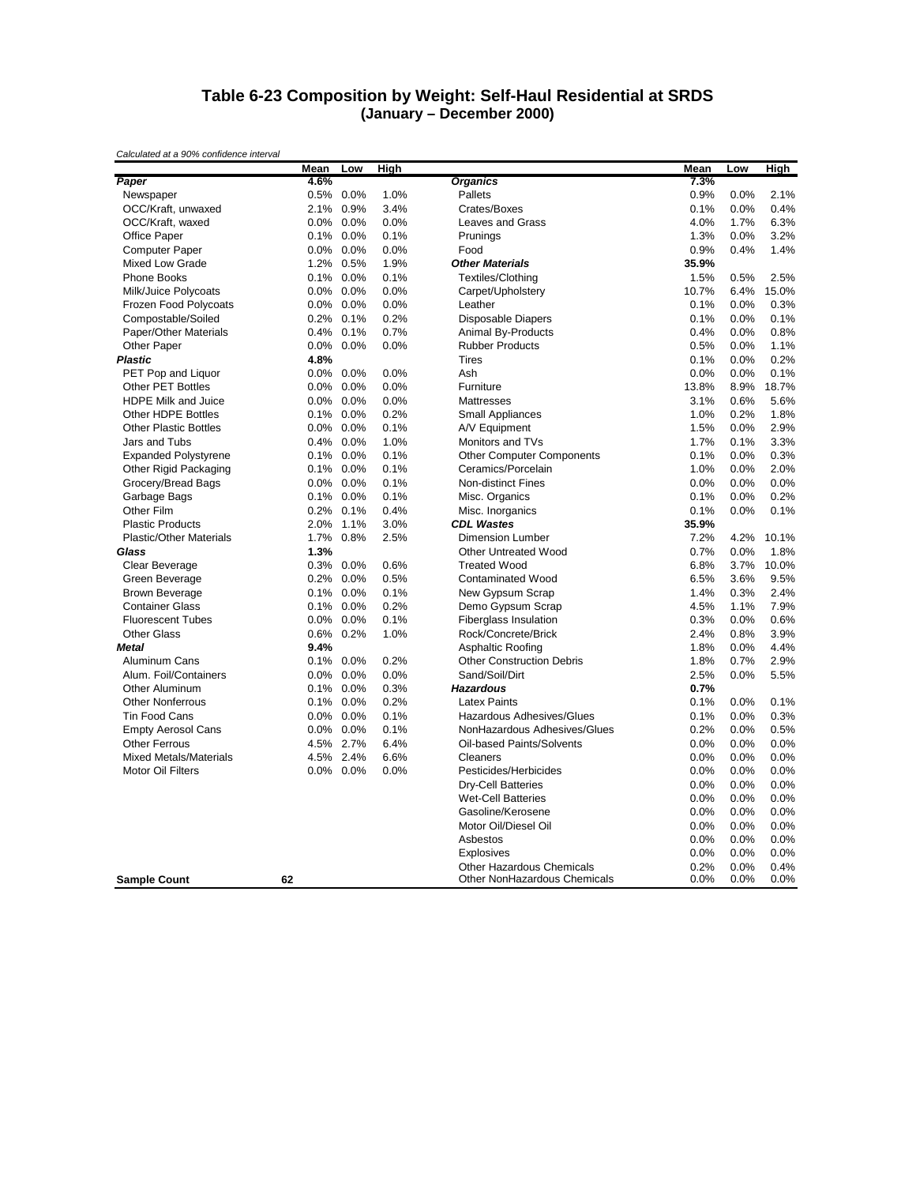# Table 6-23 Composition by Weight: Self-Haul Residential at SRDS
## (January – December 2000)

*Calculated at a 90% confidence interval*

| | Mean | Low | High | | Mean | Low | High |
|---|---|---|---|---|---|---|---|
| ***Paper*** | **4.6%** | | | ***Organics*** | **7.3%** | | |
| Newspaper | 0.5% | 0.0% | 1.0% | Pallets | 0.9% | 0.0% | 2.1% |
| OCC/Kraft, unwaxed | 2.1% | 0.9% | 3.4% | Crates/Boxes | 0.1% | 0.0% | 0.4% |
| OCC/Kraft, waxed | 0.0% | 0.0% | 0.0% | Leaves and Grass | 4.0% | 1.7% | 6.3% |
| Office Paper | 0.1% | 0.0% | 0.1% | Prunings | 1.3% | 0.0% | 3.2% |
| Computer Paper | 0.0% | 0.0% | 0.0% | Food | 0.9% | 0.4% | 1.4% |
| Mixed Low Grade | 1.2% | 0.5% | 1.9% | ***Other Materials*** | **35.9%** | | |
| Phone Books | 0.1% | 0.0% | 0.1% | Textiles/Clothing | 1.5% | 0.5% | 2.5% |
| Milk/Juice Polycoats | 0.0% | 0.0% | 0.0% | Carpet/Upholstery | 10.7% | 6.4% | 15.0% |
| Frozen Food Polycoats | 0.0% | 0.0% | 0.0% | Leather | 0.1% | 0.0% | 0.3% |
| Compostable/Soiled | 0.2% | 0.1% | 0.2% | Disposable Diapers | 0.1% | 0.0% | 0.1% |
| Paper/Other Materials | 0.4% | 0.1% | 0.7% | Animal By-Products | 0.4% | 0.0% | 0.8% |
| Other Paper | 0.0% | 0.0% | 0.0% | Rubber Products | 0.5% | 0.0% | 1.1% |
| ***Plastic*** | **4.8%** | | | Tires | 0.1% | 0.0% | 0.2% |
| PET Pop and Liquor | 0.0% | 0.0% | 0.0% | Ash | 0.0% | 0.0% | 0.1% |
| Other PET Bottles | 0.0% | 0.0% | 0.0% | Furniture | 13.8% | 8.9% | 18.7% |
| HDPE Milk and Juice | 0.0% | 0.0% | 0.0% | Mattresses | 3.1% | 0.6% | 5.6% |
| Other HDPE Bottles | 0.1% | 0.0% | 0.2% | Small Appliances | 1.0% | 0.2% | 1.8% |
| Other Plastic Bottles | 0.0% | 0.0% | 0.1% | A/V Equipment | 1.5% | 0.0% | 2.9% |
| Jars and Tubs | 0.4% | 0.0% | 1.0% | Monitors and TVs | 1.7% | 0.1% | 3.3% |
| Expanded Polystyrene | 0.1% | 0.0% | 0.1% | Other Computer Components | 0.1% | 0.0% | 0.3% |
| Other Rigid Packaging | 0.1% | 0.0% | 0.1% | Ceramics/Porcelain | 1.0% | 0.0% | 2.0% |
| Grocery/Bread Bags | 0.0% | 0.0% | 0.1% | Non-distinct Fines | 0.0% | 0.0% | 0.0% |
| Garbage Bags | 0.1% | 0.0% | 0.1% | Misc. Organics | 0.1% | 0.0% | 0.2% |
| Other Film | 0.2% | 0.1% | 0.4% | Misc. Inorganics | 0.1% | 0.0% | 0.1% |
| Plastic Products | 2.0% | 1.1% | 3.0% | ***CDL Wastes*** | **35.9%** | | |
| Plastic/Other Materials | 1.7% | 0.8% | 2.5% | Dimension Lumber | 7.2% | 4.2% | 10.1% |
| ***Glass*** | **1.3%** | | | Other Untreated Wood | 0.7% | 0.0% | 1.8% |
| Clear Beverage | 0.3% | 0.0% | 0.6% | Treated Wood | 6.8% | 3.7% | 10.0% |
| Green Beverage | 0.2% | 0.0% | 0.5% | Contaminated Wood | 6.5% | 3.6% | 9.5% |
| Brown Beverage | 0.1% | 0.0% | 0.1% | New Gypsum Scrap | 1.4% | 0.3% | 2.4% |
| Container Glass | 0.1% | 0.0% | 0.2% | Demo Gypsum Scrap | 4.5% | 1.1% | 7.9% |
| Fluorescent Tubes | 0.0% | 0.0% | 0.1% | Fiberglass Insulation | 0.3% | 0.0% | 0.6% |
| Other Glass | 0.6% | 0.2% | 1.0% | Rock/Concrete/Brick | 2.4% | 0.8% | 3.9% |
| ***Metal*** | **9.4%** | | | Asphaltic Roofing | 1.8% | 0.0% | 4.4% |
| Aluminum Cans | 0.1% | 0.0% | 0.2% | Other Construction Debris | 1.8% | 0.7% | 2.9% |
| Alum. Foil/Containers | 0.0% | 0.0% | 0.0% | Sand/Soil/Dirt | 2.5% | 0.0% | 5.5% |
| Other Aluminum | 0.1% | 0.0% | 0.3% | ***Hazardous*** | **0.7%** | | |
| Other Nonferrous | 0.1% | 0.0% | 0.2% | Latex Paints | 0.1% | 0.0% | 0.1% |
| Tin Food Cans | 0.0% | 0.0% | 0.1% | Hazardous Adhesives/Glues | 0.1% | 0.0% | 0.3% |
| Empty Aerosol Cans | 0.0% | 0.0% | 0.1% | NonHazardous Adhesives/Glues | 0.2% | 0.0% | 0.5% |
| Other Ferrous | 4.5% | 2.7% | 6.4% | Oil-based Paints/Solvents | 0.0% | 0.0% | 0.0% |
| Mixed Metals/Materials | 4.5% | 2.4% | 6.6% | Cleaners | 0.0% | 0.0% | 0.0% |
| Motor Oil Filters | 0.0% | 0.0% | 0.0% | Pesticides/Herbicides | 0.0% | 0.0% | 0.0% |
| | | | | Dry-Cell Batteries | 0.0% | 0.0% | 0.0% |
| | | | | Wet-Cell Batteries | 0.0% | 0.0% | 0.0% |
| | | | | Gasoline/Kerosene | 0.0% | 0.0% | 0.0% |
| | | | | Motor Oil/Diesel Oil | 0.0% | 0.0% | 0.0% |
| | | | | Asbestos | 0.0% | 0.0% | 0.0% |
| | | | | Explosives | 0.0% | 0.0% | 0.0% |
| | | | | Other Hazardous Chemicals | 0.2% | 0.0% | 0.4% |
| **Sample Count** | **62** | | | Other NonHazardous Chemicals | 0.0% | 0.0% | 0.0% |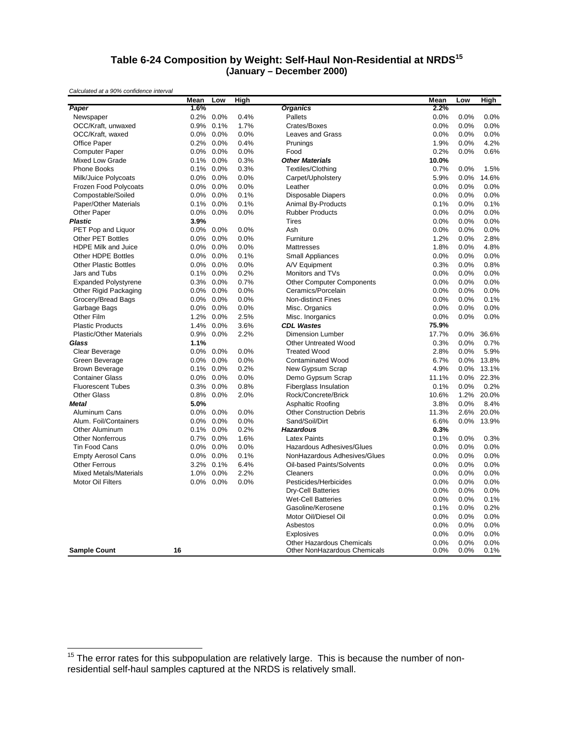## Table 6-24 Composition by Weight: Self-Haul Non-Residential at NRDS[15] (January – December 2000)

*Calculated at a 90% confidence interval*

| | Mean | Low | High | | Mean | Low | High |
|---|---|---|---|---|---|---|---|
| ***Paper*** | **1.6%** | | | ***Organics*** | **2.2%** | | |
| Newspaper | 0.2% | 0.0% | 0.4% | Pallets | 0.0% | 0.0% | 0.0% |
| OCC/Kraft, unwaxed | 0.9% | 0.1% | 1.7% | Crates/Boxes | 0.0% | 0.0% | 0.0% |
| OCC/Kraft, waxed | 0.0% | 0.0% | 0.0% | Leaves and Grass | 0.0% | 0.0% | 0.0% |
| Office Paper | 0.2% | 0.0% | 0.4% | Prunings | 1.9% | 0.0% | 4.2% |
| Computer Paper | 0.0% | 0.0% | 0.0% | Food | 0.2% | 0.0% | 0.6% |
| Mixed Low Grade | 0.1% | 0.0% | 0.3% | ***Other Materials*** | **10.0%** | | |
| Phone Books | 0.1% | 0.0% | 0.3% | Textiles/Clothing | 0.7% | 0.0% | 1.5% |
| Milk/Juice Polycoats | 0.0% | 0.0% | 0.0% | Carpet/Upholstery | 5.9% | 0.0% | 14.6% |
| Frozen Food Polycoats | 0.0% | 0.0% | 0.0% | Leather | 0.0% | 0.0% | 0.0% |
| Compostable/Soiled | 0.0% | 0.0% | 0.1% | Disposable Diapers | 0.0% | 0.0% | 0.0% |
| Paper/Other Materials | 0.1% | 0.0% | 0.1% | Animal By-Products | 0.1% | 0.0% | 0.1% |
| Other Paper | 0.0% | 0.0% | 0.0% | Rubber Products | 0.0% | 0.0% | 0.0% |
| ***Plastic*** | **3.9%** | | | Tires | 0.0% | 0.0% | 0.0% |
| PET Pop and Liquor | 0.0% | 0.0% | 0.0% | Ash | 0.0% | 0.0% | 0.0% |
| Other PET Bottles | 0.0% | 0.0% | 0.0% | Furniture | 1.2% | 0.0% | 2.8% |
| HDPE Milk and Juice | 0.0% | 0.0% | 0.0% | Mattresses | 1.8% | 0.0% | 4.8% |
| Other HDPE Bottles | 0.0% | 0.0% | 0.1% | Small Appliances | 0.0% | 0.0% | 0.0% |
| Other Plastic Bottles | 0.0% | 0.0% | 0.0% | A/V Equipment | 0.3% | 0.0% | 0.8% |
| Jars and Tubs | 0.1% | 0.0% | 0.2% | Monitors and TVs | 0.0% | 0.0% | 0.0% |
| Expanded Polystyrene | 0.3% | 0.0% | 0.7% | Other Computer Components | 0.0% | 0.0% | 0.0% |
| Other Rigid Packaging | 0.0% | 0.0% | 0.0% | Ceramics/Porcelain | 0.0% | 0.0% | 0.0% |
| Grocery/Bread Bags | 0.0% | 0.0% | 0.0% | Non-distinct Fines | 0.0% | 0.0% | 0.1% |
| Garbage Bags | 0.0% | 0.0% | 0.0% | Misc. Organics | 0.0% | 0.0% | 0.0% |
| Other Film | 1.2% | 0.0% | 2.5% | Misc. Inorganics | 0.0% | 0.0% | 0.0% |
| Plastic Products | 1.4% | 0.0% | 3.6% | ***CDL Wastes*** | **75.9%** | | |
| Plastic/Other Materials | 0.9% | 0.0% | 2.2% | Dimension Lumber | 17.7% | 0.0% | 36.6% |
| ***Glass*** | **1.1%** | | | Other Untreated Wood | 0.3% | 0.0% | 0.7% |
| Clear Beverage | 0.0% | 0.0% | 0.0% | Treated Wood | 2.8% | 0.0% | 5.9% |
| Green Beverage | 0.0% | 0.0% | 0.0% | Contaminated Wood | 6.7% | 0.0% | 13.8% |
| Brown Beverage | 0.1% | 0.0% | 0.2% | New Gypsum Scrap | 4.9% | 0.0% | 13.1% |
| Container Glass | 0.0% | 0.0% | 0.0% | Demo Gypsum Scrap | 11.1% | 0.0% | 22.3% |
| Fluorescent Tubes | 0.3% | 0.0% | 0.8% | Fiberglass Insulation | 0.1% | 0.0% | 0.2% |
| Other Glass | 0.8% | 0.0% | 2.0% | Rock/Concrete/Brick | 10.6% | 1.2% | 20.0% |
| ***Metal*** | **5.0%** | | | Asphaltic Roofing | 3.8% | 0.0% | 8.4% |
| Aluminum Cans | 0.0% | 0.0% | 0.0% | Other Construction Debris | 11.3% | 2.6% | 20.0% |
| Alum. Foil/Containers | 0.0% | 0.0% | 0.0% | Sand/Soil/Dirt | 6.6% | 0.0% | 13.9% |
| Other Aluminum | 0.1% | 0.0% | 0.2% | ***Hazardous*** | **0.3%** | | |
| Other Nonferrous | 0.7% | 0.0% | 1.6% | Latex Paints | 0.1% | 0.0% | 0.3% |
| Tin Food Cans | 0.0% | 0.0% | 0.0% | Hazardous Adhesives/Glues | 0.0% | 0.0% | 0.0% |
| Empty Aerosol Cans | 0.0% | 0.0% | 0.1% | NonHazardous Adhesives/Glues | 0.0% | 0.0% | 0.0% |
| Other Ferrous | 3.2% | 0.1% | 6.4% | Oil-based Paints/Solvents | 0.0% | 0.0% | 0.0% |
| Mixed Metals/Materials | 1.0% | 0.0% | 2.2% | Cleaners | 0.0% | 0.0% | 0.0% |
| Motor Oil Filters | 0.0% | 0.0% | 0.0% | Pesticides/Herbicides | 0.0% | 0.0% | 0.0% |
| | | | | Dry-Cell Batteries | 0.0% | 0.0% | 0.0% |
| | | | | Wet-Cell Batteries | 0.0% | 0.0% | 0.1% |
| | | | | Gasoline/Kerosene | 0.1% | 0.0% | 0.2% |
| | | | | Motor Oil/Diesel Oil | 0.0% | 0.0% | 0.0% |
| | | | | Asbestos | 0.0% | 0.0% | 0.0% |
| | | | | Explosives | 0.0% | 0.0% | 0.0% |
| | | | | Other Hazardous Chemicals | 0.0% | 0.0% | 0.0% |
| **Sample Count** | **16** | | | Other NonHazardous Chemicals | 0.0% | 0.0% | 0.1% |

[15] The error rates for this subpopulation are relatively large. This is because the number of non-residential self-haul samples captured at the NRDS is relatively small.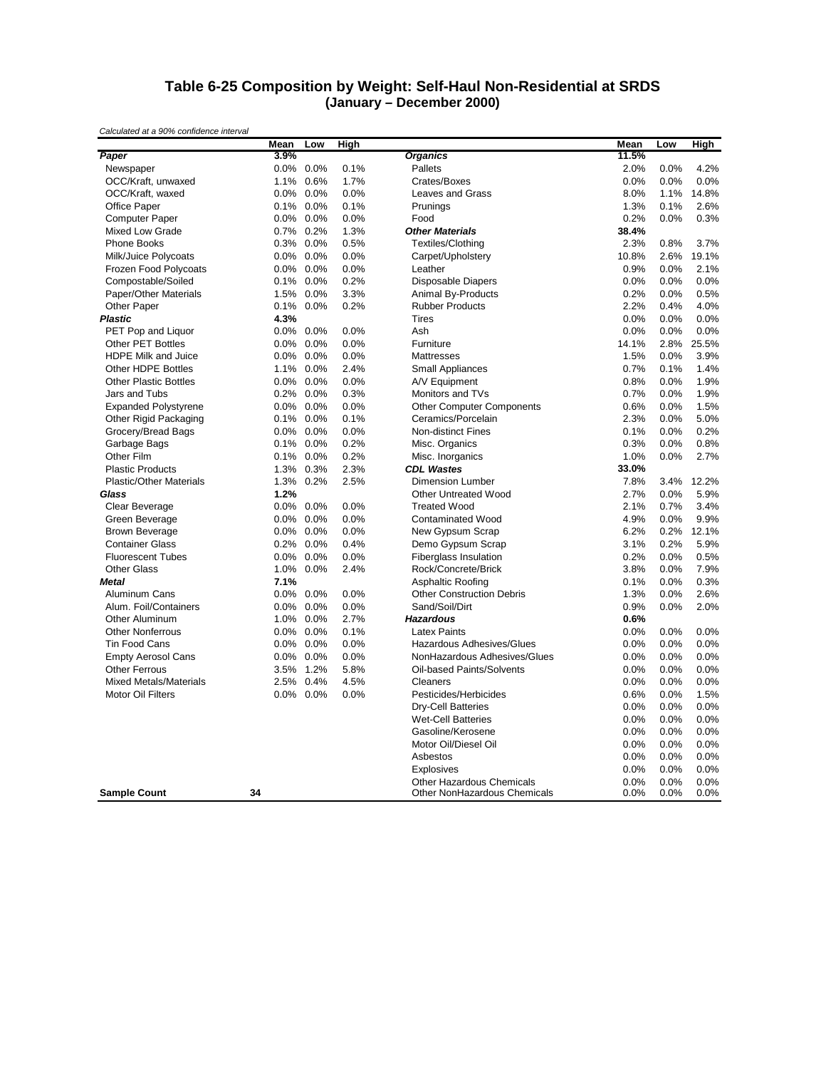# Table 6-25 Composition by Weight: Self-Haul Non-Residential at SRDS
## (January – December 2000)

*Calculated at a 90% confidence interval*

| | Mean | Low | High | | Mean | Low | High |
|---|---|---|---|---|---|---|---|
| ***Paper*** | **3.9%** | | | ***Organics*** | **11.5%** | | |
| Newspaper | 0.0% | 0.0% | 0.1% | Pallets | 2.0% | 0.0% | 4.2% |
| OCC/Kraft, unwaxed | 1.1% | 0.6% | 1.7% | Crates/Boxes | 0.0% | 0.0% | 0.0% |
| OCC/Kraft, waxed | 0.0% | 0.0% | 0.0% | Leaves and Grass | 8.0% | 1.1% | 14.8% |
| Office Paper | 0.1% | 0.0% | 0.1% | Prunings | 1.3% | 0.1% | 2.6% |
| Computer Paper | 0.0% | 0.0% | 0.0% | Food | 0.2% | 0.0% | 0.3% |
| Mixed Low Grade | 0.7% | 0.2% | 1.3% | ***Other Materials*** | **38.4%** | | |
| Phone Books | 0.3% | 0.0% | 0.5% | Textiles/Clothing | 2.3% | 0.8% | 3.7% |
| Milk/Juice Polycoats | 0.0% | 0.0% | 0.0% | Carpet/Upholstery | 10.8% | 2.6% | 19.1% |
| Frozen Food Polycoats | 0.0% | 0.0% | 0.0% | Leather | 0.9% | 0.0% | 2.1% |
| Compostable/Soiled | 0.1% | 0.0% | 0.2% | Disposable Diapers | 0.0% | 0.0% | 0.0% |
| Paper/Other Materials | 1.5% | 0.0% | 3.3% | Animal By-Products | 0.2% | 0.0% | 0.5% |
| Other Paper | 0.1% | 0.0% | 0.2% | Rubber Products | 2.2% | 0.4% | 4.0% |
| ***Plastic*** | **4.3%** | | | Tires | 0.0% | 0.0% | 0.0% |
| PET Pop and Liquor | 0.0% | 0.0% | 0.0% | Ash | 0.0% | 0.0% | 0.0% |
| Other PET Bottles | 0.0% | 0.0% | 0.0% | Furniture | 14.1% | 2.8% | 25.5% |
| HDPE Milk and Juice | 0.0% | 0.0% | 0.0% | Mattresses | 1.5% | 0.0% | 3.9% |
| Other HDPE Bottles | 1.1% | 0.0% | 2.4% | Small Appliances | 0.7% | 0.1% | 1.4% |
| Other Plastic Bottles | 0.0% | 0.0% | 0.0% | A/V Equipment | 0.8% | 0.0% | 1.9% |
| Jars and Tubs | 0.2% | 0.0% | 0.3% | Monitors and TVs | 0.7% | 0.0% | 1.9% |
| Expanded Polystyrene | 0.0% | 0.0% | 0.0% | Other Computer Components | 0.6% | 0.0% | 1.5% |
| Other Rigid Packaging | 0.1% | 0.0% | 0.1% | Ceramics/Porcelain | 2.3% | 0.0% | 5.0% |
| Grocery/Bread Bags | 0.0% | 0.0% | 0.0% | Non-distinct Fines | 0.1% | 0.0% | 0.2% |
| Garbage Bags | 0.1% | 0.0% | 0.2% | Misc. Organics | 0.3% | 0.0% | 0.8% |
| Other Film | 0.1% | 0.0% | 0.2% | Misc. Inorganics | 1.0% | 0.0% | 2.7% |
| Plastic Products | 1.3% | 0.3% | 2.3% | ***CDL Wastes*** | **33.0%** | | |
| Plastic/Other Materials | 1.3% | 0.2% | 2.5% | Dimension Lumber | 7.8% | 3.4% | 12.2% |
| ***Glass*** | **1.2%** | | | Other Untreated Wood | 2.7% | 0.0% | 5.9% |
| Clear Beverage | 0.0% | 0.0% | 0.0% | Treated Wood | 2.1% | 0.7% | 3.4% |
| Green Beverage | 0.0% | 0.0% | 0.0% | Contaminated Wood | 4.9% | 0.0% | 9.9% |
| Brown Beverage | 0.0% | 0.0% | 0.0% | New Gypsum Scrap | 6.2% | 0.2% | 12.1% |
| Container Glass | 0.2% | 0.0% | 0.4% | Demo Gypsum Scrap | 3.1% | 0.2% | 5.9% |
| Fluorescent Tubes | 0.0% | 0.0% | 0.0% | Fiberglass Insulation | 0.2% | 0.0% | 0.5% |
| Other Glass | 1.0% | 0.0% | 2.4% | Rock/Concrete/Brick | 3.8% | 0.0% | 7.9% |
| ***Metal*** | **7.1%** | | | Asphaltic Roofing | 0.1% | 0.0% | 0.3% |
| Aluminum Cans | 0.0% | 0.0% | 0.0% | Other Construction Debris | 1.3% | 0.0% | 2.6% |
| Alum. Foil/Containers | 0.0% | 0.0% | 0.0% | Sand/Soil/Dirt | 0.9% | 0.0% | 2.0% |
| Other Aluminum | 1.0% | 0.0% | 2.7% | ***Hazardous*** | **0.6%** | | |
| Other Nonferrous | 0.0% | 0.0% | 0.1% | Latex Paints | 0.0% | 0.0% | 0.0% |
| Tin Food Cans | 0.0% | 0.0% | 0.0% | Hazardous Adhesives/Glues | 0.0% | 0.0% | 0.0% |
| Empty Aerosol Cans | 0.0% | 0.0% | 0.0% | NonHazardous Adhesives/Glues | 0.0% | 0.0% | 0.0% |
| Other Ferrous | 3.5% | 1.2% | 5.8% | Oil-based Paints/Solvents | 0.0% | 0.0% | 0.0% |
| Mixed Metals/Materials | 2.5% | 0.4% | 4.5% | Cleaners | 0.0% | 0.0% | 0.0% |
| Motor Oil Filters | 0.0% | 0.0% | 0.0% | Pesticides/Herbicides | 0.6% | 0.0% | 1.5% |
| | | | | Dry-Cell Batteries | 0.0% | 0.0% | 0.0% |
| | | | | Wet-Cell Batteries | 0.0% | 0.0% | 0.0% |
| | | | | Gasoline/Kerosene | 0.0% | 0.0% | 0.0% |
| | | | | Motor Oil/Diesel Oil | 0.0% | 0.0% | 0.0% |
| | | | | Asbestos | 0.0% | 0.0% | 0.0% |
| | | | | Explosives | 0.0% | 0.0% | 0.0% |
| | | | | Other Hazardous Chemicals | 0.0% | 0.0% | 0.0% |
| **Sample Count** | **34** | | | Other NonHazardous Chemicals | 0.0% | 0.0% | 0.0% |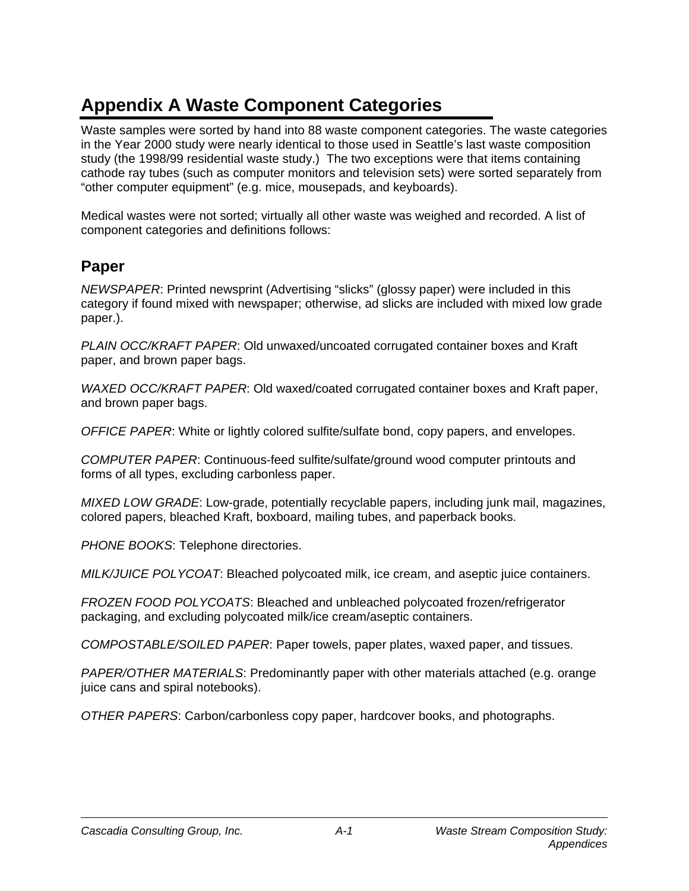# Appendix A Waste Component Categories

Waste samples were sorted by hand into 88 waste component categories. The waste categories in the Year 2000 study were nearly identical to those used in Seattle's last waste composition study (the 1998/99 residential waste study.) The two exceptions were that items containing cathode ray tubes (such as computer monitors and television sets) were sorted separately from "other computer equipment" (e.g. mice, mousepads, and keyboards).

Medical wastes were not sorted; virtually all other waste was weighed and recorded. A list of component categories and definitions follows:

## Paper

*NEWSPAPER*: Printed newsprint (Advertising "slicks" (glossy paper) were included in this category if found mixed with newspaper; otherwise, ad slicks are included with mixed low grade paper.).

*PLAIN OCC/KRAFT PAPER*: Old unwaxed/uncoated corrugated container boxes and Kraft paper, and brown paper bags.

*WAXED OCC/KRAFT PAPER*: Old waxed/coated corrugated container boxes and Kraft paper, and brown paper bags.

*OFFICE PAPER*: White or lightly colored sulfite/sulfate bond, copy papers, and envelopes.

*COMPUTER PAPER*: Continuous-feed sulfite/sulfate/ground wood computer printouts and forms of all types, excluding carbonless paper.

*MIXED LOW GRADE*: Low-grade, potentially recyclable papers, including junk mail, magazines, colored papers, bleached Kraft, boxboard, mailing tubes, and paperback books.

*PHONE BOOKS*: Telephone directories.

*MILK/JUICE POLYCOAT*: Bleached polycoated milk, ice cream, and aseptic juice containers.

*FROZEN FOOD POLYCOATS*: Bleached and unbleached polycoated frozen/refrigerator packaging, and excluding polycoated milk/ice cream/aseptic containers.

*COMPOSTABLE/SOILED PAPER*: Paper towels, paper plates, waxed paper, and tissues.

*PAPER/OTHER MATERIALS*: Predominantly paper with other materials attached (e.g. orange juice cans and spiral notebooks).

*OTHER PAPERS*: Carbon/carbonless copy paper, hardcover books, and photographs.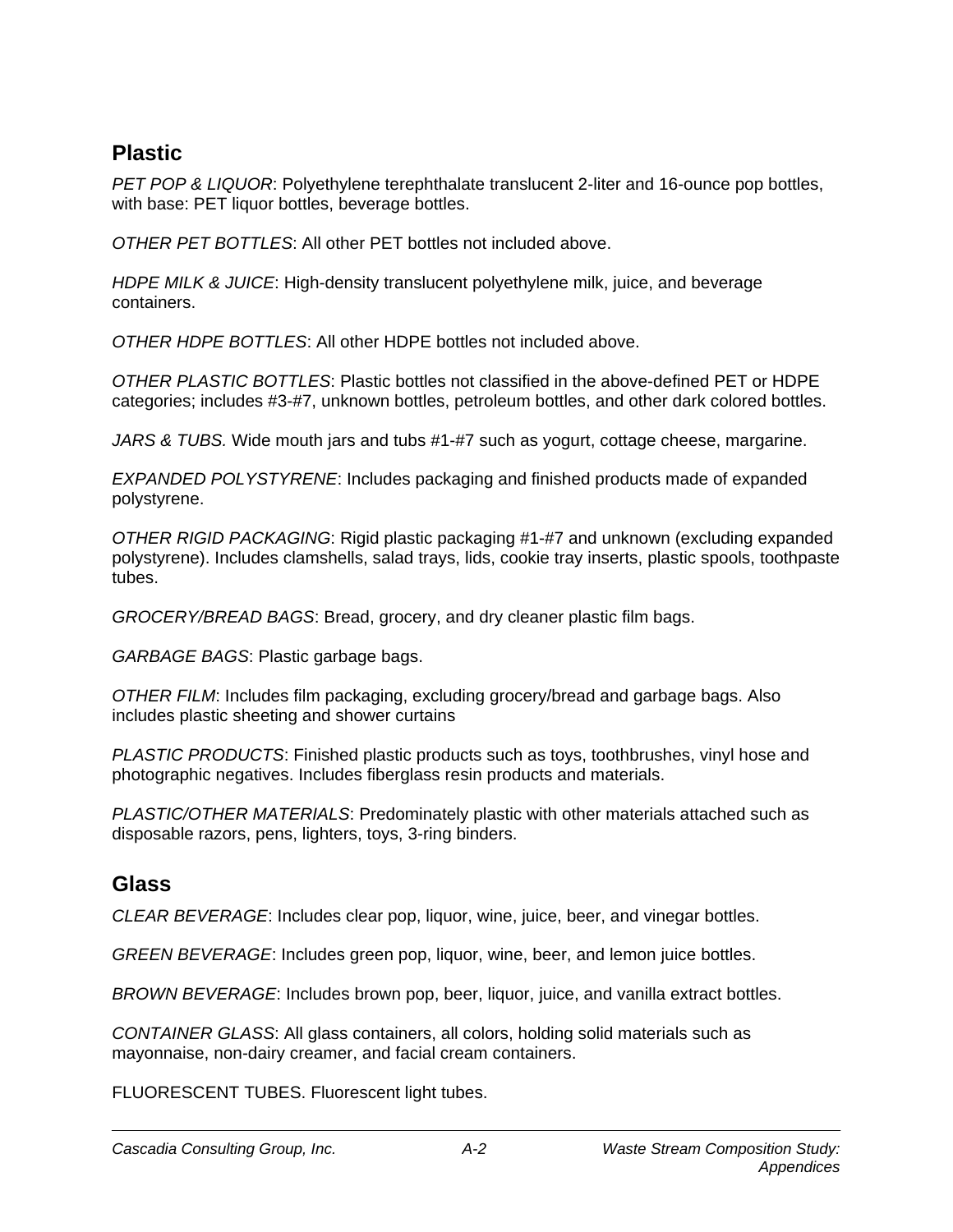## Plastic

*PET POP & LIQUOR*: Polyethylene terephthalate translucent 2-liter and 16-ounce pop bottles, with base: PET liquor bottles, beverage bottles.

*OTHER PET BOTTLES*: All other PET bottles not included above.

*HDPE MILK & JUICE*: High-density translucent polyethylene milk, juice, and beverage containers.

*OTHER HDPE BOTTLES*: All other HDPE bottles not included above.

*OTHER PLASTIC BOTTLES*: Plastic bottles not classified in the above-defined PET or HDPE categories; includes #3-#7, unknown bottles, petroleum bottles, and other dark colored bottles.

*JARS & TUBS.* Wide mouth jars and tubs #1-#7 such as yogurt, cottage cheese, margarine.

*EXPANDED POLYSTYRENE*: Includes packaging and finished products made of expanded polystyrene.

*OTHER RIGID PACKAGING*: Rigid plastic packaging #1-#7 and unknown (excluding expanded polystyrene). Includes clamshells, salad trays, lids, cookie tray inserts, plastic spools, toothpaste tubes.

*GROCERY/BREAD BAGS*: Bread, grocery, and dry cleaner plastic film bags.

*GARBAGE BAGS*: Plastic garbage bags.

*OTHER FILM*: Includes film packaging, excluding grocery/bread and garbage bags. Also includes plastic sheeting and shower curtains

*PLASTIC PRODUCTS*: Finished plastic products such as toys, toothbrushes, vinyl hose and photographic negatives. Includes fiberglass resin products and materials.

*PLASTIC/OTHER MATERIALS*: Predominately plastic with other materials attached such as disposable razors, pens, lighters, toys, 3-ring binders.

## Glass

*CLEAR BEVERAGE*: Includes clear pop, liquor, wine, juice, beer, and vinegar bottles.

*GREEN BEVERAGE*: Includes green pop, liquor, wine, beer, and lemon juice bottles.

*BROWN BEVERAGE*: Includes brown pop, beer, liquor, juice, and vanilla extract bottles.

*CONTAINER GLASS*: All glass containers, all colors, holding solid materials such as mayonnaise, non-dairy creamer, and facial cream containers.

FLUORESCENT TUBES. Fluorescent light tubes.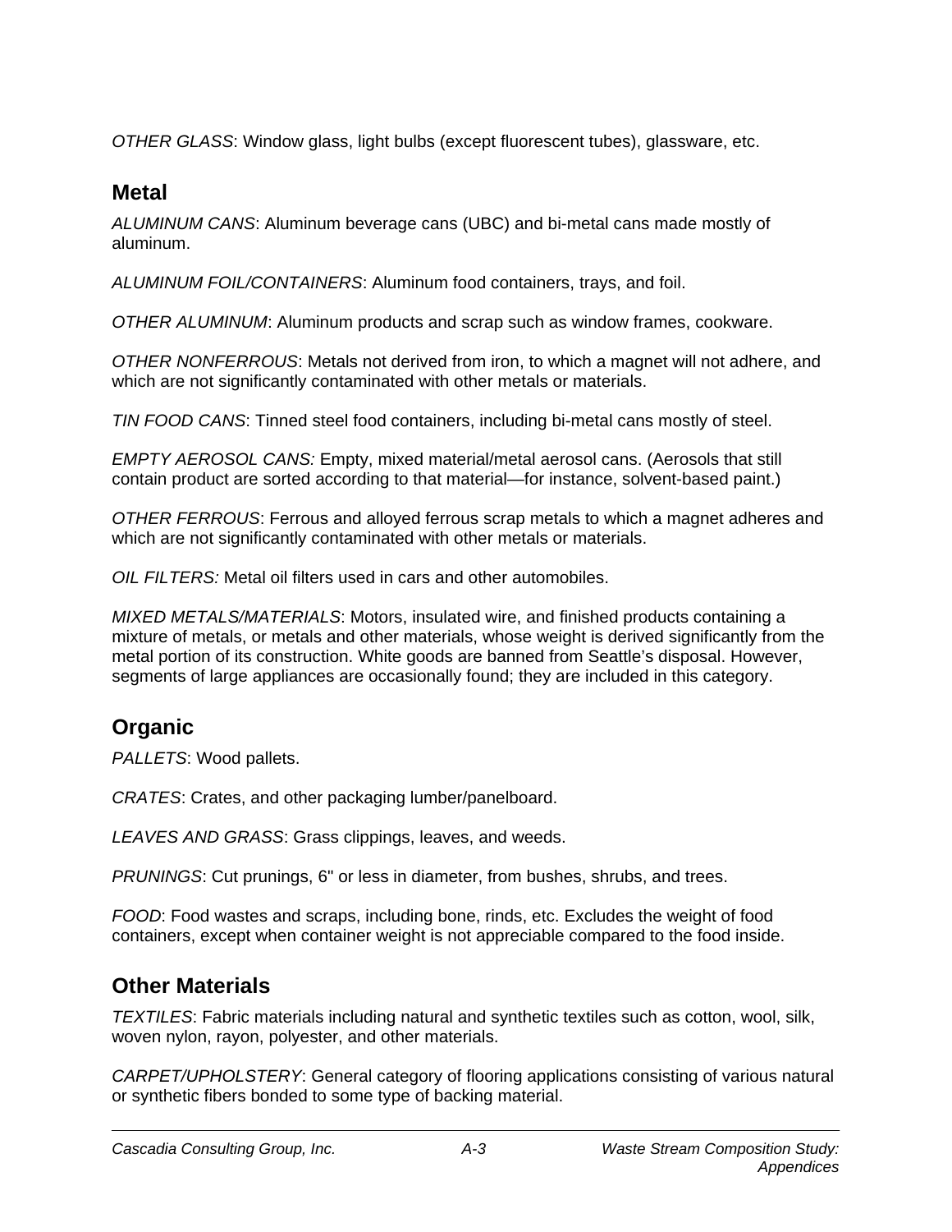*OTHER GLASS*: Window glass, light bulbs (except fluorescent tubes), glassware, etc.

## Metal

*ALUMINUM CANS*: Aluminum beverage cans (UBC) and bi-metal cans made mostly of aluminum.

*ALUMINUM FOIL/CONTAINERS*: Aluminum food containers, trays, and foil.

*OTHER ALUMINUM*: Aluminum products and scrap such as window frames, cookware.

*OTHER NONFERROUS*: Metals not derived from iron, to which a magnet will not adhere, and which are not significantly contaminated with other metals or materials.

*TIN FOOD CANS*: Tinned steel food containers, including bi-metal cans mostly of steel.

*EMPTY AEROSOL CANS:* Empty, mixed material/metal aerosol cans. (Aerosols that still contain product are sorted according to that material—for instance, solvent-based paint.)

*OTHER FERROUS*: Ferrous and alloyed ferrous scrap metals to which a magnet adheres and which are not significantly contaminated with other metals or materials.

*OIL FILTERS:* Metal oil filters used in cars and other automobiles.

*MIXED METALS/MATERIALS*: Motors, insulated wire, and finished products containing a mixture of metals, or metals and other materials, whose weight is derived significantly from the metal portion of its construction. White goods are banned from Seattle's disposal. However, segments of large appliances are occasionally found; they are included in this category.

## Organic

*PALLETS*: Wood pallets.

*CRATES*: Crates, and other packaging lumber/panelboard.

*LEAVES AND GRASS*: Grass clippings, leaves, and weeds.

*PRUNINGS*: Cut prunings, 6" or less in diameter, from bushes, shrubs, and trees.

*FOOD*: Food wastes and scraps, including bone, rinds, etc. Excludes the weight of food containers, except when container weight is not appreciable compared to the food inside.

## Other Materials

*TEXTILES*: Fabric materials including natural and synthetic textiles such as cotton, wool, silk, woven nylon, rayon, polyester, and other materials.

*CARPET/UPHOLSTERY*: General category of flooring applications consisting of various natural or synthetic fibers bonded to some type of backing material.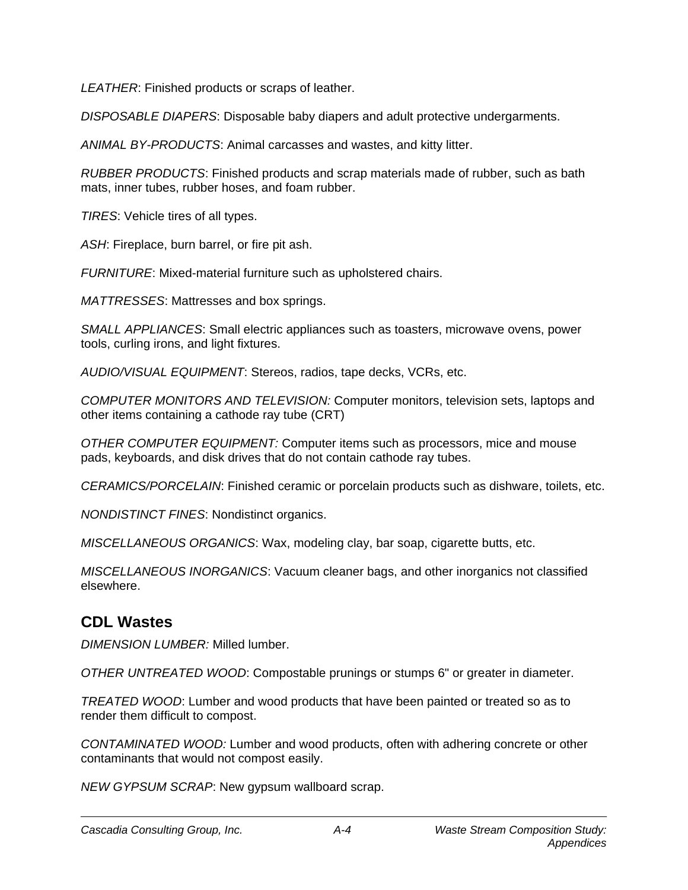*LEATHER*: Finished products or scraps of leather.

*DISPOSABLE DIAPERS*: Disposable baby diapers and adult protective undergarments.

*ANIMAL BY-PRODUCTS*: Animal carcasses and wastes, and kitty litter.

*RUBBER PRODUCTS*: Finished products and scrap materials made of rubber, such as bath mats, inner tubes, rubber hoses, and foam rubber.

*TIRES*: Vehicle tires of all types.

*ASH*: Fireplace, burn barrel, or fire pit ash.

*FURNITURE*: Mixed-material furniture such as upholstered chairs.

*MATTRESSES*: Mattresses and box springs.

*SMALL APPLIANCES*: Small electric appliances such as toasters, microwave ovens, power tools, curling irons, and light fixtures.

*AUDIO/VISUAL EQUIPMENT*: Stereos, radios, tape decks, VCRs, etc.

*COMPUTER MONITORS AND TELEVISION:* Computer monitors, television sets, laptops and other items containing a cathode ray tube (CRT)

*OTHER COMPUTER EQUIPMENT:* Computer items such as processors, mice and mouse pads, keyboards, and disk drives that do not contain cathode ray tubes.

*CERAMICS/PORCELAIN*: Finished ceramic or porcelain products such as dishware, toilets, etc.

*NONDISTINCT FINES*: Nondistinct organics.

*MISCELLANEOUS ORGANICS*: Wax, modeling clay, bar soap, cigarette butts, etc.

*MISCELLANEOUS INORGANICS*: Vacuum cleaner bags, and other inorganics not classified elsewhere.

## CDL Wastes

*DIMENSION LUMBER:* Milled lumber.

*OTHER UNTREATED WOOD*: Compostable prunings or stumps 6" or greater in diameter.

*TREATED WOOD*: Lumber and wood products that have been painted or treated so as to render them difficult to compost.

*CONTAMINATED WOOD:* Lumber and wood products, often with adhering concrete or other contaminants that would not compost easily.

*NEW GYPSUM SCRAP*: New gypsum wallboard scrap.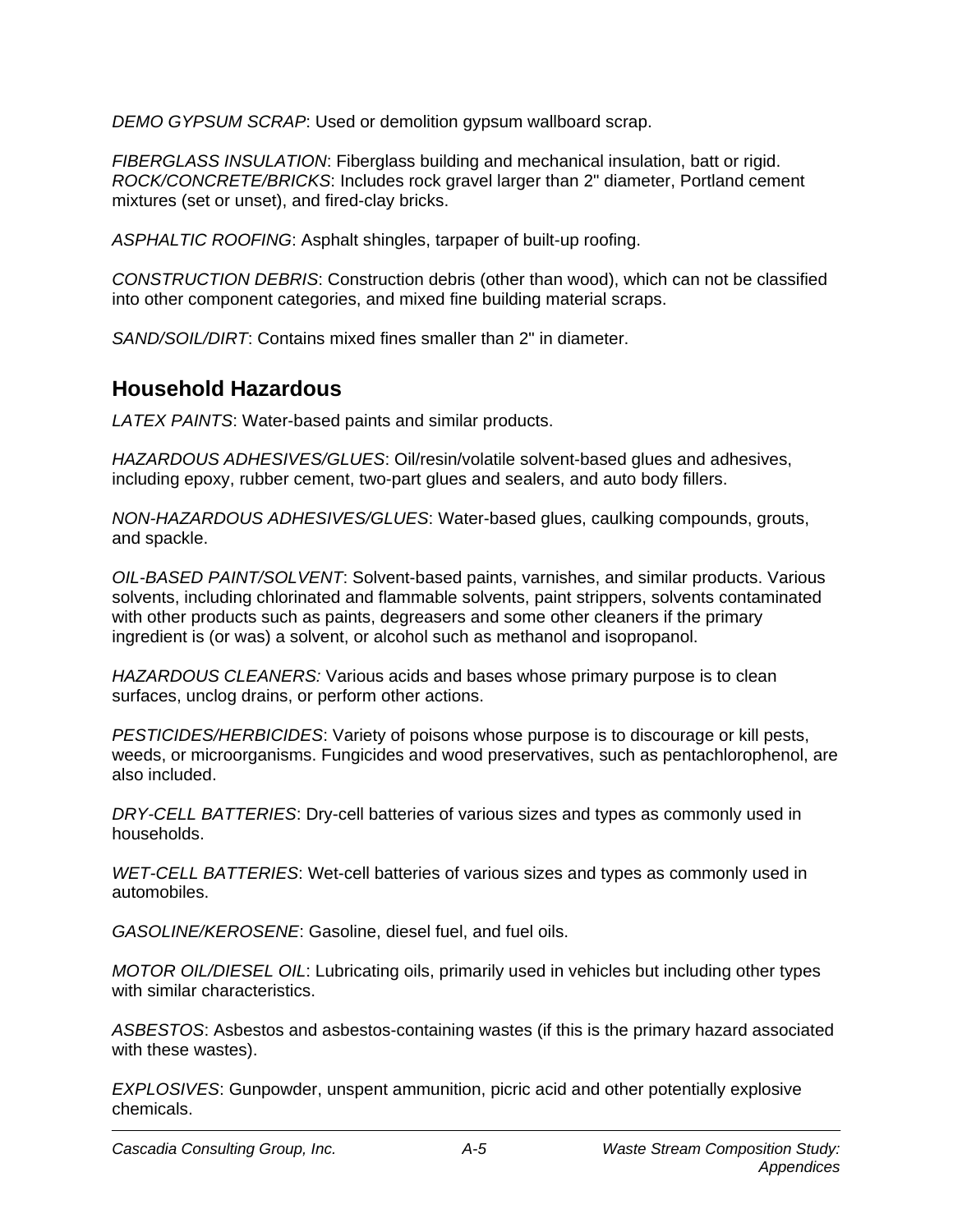*DEMO GYPSUM SCRAP*: Used or demolition gypsum wallboard scrap.

*FIBERGLASS INSULATION*: Fiberglass building and mechanical insulation, batt or rigid.
*ROCK/CONCRETE/BRICKS*: Includes rock gravel larger than 2" diameter, Portland cement mixtures (set or unset), and fired-clay bricks.

*ASPHALTIC ROOFING*: Asphalt shingles, tarpaper of built-up roofing.

*CONSTRUCTION DEBRIS*: Construction debris (other than wood), which can not be classified into other component categories, and mixed fine building material scraps.

*SAND/SOIL/DIRT*: Contains mixed fines smaller than 2" in diameter.

## Household Hazardous

*LATEX PAINTS*: Water-based paints and similar products.

*HAZARDOUS ADHESIVES/GLUES*: Oil/resin/volatile solvent-based glues and adhesives, including epoxy, rubber cement, two-part glues and sealers, and auto body fillers.

*NON-HAZARDOUS ADHESIVES/GLUES*: Water-based glues, caulking compounds, grouts, and spackle.

*OIL-BASED PAINT/SOLVENT*: Solvent-based paints, varnishes, and similar products. Various solvents, including chlorinated and flammable solvents, paint strippers, solvents contaminated with other products such as paints, degreasers and some other cleaners if the primary ingredient is (or was) a solvent, or alcohol such as methanol and isopropanol.

*HAZARDOUS CLEANERS:* Various acids and bases whose primary purpose is to clean surfaces, unclog drains, or perform other actions.

*PESTICIDES/HERBICIDES*: Variety of poisons whose purpose is to discourage or kill pests, weeds, or microorganisms. Fungicides and wood preservatives, such as pentachlorophenol, are also included.

*DRY-CELL BATTERIES*: Dry-cell batteries of various sizes and types as commonly used in households.

*WET-CELL BATTERIES*: Wet-cell batteries of various sizes and types as commonly used in automobiles.

*GASOLINE/KEROSENE*: Gasoline, diesel fuel, and fuel oils.

*MOTOR OIL/DIESEL OIL*: Lubricating oils, primarily used in vehicles but including other types with similar characteristics.

*ASBESTOS*: Asbestos and asbestos-containing wastes (if this is the primary hazard associated with these wastes).

*EXPLOSIVES*: Gunpowder, unspent ammunition, picric acid and other potentially explosive chemicals.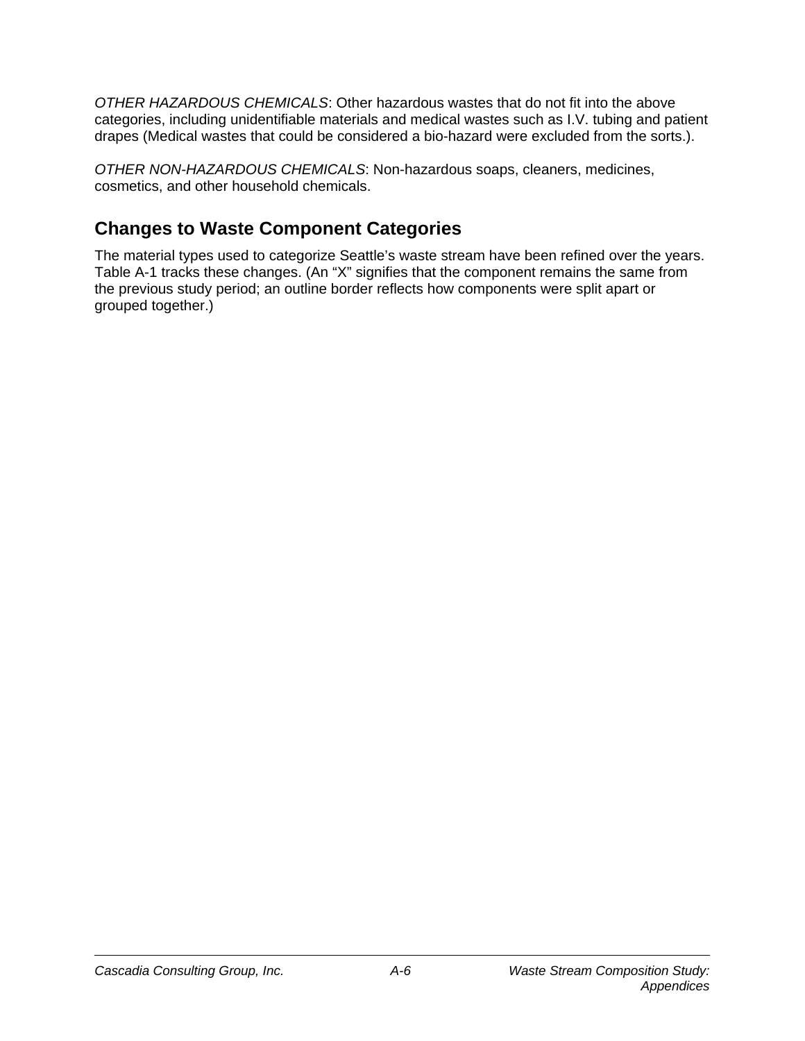*OTHER HAZARDOUS CHEMICALS*: Other hazardous wastes that do not fit into the above categories, including unidentifiable materials and medical wastes such as I.V. tubing and patient drapes (Medical wastes that could be considered a bio-hazard were excluded from the sorts.).

*OTHER NON-HAZARDOUS CHEMICALS*: Non-hazardous soaps, cleaners, medicines, cosmetics, and other household chemicals.

## Changes to Waste Component Categories

The material types used to categorize Seattle's waste stream have been refined over the years. Table A-1 tracks these changes. (An "X" signifies that the component remains the same from the previous study period; an outline border reflects how components were split apart or grouped together.)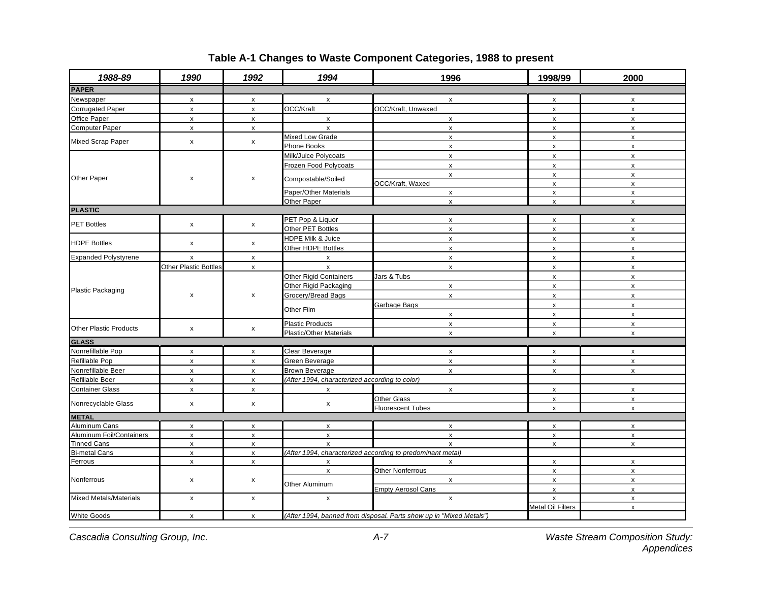## Table A-1 Changes to Waste Component Categories, 1988 to present

| 1988-89 | 1990 | 1992 | 1994 | 1996 | 1998/99 | 2000 |
|---|---|---|---|---|---|---|
| **PAPER** | | | | | | |
| Newspaper | x | x | x | x | x | x |
| Corrugated Paper | x | x | OCC/Kraft | OCC/Kraft, Unwaxed | x | x |
| Office Paper | x | x | x | x | x | x |
| Computer Paper | x | x | x | x | x | x |
| Mixed Scrap Paper | x | x | Mixed Low Grade | x | x | x |
| | | | Phone Books | x | x | x |
| Other Paper | x | x | Milk/Juice Polycoats | x | x | x |
| | | | Frozen Food Polycoats | x | x | x |
| | | | Compostable/Soiled | x | x | x |
| | | | | OCC/Kraft, Waxed | x | x |
| | | | Paper/Other Materials | x | x | x |
| | | | Other Paper | x | x | x |
| **PLASTIC** | | | | | | |
| PET Bottles | x | x | PET Pop & Liquor | x | x | x |
| | | | Other PET Bottles | x | x | x |
| HDPE Bottles | x | x | HDPE Milk & Juice | x | x | x |
| | | | Other HDPE Bottles | x | x | x |
| Expanded Polystyrene | x | x | x | x | x | x |
| Plastic Packaging | Other Plastic Bottles | x | x | x | x | x |
| | x | x | Other Rigid Containers | Jars & Tubs | x | x |
| | | | Other Rigid Packaging | x | x | x |
| | | | Grocery/Bread Bags | x | x | x |
| | | | Other Film | Garbage Bags | x | x |
| | | | | x | x | x |
| Other Plastic Products | x | x | Plastic Products | x | x | x |
| | | | Plastic/Other Materials | x | x | x |
| **GLASS** | | | | | | |
| Nonrefillable Pop | x | x | Clear Beverage | x | x | x |
| Refillable Pop | x | x | Green Beverage | x | x | x |
| Nonrefillable Beer | x | x | Brown Beverage | x | x | x |
| Refillable Beer | x | x | *(After 1994, characterized according to color)* | | | |
| Container Glass | x | x | x | x | x | x |
| Nonrecyclable Glass | x | x | x | Other Glass | x | x |
| | | | | Fluorescent Tubes | x | x |
| **METAL** | | | | | | |
| Aluminum Cans | x | x | x | x | x | x |
| Aluminum Foil/Containers | x | x | x | x | x | x |
| Tinned Cans | x | x | x | x | x | x |
| Bi-metal Cans | x | x | *(After 1994, characterized according to predominant metal)* | | | |
| Ferrous | x | x | x | x | x | x |
| Nonferrous | x | x | x | Other Nonferrous | x | x |
| | | | Other Aluminum | x | x | x |
| | | | | Empty Aerosol Cans | x | x |
| Mixed Metals/Materials | x | x | x | x | x | x |
| | | | | | Metal Oil Filters | x |
| White Goods | x | x | *(After 1994, banned from disposal. Parts show up in "Mixed Metals")* | | | |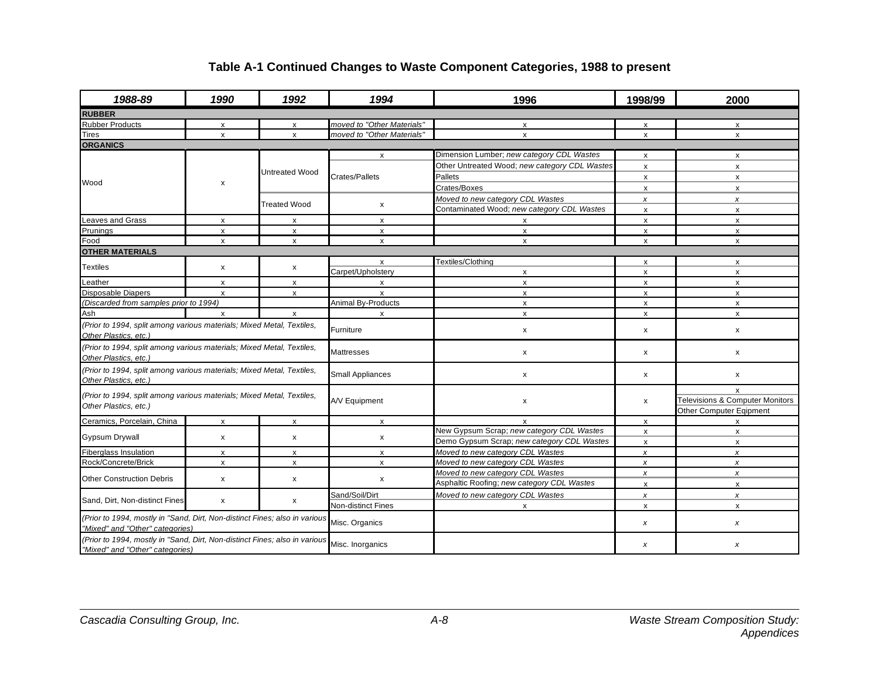### Table A-1 Continued Changes to Waste Component Categories, 1988 to present

| *1988-89* | *1990* | *1992* | *1994* | 1996 | 1998/99 | 2000 |
|---|---|---|---|---|---|---|
| **RUBBER** | | | | | | |
| Rubber Products | x | x | *moved to "Other Materials"* | x | x | x |
| Tires | x | x | *moved to "Other Materials"* | x | x | x |
| **ORGANICS** | | | | | | |
| Wood | x | Untreated Wood | x | Dimension Lumber; *new category CDL Wastes* | x | x |
| | | | | Other Untreated Wood; *new category CDL Wastes* | x | x |
| | | | Crates/Pallets | Pallets | x | x |
| | | | | Crates/Boxes | x | x |
| | | Treated Wood | x | *Moved to new category CDL Wastes* | *x* | *x* |
| | | | | Contaminated Wood; *new category CDL Wastes* | x | x |
| Leaves and Grass | x | x | x | x | x | x |
| Prunings | x | x | x | x | x | x |
| Food | x | x | x | x | x | x |
| **OTHER MATERIALS** | | | | | | |
| Textiles | x | x | x | Textiles/Clothing | x | x |
| | | | Carpet/Upholstery | x | x | x |
| Leather | x | x | x | x | x | x |
| Disposable Diapers | x | x | x | x | x | x |
| *(Discarded from samples prior to 1994)* | | | Animal By-Products | x | x | x |
| Ash | x | x | x | x | x | x |
| *(Prior to 1994, split among various materials; Mixed Metal, Textiles, Other Plastics, etc.)* | | | Furniture | x | x | x |
| *(Prior to 1994, split among various materials; Mixed Metal, Textiles, Other Plastics, etc.)* | | | Mattresses | x | x | x |
| *(Prior to 1994, split among various materials; Mixed Metal, Textiles, Other Plastics, etc.)* | | | Small Appliances | x | x | x |
| *(Prior to 1994, split among various materials; Mixed Metal, Textiles, Other Plastics, etc.)* | | | A/V Equipment | x | x | x |
| | | | | | | Televisions & Computer Monitors |
| | | | | | | Other Computer Eqipment |
| Ceramics, Porcelain, China | x | x | x | x | x | x |
| Gypsum Drywall | x | x | x | New Gypsum Scrap; *new category CDL Wastes* | x | x |
| | | | | Demo Gypsum Scrap; *new category CDL Wastes* | x | x |
| Fiberglass Insulation | x | x | x | *Moved to new category CDL Wastes* | *x* | *x* |
| Rock/Concrete/Brick | x | x | x | *Moved to new category CDL Wastes* | *x* | *x* |
| Other Construction Debris | x | x | x | *Moved to new category CDL Wastes* | *x* | *x* |
| | | | | Asphaltic Roofing; *new category CDL Wastes* | x | x |
| Sand, Dirt, Non-distinct Fines | x | x | Sand/Soil/Dirt | *Moved to new category CDL Wastes* | *x* | *x* |
| | | | Non-distinct Fines | x | x | x |
| *(Prior to 1994, mostly in "Sand, Dirt, Non-distinct Fines; also in various "Mixed" and "Other" categories)* | | | Misc. Organics | | *x* | *x* |
| *(Prior to 1994, mostly in "Sand, Dirt, Non-distinct Fines; also in various "Mixed" and "Other" categories)* | | | Misc. Inorganics | | *x* | *x* |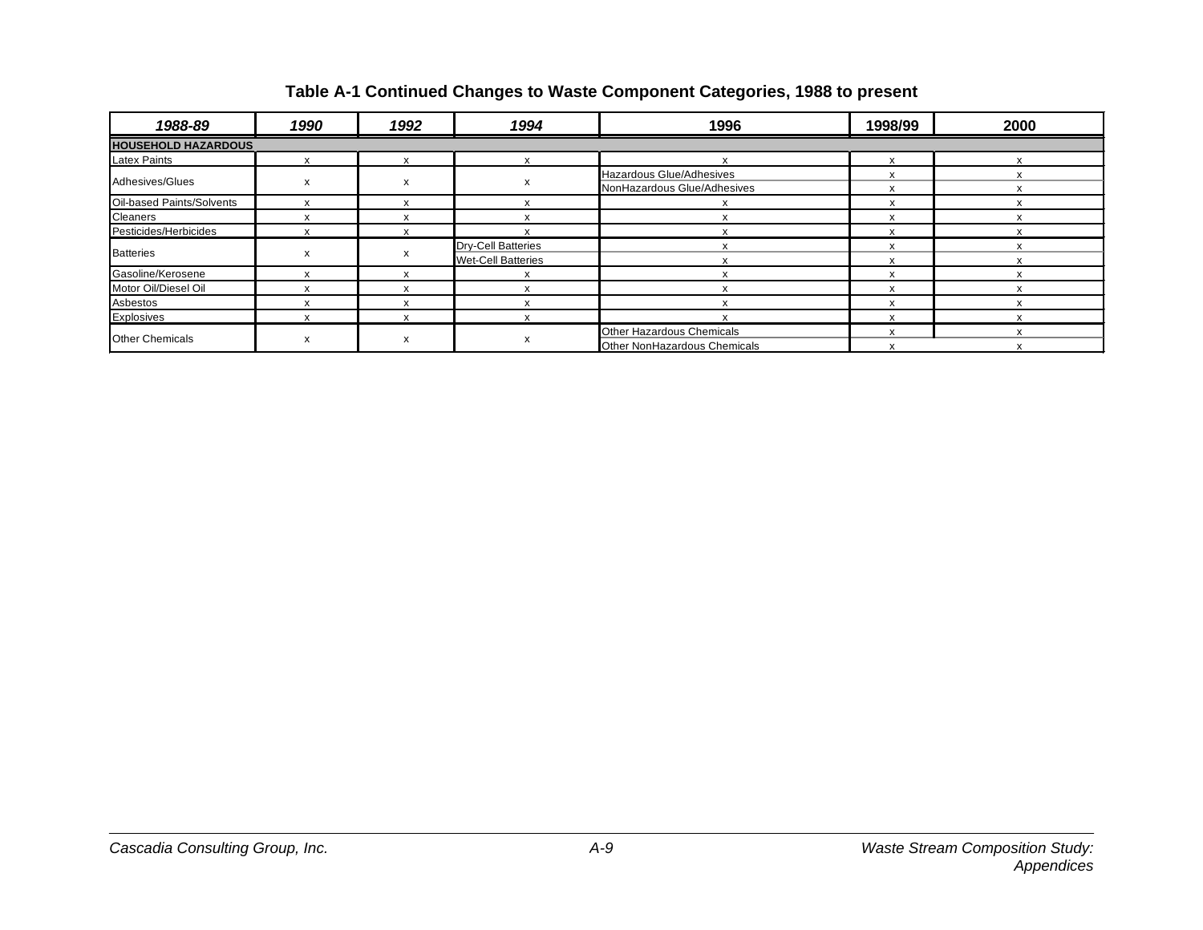**Table A-1 Continued Changes to Waste Component Categories, 1988 to present**

| *1988-89* | *1990* | *1992* | *1994* | 1996 | 1998/99 | 2000 |
|---|---|---|---|---|---|---|
| **HOUSEHOLD HAZARDOUS** | | | | | | |
| Latex Paints | x | x | x | x | x | x |
| Adhesives/Glues | x | x | x | Hazardous Glue/Adhesives | x | x |
| | | | | NonHazardous Glue/Adhesives | x | x |
| Oil-based Paints/Solvents | x | x | x | x | x | x |
| Cleaners | x | x | x | x | x | x |
| Pesticides/Herbicides | x | x | x | x | x | x |
| Batteries | x | x | Dry-Cell Batteries | x | x | x |
| | | | Wet-Cell Batteries | x | x | x |
| Gasoline/Kerosene | x | x | x | x | x | x |
| Motor Oil/Diesel Oil | x | x | x | x | x | x |
| Asbestos | x | x | x | x | x | x |
| Explosives | x | x | x | x | x | x |
| Other Chemicals | x | x | x | Other Hazardous Chemicals | x | x |
| | | | | Other NonHazardous Chemicals | x | x |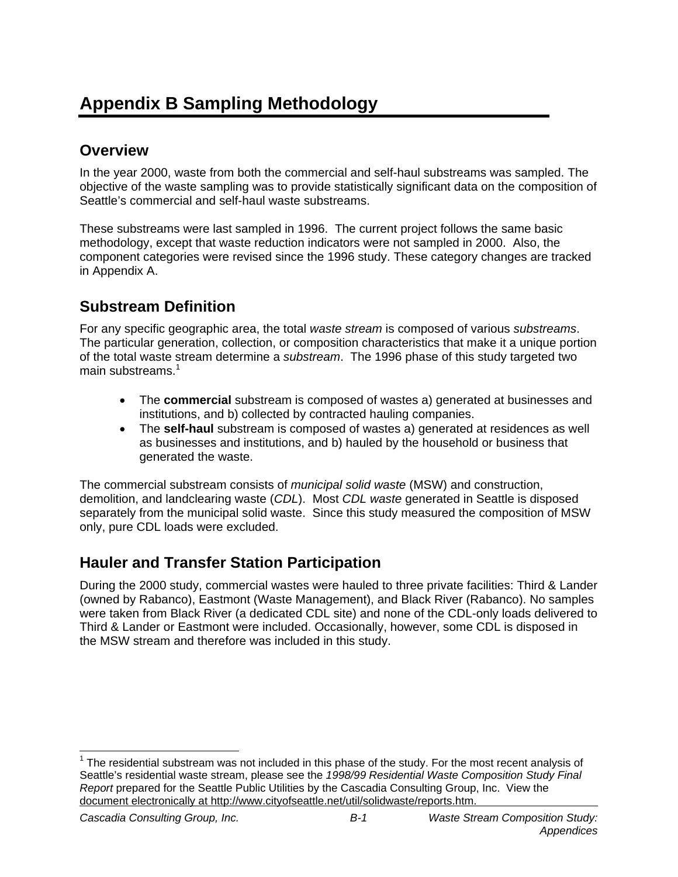# Appendix B Sampling Methodology

## Overview

In the year 2000, waste from both the commercial and self-haul substreams was sampled. The objective of the waste sampling was to provide statistically significant data on the composition of Seattle's commercial and self-haul waste substreams.

These substreams were last sampled in 1996. The current project follows the same basic methodology, except that waste reduction indicators were not sampled in 2000. Also, the component categories were revised since the 1996 study. These category changes are tracked in Appendix A.

## Substream Definition

For any specific geographic area, the total *waste stream* is composed of various *substreams*. The particular generation, collection, or composition characteristics that make it a unique portion of the total waste stream determine a *substream*. The 1996 phase of this study targeted two main substreams.[1]

- The **commercial** substream is composed of wastes a) generated at businesses and institutions, and b) collected by contracted hauling companies.
- The **self-haul** substream is composed of wastes a) generated at residences as well as businesses and institutions, and b) hauled by the household or business that generated the waste.

The commercial substream consists of *municipal solid waste* (MSW) and construction, demolition, and landclearing waste (*CDL*). Most *CDL waste* generated in Seattle is disposed separately from the municipal solid waste. Since this study measured the composition of MSW only, pure CDL loads were excluded.

## Hauler and Transfer Station Participation

During the 2000 study, commercial wastes were hauled to three private facilities: Third & Lander (owned by Rabanco), Eastmont (Waste Management), and Black River (Rabanco). No samples were taken from Black River (a dedicated CDL site) and none of the CDL-only loads delivered to Third & Lander or Eastmont were included. Occasionally, however, some CDL is disposed in the MSW stream and therefore was included in this study.

---

[1] The residential substream was not included in this phase of the study. For the most recent analysis of Seattle's residential waste stream, please see the *1998/99 Residential Waste Composition Study Final Report* prepared for the Seattle Public Utilities by the Cascadia Consulting Group, Inc. View the document electronically at http://www.cityofseattle.net/util/solidwaste/reports.htm.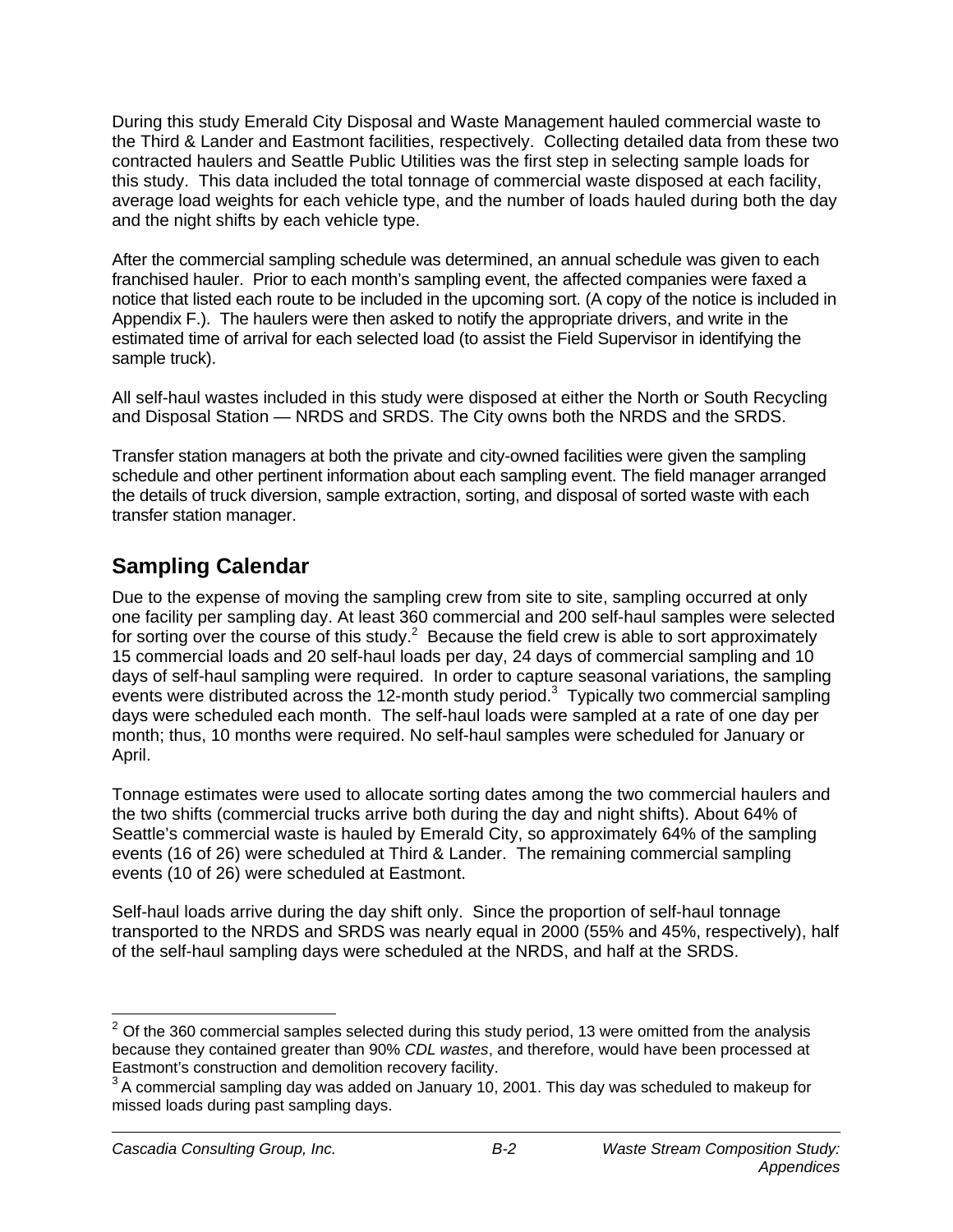During this study Emerald City Disposal and Waste Management hauled commercial waste to the Third & Lander and Eastmont facilities, respectively. Collecting detailed data from these two contracted haulers and Seattle Public Utilities was the first step in selecting sample loads for this study. This data included the total tonnage of commercial waste disposed at each facility, average load weights for each vehicle type, and the number of loads hauled during both the day and the night shifts by each vehicle type.

After the commercial sampling schedule was determined, an annual schedule was given to each franchised hauler. Prior to each month's sampling event, the affected companies were faxed a notice that listed each route to be included in the upcoming sort. (A copy of the notice is included in Appendix F.). The haulers were then asked to notify the appropriate drivers, and write in the estimated time of arrival for each selected load (to assist the Field Supervisor in identifying the sample truck).

All self-haul wastes included in this study were disposed at either the North or South Recycling and Disposal Station — NRDS and SRDS. The City owns both the NRDS and the SRDS.

Transfer station managers at both the private and city-owned facilities were given the sampling schedule and other pertinent information about each sampling event. The field manager arranged the details of truck diversion, sample extraction, sorting, and disposal of sorted waste with each transfer station manager.

## Sampling Calendar

Due to the expense of moving the sampling crew from site to site, sampling occurred at only one facility per sampling day. At least 360 commercial and 200 self-haul samples were selected for sorting over the course of this study.[2] Because the field crew is able to sort approximately 15 commercial loads and 20 self-haul loads per day, 24 days of commercial sampling and 10 days of self-haul sampling were required. In order to capture seasonal variations, the sampling events were distributed across the 12-month study period.[3] Typically two commercial sampling days were scheduled each month. The self-haul loads were sampled at a rate of one day per month; thus, 10 months were required. No self-haul samples were scheduled for January or April.

Tonnage estimates were used to allocate sorting dates among the two commercial haulers and the two shifts (commercial trucks arrive both during the day and night shifts). About 64% of Seattle's commercial waste is hauled by Emerald City, so approximately 64% of the sampling events (16 of 26) were scheduled at Third & Lander. The remaining commercial sampling events (10 of 26) were scheduled at Eastmont.

Self-haul loads arrive during the day shift only. Since the proportion of self-haul tonnage transported to the NRDS and SRDS was nearly equal in 2000 (55% and 45%, respectively), half of the self-haul sampling days were scheduled at the NRDS, and half at the SRDS.

---

[2] Of the 360 commercial samples selected during this study period, 13 were omitted from the analysis because they contained greater than 90% *CDL wastes*, and therefore, would have been processed at Eastmont's construction and demolition recovery facility.

[3] A commercial sampling day was added on January 10, 2001. This day was scheduled to makeup for missed loads during past sampling days.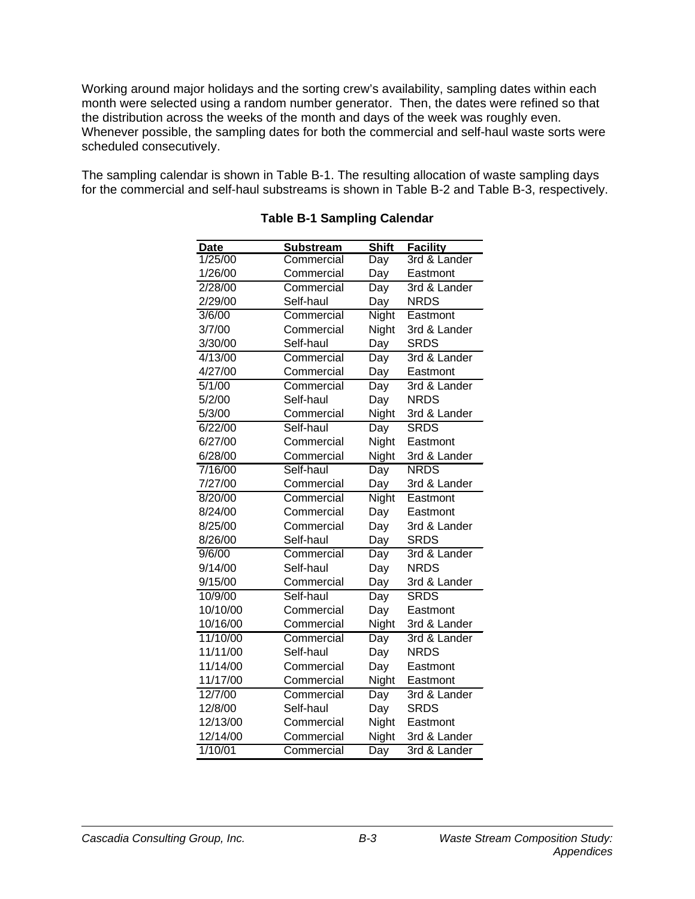Working around major holidays and the sorting crew's availability, sampling dates within each month were selected using a random number generator. Then, the dates were refined so that the distribution across the weeks of the month and days of the week was roughly even. Whenever possible, the sampling dates for both the commercial and self-haul waste sorts were scheduled consecutively.

The sampling calendar is shown in Table B-1. The resulting allocation of waste sampling days for the commercial and self-haul substreams is shown in Table B-2 and Table B-3, respectively.

**Table B-1 Sampling Calendar**

| Date | Substream | Shift | Facility |
|---|---|---|---|
| 1/25/00 | Commercial | Day | 3rd & Lander |
| 1/26/00 | Commercial | Day | Eastmont |
| 2/28/00 | Commercial | Day | 3rd & Lander |
| 2/29/00 | Self-haul | Day | NRDS |
| 3/6/00 | Commercial | Night | Eastmont |
| 3/7/00 | Commercial | Night | 3rd & Lander |
| 3/30/00 | Self-haul | Day | SRDS |
| 4/13/00 | Commercial | Day | 3rd & Lander |
| 4/27/00 | Commercial | Day | Eastmont |
| 5/1/00 | Commercial | Day | 3rd & Lander |
| 5/2/00 | Self-haul | Day | NRDS |
| 5/3/00 | Commercial | Night | 3rd & Lander |
| 6/22/00 | Self-haul | Day | SRDS |
| 6/27/00 | Commercial | Night | Eastmont |
| 6/28/00 | Commercial | Night | 3rd & Lander |
| 7/16/00 | Self-haul | Day | NRDS |
| 7/27/00 | Commercial | Day | 3rd & Lander |
| 8/20/00 | Commercial | Night | Eastmont |
| 8/24/00 | Commercial | Day | Eastmont |
| 8/25/00 | Commercial | Day | 3rd & Lander |
| 8/26/00 | Self-haul | Day | SRDS |
| 9/6/00 | Commercial | Day | 3rd & Lander |
| 9/14/00 | Self-haul | Day | NRDS |
| 9/15/00 | Commercial | Day | 3rd & Lander |
| 10/9/00 | Self-haul | Day | SRDS |
| 10/10/00 | Commercial | Day | Eastmont |
| 10/16/00 | Commercial | Night | 3rd & Lander |
| 11/10/00 | Commercial | Day | 3rd & Lander |
| 11/11/00 | Self-haul | Day | NRDS |
| 11/14/00 | Commercial | Day | Eastmont |
| 11/17/00 | Commercial | Night | Eastmont |
| 12/7/00 | Commercial | Day | 3rd & Lander |
| 12/8/00 | Self-haul | Day | SRDS |
| 12/13/00 | Commercial | Night | Eastmont |
| 12/14/00 | Commercial | Night | 3rd & Lander |
| 1/10/01 | Commercial | Day | 3rd & Lander |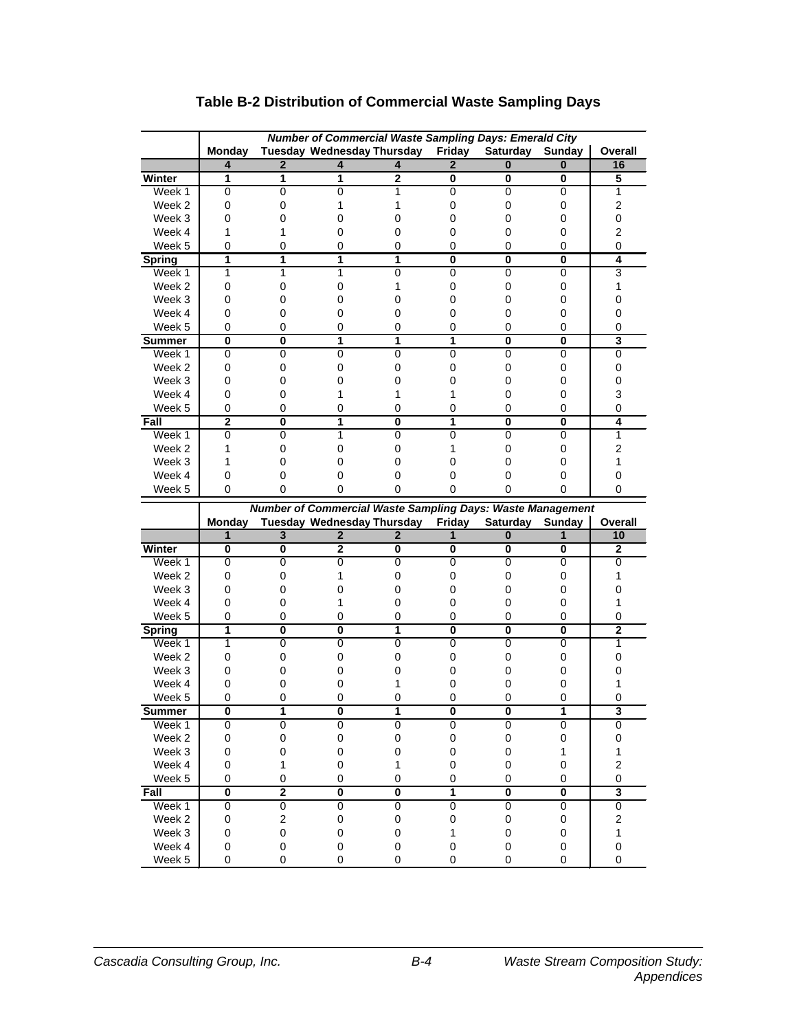# Table B-2 Distribution of Commercial Waste Sampling Days

| | Number of Commercial Waste Sampling Days: Emerald City | | | | | | | |
|---|---|---|---|---|---|---|---|---|
| | **Monday** | **Tuesday** | **Wednesday** | **Thursday** | **Friday** | **Saturday** | **Sunday** | **Overall** |
| | **4** | **2** | **4** | **4** | **2** | **0** | **0** | **16** |
| **Winter** | **1** | **1** | **1** | **2** | **0** | **0** | **0** | **5** |
| Week 1 | 0 | 0 | 0 | 1 | 0 | 0 | 0 | 1 |
| Week 2 | 0 | 0 | 1 | 1 | 0 | 0 | 0 | 2 |
| Week 3 | 0 | 0 | 0 | 0 | 0 | 0 | 0 | 0 |
| Week 4 | 1 | 1 | 0 | 0 | 0 | 0 | 0 | 2 |
| Week 5 | 0 | 0 | 0 | 0 | 0 | 0 | 0 | 0 |
| **Spring** | **1** | **1** | **1** | **1** | **0** | **0** | **0** | **4** |
| Week 1 | 1 | 1 | 1 | 0 | 0 | 0 | 0 | 3 |
| Week 2 | 0 | 0 | 0 | 1 | 0 | 0 | 0 | 1 |
| Week 3 | 0 | 0 | 0 | 0 | 0 | 0 | 0 | 0 |
| Week 4 | 0 | 0 | 0 | 0 | 0 | 0 | 0 | 0 |
| Week 5 | 0 | 0 | 0 | 0 | 0 | 0 | 0 | 0 |
| **Summer** | **0** | **0** | **1** | **1** | **1** | **0** | **0** | **3** |
| Week 1 | 0 | 0 | 0 | 0 | 0 | 0 | 0 | 0 |
| Week 2 | 0 | 0 | 0 | 0 | 0 | 0 | 0 | 0 |
| Week 3 | 0 | 0 | 0 | 0 | 0 | 0 | 0 | 0 |
| Week 4 | 0 | 0 | 1 | 1 | 1 | 0 | 0 | 3 |
| Week 5 | 0 | 0 | 0 | 0 | 0 | 0 | 0 | 0 |
| **Fall** | **2** | **0** | **1** | **0** | **1** | **0** | **0** | **4** |
| Week 1 | 0 | 0 | 1 | 0 | 0 | 0 | 0 | 1 |
| Week 2 | 1 | 0 | 0 | 0 | 1 | 0 | 0 | 2 |
| Week 3 | 1 | 0 | 0 | 0 | 0 | 0 | 0 | 1 |
| Week 4 | 0 | 0 | 0 | 0 | 0 | 0 | 0 | 0 |
| Week 5 | 0 | 0 | 0 | 0 | 0 | 0 | 0 | 0 |

| | Number of Commercial Waste Sampling Days: Waste Management | | | | | | | |
|---|---|---|---|---|---|---|---|---|
| | **Monday** | **Tuesday** | **Wednesday** | **Thursday** | **Friday** | **Saturday** | **Sunday** | **Overall** |
| | **1** | **3** | **2** | **2** | **1** | **0** | **1** | **10** |
| **Winter** | **0** | **0** | **2** | **0** | **0** | **0** | **0** | **2** |
| Week 1 | 0 | 0 | 0 | 0 | 0 | 0 | 0 | 0 |
| Week 2 | 0 | 0 | 1 | 0 | 0 | 0 | 0 | 1 |
| Week 3 | 0 | 0 | 0 | 0 | 0 | 0 | 0 | 0 |
| Week 4 | 0 | 0 | 1 | 0 | 0 | 0 | 0 | 1 |
| Week 5 | 0 | 0 | 0 | 0 | 0 | 0 | 0 | 0 |
| **Spring** | **1** | **0** | **0** | **1** | **0** | **0** | **0** | **2** |
| Week 1 | 1 | 0 | 0 | 0 | 0 | 0 | 0 | 1 |
| Week 2 | 0 | 0 | 0 | 0 | 0 | 0 | 0 | 0 |
| Week 3 | 0 | 0 | 0 | 0 | 0 | 0 | 0 | 0 |
| Week 4 | 0 | 0 | 0 | 1 | 0 | 0 | 0 | 1 |
| Week 5 | 0 | 0 | 0 | 0 | 0 | 0 | 0 | 0 |
| **Summer** | **0** | **1** | **0** | **1** | **0** | **0** | **1** | **3** |
| Week 1 | 0 | 0 | 0 | 0 | 0 | 0 | 0 | 0 |
| Week 2 | 0 | 0 | 0 | 0 | 0 | 0 | 0 | 0 |
| Week 3 | 0 | 0 | 0 | 0 | 0 | 0 | 1 | 1 |
| Week 4 | 0 | 1 | 0 | 1 | 0 | 0 | 0 | 2 |
| Week 5 | 0 | 0 | 0 | 0 | 0 | 0 | 0 | 0 |
| **Fall** | **0** | **2** | **0** | **0** | **1** | **0** | **0** | **3** |
| Week 1 | 0 | 0 | 0 | 0 | 0 | 0 | 0 | 0 |
| Week 2 | 0 | 2 | 0 | 0 | 0 | 0 | 0 | 2 |
| Week 3 | 0 | 0 | 0 | 0 | 1 | 0 | 0 | 1 |
| Week 4 | 0 | 0 | 0 | 0 | 0 | 0 | 0 | 0 |
| Week 5 | 0 | 0 | 0 | 0 | 0 | 0 | 0 | 0 |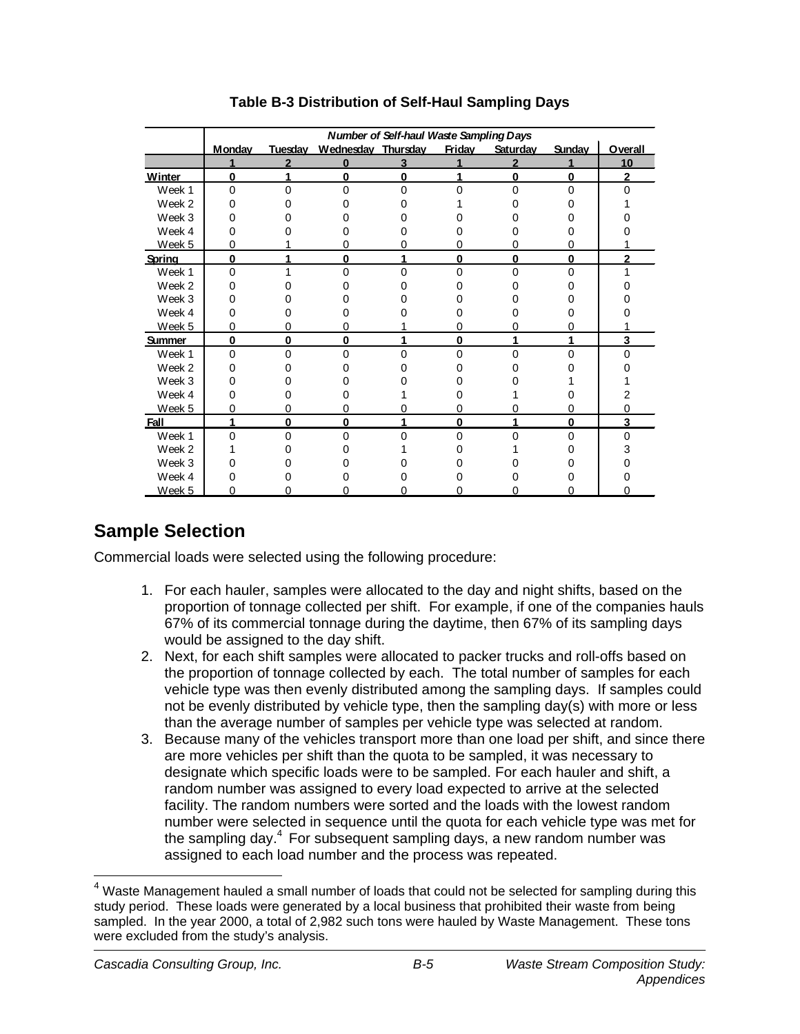**Table B-3 Distribution of Self-Haul Sampling Days**

| | *Number of Self-haul Waste Sampling Days* | | | | | | | |
|---|---|---|---|---|---|---|---|---|
| | Monday | Tuesday | Wednesday | Thursday | Friday | Saturday | Sunday | Overall |
| | 1 | 2 | 0 | 3 | 1 | 2 | 1 | 10 |
| **Winter** | **0** | **1** | **0** | **0** | **1** | **0** | **0** | **2** |
| Week 1 | 0 | 0 | 0 | 0 | 0 | 0 | 0 | 0 |
| Week 2 | 0 | 0 | 0 | 0 | 1 | 0 | 0 | 1 |
| Week 3 | 0 | 0 | 0 | 0 | 0 | 0 | 0 | 0 |
| Week 4 | 0 | 0 | 0 | 0 | 0 | 0 | 0 | 0 |
| Week 5 | 0 | 1 | 0 | 0 | 0 | 0 | 0 | 1 |
| **Spring** | **0** | **1** | **0** | **1** | **0** | **0** | **0** | **2** |
| Week 1 | 0 | 1 | 0 | 0 | 0 | 0 | 0 | 1 |
| Week 2 | 0 | 0 | 0 | 0 | 0 | 0 | 0 | 0 |
| Week 3 | 0 | 0 | 0 | 0 | 0 | 0 | 0 | 0 |
| Week 4 | 0 | 0 | 0 | 0 | 0 | 0 | 0 | 0 |
| Week 5 | 0 | 0 | 0 | 1 | 0 | 0 | 0 | 1 |
| **Summer** | **0** | **0** | **0** | **1** | **0** | **1** | **1** | **3** |
| Week 1 | 0 | 0 | 0 | 0 | 0 | 0 | 0 | 0 |
| Week 2 | 0 | 0 | 0 | 0 | 0 | 0 | 0 | 0 |
| Week 3 | 0 | 0 | 0 | 0 | 0 | 0 | 1 | 1 |
| Week 4 | 0 | 0 | 0 | 1 | 0 | 1 | 0 | 2 |
| Week 5 | 0 | 0 | 0 | 0 | 0 | 0 | 0 | 0 |
| **Fall** | **1** | **0** | **0** | **1** | **0** | **1** | **0** | **3** |
| Week 1 | 0 | 0 | 0 | 0 | 0 | 0 | 0 | 0 |
| Week 2 | 1 | 0 | 0 | 1 | 0 | 1 | 0 | 3 |
| Week 3 | 0 | 0 | 0 | 0 | 0 | 0 | 0 | 0 |
| Week 4 | 0 | 0 | 0 | 0 | 0 | 0 | 0 | 0 |
| Week 5 | 0 | 0 | 0 | 0 | 0 | 0 | 0 | 0 |

## Sample Selection

Commercial loads were selected using the following procedure:

1. For each hauler, samples were allocated to the day and night shifts, based on the proportion of tonnage collected per shift. For example, if one of the companies hauls 67% of its commercial tonnage during the daytime, then 67% of its sampling days would be assigned to the day shift.
2. Next, for each shift samples were allocated to packer trucks and roll-offs based on the proportion of tonnage collected by each. The total number of samples for each vehicle type was then evenly distributed among the sampling days. If samples could not be evenly distributed by vehicle type, then the sampling day(s) with more or less than the average number of samples per vehicle type was selected at random.
3. Because many of the vehicles transport more than one load per shift, and since there are more vehicles per shift than the quota to be sampled, it was necessary to designate which specific loads were to be sampled. For each hauler and shift, a random number was assigned to every load expected to arrive at the selected facility. The random numbers were sorted and the loads with the lowest random number were selected in sequence until the quota for each vehicle type was met for the sampling day.[4] For subsequent sampling days, a new random number was assigned to each load number and the process was repeated.

[4] Waste Management hauled a small number of loads that could not be selected for sampling during this study period. These loads were generated by a local business that prohibited their waste from being sampled. In the year 2000, a total of 2,982 such tons were hauled by Waste Management. These tons were excluded from the study's analysis.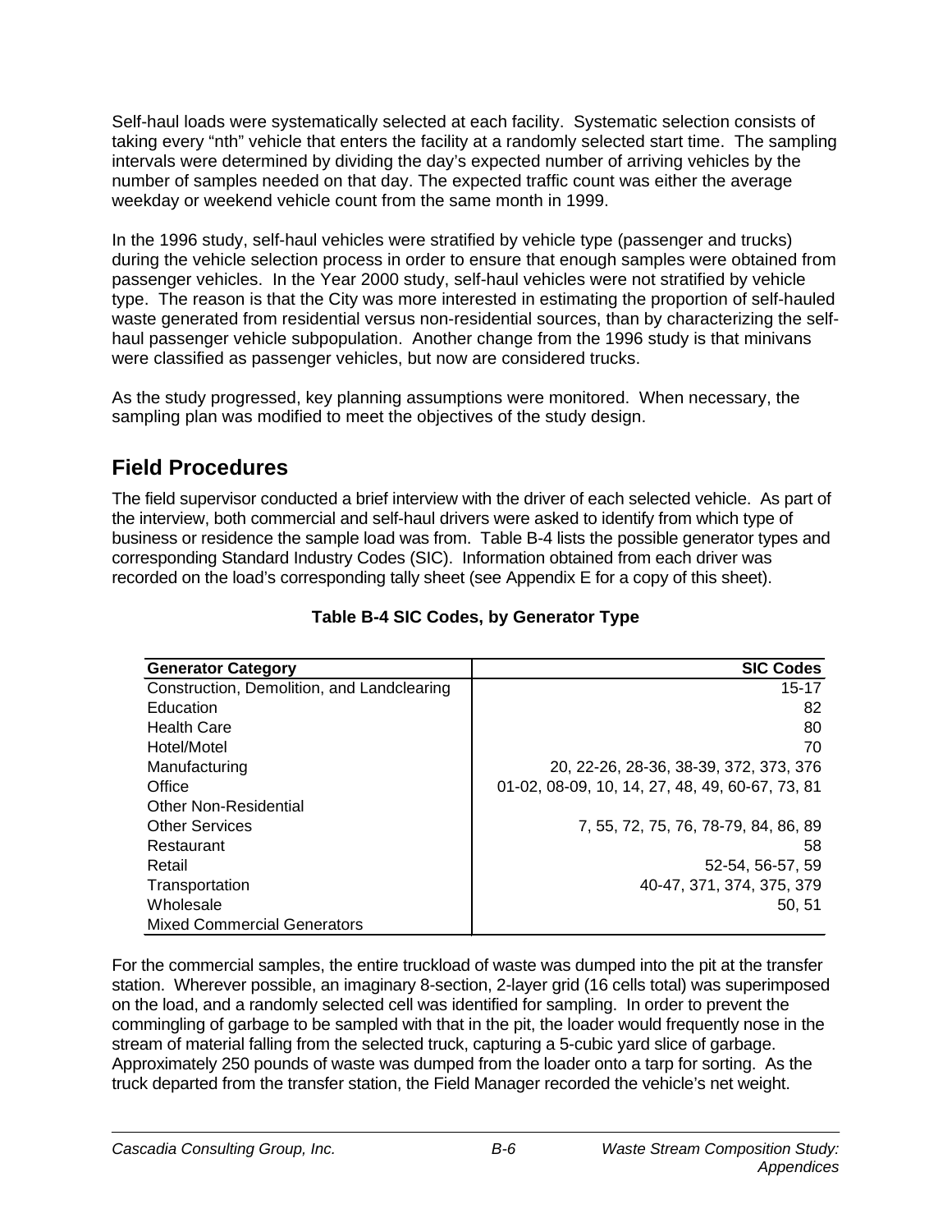Self-haul loads were systematically selected at each facility. Systematic selection consists of taking every "nth" vehicle that enters the facility at a randomly selected start time. The sampling intervals were determined by dividing the day's expected number of arriving vehicles by the number of samples needed on that day. The expected traffic count was either the average weekday or weekend vehicle count from the same month in 1999.

In the 1996 study, self-haul vehicles were stratified by vehicle type (passenger and trucks) during the vehicle selection process in order to ensure that enough samples were obtained from passenger vehicles. In the Year 2000 study, self-haul vehicles were not stratified by vehicle type. The reason is that the City was more interested in estimating the proportion of self-hauled waste generated from residential versus non-residential sources, than by characterizing the self-haul passenger vehicle subpopulation. Another change from the 1996 study is that minivans were classified as passenger vehicles, but now are considered trucks.

As the study progressed, key planning assumptions were monitored. When necessary, the sampling plan was modified to meet the objectives of the study design.

## Field Procedures

The field supervisor conducted a brief interview with the driver of each selected vehicle. As part of the interview, both commercial and self-haul drivers were asked to identify from which type of business or residence the sample load was from. Table B-4 lists the possible generator types and corresponding Standard Industry Codes (SIC). Information obtained from each driver was recorded on the load's corresponding tally sheet (see Appendix E for a copy of this sheet).

**Table B-4 SIC Codes, by Generator Type**

| Generator Category | SIC Codes |
|---|---:|
| Construction, Demolition, and Landclearing | 15-17 |
| Education | 82 |
| Health Care | 80 |
| Hotel/Motel | 70 |
| Manufacturing | 20, 22-26, 28-36, 38-39, 372, 373, 376 |
| Office | 01-02, 08-09, 10, 14, 27, 48, 49, 60-67, 73, 81 |
| Other Non-Residential | |
| Other Services | 7, 55, 72, 75, 76, 78-79, 84, 86, 89 |
| Restaurant | 58 |
| Retail | 52-54, 56-57, 59 |
| Transportation | 40-47, 371, 374, 375, 379 |
| Wholesale | 50, 51 |
| Mixed Commercial Generators | |

For the commercial samples, the entire truckload of waste was dumped into the pit at the transfer station. Wherever possible, an imaginary 8-section, 2-layer grid (16 cells total) was superimposed on the load, and a randomly selected cell was identified for sampling. In order to prevent the commingling of garbage to be sampled with that in the pit, the loader would frequently nose in the stream of material falling from the selected truck, capturing a 5-cubic yard slice of garbage. Approximately 250 pounds of waste was dumped from the loader onto a tarp for sorting. As the truck departed from the transfer station, the Field Manager recorded the vehicle's net weight.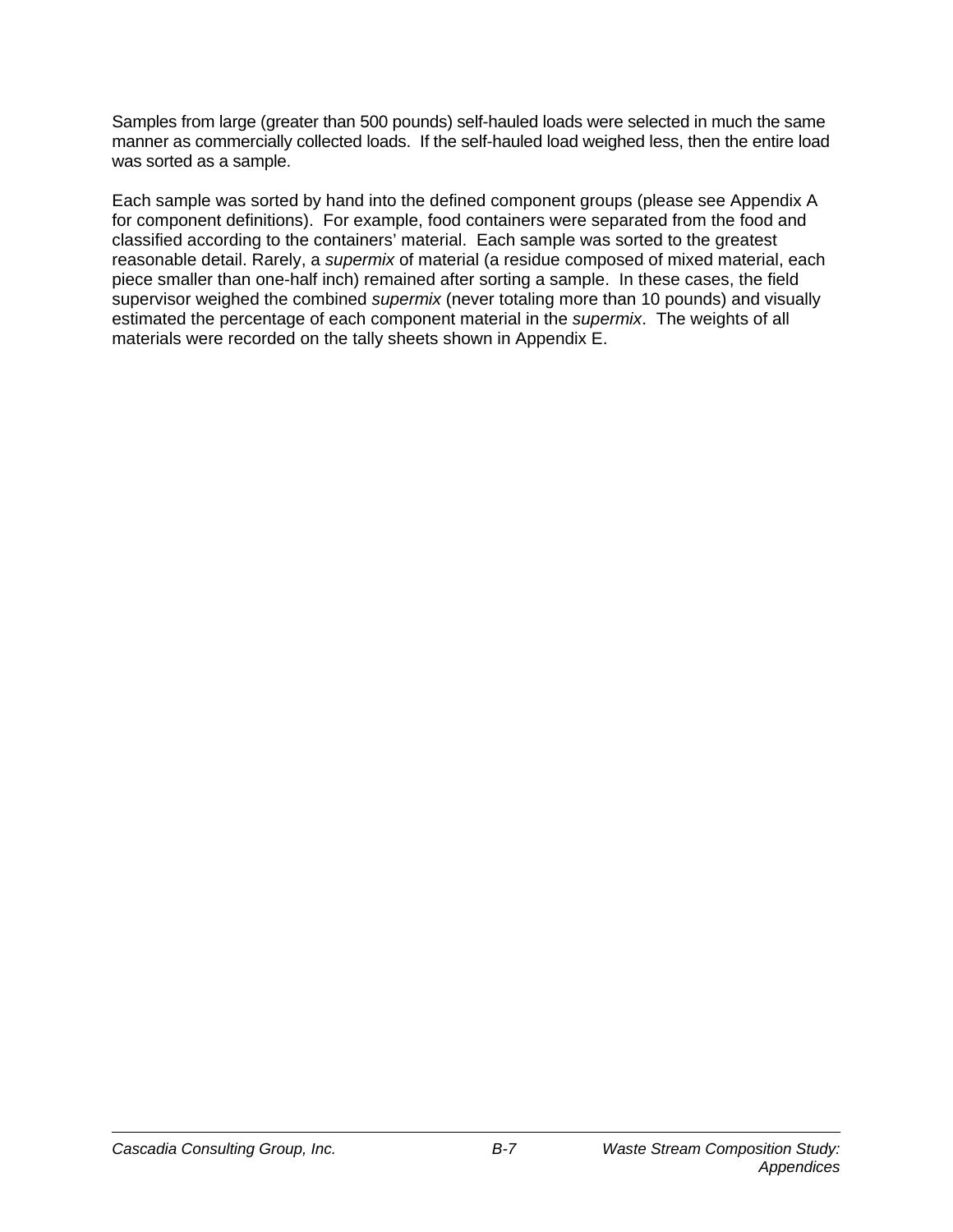Samples from large (greater than 500 pounds) self-hauled loads were selected in much the same manner as commercially collected loads. If the self-hauled load weighed less, then the entire load was sorted as a sample.

Each sample was sorted by hand into the defined component groups (please see Appendix A for component definitions). For example, food containers were separated from the food and classified according to the containers' material. Each sample was sorted to the greatest reasonable detail. Rarely, a *supermix* of material (a residue composed of mixed material, each piece smaller than one-half inch) remained after sorting a sample. In these cases, the field supervisor weighed the combined *supermix* (never totaling more than 10 pounds) and visually estimated the percentage of each component material in the *supermix*. The weights of all materials were recorded on the tally sheets shown in Appendix E.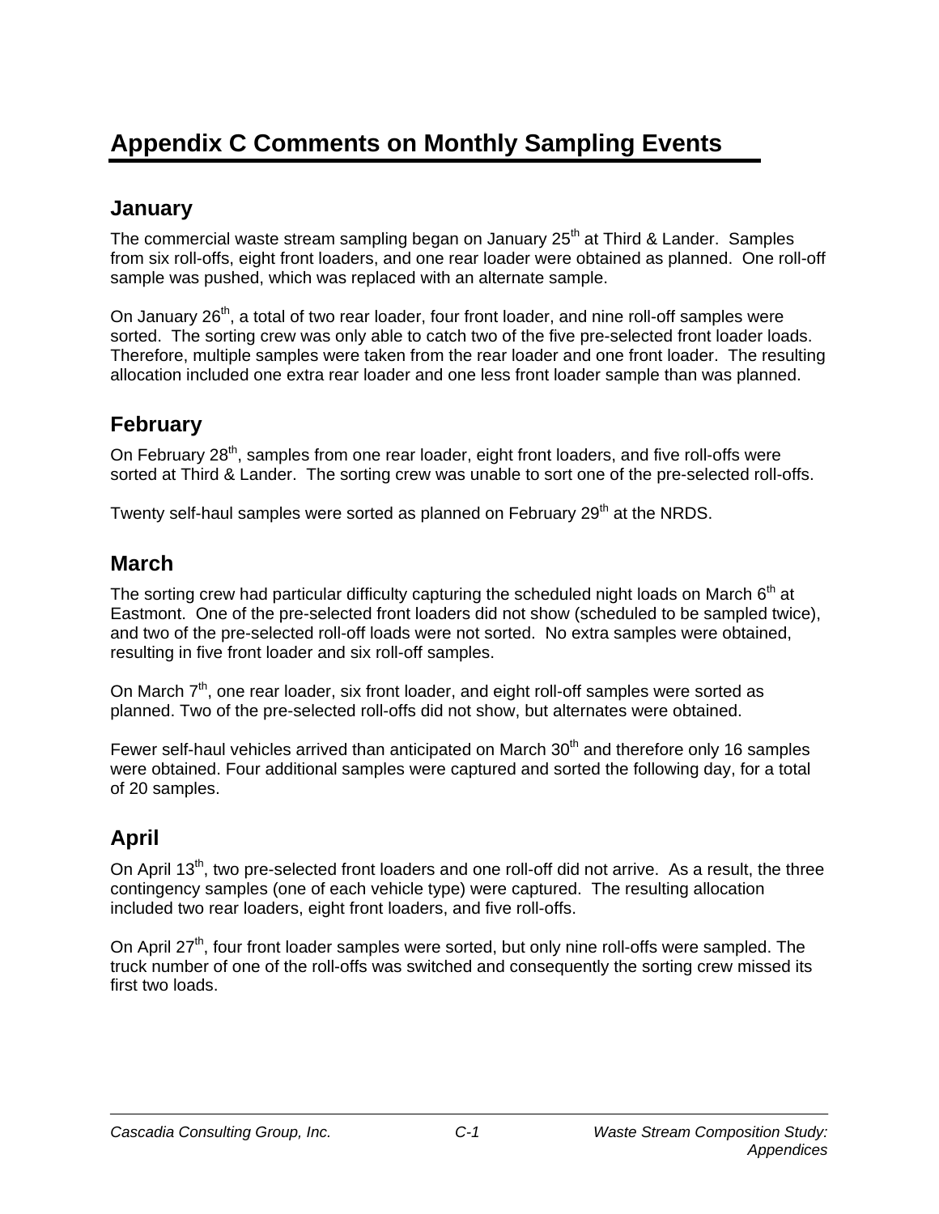# Appendix C Comments on Monthly Sampling Events

## January

The commercial waste stream sampling began on January 25th at Third & Lander. Samples from six roll-offs, eight front loaders, and one rear loader were obtained as planned. One roll-off sample was pushed, which was replaced with an alternate sample.

On January 26th, a total of two rear loader, four front loader, and nine roll-off samples were sorted. The sorting crew was only able to catch two of the five pre-selected front loader loads. Therefore, multiple samples were taken from the rear loader and one front loader. The resulting allocation included one extra rear loader and one less front loader sample than was planned.

## February

On February 28th, samples from one rear loader, eight front loaders, and five roll-offs were sorted at Third & Lander. The sorting crew was unable to sort one of the pre-selected roll-offs.

Twenty self-haul samples were sorted as planned on February 29th at the NRDS.

## March

The sorting crew had particular difficulty capturing the scheduled night loads on March 6th at Eastmont. One of the pre-selected front loaders did not show (scheduled to be sampled twice), and two of the pre-selected roll-off loads were not sorted. No extra samples were obtained, resulting in five front loader and six roll-off samples.

On March 7th, one rear loader, six front loader, and eight roll-off samples were sorted as planned. Two of the pre-selected roll-offs did not show, but alternates were obtained.

Fewer self-haul vehicles arrived than anticipated on March 30th and therefore only 16 samples were obtained. Four additional samples were captured and sorted the following day, for a total of 20 samples.

## April

On April 13th, two pre-selected front loaders and one roll-off did not arrive. As a result, the three contingency samples (one of each vehicle type) were captured. The resulting allocation included two rear loaders, eight front loaders, and five roll-offs.

On April 27th, four front loader samples were sorted, but only nine roll-offs were sampled. The truck number of one of the roll-offs was switched and consequently the sorting crew missed its first two loads.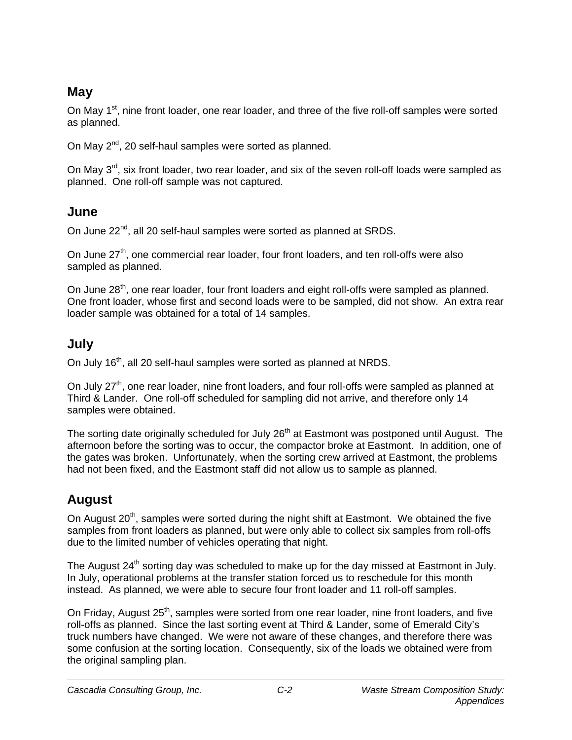## May

On May 1st, nine front loader, one rear loader, and three of the five roll-off samples were sorted as planned.

On May 2nd, 20 self-haul samples were sorted as planned.

On May 3rd, six front loader, two rear loader, and six of the seven roll-off loads were sampled as planned. One roll-off sample was not captured.

## June

On June 22nd, all 20 self-haul samples were sorted as planned at SRDS.

On June 27th, one commercial rear loader, four front loaders, and ten roll-offs were also sampled as planned.

On June 28th, one rear loader, four front loaders and eight roll-offs were sampled as planned. One front loader, whose first and second loads were to be sampled, did not show. An extra rear loader sample was obtained for a total of 14 samples.

## July

On July 16th, all 20 self-haul samples were sorted as planned at NRDS.

On July 27th, one rear loader, nine front loaders, and four roll-offs were sampled as planned at Third & Lander. One roll-off scheduled for sampling did not arrive, and therefore only 14 samples were obtained.

The sorting date originally scheduled for July 26th at Eastmont was postponed until August. The afternoon before the sorting was to occur, the compactor broke at Eastmont. In addition, one of the gates was broken. Unfortunately, when the sorting crew arrived at Eastmont, the problems had not been fixed, and the Eastmont staff did not allow us to sample as planned.

## August

On August 20th, samples were sorted during the night shift at Eastmont. We obtained the five samples from front loaders as planned, but were only able to collect six samples from roll-offs due to the limited number of vehicles operating that night.

The August 24th sorting day was scheduled to make up for the day missed at Eastmont in July. In July, operational problems at the transfer station forced us to reschedule for this month instead. As planned, we were able to secure four front loader and 11 roll-off samples.

On Friday, August 25th, samples were sorted from one rear loader, nine front loaders, and five roll-offs as planned. Since the last sorting event at Third & Lander, some of Emerald City's truck numbers have changed. We were not aware of these changes, and therefore there was some confusion at the sorting location. Consequently, six of the loads we obtained were from the original sampling plan.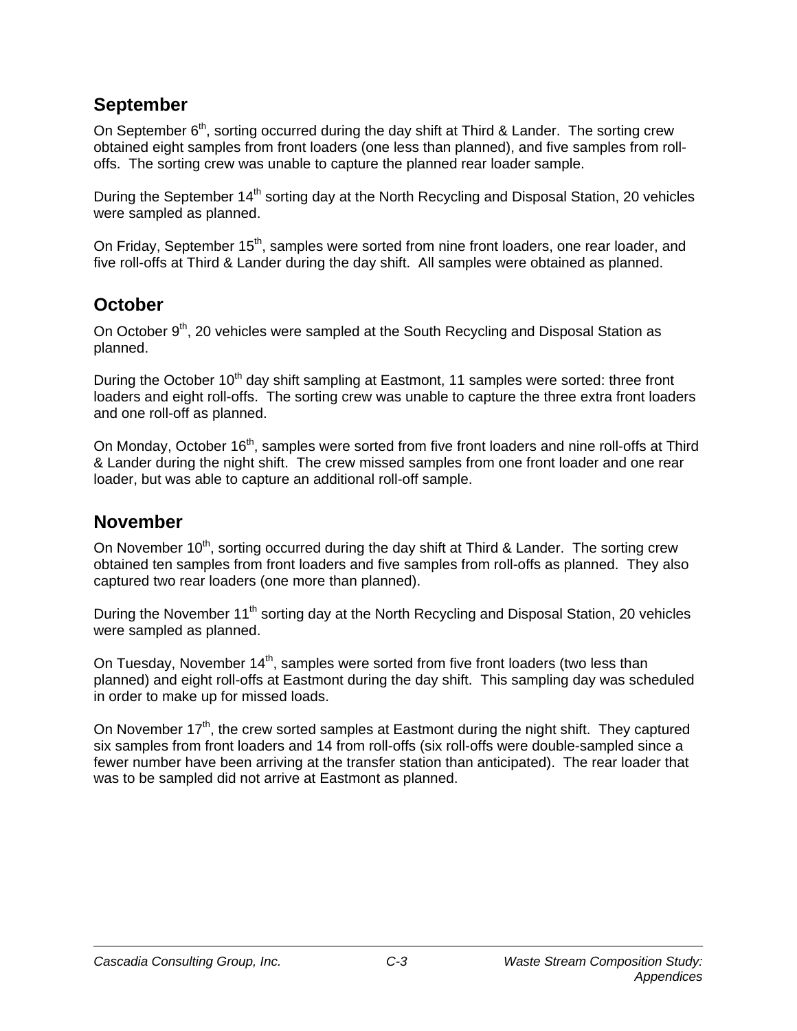## September

On September 6th, sorting occurred during the day shift at Third & Lander. The sorting crew obtained eight samples from front loaders (one less than planned), and five samples from roll-offs. The sorting crew was unable to capture the planned rear loader sample.

During the September 14th sorting day at the North Recycling and Disposal Station, 20 vehicles were sampled as planned.

On Friday, September 15th, samples were sorted from nine front loaders, one rear loader, and five roll-offs at Third & Lander during the day shift. All samples were obtained as planned.

## October

On October 9th, 20 vehicles were sampled at the South Recycling and Disposal Station as planned.

During the October 10th day shift sampling at Eastmont, 11 samples were sorted: three front loaders and eight roll-offs. The sorting crew was unable to capture the three extra front loaders and one roll-off as planned.

On Monday, October 16th, samples were sorted from five front loaders and nine roll-offs at Third & Lander during the night shift. The crew missed samples from one front loader and one rear loader, but was able to capture an additional roll-off sample.

## November

On November 10th, sorting occurred during the day shift at Third & Lander. The sorting crew obtained ten samples from front loaders and five samples from roll-offs as planned. They also captured two rear loaders (one more than planned).

During the November 11th sorting day at the North Recycling and Disposal Station, 20 vehicles were sampled as planned.

On Tuesday, November 14th, samples were sorted from five front loaders (two less than planned) and eight roll-offs at Eastmont during the day shift. This sampling day was scheduled in order to make up for missed loads.

On November 17th, the crew sorted samples at Eastmont during the night shift. They captured six samples from front loaders and 14 from roll-offs (six roll-offs were double-sampled since a fewer number have been arriving at the transfer station than anticipated). The rear loader that was to be sampled did not arrive at Eastmont as planned.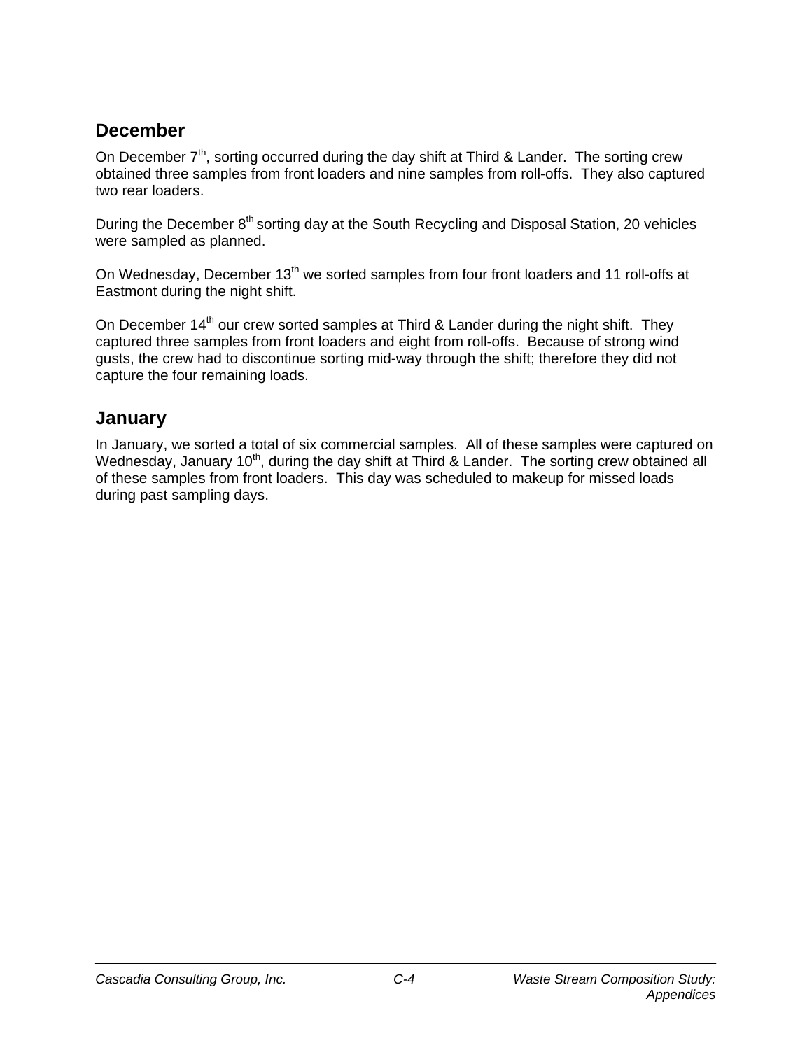## December

On December 7th, sorting occurred during the day shift at Third & Lander. The sorting crew obtained three samples from front loaders and nine samples from roll-offs. They also captured two rear loaders.

During the December 8th sorting day at the South Recycling and Disposal Station, 20 vehicles were sampled as planned.

On Wednesday, December 13th we sorted samples from four front loaders and 11 roll-offs at Eastmont during the night shift.

On December 14th our crew sorted samples at Third & Lander during the night shift. They captured three samples from front loaders and eight from roll-offs. Because of strong wind gusts, the crew had to discontinue sorting mid-way through the shift; therefore they did not capture the four remaining loads.

## January

In January, we sorted a total of six commercial samples. All of these samples were captured on Wednesday, January 10th, during the day shift at Third & Lander. The sorting crew obtained all of these samples from front loaders. This day was scheduled to makeup for missed loads during past sampling days.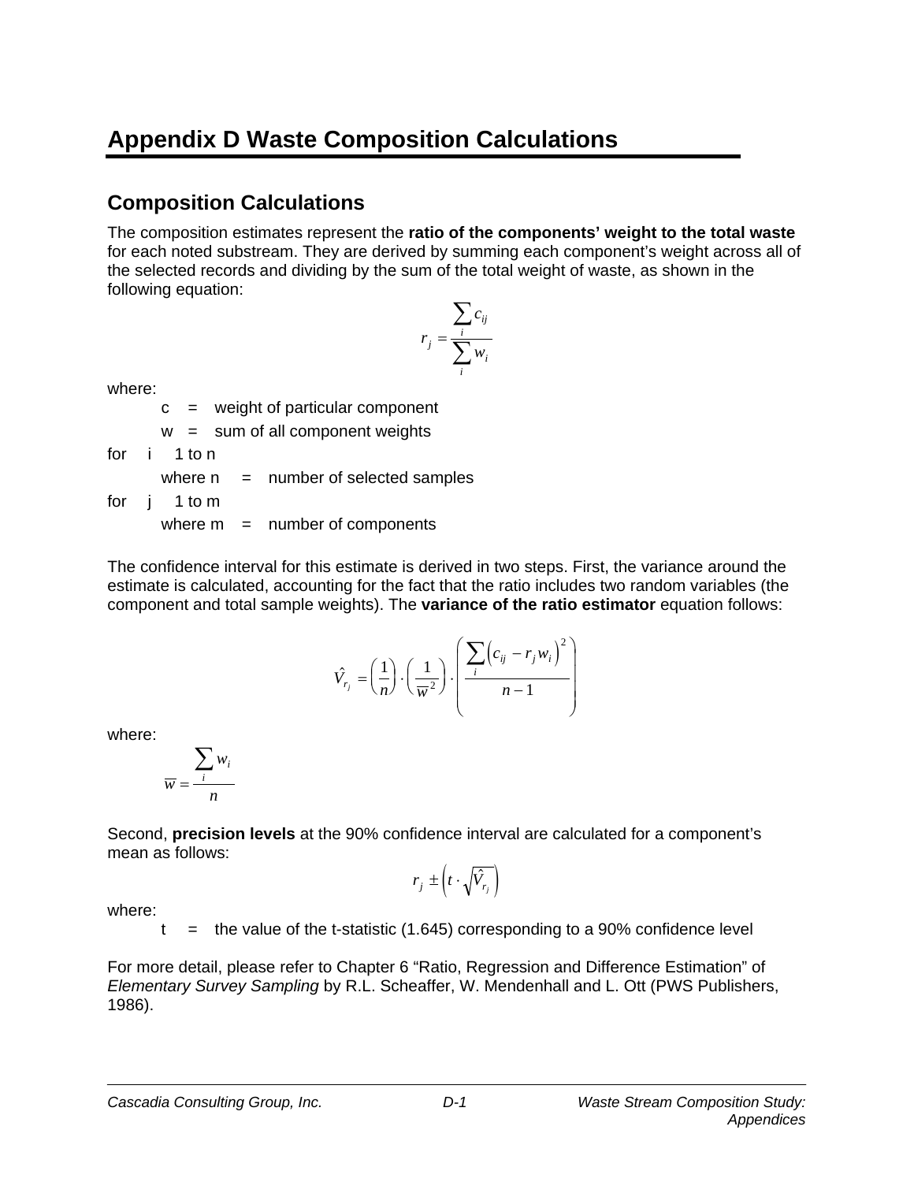# Appendix D Waste Composition Calculations

## Composition Calculations

The composition estimates represent the **ratio of the components' weight to the total waste** for each noted substream. They are derived by summing each component's weight across all of the selected records and dividing by the sum of the total weight of waste, as shown in the following equation:

$$r_j = \frac{\sum_i c_{ij}}{\sum_i w_i}$$

where:

- c = weight of particular component
- w = sum of all component weights

for i 1 to n

- where n = number of selected samples

for j 1 to m

- where m = number of components

The confidence interval for this estimate is derived in two steps. First, the variance around the estimate is calculated, accounting for the fact that the ratio includes two random variables (the component and total sample weights). The **variance of the ratio estimator** equation follows:

$$\hat{V}_{r_j} = \left(\frac{1}{n}\right) \cdot \left(\frac{1}{\overline{w}^2}\right) \cdot \left(\frac{\sum_i \left(c_{ij} - r_j w_i\right)^2}{n-1}\right)$$

where:

$$\overline{w} = \frac{\sum_i w_i}{n}$$

Second, **precision levels** at the 90% confidence interval are calculated for a component's mean as follows:

$$r_j \pm \left(t \cdot \sqrt{\hat{V}_{r_j}}\right)$$

where:

- t = the value of the t-statistic (1.645) corresponding to a 90% confidence level

For more detail, please refer to Chapter 6 "Ratio, Regression and Difference Estimation" of *Elementary Survey Sampling* by R.L. Scheaffer, W. Mendenhall and L. Ott (PWS Publishers, 1986).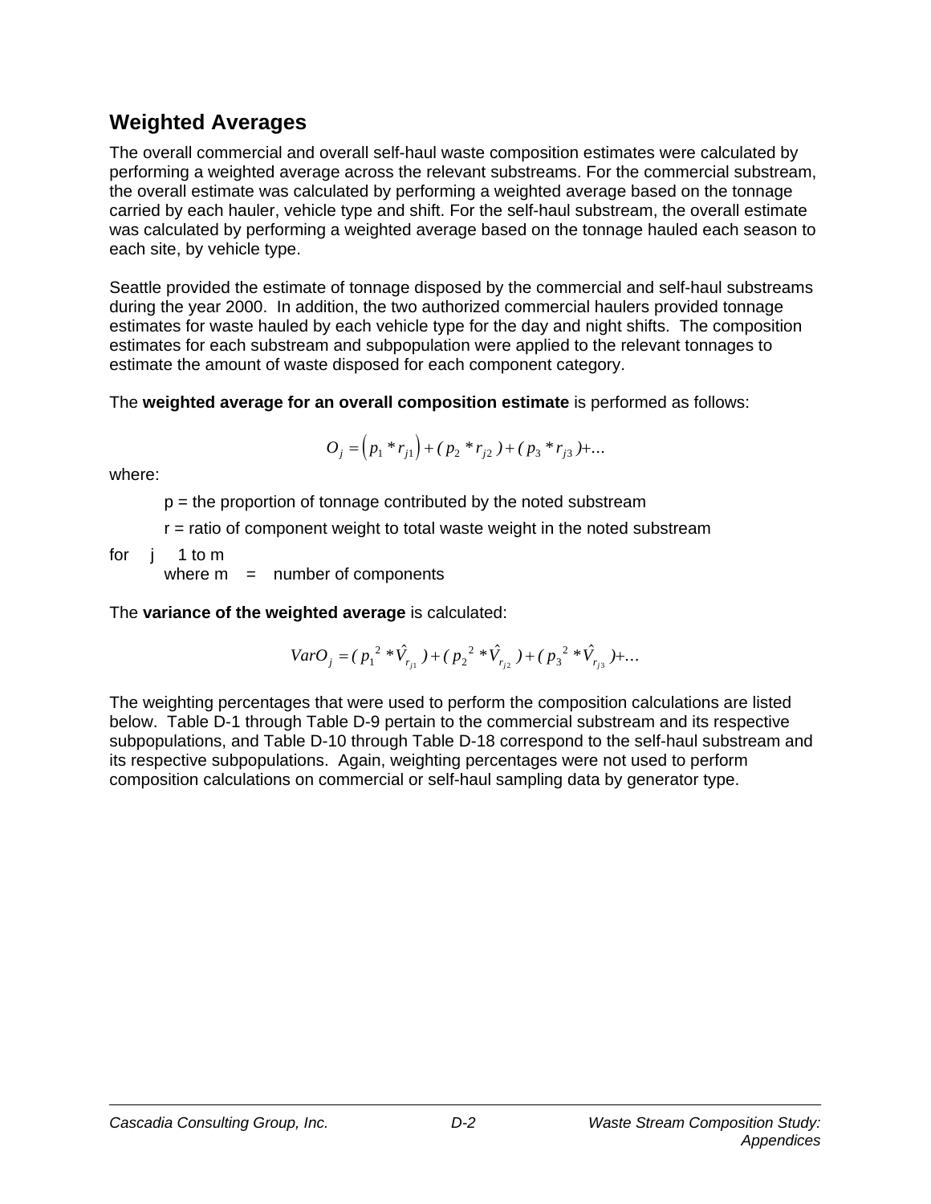## Weighted Averages

The overall commercial and overall self-haul waste composition estimates were calculated by performing a weighted average across the relevant substreams. For the commercial substream, the overall estimate was calculated by performing a weighted average based on the tonnage carried by each hauler, vehicle type and shift. For the self-haul substream, the overall estimate was calculated by performing a weighted average based on the tonnage hauled each season to each site, by vehicle type.

Seattle provided the estimate of tonnage disposed by the commercial and self-haul substreams during the year 2000. In addition, the two authorized commercial haulers provided tonnage estimates for waste hauled by each vehicle type for the day and night shifts. The composition estimates for each substream and subpopulation were applied to the relevant tonnages to estimate the amount of waste disposed for each component category.

The **weighted average for an overall composition estimate** is performed as follows:

$$O_j = \left(p_1 * r_{j1}\right) + (p_2 * r_{j2}) + (p_3 * r_{j3}) + \ldots$$

where:

p = the proportion of tonnage contributed by the noted substream

r = ratio of component weight to total waste weight in the noted substream

for j 1 to m
where m = number of components

The **variance of the weighted average** is calculated:

$$VarO_j = (p_1{}^2 * \hat{V}_{r_{j1}}) + (p_2{}^2 * \hat{V}_{r_{j2}}) + (p_3{}^2 * \hat{V}_{r_{j3}}) + \ldots$$

The weighting percentages that were used to perform the composition calculations are listed below. Table D-1 through Table D-9 pertain to the commercial substream and its respective subpopulations, and Table D-10 through Table D-18 correspond to the self-haul substream and its respective subpopulations. Again, weighting percentages were not used to perform composition calculations on commercial or self-haul sampling data by generator type.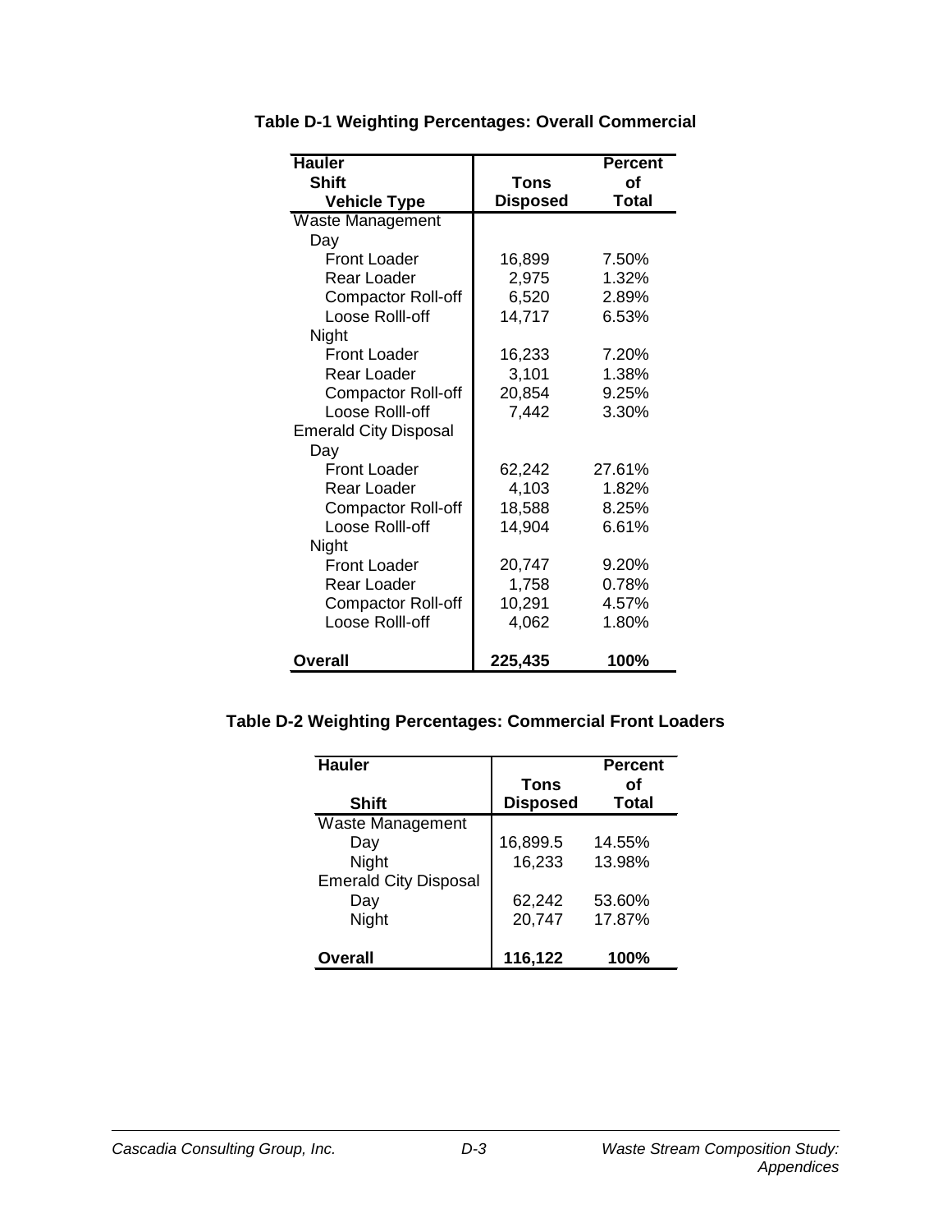**Table D-1 Weighting Percentages: Overall Commercial**

| Hauler<br>Shift<br>Vehicle Type | Tons Disposed | Percent of Total |
|---|---|---|
| Waste Management | | |
| Day | | |
| Front Loader | 16,899 | 7.50% |
| Rear Loader | 2,975 | 1.32% |
| Compactor Roll-off | 6,520 | 2.89% |
| Loose Rolll-off | 14,717 | 6.53% |
| Night | | |
| Front Loader | 16,233 | 7.20% |
| Rear Loader | 3,101 | 1.38% |
| Compactor Roll-off | 20,854 | 9.25% |
| Loose Rolll-off | 7,442 | 3.30% |
| Emerald City Disposal | | |
| Day | | |
| Front Loader | 62,242 | 27.61% |
| Rear Loader | 4,103 | 1.82% |
| Compactor Roll-off | 18,588 | 8.25% |
| Loose Rolll-off | 14,904 | 6.61% |
| Night | | |
| Front Loader | 20,747 | 9.20% |
| Rear Loader | 1,758 | 0.78% |
| Compactor Roll-off | 10,291 | 4.57% |
| Loose Rolll-off | 4,062 | 1.80% |
| **Overall** | **225,435** | **100%** |

**Table D-2 Weighting Percentages: Commercial Front Loaders**

| Hauler<br>Shift | Tons Disposed | Percent of Total |
|---|---|---|
| Waste Management | | |
| Day | 16,899.5 | 14.55% |
| Night | 16,233 | 13.98% |
| Emerald City Disposal | | |
| Day | 62,242 | 53.60% |
| Night | 20,747 | 17.87% |
| **Overall** | **116,122** | **100%** |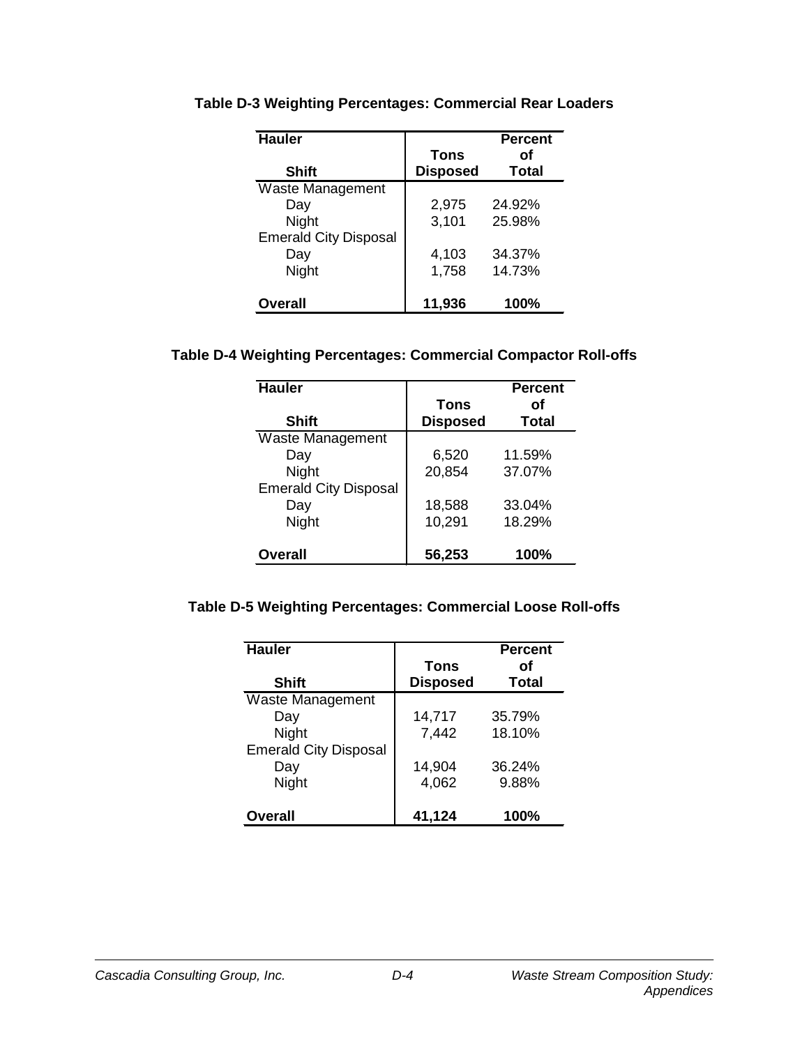### Table D-3 Weighting Percentages: Commercial Rear Loaders

| Hauler<br>Shift | Tons Disposed | Percent of Total |
|---|---|---|
| Waste Management | | |
| Day | 2,975 | 24.92% |
| Night | 3,101 | 25.98% |
| Emerald City Disposal | | |
| Day | 4,103 | 34.37% |
| Night | 1,758 | 14.73% |
| **Overall** | **11,936** | **100%** |

### Table D-4 Weighting Percentages: Commercial Compactor Roll-offs

| Hauler<br>Shift | Tons Disposed | Percent of Total |
|---|---|---|
| Waste Management | | |
| Day | 6,520 | 11.59% |
| Night | 20,854 | 37.07% |
| Emerald City Disposal | | |
| Day | 18,588 | 33.04% |
| Night | 10,291 | 18.29% |
| **Overall** | **56,253** | **100%** |

### Table D-5 Weighting Percentages: Commercial Loose Roll-offs

| Hauler<br>Shift | Tons Disposed | Percent of Total |
|---|---|---|
| Waste Management | | |
| Day | 14,717 | 35.79% |
| Night | 7,442 | 18.10% |
| Emerald City Disposal | | |
| Day | 14,904 | 36.24% |
| Night | 4,062 | 9.88% |
| **Overall** | **41,124** | **100%** |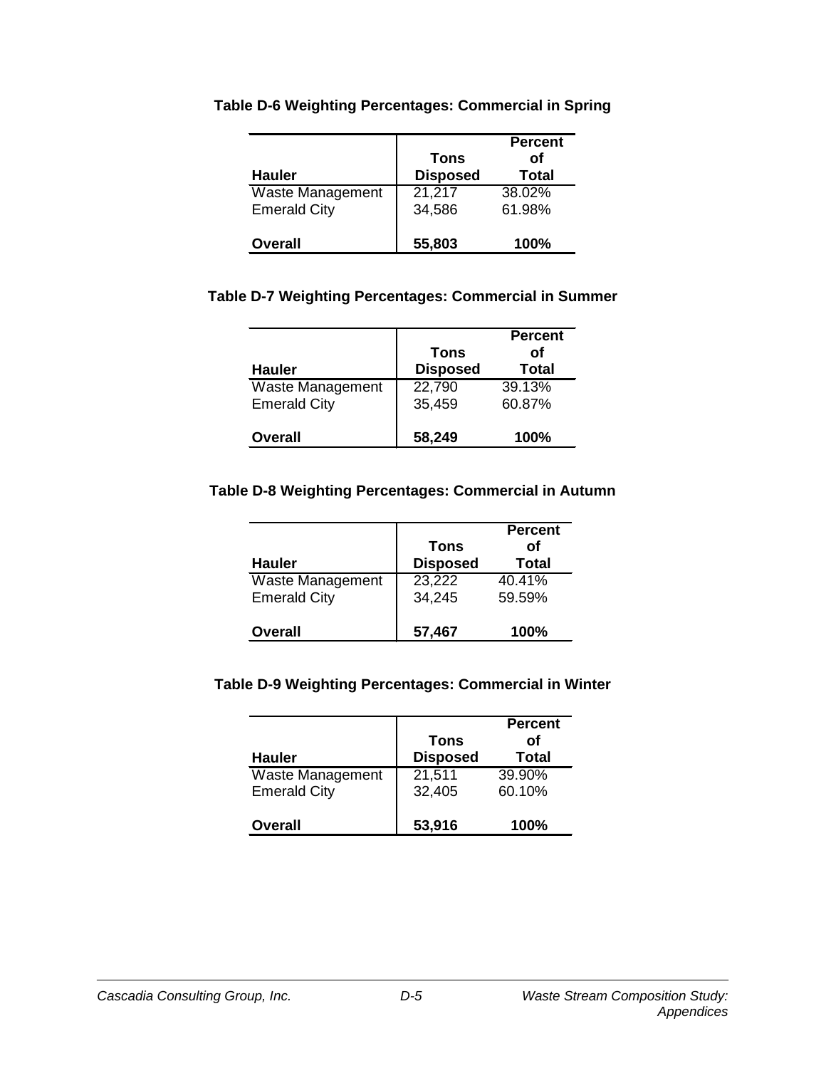**Table D-6 Weighting Percentages: Commercial in Spring**

| Hauler | Tons Disposed | Percent of Total |
|---|---|---|
| Waste Management | 21,217 | 38.02% |
| Emerald City | 34,586 | 61.98% |
| **Overall** | **55,803** | **100%** |

**Table D-7 Weighting Percentages: Commercial in Summer**

| Hauler | Tons Disposed | Percent of Total |
|---|---|---|
| Waste Management | 22,790 | 39.13% |
| Emerald City | 35,459 | 60.87% |
| **Overall** | **58,249** | **100%** |

**Table D-8 Weighting Percentages: Commercial in Autumn**

| Hauler | Tons Disposed | Percent of Total |
|---|---|---|
| Waste Management | 23,222 | 40.41% |
| Emerald City | 34,245 | 59.59% |
| **Overall** | **57,467** | **100%** |

**Table D-9 Weighting Percentages: Commercial in Winter**

| Hauler | Tons Disposed | Percent of Total |
|---|---|---|
| Waste Management | 21,511 | 39.90% |
| Emerald City | 32,405 | 60.10% |
| **Overall** | **53,916** | **100%** |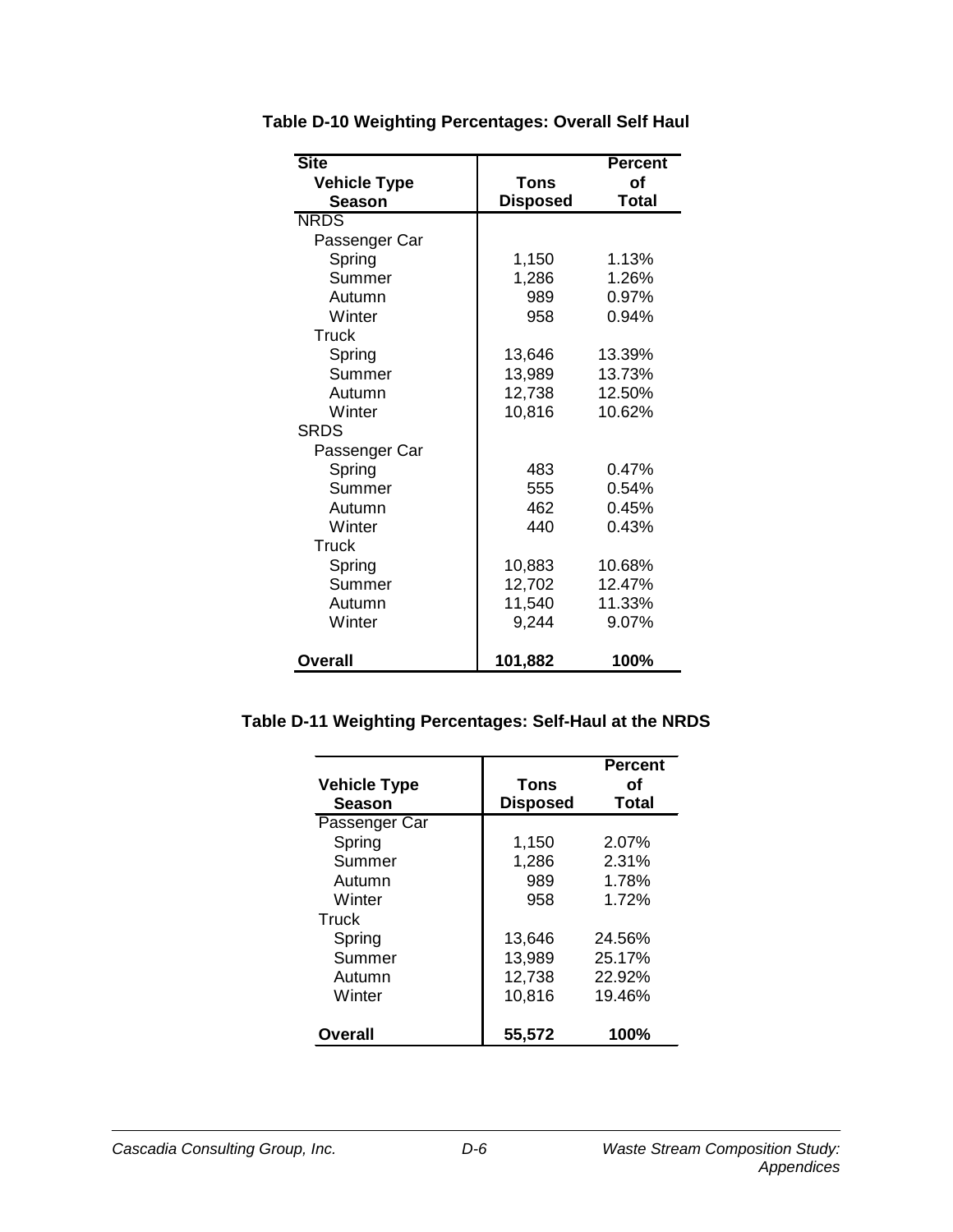**Table D-10 Weighting Percentages: Overall Self Haul**

| Site<br>Vehicle Type<br>Season | Tons Disposed | Percent of Total |
|---|---|---|
| NRDS | | |
| Passenger Car | | |
| Spring | 1,150 | 1.13% |
| Summer | 1,286 | 1.26% |
| Autumn | 989 | 0.97% |
| Winter | 958 | 0.94% |
| Truck | | |
| Spring | 13,646 | 13.39% |
| Summer | 13,989 | 13.73% |
| Autumn | 12,738 | 12.50% |
| Winter | 10,816 | 10.62% |
| SRDS | | |
| Passenger Car | | |
| Spring | 483 | 0.47% |
| Summer | 555 | 0.54% |
| Autumn | 462 | 0.45% |
| Winter | 440 | 0.43% |
| Truck | | |
| Spring | 10,883 | 10.68% |
| Summer | 12,702 | 12.47% |
| Autumn | 11,540 | 11.33% |
| Winter | 9,244 | 9.07% |
| **Overall** | **101,882** | **100%** |

**Table D-11 Weighting Percentages: Self-Haul at the NRDS**

| Vehicle Type<br>Season | Tons Disposed | Percent of Total |
|---|---|---|
| Passenger Car | | |
| Spring | 1,150 | 2.07% |
| Summer | 1,286 | 2.31% |
| Autumn | 989 | 1.78% |
| Winter | 958 | 1.72% |
| Truck | | |
| Spring | 13,646 | 24.56% |
| Summer | 13,989 | 25.17% |
| Autumn | 12,738 | 22.92% |
| Winter | 10,816 | 19.46% |
| **Overall** | **55,572** | **100%** |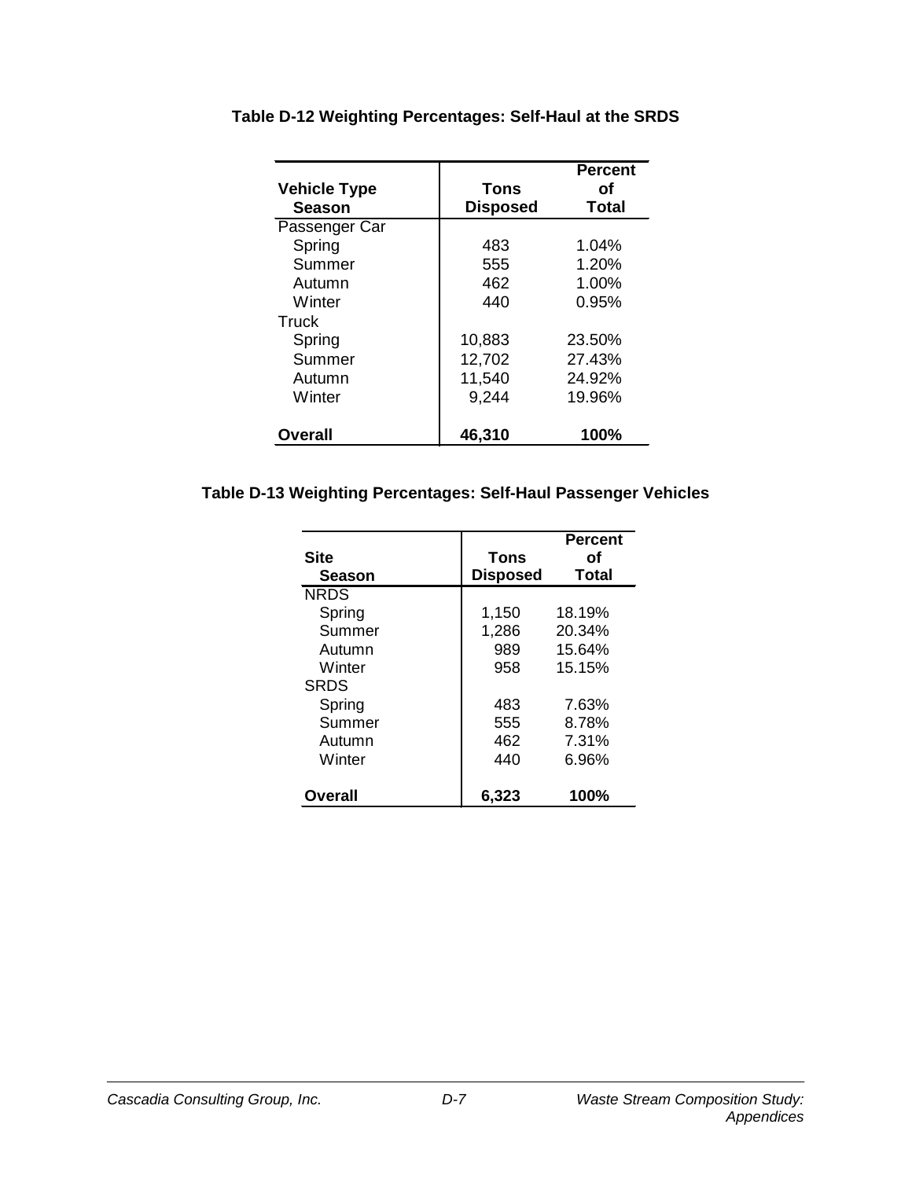**Table D-12 Weighting Percentages: Self-Haul at the SRDS**

| Vehicle Type<br>Season | Tons Disposed | Percent of Total |
|---|---|---|
| Passenger Car | | |
| Spring | 483 | 1.04% |
| Summer | 555 | 1.20% |
| Autumn | 462 | 1.00% |
| Winter | 440 | 0.95% |
| Truck | | |
| Spring | 10,883 | 23.50% |
| Summer | 12,702 | 27.43% |
| Autumn | 11,540 | 24.92% |
| Winter | 9,244 | 19.96% |
| **Overall** | **46,310** | **100%** |

**Table D-13 Weighting Percentages: Self-Haul Passenger Vehicles**

| Site<br>Season | Tons Disposed | Percent of Total |
|---|---|---|
| NRDS | | |
| Spring | 1,150 | 18.19% |
| Summer | 1,286 | 20.34% |
| Autumn | 989 | 15.64% |
| Winter | 958 | 15.15% |
| SRDS | | |
| Spring | 483 | 7.63% |
| Summer | 555 | 8.78% |
| Autumn | 462 | 7.31% |
| Winter | 440 | 6.96% |
| **Overall** | **6,323** | **100%** |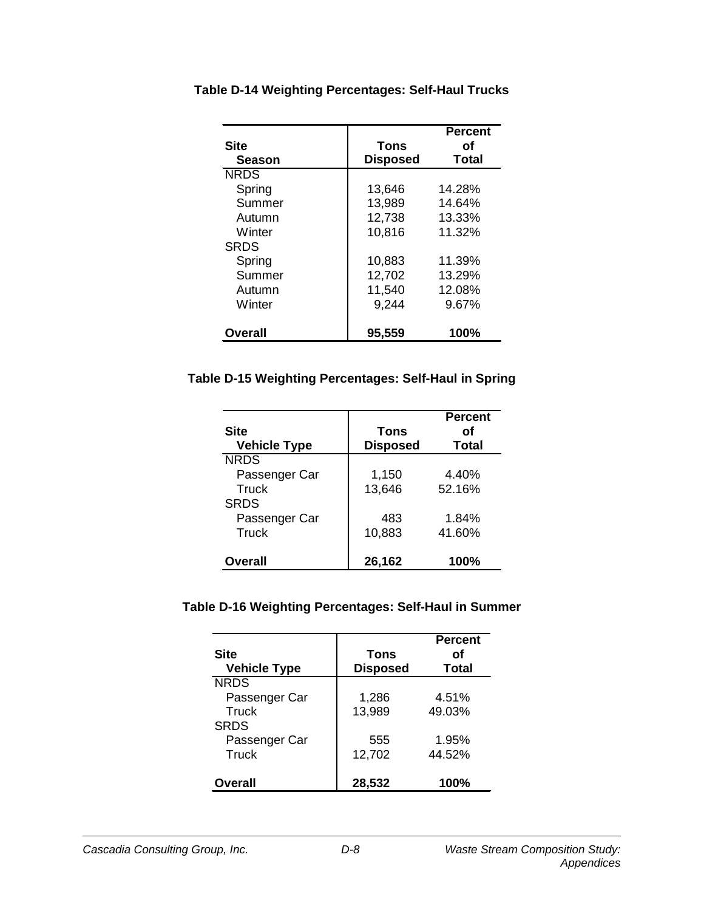**Table D-14 Weighting Percentages: Self-Haul Trucks**

| Site<br>Season | Tons Disposed | Percent of Total |
|---|---|---|
| NRDS | | |
| Spring | 13,646 | 14.28% |
| Summer | 13,989 | 14.64% |
| Autumn | 12,738 | 13.33% |
| Winter | 10,816 | 11.32% |
| SRDS | | |
| Spring | 10,883 | 11.39% |
| Summer | 12,702 | 13.29% |
| Autumn | 11,540 | 12.08% |
| Winter | 9,244 | 9.67% |
| **Overall** | **95,559** | **100%** |

**Table D-15 Weighting Percentages: Self-Haul in Spring**

| Site<br>Vehicle Type | Tons Disposed | Percent of Total |
|---|---|---|
| NRDS | | |
| Passenger Car | 1,150 | 4.40% |
| Truck | 13,646 | 52.16% |
| SRDS | | |
| Passenger Car | 483 | 1.84% |
| Truck | 10,883 | 41.60% |
| **Overall** | **26,162** | **100%** |

**Table D-16 Weighting Percentages: Self-Haul in Summer**

| Site<br>Vehicle Type | Tons Disposed | Percent of Total |
|---|---|---|
| NRDS | | |
| Passenger Car | 1,286 | 4.51% |
| Truck | 13,989 | 49.03% |
| SRDS | | |
| Passenger Car | 555 | 1.95% |
| Truck | 12,702 | 44.52% |
| **Overall** | **28,532** | **100%** |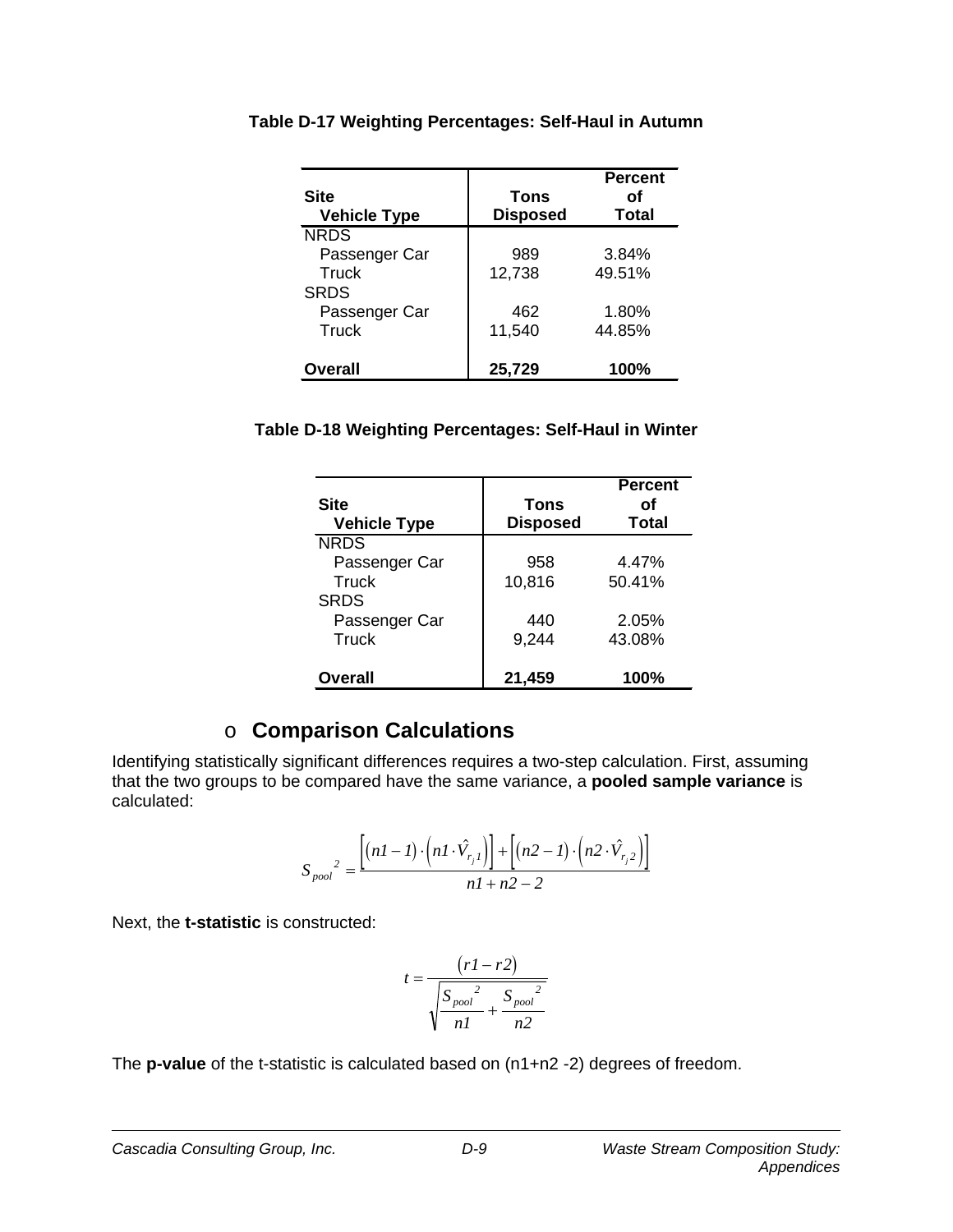**Table D-17 Weighting Percentages: Self-Haul in Autumn**

| Site<br>Vehicle Type | Tons Disposed | Percent of Total |
|---|---|---|
| NRDS | | |
| Passenger Car | 989 | 3.84% |
| Truck | 12,738 | 49.51% |
| SRDS | | |
| Passenger Car | 462 | 1.80% |
| Truck | 11,540 | 44.85% |
| **Overall** | **25,729** | **100%** |

**Table D-18 Weighting Percentages: Self-Haul in Winter**

| Site<br>Vehicle Type | Tons Disposed | Percent of Total |
|---|---|---|
| NRDS | | |
| Passenger Car | 958 | 4.47% |
| Truck | 10,816 | 50.41% |
| SRDS | | |
| Passenger Car | 440 | 2.05% |
| Truck | 9,244 | 43.08% |
| **Overall** | **21,459** | **100%** |

## Comparison Calculations

Identifying statistically significant differences requires a two-step calculation. First, assuming that the two groups to be compared have the same variance, a **pooled sample variance** is calculated:

$$S_{pool}{}^2 = \frac{\left[(n1-1)\cdot\left(n1\cdot\hat{V}_{r_j 1}\right)\right]+\left[(n2-1)\cdot\left(n2\cdot\hat{V}_{r_j 2}\right)\right]}{n1+n2-2}$$

Next, the **t-statistic** is constructed:

$$t = \frac{(r1-r2)}{\sqrt{\dfrac{S_{pool}{}^2}{n1}+\dfrac{S_{pool}{}^2}{n2}}}$$

The **p-value** of the t-statistic is calculated based on (n1+n2 -2) degrees of freedom.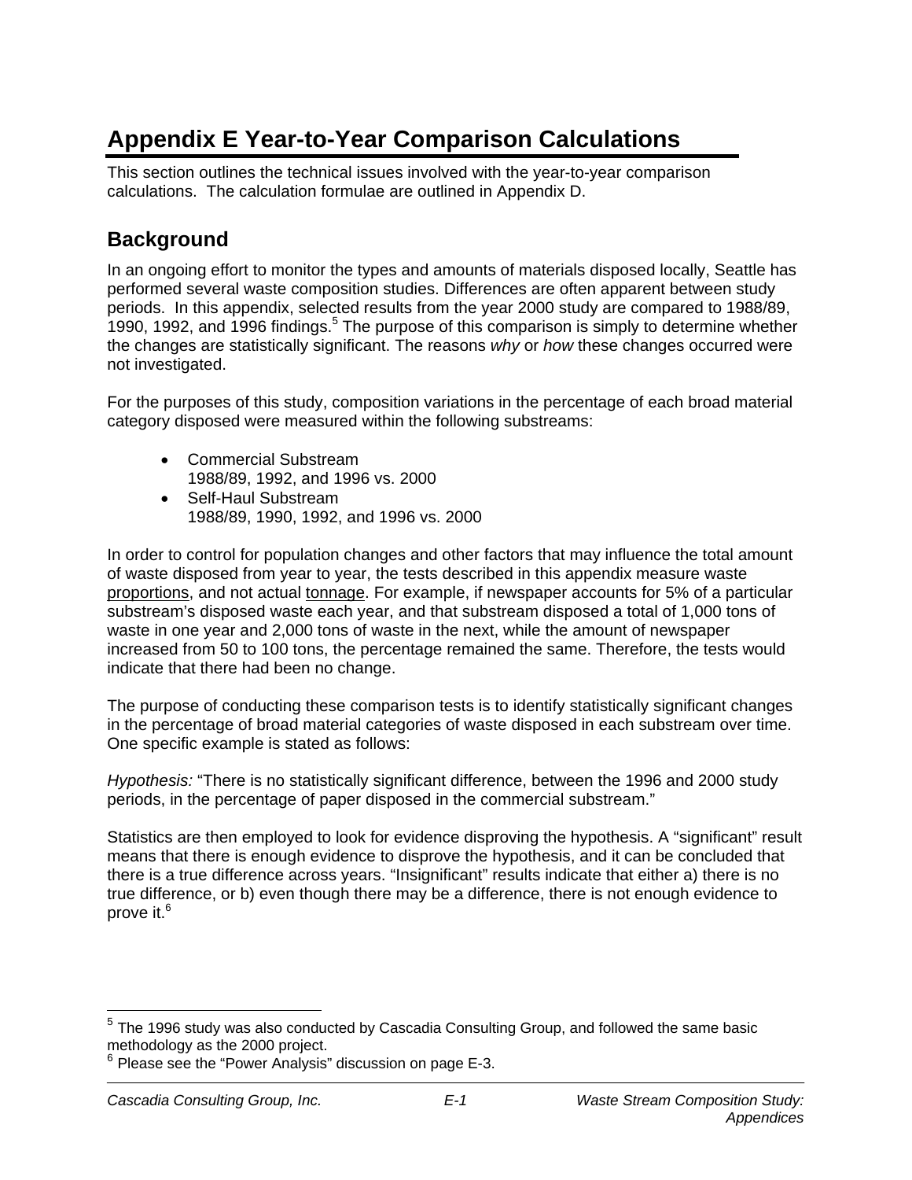# Appendix E Year-to-Year Comparison Calculations

This section outlines the technical issues involved with the year-to-year comparison calculations. The calculation formulae are outlined in Appendix D.

## Background

In an ongoing effort to monitor the types and amounts of materials disposed locally, Seattle has performed several waste composition studies. Differences are often apparent between study periods. In this appendix, selected results from the year 2000 study are compared to 1988/89, 1990, 1992, and 1996 findings.[5] The purpose of this comparison is simply to determine whether the changes are statistically significant. The reasons *why* or *how* these changes occurred were not investigated.

For the purposes of this study, composition variations in the percentage of each broad material category disposed were measured within the following substreams:

- Commercial Substream
  1988/89, 1992, and 1996 vs. 2000
- Self-Haul Substream
  1988/89, 1990, 1992, and 1996 vs. 2000

In order to control for population changes and other factors that may influence the total amount of waste disposed from year to year, the tests described in this appendix measure waste <u>proportions</u>, and not actual <u>tonnage</u>. For example, if newspaper accounts for 5% of a particular substream's disposed waste each year, and that substream disposed a total of 1,000 tons of waste in one year and 2,000 tons of waste in the next, while the amount of newspaper increased from 50 to 100 tons, the percentage remained the same. Therefore, the tests would indicate that there had been no change.

The purpose of conducting these comparison tests is to identify statistically significant changes in the percentage of broad material categories of waste disposed in each substream over time. One specific example is stated as follows:

*Hypothesis:* "There is no statistically significant difference, between the 1996 and 2000 study periods, in the percentage of paper disposed in the commercial substream."

Statistics are then employed to look for evidence disproving the hypothesis. A "significant" result means that there is enough evidence to disprove the hypothesis, and it can be concluded that there is a true difference across years. "Insignificant" results indicate that either a) there is no true difference, or b) even though there may be a difference, there is not enough evidence to prove it.[6]

---

[5] The 1996 study was also conducted by Cascadia Consulting Group, and followed the same basic methodology as the 2000 project.

[6] Please see the "Power Analysis" discussion on page E-3.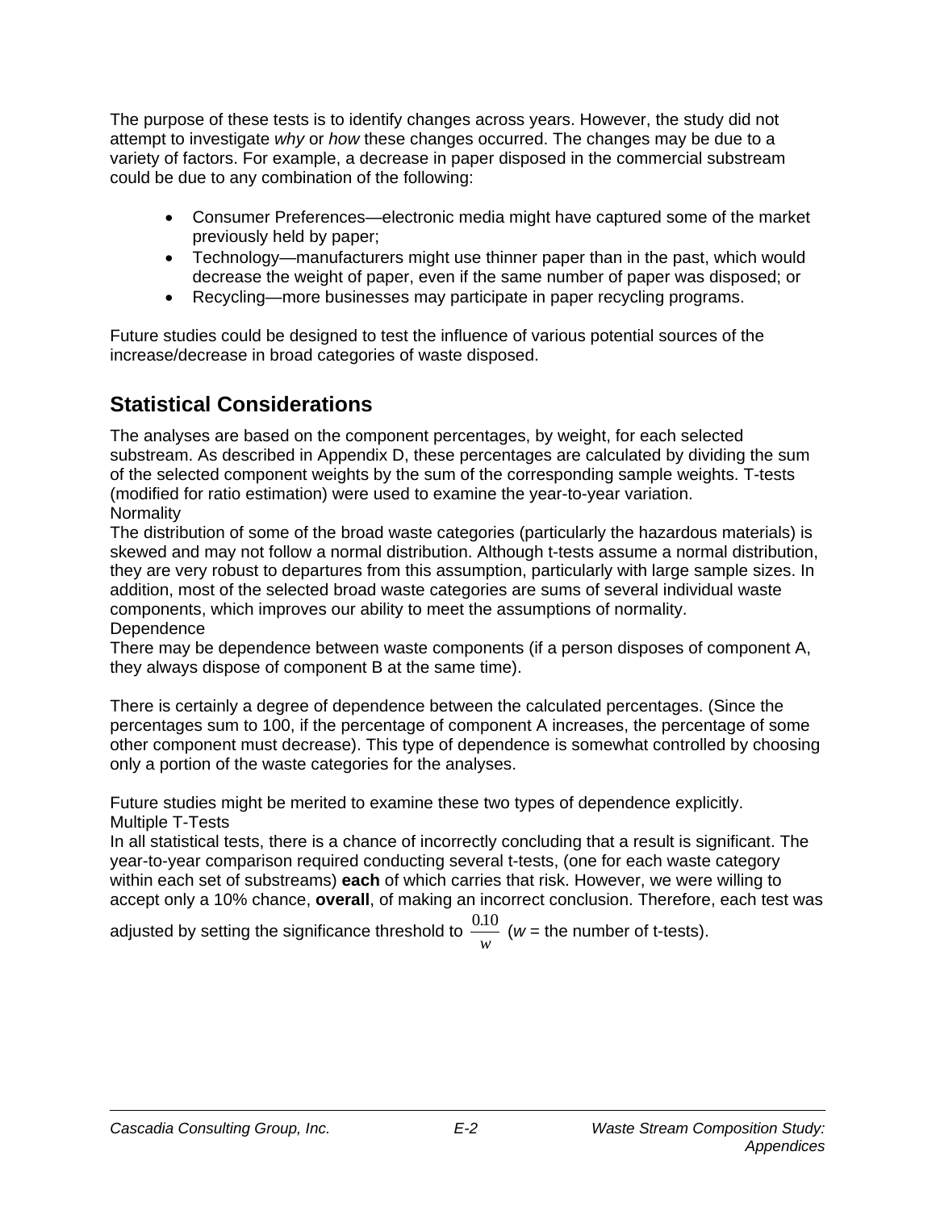The purpose of these tests is to identify changes across years. However, the study did not attempt to investigate *why* or *how* these changes occurred. The changes may be due to a variety of factors. For example, a decrease in paper disposed in the commercial substream could be due to any combination of the following:

- Consumer Preferences—electronic media might have captured some of the market previously held by paper;
- Technology—manufacturers might use thinner paper than in the past, which would decrease the weight of paper, even if the same number of paper was disposed; or
- Recycling—more businesses may participate in paper recycling programs.

Future studies could be designed to test the influence of various potential sources of the increase/decrease in broad categories of waste disposed.

## Statistical Considerations

The analyses are based on the component percentages, by weight, for each selected substream. As described in Appendix D, these percentages are calculated by dividing the sum of the selected component weights by the sum of the corresponding sample weights. T-tests (modified for ratio estimation) were used to examine the year-to-year variation.

Normality

The distribution of some of the broad waste categories (particularly the hazardous materials) is skewed and may not follow a normal distribution. Although t-tests assume a normal distribution, they are very robust to departures from this assumption, particularly with large sample sizes. In addition, most of the selected broad waste categories are sums of several individual waste components, which improves our ability to meet the assumptions of normality.

Dependence

There may be dependence between waste components (if a person disposes of component A, they always dispose of component B at the same time).

There is certainly a degree of dependence between the calculated percentages. (Since the percentages sum to 100, if the percentage of component A increases, the percentage of some other component must decrease). This type of dependence is somewhat controlled by choosing only a portion of the waste categories for the analyses.

Future studies might be merited to examine these two types of dependence explicitly.

Multiple T-Tests

In all statistical tests, there is a chance of incorrectly concluding that a result is significant. The year-to-year comparison required conducting several t-tests, (one for each waste category within each set of substreams) **each** of which carries that risk. However, we were willing to accept only a 10% chance, **overall**, of making an incorrect conclusion. Therefore, each test was adjusted by setting the significance threshold to $\frac{0.10}{w}$ ($w$ = the number of t-tests).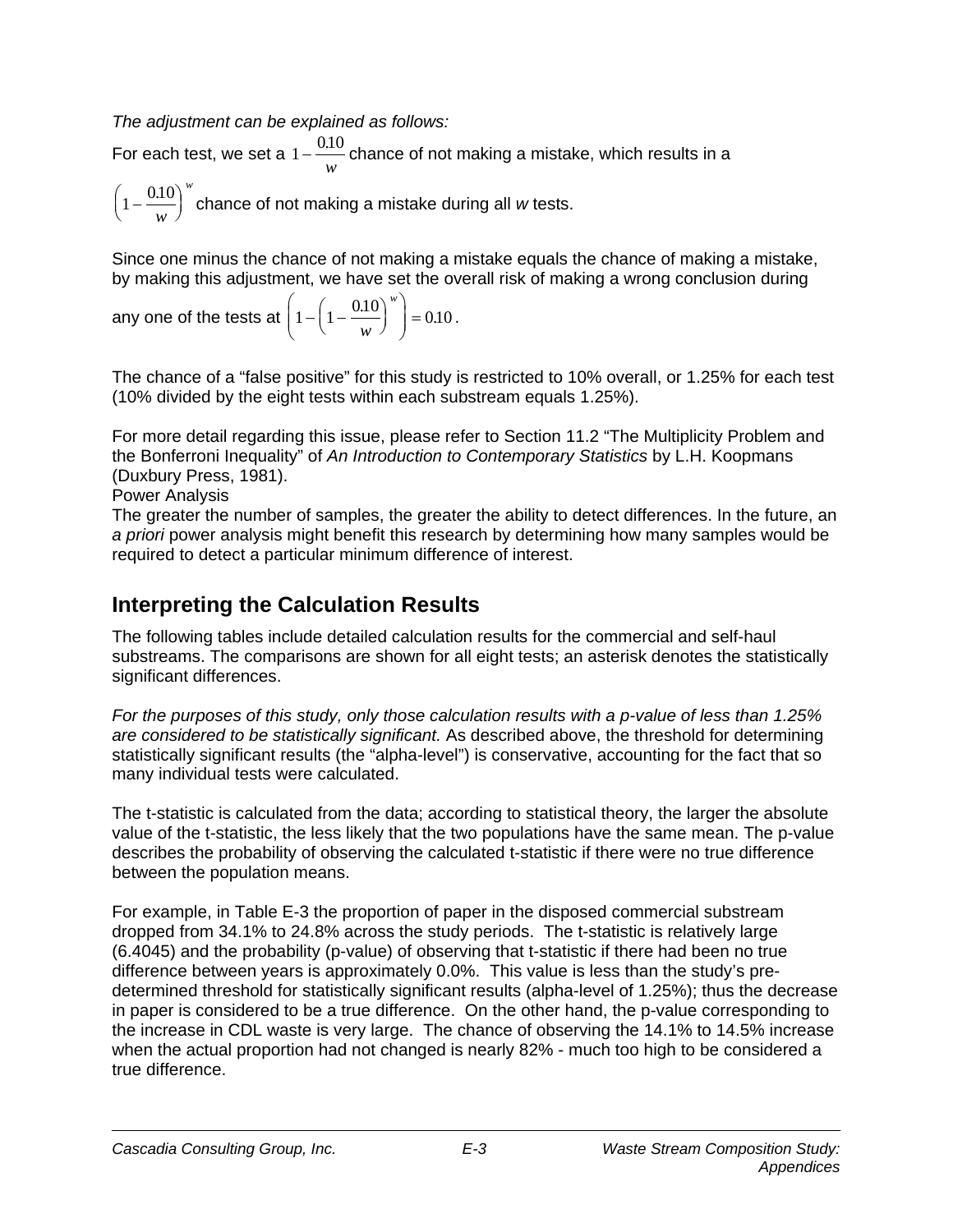*The adjustment can be explained as follows:*

For each test, we set a $1-\frac{0.10}{w}$ chance of not making a mistake, which results in a $\left(1-\frac{0.10}{w}\right)^w$ chance of not making a mistake during all *w* tests.

Since one minus the chance of not making a mistake equals the chance of making a mistake, by making this adjustment, we have set the overall risk of making a wrong conclusion during any one of the tests at $\left(1-\left(1-\frac{0.10}{w}\right)^w\right)=0.10$.

The chance of a "false positive" for this study is restricted to 10% overall, or 1.25% for each test (10% divided by the eight tests within each substream equals 1.25%).

For more detail regarding this issue, please refer to Section 11.2 "The Multiplicity Problem and the Bonferroni Inequality" of *An Introduction to Contemporary Statistics* by L.H. Koopmans (Duxbury Press, 1981).

Power Analysis

The greater the number of samples, the greater the ability to detect differences. In the future, an *a priori* power analysis might benefit this research by determining how many samples would be required to detect a particular minimum difference of interest.

## Interpreting the Calculation Results

The following tables include detailed calculation results for the commercial and self-haul substreams. The comparisons are shown for all eight tests; an asterisk denotes the statistically significant differences.

*For the purposes of this study, only those calculation results with a p-value of less than 1.25% are considered to be statistically significant.* As described above, the threshold for determining statistically significant results (the "alpha-level") is conservative, accounting for the fact that so many individual tests were calculated.

The t-statistic is calculated from the data; according to statistical theory, the larger the absolute value of the t-statistic, the less likely that the two populations have the same mean. The p-value describes the probability of observing the calculated t-statistic if there were no true difference between the population means.

For example, in Table E-3 the proportion of paper in the disposed commercial substream dropped from 34.1% to 24.8% across the study periods. The t-statistic is relatively large (6.4045) and the probability (p-value) of observing that t-statistic if there had been no true difference between years is approximately 0.0%. This value is less than the study's pre-determined threshold for statistically significant results (alpha-level of 1.25%); thus the decrease in paper is considered to be a true difference. On the other hand, the p-value corresponding to the increase in CDL waste is very large. The chance of observing the 14.1% to 14.5% increase when the actual proportion had not changed is nearly 82% - much too high to be considered a true difference.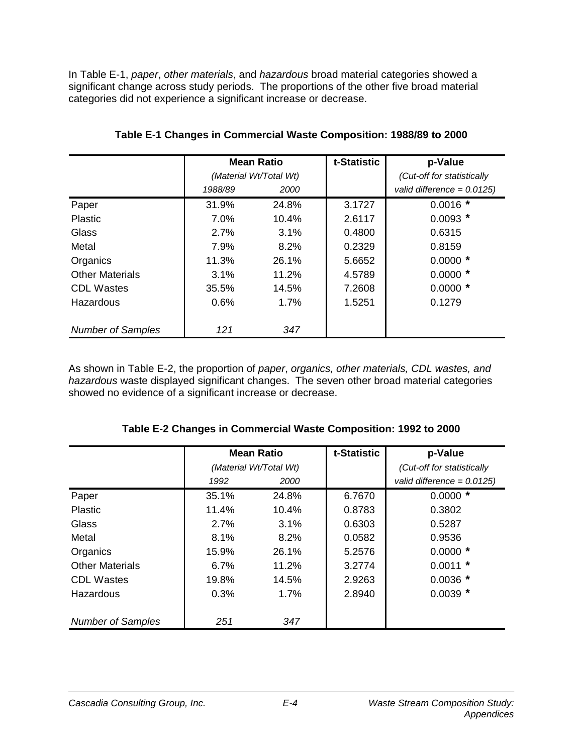In Table E-1, *paper*, *other materials*, and *hazardous* broad material categories showed a significant change across study periods. The proportions of the other five broad material categories did not experience a significant increase or decrease.

**Table E-1 Changes in Commercial Waste Composition: 1988/89 to 2000**

| | Mean Ratio | | t-Statistic | p-Value |
|---|---|---|---|---|
| | *(Material Wt/Total Wt)* | | | *(Cut-off for statistically* |
| | *1988/89* | *2000* | | *valid difference = 0.0125)* |
| Paper | 31.9% | 24.8% | 3.1727 | 0.0016 * |
| Plastic | 7.0% | 10.4% | 2.6117 | 0.0093 * |
| Glass | 2.7% | 3.1% | 0.4800 | 0.6315 |
| Metal | 7.9% | 8.2% | 0.2329 | 0.8159 |
| Organics | 11.3% | 26.1% | 5.6652 | 0.0000 * |
| Other Materials | 3.1% | 11.2% | 4.5789 | 0.0000 * |
| CDL Wastes | 35.5% | 14.5% | 7.2608 | 0.0000 * |
| Hazardous | 0.6% | 1.7% | 1.5251 | 0.1279 |
| *Number of Samples* | *121* | *347* | | |

As shown in Table E-2, the proportion of *paper*, *organics, other materials, CDL wastes, and hazardous* waste displayed significant changes. The seven other broad material categories showed no evidence of a significant increase or decrease.

**Table E-2 Changes in Commercial Waste Composition: 1992 to 2000**

| | Mean Ratio | | t-Statistic | p-Value |
|---|---|---|---|---|
| | *(Material Wt/Total Wt)* | | | *(Cut-off for statistically* |
| | *1992* | *2000* | | *valid difference = 0.0125)* |
| Paper | 35.1% | 24.8% | 6.7670 | 0.0000 * |
| Plastic | 11.4% | 10.4% | 0.8783 | 0.3802 |
| Glass | 2.7% | 3.1% | 0.6303 | 0.5287 |
| Metal | 8.1% | 8.2% | 0.0582 | 0.9536 |
| Organics | 15.9% | 26.1% | 5.2576 | 0.0000 * |
| Other Materials | 6.7% | 11.2% | 3.2774 | 0.0011 * |
| CDL Wastes | 19.8% | 14.5% | 2.9263 | 0.0036 * |
| Hazardous | 0.3% | 1.7% | 2.8940 | 0.0039 * |
| *Number of Samples* | *251* | *347* | | |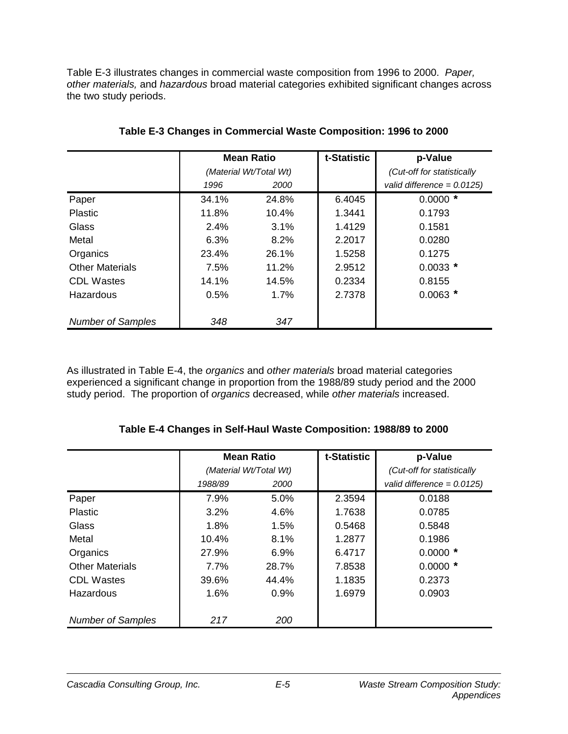Table E-3 illustrates changes in commercial waste composition from 1996 to 2000. *Paper, other materials,* and *hazardous* broad material categories exhibited significant changes across the two study periods.

**Table E-3 Changes in Commercial Waste Composition: 1996 to 2000**

| | Mean Ratio *(Material Wt/Total Wt)* | | t-Statistic | p-Value *(Cut-off for statistically valid difference = 0.0125)* |
|---|---|---|---|---|
| | *1996* | *2000* | | |
| Paper | 34.1% | 24.8% | 6.4045 | 0.0000 * |
| Plastic | 11.8% | 10.4% | 1.3441 | 0.1793 |
| Glass | 2.4% | 3.1% | 1.4129 | 0.1581 |
| Metal | 6.3% | 8.2% | 2.2017 | 0.0280 |
| Organics | 23.4% | 26.1% | 1.5258 | 0.1275 |
| Other Materials | 7.5% | 11.2% | 2.9512 | 0.0033 * |
| CDL Wastes | 14.1% | 14.5% | 0.2334 | 0.8155 |
| Hazardous | 0.5% | 1.7% | 2.7378 | 0.0063 * |
| *Number of Samples* | *348* | *347* | | |

As illustrated in Table E-4, the *organics* and *other materials* broad material categories experienced a significant change in proportion from the 1988/89 study period and the 2000 study period. The proportion of *organics* decreased, while *other materials* increased.

**Table E-4 Changes in Self-Haul Waste Composition: 1988/89 to 2000**

| | Mean Ratio *(Material Wt/Total Wt)* | | t-Statistic | p-Value *(Cut-off for statistically valid difference = 0.0125)* |
|---|---|---|---|---|
| | *1988/89* | *2000* | | |
| Paper | 7.9% | 5.0% | 2.3594 | 0.0188 |
| Plastic | 3.2% | 4.6% | 1.7638 | 0.0785 |
| Glass | 1.8% | 1.5% | 0.5468 | 0.5848 |
| Metal | 10.4% | 8.1% | 1.2877 | 0.1986 |
| Organics | 27.9% | 6.9% | 6.4717 | 0.0000 * |
| Other Materials | 7.7% | 28.7% | 7.8538 | 0.0000 * |
| CDL Wastes | 39.6% | 44.4% | 1.1835 | 0.2373 |
| Hazardous | 1.6% | 0.9% | 1.6979 | 0.0903 |
| *Number of Samples* | *217* | *200* | | |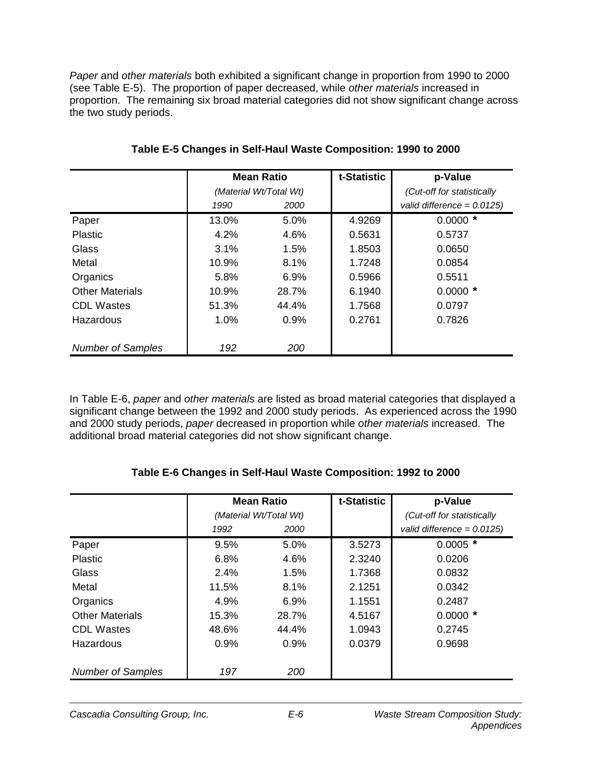*Paper* and *other materials* both exhibited a significant change in proportion from 1990 to 2000 (see Table E-5). The proportion of paper decreased, while *other materials* increased in proportion. The remaining six broad material categories did not show significant change across the two study periods.

**Table E-5 Changes in Self-Haul Waste Composition: 1990 to 2000**

| | Mean Ratio | | t-Statistic | p-Value |
|---|---|---|---|---|
| | *(Material Wt/Total Wt)* | | | *(Cut-off for statistically* |
| | *1990* | *2000* | | *valid difference = 0.0125)* |
| Paper | 13.0% | 5.0% | 4.9269 | 0.0000 * |
| Plastic | 4.2% | 4.6% | 0.5631 | 0.5737 |
| Glass | 3.1% | 1.5% | 1.8503 | 0.0650 |
| Metal | 10.9% | 8.1% | 1.7248 | 0.0854 |
| Organics | 5.8% | 6.9% | 0.5966 | 0.5511 |
| Other Materials | 10.9% | 28.7% | 6.1940 | 0.0000 * |
| CDL Wastes | 51.3% | 44.4% | 1.7568 | 0.0797 |
| Hazardous | 1.0% | 0.9% | 0.2761 | 0.7826 |
| *Number of Samples* | *192* | *200* | | |

In Table E-6, *paper* and *other materials* are listed as broad material categories that displayed a significant change between the 1992 and 2000 study periods. As experienced across the 1990 and 2000 study periods, *paper* decreased in proportion while *other materials* increased. The additional broad material categories did not show significant change.

**Table E-6 Changes in Self-Haul Waste Composition: 1992 to 2000**

| | Mean Ratio | | t-Statistic | p-Value |
|---|---|---|---|---|
| | *(Material Wt/Total Wt)* | | | *(Cut-off for statistically* |
| | *1992* | *2000* | | *valid difference = 0.0125)* |
| Paper | 9.5% | 5.0% | 3.5273 | 0.0005 * |
| Plastic | 6.8% | 4.6% | 2.3240 | 0.0206 |
| Glass | 2.4% | 1.5% | 1.7368 | 0.0832 |
| Metal | 11.5% | 8.1% | 2.1251 | 0.0342 |
| Organics | 4.9% | 6.9% | 1.1551 | 0.2487 |
| Other Materials | 15.3% | 28.7% | 4.5167 | 0.0000 * |
| CDL Wastes | 48.6% | 44.4% | 1.0943 | 0.2745 |
| Hazardous | 0.9% | 0.9% | 0.0379 | 0.9698 |
| *Number of Samples* | *197* | *200* | | |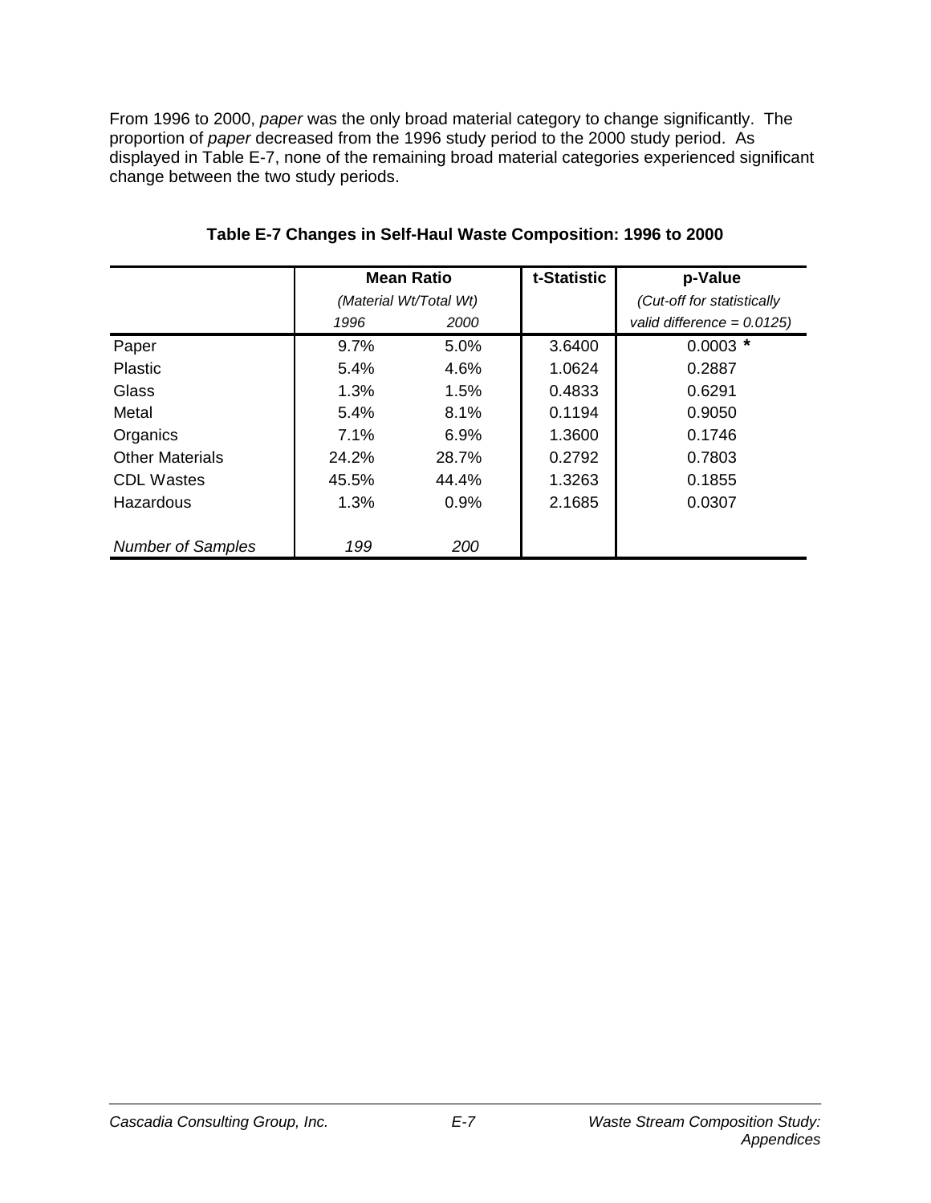From 1996 to 2000, *paper* was the only broad material category to change significantly. The proportion of *paper* decreased from the 1996 study period to the 2000 study period. As displayed in Table E-7, none of the remaining broad material categories experienced significant change between the two study periods.

**Table E-7 Changes in Self-Haul Waste Composition: 1996 to 2000**

| | Mean Ratio | | t-Statistic | p-Value |
|---|---|---|---|---|
| | *(Material Wt/Total Wt)* | | | *(Cut-off for statistically* |
| | *1996* | *2000* | | *valid difference = 0.0125)* |
| Paper | 9.7% | 5.0% | 3.6400 | 0.0003 * |
| Plastic | 5.4% | 4.6% | 1.0624 | 0.2887 |
| Glass | 1.3% | 1.5% | 0.4833 | 0.6291 |
| Metal | 5.4% | 8.1% | 0.1194 | 0.9050 |
| Organics | 7.1% | 6.9% | 1.3600 | 0.1746 |
| Other Materials | 24.2% | 28.7% | 0.2792 | 0.7803 |
| CDL Wastes | 45.5% | 44.4% | 1.3263 | 0.1855 |
| Hazardous | 1.3% | 0.9% | 2.1685 | 0.0307 |
| *Number of Samples* | *199* | *200* | | |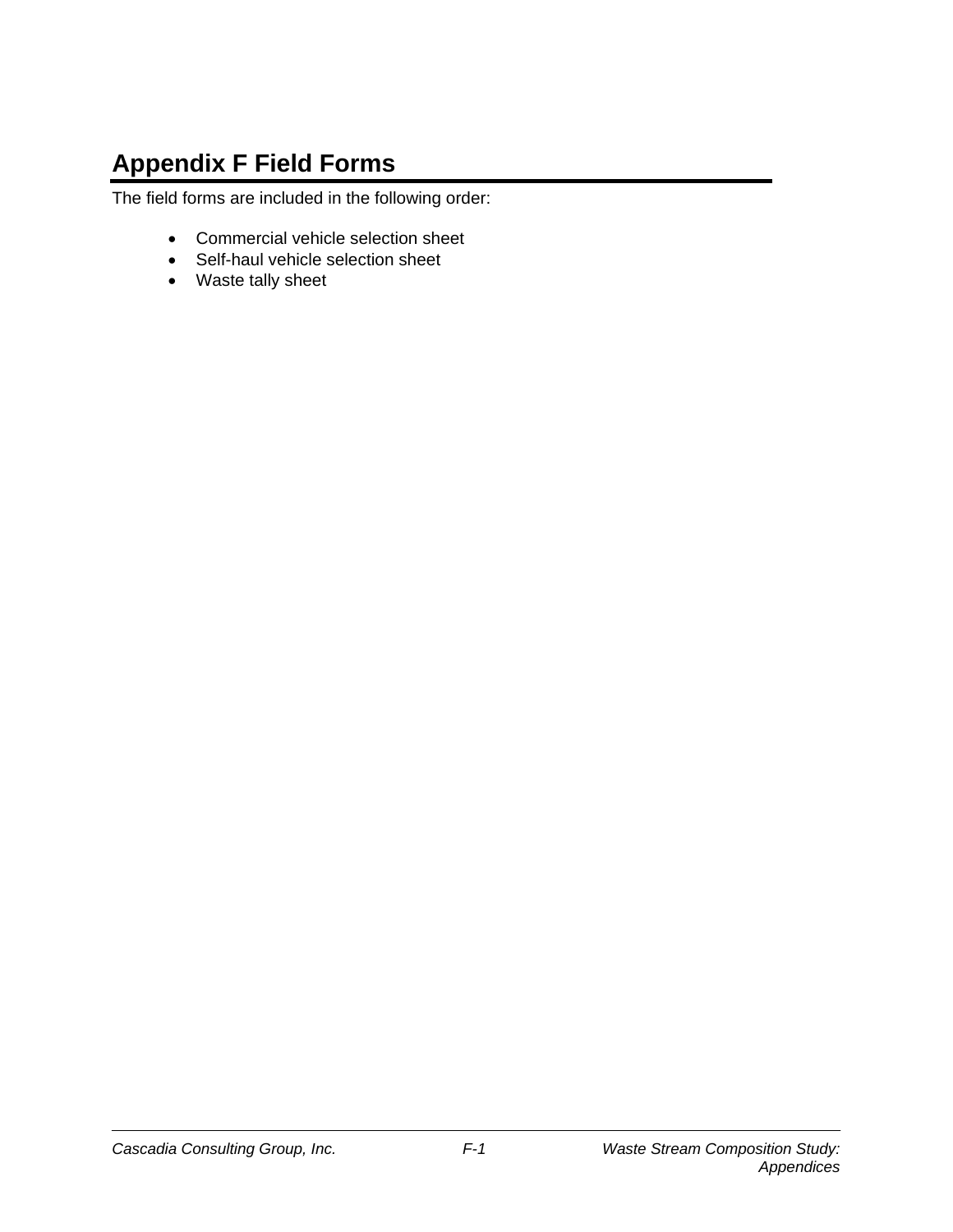# Appendix F Field Forms

The field forms are included in the following order:

- Commercial vehicle selection sheet
- Self-haul vehicle selection sheet
- Waste tally sheet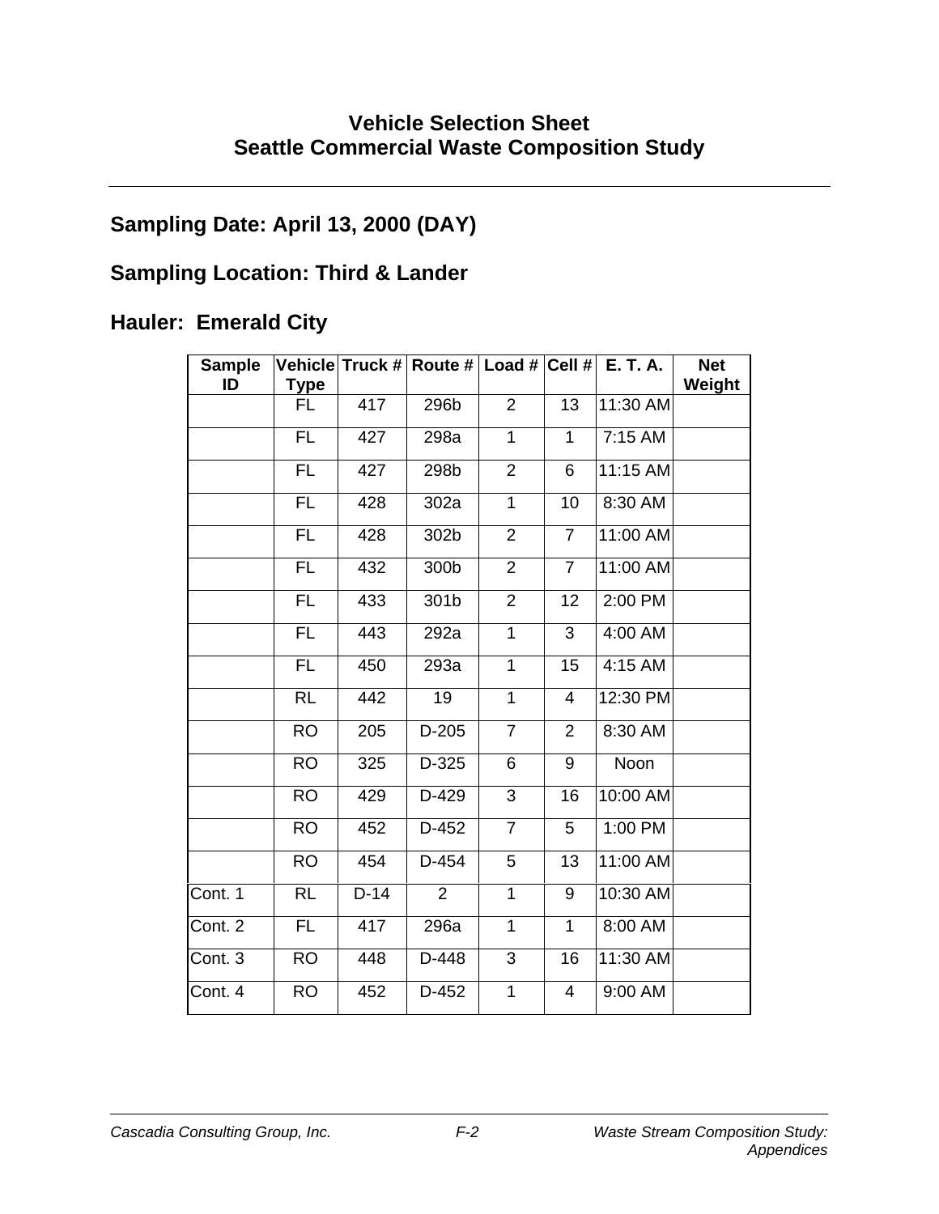# Vehicle Selection Sheet
# Seattle Commercial Waste Composition Study

## Sampling Date: April 13, 2000 (DAY)

## Sampling Location: Third & Lander

## Hauler: Emerald City

| Sample ID | Vehicle Type | Truck # | Route # | Load # | Cell # | E. T. A. | Net Weight |
|---|---|---|---|---|---|---|---|
| | FL | 417 | 296b | 2 | 13 | 11:30 AM | |
| | FL | 427 | 298a | 1 | 1 | 7:15 AM | |
| | FL | 427 | 298b | 2 | 6 | 11:15 AM | |
| | FL | 428 | 302a | 1 | 10 | 8:30 AM | |
| | FL | 428 | 302b | 2 | 7 | 11:00 AM | |
| | FL | 432 | 300b | 2 | 7 | 11:00 AM | |
| | FL | 433 | 301b | 2 | 12 | 2:00 PM | |
| | FL | 443 | 292a | 1 | 3 | 4:00 AM | |
| | FL | 450 | 293a | 1 | 15 | 4:15 AM | |
| | RL | 442 | 19 | 1 | 4 | 12:30 PM | |
| | RO | 205 | D-205 | 7 | 2 | 8:30 AM | |
| | RO | 325 | D-325 | 6 | 9 | Noon | |
| | RO | 429 | D-429 | 3 | 16 | 10:00 AM | |
| | RO | 452 | D-452 | 7 | 5 | 1:00 PM | |
| | RO | 454 | D-454 | 5 | 13 | 11:00 AM | |
| Cont. 1 | RL | D-14 | 2 | 1 | 9 | 10:30 AM | |
| Cont. 2 | FL | 417 | 296a | 1 | 1 | 8:00 AM | |
| Cont. 3 | RO | 448 | D-448 | 3 | 16 | 11:30 AM | |
| Cont. 4 | RO | 452 | D-452 | 1 | 4 | 9:00 AM | |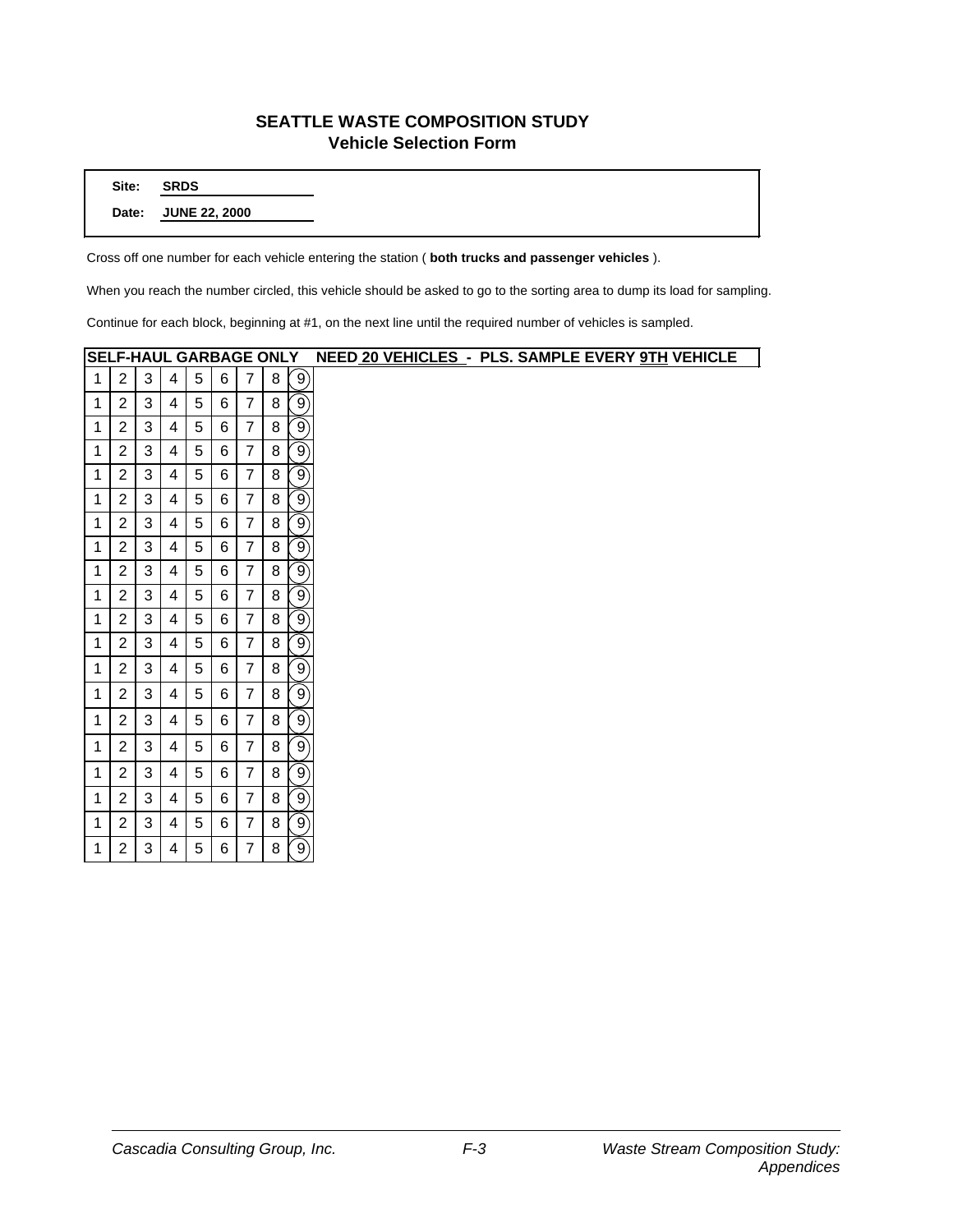## SEATTLE WASTE COMPOSITION STUDY
### Vehicle Selection Form

**Site:** SRDS

**Date:** JUNE 22, 2000

Cross off one number for each vehicle entering the station ( **both trucks and passenger vehicles** ).

When you reach the number circled, this vehicle should be asked to go to the sorting area to dump its load for sampling.

Continue for each block, beginning at #1, on the next line until the required number of vehicles is sampled.

**SELF-HAUL GARBAGE ONLY   NEED 20 VEHICLES  -  PLS. SAMPLE EVERY 9TH VEHICLE**

| | | | | | | | | |
|---|---|---|---|---|---|---|---|---|
| 1 | 2 | 3 | 4 | 5 | 6 | 7 | 8 | (9) |
| 1 | 2 | 3 | 4 | 5 | 6 | 7 | 8 | (9) |
| 1 | 2 | 3 | 4 | 5 | 6 | 7 | 8 | (9) |
| 1 | 2 | 3 | 4 | 5 | 6 | 7 | 8 | (9) |
| 1 | 2 | 3 | 4 | 5 | 6 | 7 | 8 | (9) |
| 1 | 2 | 3 | 4 | 5 | 6 | 7 | 8 | (9) |
| 1 | 2 | 3 | 4 | 5 | 6 | 7 | 8 | (9) |
| 1 | 2 | 3 | 4 | 5 | 6 | 7 | 8 | (9) |
| 1 | 2 | 3 | 4 | 5 | 6 | 7 | 8 | (9) |
| 1 | 2 | 3 | 4 | 5 | 6 | 7 | 8 | (9) |
| 1 | 2 | 3 | 4 | 5 | 6 | 7 | 8 | (9) |
| 1 | 2 | 3 | 4 | 5 | 6 | 7 | 8 | (9) |
| 1 | 2 | 3 | 4 | 5 | 6 | 7 | 8 | (9) |
| 1 | 2 | 3 | 4 | 5 | 6 | 7 | 8 | (9) |
| 1 | 2 | 3 | 4 | 5 | 6 | 7 | 8 | (9) |
| 1 | 2 | 3 | 4 | 5 | 6 | 7 | 8 | (9) |
| 1 | 2 | 3 | 4 | 5 | 6 | 7 | 8 | (9) |
| 1 | 2 | 3 | 4 | 5 | 6 | 7 | 8 | (9) |
| 1 | 2 | 3 | 4 | 5 | 6 | 7 | 8 | (9) |
| 1 | 2 | 3 | 4 | 5 | 6 | 7 | 8 | (9) |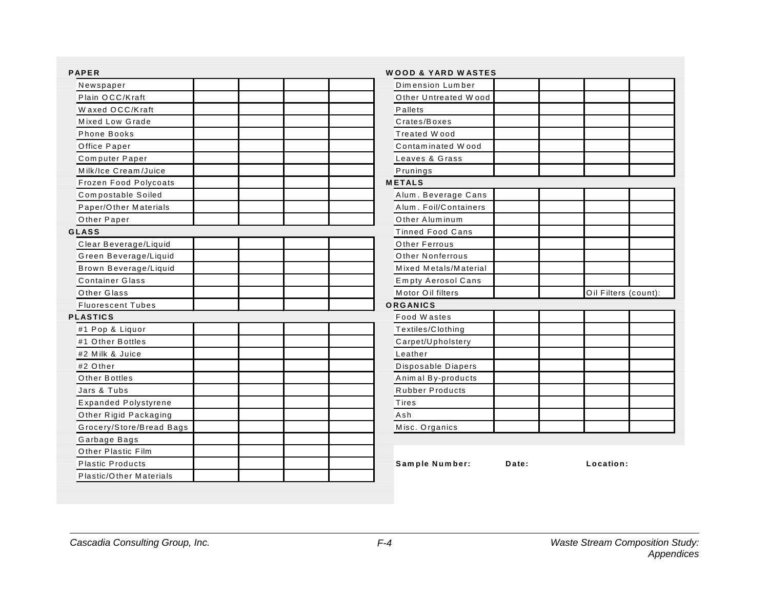**PAPER**

| Newspaper | | | | |
|---|---|---|---|---|
| Plain OCC/Kraft | | | | |
| Waxed OCC/Kraft | | | | |
| Mixed Low Grade | | | | |
| Phone Books | | | | |
| Office Paper | | | | |
| Computer Paper | | | | |
| Milk/Ice Cream/Juice | | | | |
| Frozen Food Polycoats | | | | |
| Compostable Soiled | | | | |
| Paper/Other Materials | | | | |
| Other Paper | | | | |

**GLASS**

| Clear Beverage/Liquid | | | | |
|---|---|---|---|---|
| Green Beverage/Liquid | | | | |
| Brown Beverage/Liquid | | | | |
| Container Glass | | | | |
| Other Glass | | | | |
| Fluorescent Tubes | | | | |

**PLASTICS**

| #1 Pop & Liquor | | | | |
|---|---|---|---|---|
| #1 Other Bottles | | | | |
| #2 Milk & Juice | | | | |
| #2 Other | | | | |
| Other Bottles | | | | |
| Jars & Tubs | | | | |
| Expanded Polystyrene | | | | |
| Other Rigid Packaging | | | | |
| Grocery/Store/Bread Bags | | | | |
| Garbage Bags | | | | |
| Other Plastic Film | | | | |
| Plastic Products | | | | |
| Plastic/Other Materials | | | | |

**WOOD & YARD WASTES**

| Dimension Lumber | | | | |
|---|---|---|---|---|
| Other Untreated Wood | | | | |
| Pallets | | | | |
| Crates/Boxes | | | | |
| Treated Wood | | | | |
| Contaminated Wood | | | | |
| Leaves & Grass | | | | |
| Prunings | | | | |

**METALS**

| Alum. Beverage Cans | | | | |
|---|---|---|---|---|
| Alum. Foil/Containers | | | | |
| Other Aluminum | | | | |
| Tinned Food Cans | | | | |
| Other Ferrous | | | | |
| Other Nonferrous | | | | |
| Mixed Metals/Material | | | | |
| Empty Aerosol Cans | | | | |
| Motor Oil filters | | | Oil Filters (count): | |

**ORGANICS**

| Food Wastes | | | | |
|---|---|---|---|---|
| Textiles/Clothing | | | | |
| Carpet/Upholstery | | | | |
| Leather | | | | |
| Disposable Diapers | | | | |
| Animal By-products | | | | |
| Rubber Products | | | | |
| Tires | | | | |
| Ash | | | | |
| Misc. Organics | | | | |

**Sample Number:** **Date:** **Location:**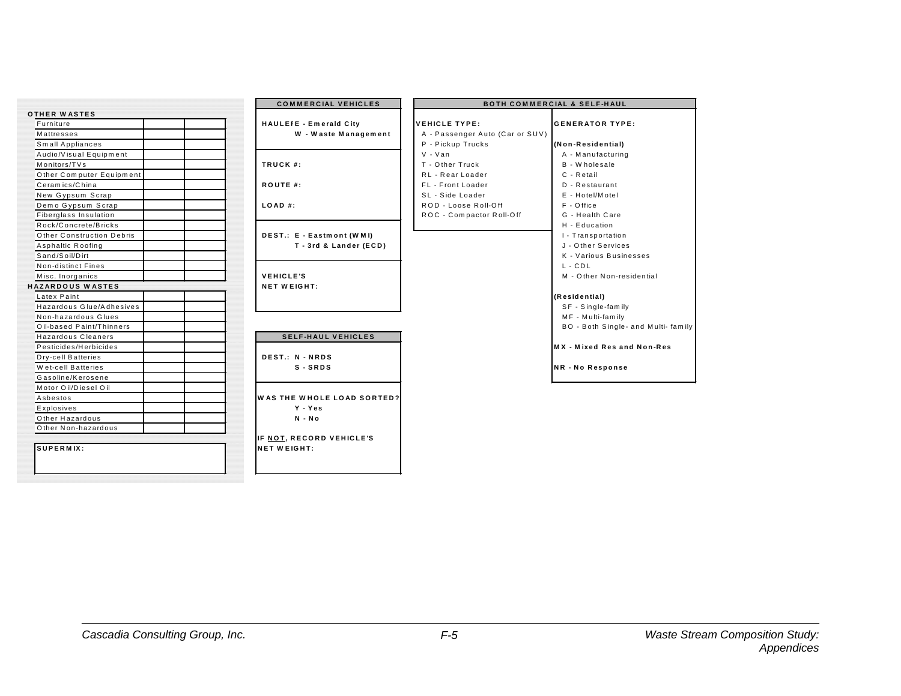**OTHER WASTES**

| | | |
|---|---|---|
| Furniture | | |
| Mattresses | | |
| Small Appliances | | |
| Audio/Visual Equipment | | |
| Monitors/TVs | | |
| Other Computer Equipment | | |
| Ceramics/China | | |
| New Gypsum Scrap | | |
| Demo Gypsum Scrap | | |
| Fiberglass Insulation | | |
| Rock/Concrete/Bricks | | |
| Other Construction Debris | | |
| Asphaltic Roofing | | |
| Sand/Soil/Dirt | | |
| Non-distinct Fines | | |
| Misc. Inorganics | | |

**HAZARDOUS WASTES**

| | | |
|---|---|---|
| Latex Paint | | |
| Hazardous Glue/Adhesives | | |
| Non-hazardous Glues | | |
| Oil-based Paint/Thinners | | |
| Hazardous Cleaners | | |
| Pesticides/Herbicides | | |
| Dry-cell Batteries | | |
| Wet-cell Batteries | | |
| Gasoline/Kerosene | | |
| Motor Oil/Diesel Oil | | |
| Asbestos | | |
| Explosives | | |
| Other Hazardous | | |
| Other Non-hazardous | | |

**SUPERMIX:**

**COMMERCIAL VEHICLES**

**HAULER: E - Emerald City**
**W - Waste Management**

**TRUCK #:**

**ROUTE #:**

**LOAD #:**

**DEST.: E - Eastmont (WMI)**
**T - 3rd & Lander (ECD)**

**VEHICLE'S NET WEIGHT:**

**SELF-HAUL VEHICLES**

**DEST.: N - NRDS**
**S - SRDS**

**WAS THE WHOLE LOAD SORTED?**
**Y - Yes**
**N - No**

**IF NOT, RECORD VEHICLE'S NET WEIGHT:**

**BOTH COMMERCIAL & SELF-HAUL**

**VEHICLE TYPE:**
- A - Passenger Auto (Car or SUV)
- P - Pickup Trucks
- V - Van
- T - Other Truck
- RL - Rear Loader
- FL - Front Loader
- SL - Side Loader
- ROD - Loose Roll-Off
- ROC - Compactor Roll-Off

**GENERATOR TYPE:**

**(Non-Residential)**
- A - Manufacturing
- B - Wholesale
- C - Retail
- D - Restaurant
- E - Hotel/Motel
- F - Office
- G - Health Care
- H - Education
- I - Transportation
- J - Other Services
- K - Various Businesses
- L - CDL
- M - Other Non-residential

**(Residential)**
- SF - Single-family
- MF - Multi-family
- BO - Both Single- and Multi- family

**MX - Mixed Res and Non-Res**

**NR - No Response**